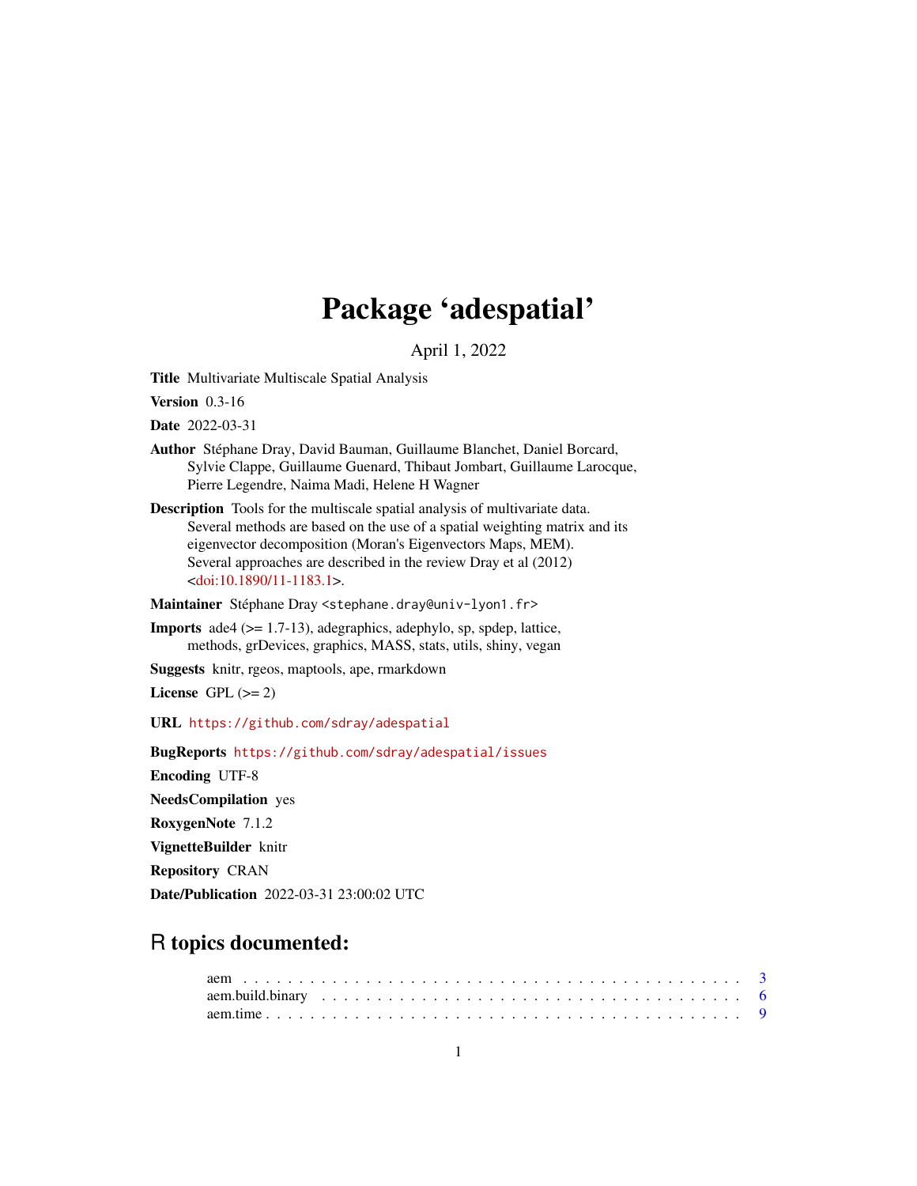# Package 'adespatial'

April 1, 2022

**Title** Multivariate Multiscale Spatial Analysis

**Version** 0.3-16

**Date** 2022-03-31

**Author** Stéphane Dray, David Bauman, Guillaume Blanchet, Daniel Borcard, Sylvie Clappe, Guillaume Guenard, Thibaut Jombart, Guillaume Larocque, Pierre Legendre, Naima Madi, Helene H Wagner

**Description** Tools for the multiscale spatial analysis of multivariate data. Several methods are based on the use of a spatial weighting matrix and its eigenvector decomposition (Moran's Eigenvectors Maps, MEM). Several approaches are described in the review Dray et al (2012) <doi:10.1890/11-1183.1>.

**Maintainer** Stéphane Dray <stephane.dray@univ-lyon1.fr>

**Imports** ade4 (>= 1.7-13), adegraphics, adephylo, sp, spdep, lattice, methods, grDevices, graphics, MASS, stats, utils, shiny, vegan

**Suggests** knitr, rgeos, maptools, ape, rmarkdown

**License** GPL (>= 2)

**URL** https://github.com/sdray/adespatial

**BugReports** https://github.com/sdray/adespatial/issues

**Encoding** UTF-8

**NeedsCompilation** yes

**RoxygenNote** 7.1.2

**VignetteBuilder** knitr

**Repository** CRAN

**Date/Publication** 2022-03-31 23:00:02 UTC

## R topics documented:

| | |
|---|---|
| aem | 3 |
| aem.build.binary | 6 |
| aem.time | 9 |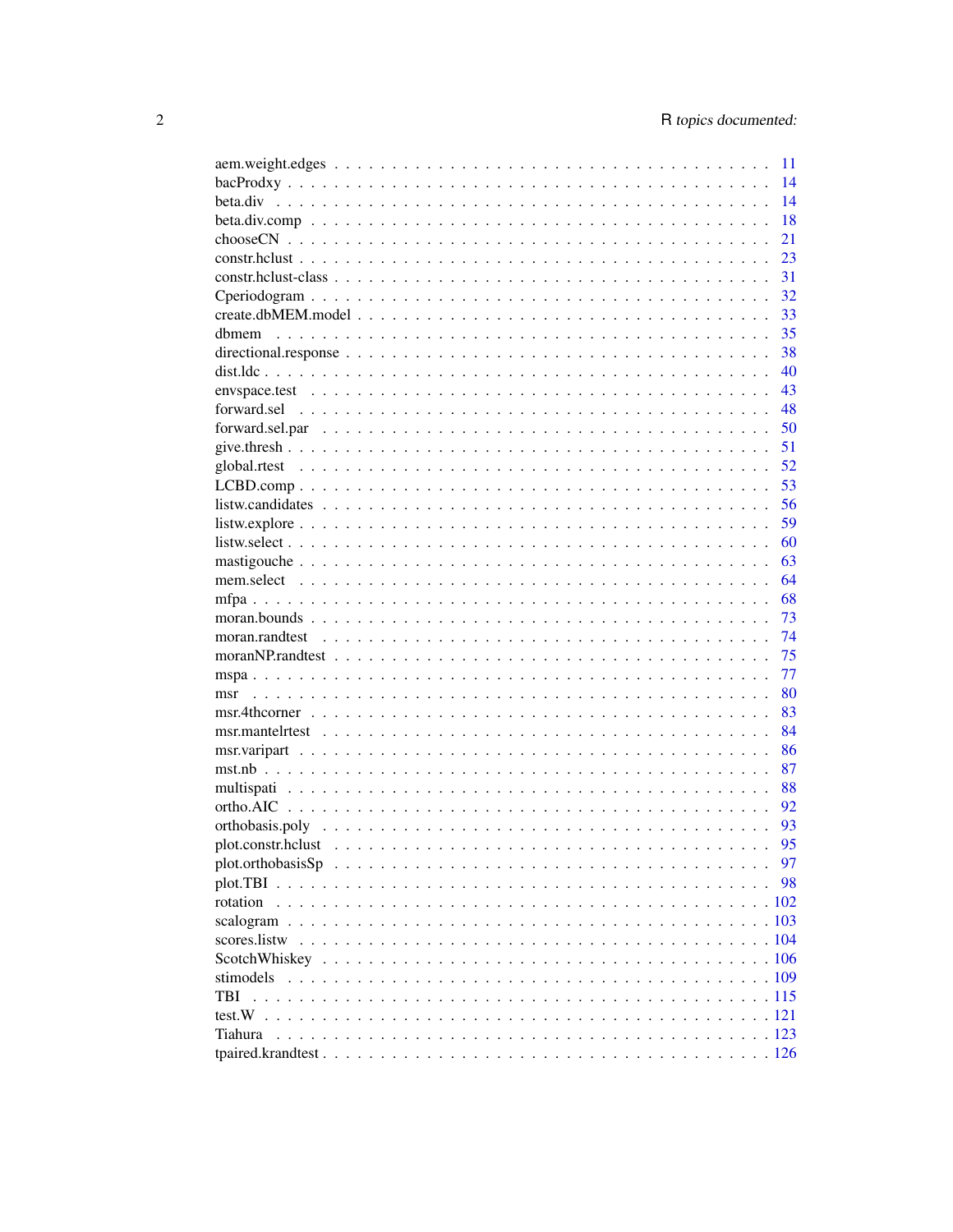| | |
|---|---|
| aem.weight.edges | 11 |
| bacProdxy | 14 |
| beta.div | 14 |
| beta.div.comp | 18 |
| chooseCN | 21 |
| constr.hclust | 23 |
| constr.hclust-class | 31 |
| Cperiodogram | 32 |
| create.dbMEM.model | 33 |
| dbmem | 35 |
| directional.response | 38 |
| dist.ldc | 40 |
| envspace.test | 43 |
| forward.sel | 48 |
| forward.sel.par | 50 |
| give.thresh | 51 |
| global.rtest | 52 |
| LCBD.comp | 53 |
| listw.candidates | 56 |
| listw.explore | 59 |
| listw.select | 60 |
| mastigouche | 63 |
| mem.select | 64 |
| mfpa | 68 |
| moran.bounds | 73 |
| moran.randtest | 74 |
| moranNP.randtest | 75 |
| mspa | 77 |
| msr | 80 |
| msr.4thcorner | 83 |
| msr.mantelrtest | 84 |
| msr.varipart | 86 |
| mst.nb | 87 |
| multispati | 88 |
| ortho.AIC | 92 |
| orthobasis.poly | 93 |
| plot.constr.hclust | 95 |
| plot.orthobasisSp | 97 |
| plot.TBI | 98 |
| rotation | 102 |
| scalogram | 103 |
| scores.listw | 104 |
| ScotchWhiskey | 106 |
| stimodels | 109 |
| TBI | 115 |
| test.W | 121 |
| Tiahura | 123 |
| tpaired.krandtest | 126 |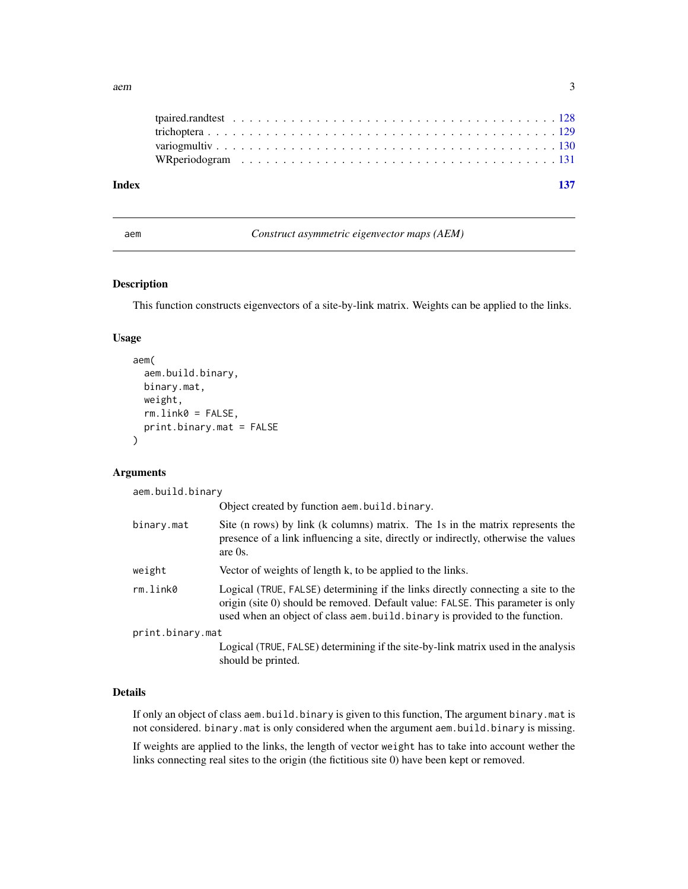tpaired.randtest . . . . . . . . . . . . . . . . . . . . . . . . . . . . . . . . . . . . . . 128
trichoptera . . . . . . . . . . . . . . . . . . . . . . . . . . . . . . . . . . . . . . . . 129
variogmultiv . . . . . . . . . . . . . . . . . . . . . . . . . . . . . . . . . . . . . . . 130
WRperiodogram . . . . . . . . . . . . . . . . . . . . . . . . . . . . . . . . . . . . . 131

**Index** **137**

---

`aem` *Construct asymmetric eigenvector maps (AEM)*

---

## Description

This function constructs eigenvectors of a site-by-link matrix. Weights can be applied to the links.

## Usage

```
aem(
  aem.build.binary,
  binary.mat,
  weight,
  rm.link0 = FALSE,
  print.binary.mat = FALSE
)
```

## Arguments

| | |
|---|---|
| `aem.build.binary` | Object created by function `aem.build.binary`. |
| `binary.mat` | Site (n rows) by link (k columns) matrix. The 1s in the matrix represents the presence of a link influencing a site, directly or indirectly, otherwise the values are 0s. |
| `weight` | Vector of weights of length k, to be applied to the links. |
| `rm.link0` | Logical (`TRUE`, `FALSE`) determining if the links directly connecting a site to the origin (site 0) should be removed. Default value: `FALSE`. This parameter is only used when an object of class `aem.build.binary` is provided to the function. |
| `print.binary.mat` | Logical (`TRUE`, `FALSE`) determining if the site-by-link matrix used in the analysis should be printed. |

## Details

If only an object of class `aem.build.binary` is given to this function, The argument `binary.mat` is not considered. `binary.mat` is only considered when the argument `aem.build.binary` is missing.

If weights are applied to the links, the length of vector `weight` has to take into account wether the links connecting real sites to the origin (the fictitious site 0) have been kept or removed.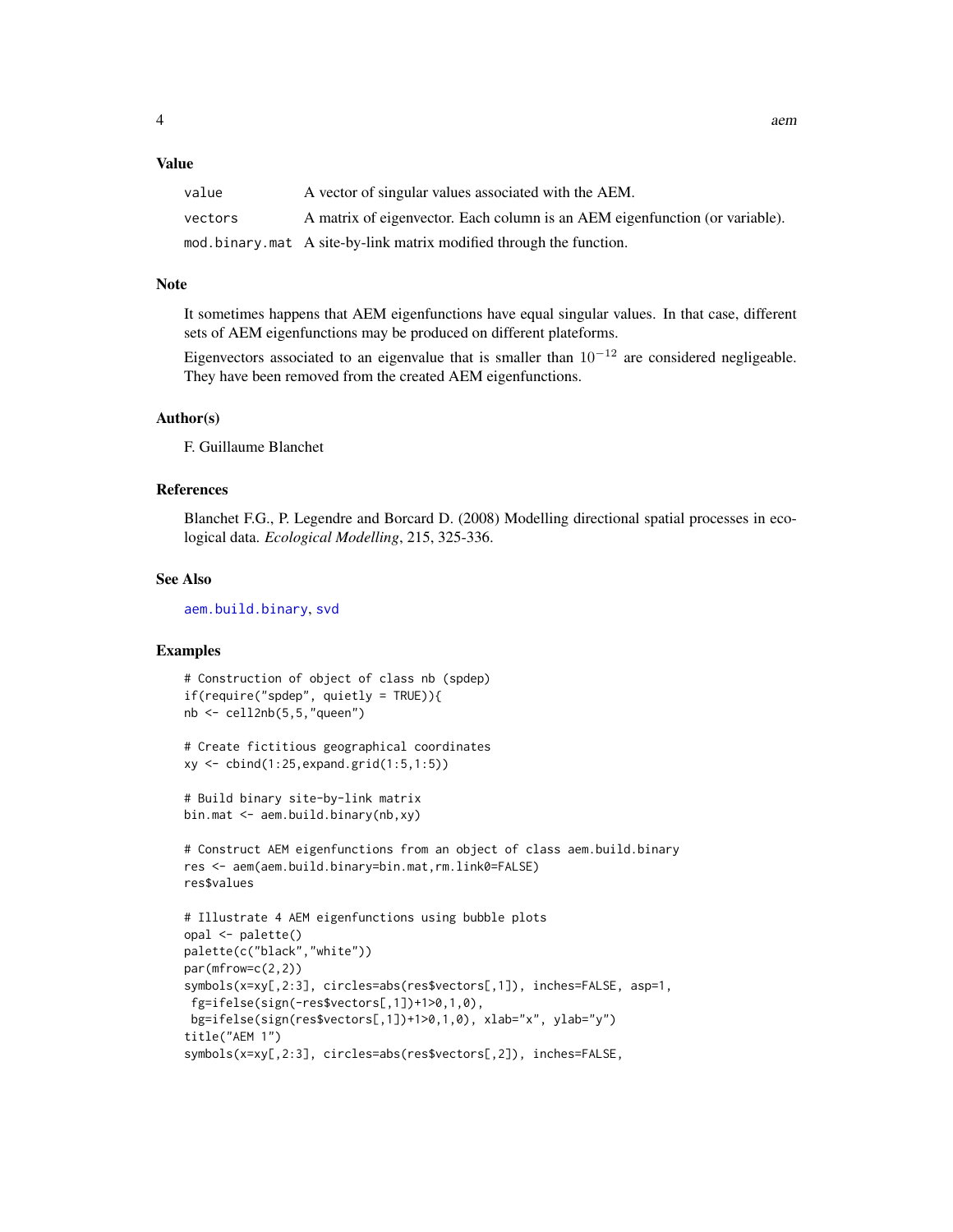## Value

| | |
|---|---|
| value | A vector of singular values associated with the AEM. |
| vectors | A matrix of eigenvector. Each column is an AEM eigenfunction (or variable). |
| mod.binary.mat | A site-by-link matrix modified through the function. |

## Note

It sometimes happens that AEM eigenfunctions have equal singular values. In that case, different sets of AEM eigenfunctions may be produced on different plateforms.

Eigenvectors associated to an eigenvalue that is smaller than $10^{-12}$ are considered negligeable. They have been removed from the created AEM eigenfunctions.

## Author(s)

F. Guillaume Blanchet

## References

Blanchet F.G., P. Legendre and Borcard D. (2008) Modelling directional spatial processes in ecological data. *Ecological Modelling*, 215, 325-336.

## See Also

aem.build.binary, svd

## Examples

```
# Construction of object of class nb (spdep)
if(require("spdep", quietly = TRUE)){
nb <- cell2nb(5,5,"queen")

# Create fictitious geographical coordinates
xy <- cbind(1:25,expand.grid(1:5,1:5))

# Build binary site-by-link matrix
bin.mat <- aem.build.binary(nb,xy)

# Construct AEM eigenfunctions from an object of class aem.build.binary
res <- aem(aem.build.binary=bin.mat,rm.link0=FALSE)
res$values

# Illustrate 4 AEM eigenfunctions using bubble plots
opal <- palette()
palette(c("black","white"))
par(mfrow=c(2,2))
symbols(x=xy[,2:3], circles=abs(res$vectors[,1]), inches=FALSE, asp=1,
 fg=ifelse(sign(-res$vectors[,1])+1>0,1,0),
 bg=ifelse(sign(res$vectors[,1])+1>0,1,0), xlab="x", ylab="y")
title("AEM 1")
symbols(x=xy[,2:3], circles=abs(res$vectors[,2]), inches=FALSE,
```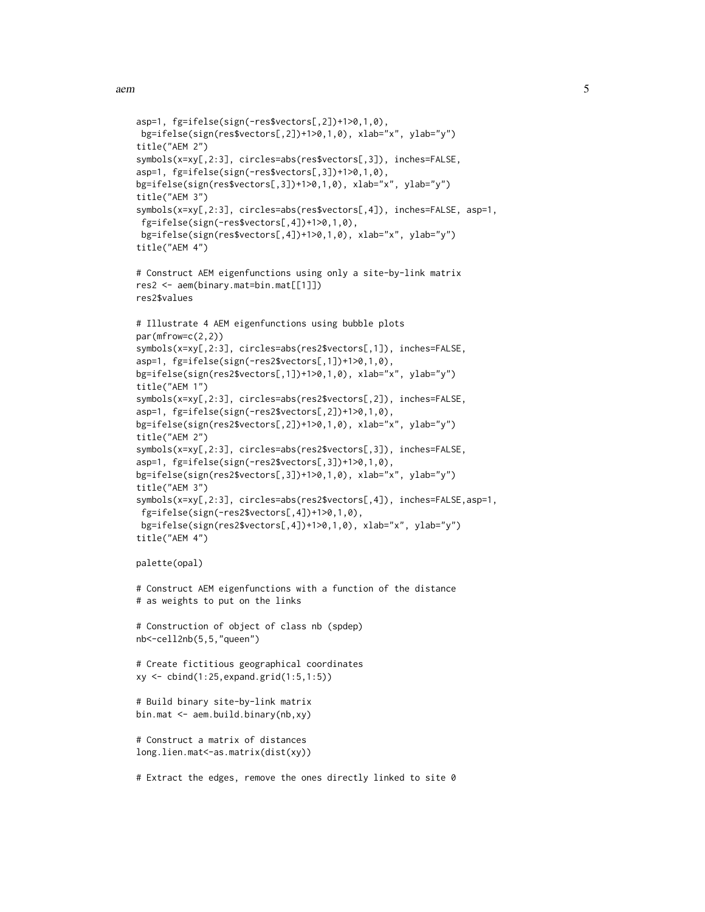```
asp=1, fg=ifelse(sign(-res$vectors[,2])+1>0,1,0),
 bg=ifelse(sign(res$vectors[,2])+1>0,1,0), xlab="x", ylab="y")
title("AEM 2")
symbols(x=xy[,2:3], circles=abs(res$vectors[,3]), inches=FALSE,
asp=1, fg=ifelse(sign(-res$vectors[,3])+1>0,1,0),
bg=ifelse(sign(res$vectors[,3])+1>0,1,0), xlab="x", ylab="y")
title("AEM 3")
symbols(x=xy[,2:3], circles=abs(res$vectors[,4]), inches=FALSE, asp=1,
 fg=ifelse(sign(-res$vectors[,4])+1>0,1,0),
 bg=ifelse(sign(res$vectors[,4])+1>0,1,0), xlab="x", ylab="y")
title("AEM 4")

# Construct AEM eigenfunctions using only a site-by-link matrix
res2 <- aem(binary.mat=bin.mat[[1]])
res2$values

# Illustrate 4 AEM eigenfunctions using bubble plots
par(mfrow=c(2,2))
symbols(x=xy[,2:3], circles=abs(res2$vectors[,1]), inches=FALSE,
asp=1, fg=ifelse(sign(-res2$vectors[,1])+1>0,1,0),
bg=ifelse(sign(res2$vectors[,1])+1>0,1,0), xlab="x", ylab="y")
title("AEM 1")
symbols(x=xy[,2:3], circles=abs(res2$vectors[,2]), inches=FALSE,
asp=1, fg=ifelse(sign(-res2$vectors[,2])+1>0,1,0),
bg=ifelse(sign(res2$vectors[,2])+1>0,1,0), xlab="x", ylab="y")
title("AEM 2")
symbols(x=xy[,2:3], circles=abs(res2$vectors[,3]), inches=FALSE,
asp=1, fg=ifelse(sign(-res2$vectors[,3])+1>0,1,0),
bg=ifelse(sign(res2$vectors[,3])+1>0,1,0), xlab="x", ylab="y")
title("AEM 3")
symbols(x=xy[,2:3], circles=abs(res2$vectors[,4]), inches=FALSE,asp=1,
 fg=ifelse(sign(-res2$vectors[,4])+1>0,1,0),
 bg=ifelse(sign(res2$vectors[,4])+1>0,1,0), xlab="x", ylab="y")
title("AEM 4")

palette(opal)

# Construct AEM eigenfunctions with a function of the distance
# as weights to put on the links

# Construction of object of class nb (spdep)
nb<-cell2nb(5,5,"queen")

# Create fictitious geographical coordinates
xy <- cbind(1:25,expand.grid(1:5,1:5))

# Build binary site-by-link matrix
bin.mat <- aem.build.binary(nb,xy)

# Construct a matrix of distances
long.lien.mat<-as.matrix(dist(xy))

# Extract the edges, remove the ones directly linked to site 0
```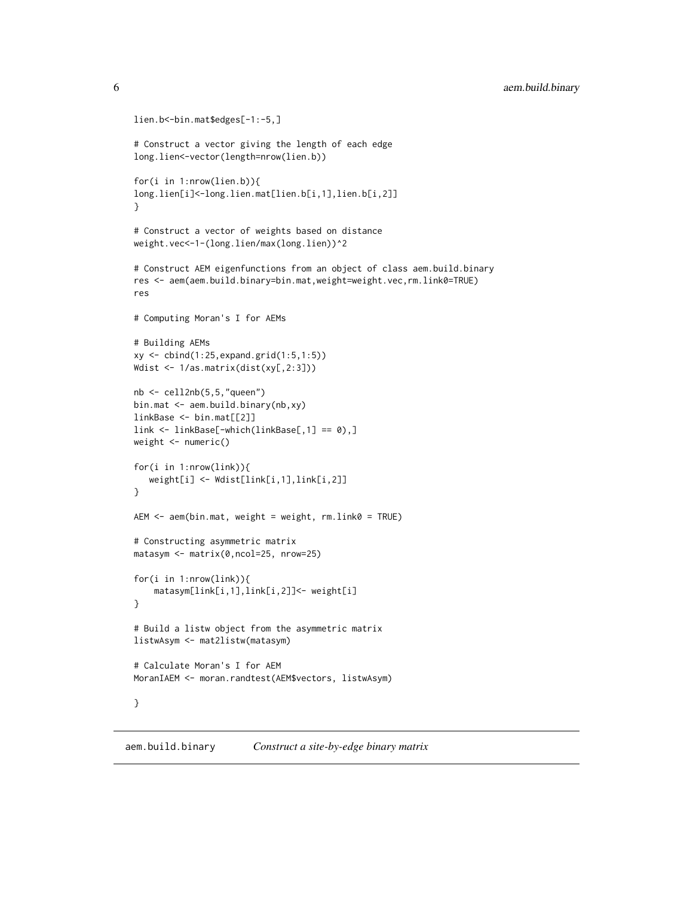```
lien.b<-bin.mat$edges[-1:-5,]

# Construct a vector giving the length of each edge
long.lien<-vector(length=nrow(lien.b))

for(i in 1:nrow(lien.b)){
long.lien[i]<-long.lien.mat[lien.b[i,1],lien.b[i,2]]
}

# Construct a vector of weights based on distance
weight.vec<-1-(long.lien/max(long.lien))^2

# Construct AEM eigenfunctions from an object of class aem.build.binary
res <- aem(aem.build.binary=bin.mat,weight=weight.vec,rm.link0=TRUE)
res

# Computing Moran's I for AEMs

# Building AEMs
xy <- cbind(1:25,expand.grid(1:5,1:5))
Wdist <- 1/as.matrix(dist(xy[,2:3]))

nb <- cell2nb(5,5,"queen")
bin.mat <- aem.build.binary(nb,xy)
linkBase <- bin.mat[[2]]
link <- linkBase[-which(linkBase[,1] == 0),]
weight <- numeric()

for(i in 1:nrow(link)){
   weight[i] <- Wdist[link[i,1],link[i,2]]
}

AEM <- aem(bin.mat, weight = weight, rm.link0 = TRUE)

# Constructing asymmetric matrix
matasym <- matrix(0,ncol=25, nrow=25)

for(i in 1:nrow(link)){
    matasym[link[i,1],link[i,2]]<- weight[i]
}

# Build a listw object from the asymmetric matrix
listwAsym <- mat2listw(matasym)

# Calculate Moran's I for AEM
MoranIAEM <- moran.randtest(AEM$vectors, listwAsym)

}
```

---

aem.build.binary *Construct a site-by-edge binary matrix*

---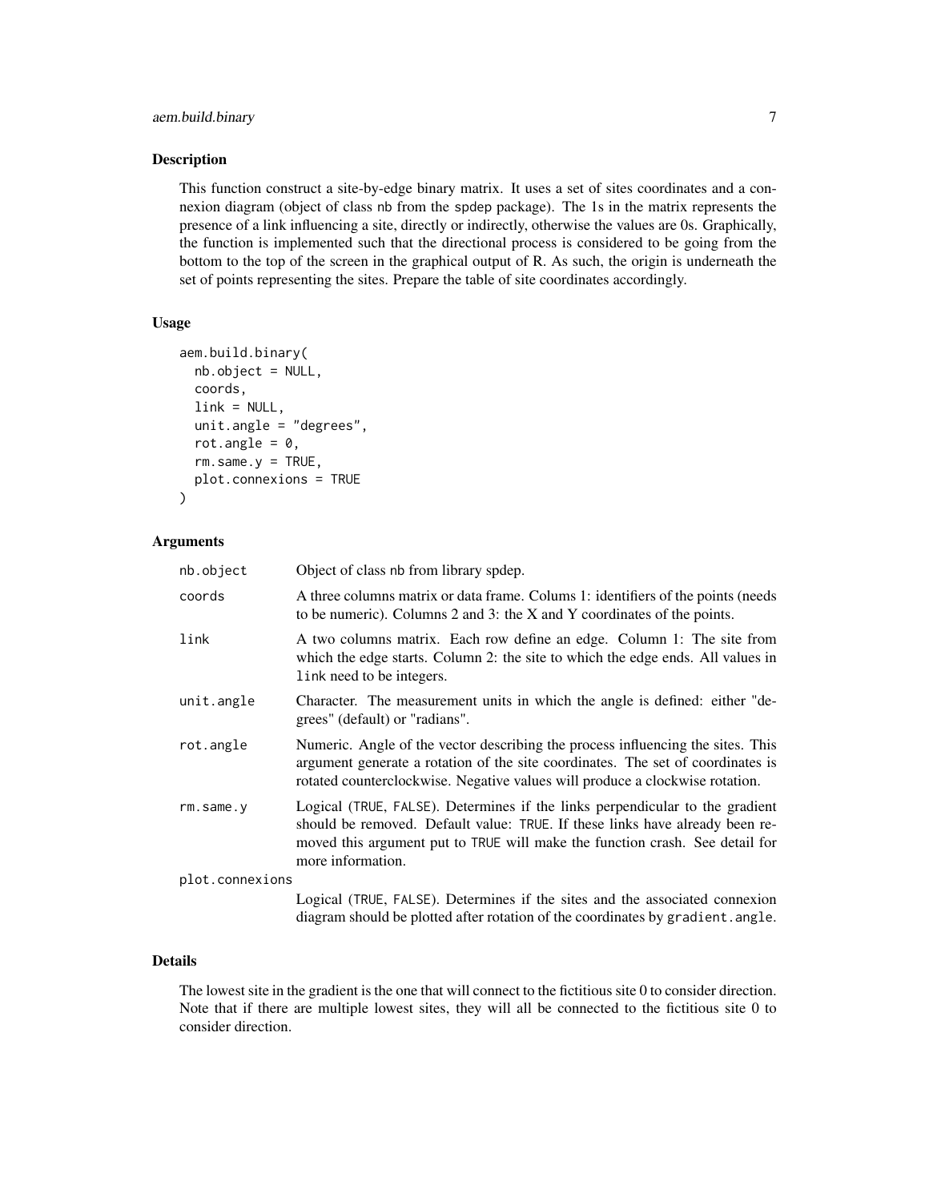## Description

This function construct a site-by-edge binary matrix. It uses a set of sites coordinates and a connexion diagram (object of class nb from the spdep package). The 1s in the matrix represents the presence of a link influencing a site, directly or indirectly, otherwise the values are 0s. Graphically, the function is implemented such that the directional process is considered to be going from the bottom to the top of the screen in the graphical output of R. As such, the origin is underneath the set of points representing the sites. Prepare the table of site coordinates accordingly.

## Usage

```
aem.build.binary(
  nb.object = NULL,
  coords,
  link = NULL,
  unit.angle = "degrees",
  rot.angle = 0,
  rm.same.y = TRUE,
  plot.connexions = TRUE
)
```

## Arguments

| | |
|---|---|
| `nb.object` | Object of class nb from library spdep. |
| `coords` | A three columns matrix or data frame. Colums 1: identifiers of the points (needs to be numeric). Columns 2 and 3: the X and Y coordinates of the points. |
| `link` | A two columns matrix. Each row define an edge. Column 1: The site from which the edge starts. Column 2: the site to which the edge ends. All values in `link` need to be integers. |
| `unit.angle` | Character. The measurement units in which the angle is defined: either "degrees" (default) or "radians". |
| `rot.angle` | Numeric. Angle of the vector describing the process influencing the sites. This argument generate a rotation of the site coordinates. The set of coordinates is rotated counterclockwise. Negative values will produce a clockwise rotation. |
| `rm.same.y` | Logical (TRUE, FALSE). Determines if the links perpendicular to the gradient should be removed. Default value: TRUE. If these links have already been removed this argument put to TRUE will make the function crash. See detail for more information. |
| `plot.connexions` | Logical (TRUE, FALSE). Determines if the sites and the associated connexion diagram should be plotted after rotation of the coordinates by `gradient.angle`. |

## Details

The lowest site in the gradient is the one that will connect to the fictitious site 0 to consider direction. Note that if there are multiple lowest sites, they will all be connected to the fictitious site 0 to consider direction.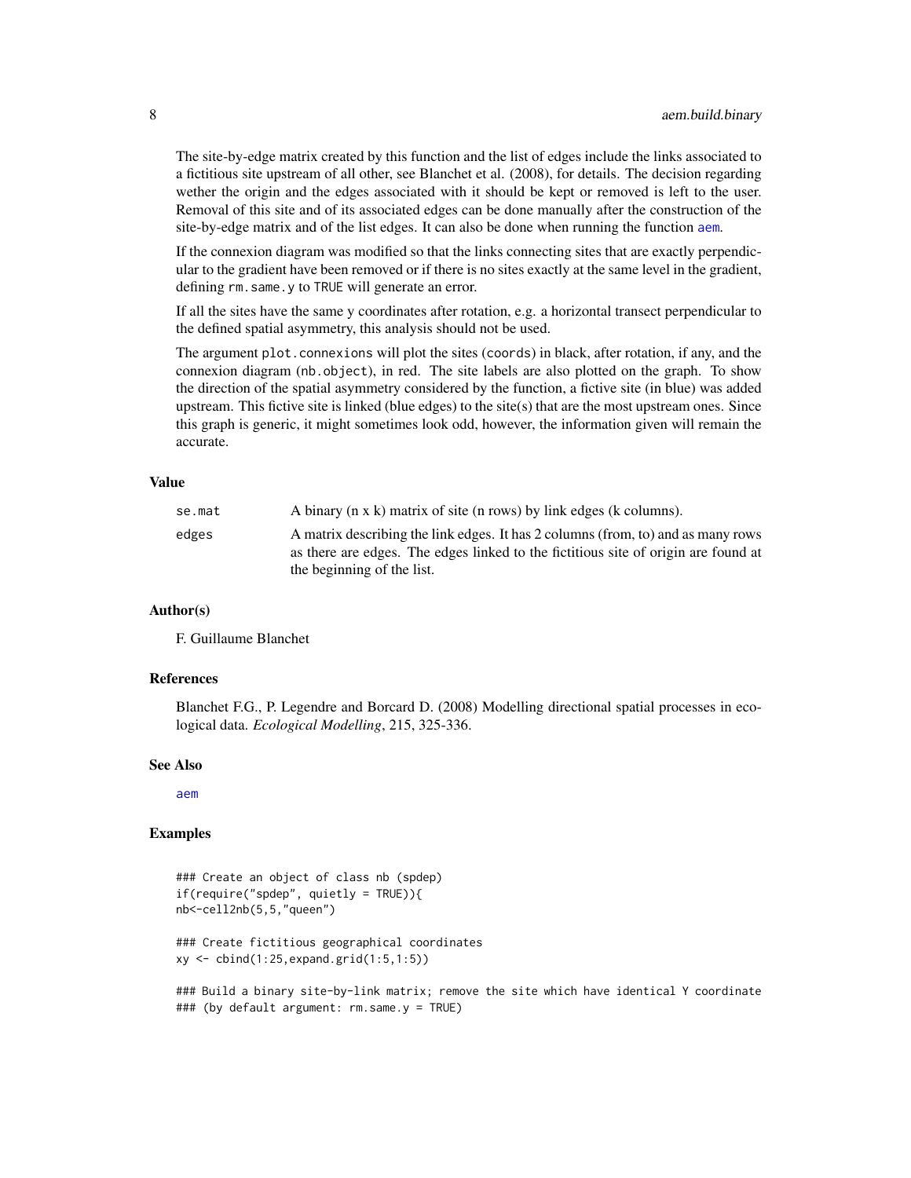The site-by-edge matrix created by this function and the list of edges include the links associated to a fictitious site upstream of all other, see Blanchet et al. (2008), for details. The decision regarding wether the origin and the edges associated with it should be kept or removed is left to the user. Removal of this site and of its associated edges can be done manually after the construction of the site-by-edge matrix and of the list edges. It can also be done when running the function `aem`.

If the connexion diagram was modified so that the links connecting sites that are exactly perpendicular to the gradient have been removed or if there is no sites exactly at the same level in the gradient, defining `rm.same.y` to `TRUE` will generate an error.

If all the sites have the same y coordinates after rotation, e.g. a horizontal transect perpendicular to the defined spatial asymmetry, this analysis should not be used.

The argument `plot.connexions` will plot the sites (`coords`) in black, after rotation, if any, and the connexion diagram (`nb.object`), in red. The site labels are also plotted on the graph. To show the direction of the spatial asymmetry considered by the function, a fictive site (in blue) was added upstream. This fictive site is linked (blue edges) to the site(s) that are the most upstream ones. Since this graph is generic, it might sometimes look odd, however, the information given will remain the accurate.

## Value

| | |
|---|---|
| `se.mat` | A binary (n x k) matrix of site (n rows) by link edges (k columns). |
| `edges` | A matrix describing the link edges. It has 2 columns (from, to) and as many rows as there are edges. The edges linked to the fictitious site of origin are found at the beginning of the list. |

## Author(s)

F. Guillaume Blanchet

## References

Blanchet F.G., P. Legendre and Borcard D. (2008) Modelling directional spatial processes in ecological data. *Ecological Modelling*, 215, 325-336.

## See Also

`aem`

## Examples

```
### Create an object of class nb (spdep)
if(require("spdep", quietly = TRUE)){
nb<-cell2nb(5,5,"queen")

### Create fictitious geographical coordinates
xy <- cbind(1:25,expand.grid(1:5,1:5))

### Build a binary site-by-link matrix; remove the site which have identical Y coordinate
### (by default argument: rm.same.y = TRUE)
```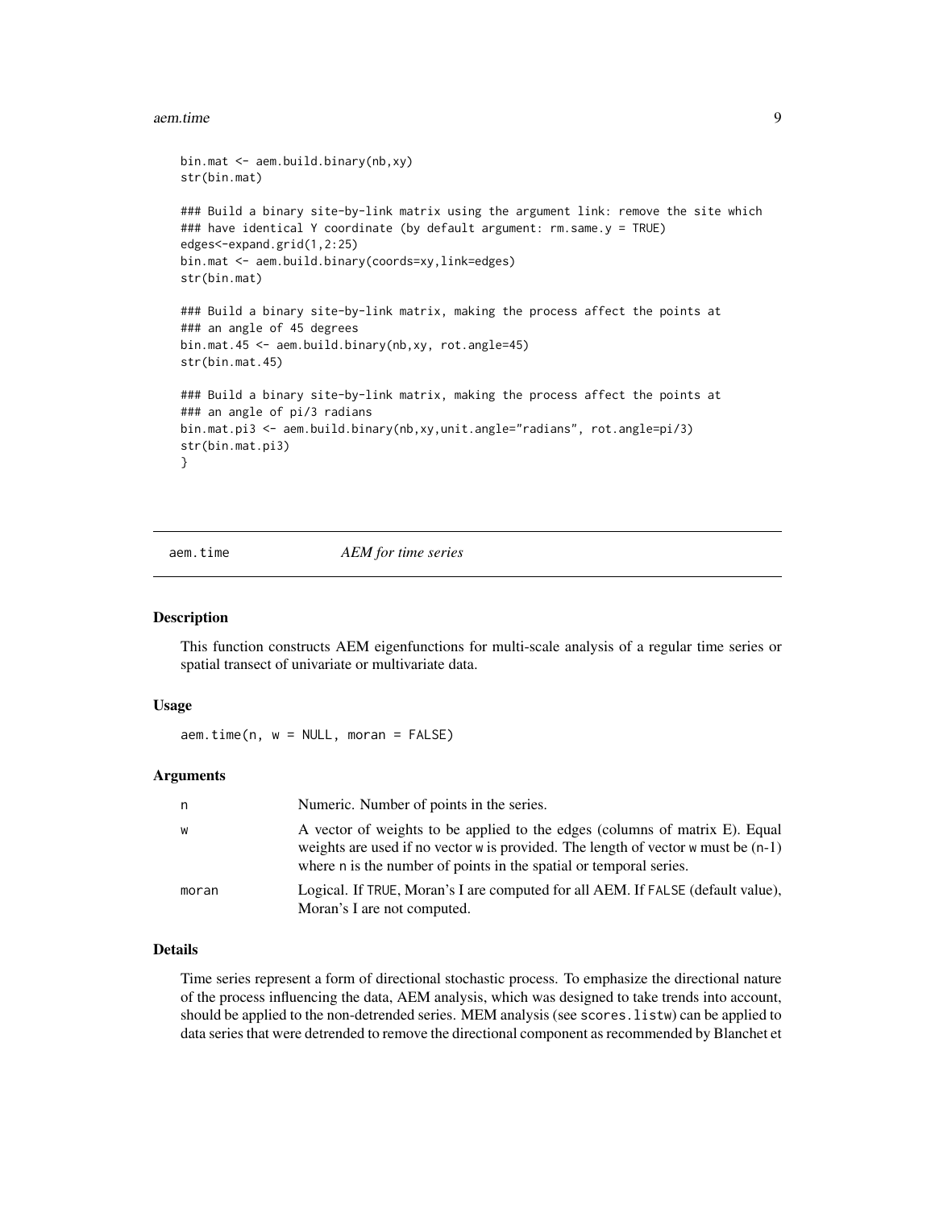```
bin.mat <- aem.build.binary(nb,xy)
str(bin.mat)

### Build a binary site-by-link matrix using the argument link: remove the site which
### have identical Y coordinate (by default argument: rm.same.y = TRUE)
edges<-expand.grid(1,2:25)
bin.mat <- aem.build.binary(coords=xy,link=edges)
str(bin.mat)

### Build a binary site-by-link matrix, making the process affect the points at
### an angle of 45 degrees
bin.mat.45 <- aem.build.binary(nb,xy, rot.angle=45)
str(bin.mat.45)

### Build a binary site-by-link matrix, making the process affect the points at
### an angle of pi/3 radians
bin.mat.pi3 <- aem.build.binary(nb,xy,unit.angle="radians", rot.angle=pi/3)
str(bin.mat.pi3)
}
```

## aem.time — *AEM for time series*

### Description

This function constructs AEM eigenfunctions for multi-scale analysis of a regular time series or spatial transect of univariate or multivariate data.

### Usage

```
aem.time(n, w = NULL, moran = FALSE)
```

### Arguments

| | |
|---|---|
| n | Numeric. Number of points in the series. |
| w | A vector of weights to be applied to the edges (columns of matrix E). Equal weights are used if no vector w is provided. The length of vector w must be (n-1) where n is the number of points in the spatial or temporal series. |
| moran | Logical. If TRUE, Moran's I are computed for all AEM. If FALSE (default value), Moran's I are not computed. |

### Details

Time series represent a form of directional stochastic process. To emphasize the directional nature of the process influencing the data, AEM analysis, which was designed to take trends into account, should be applied to the non-detrended series. MEM analysis (see `scores.listw`) can be applied to data series that were detrended to remove the directional component as recommended by Blanchet et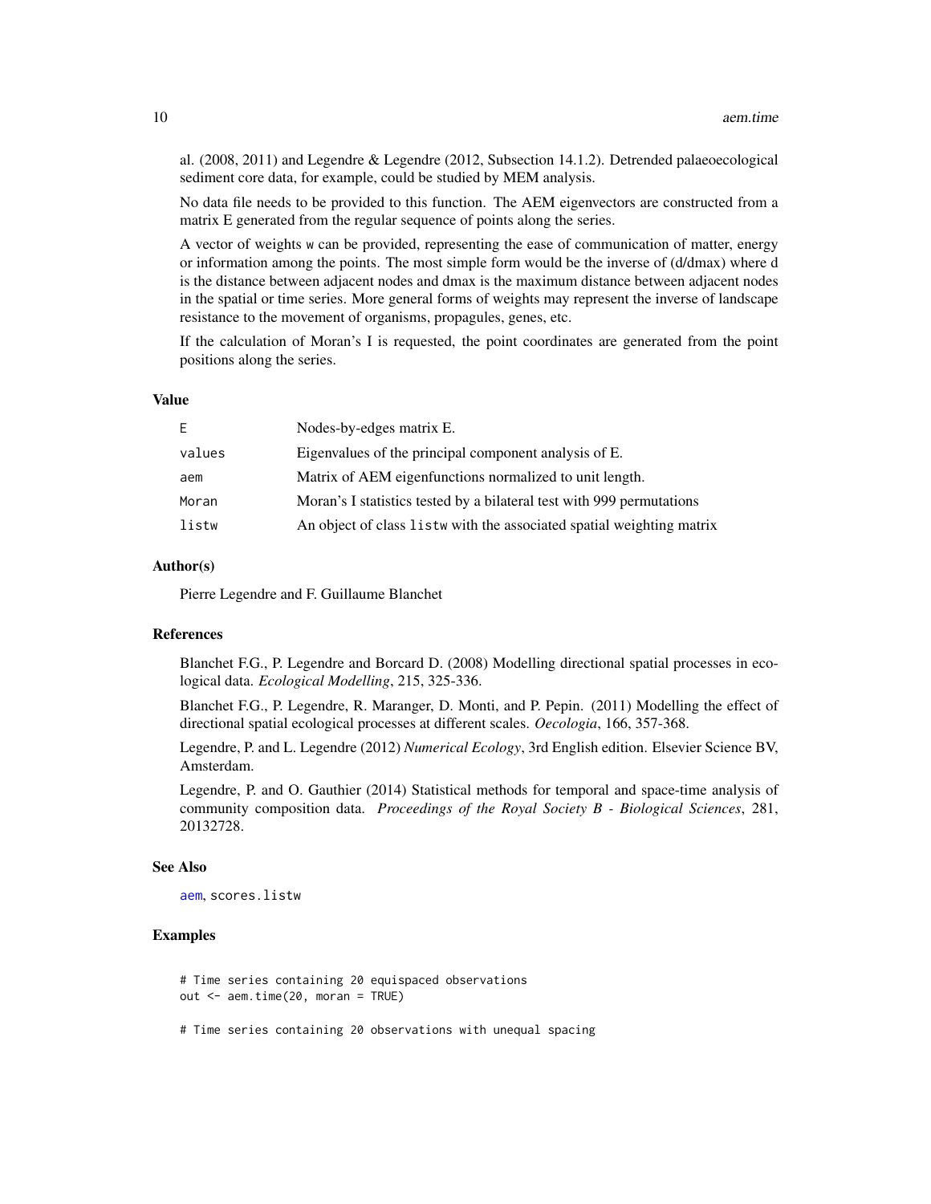al. (2008, 2011) and Legendre & Legendre (2012, Subsection 14.1.2). Detrended palaeoecological sediment core data, for example, could be studied by MEM analysis.

No data file needs to be provided to this function. The AEM eigenvectors are constructed from a matrix E generated from the regular sequence of points along the series.

A vector of weights `w` can be provided, representing the ease of communication of matter, energy or information among the points. The most simple form would be the inverse of (d/dmax) where d is the distance between adjacent nodes and dmax is the maximum distance between adjacent nodes in the spatial or time series. More general forms of weights may represent the inverse of landscape resistance to the movement of organisms, propagules, genes, etc.

If the calculation of Moran's I is requested, the point coordinates are generated from the point positions along the series.

## Value

| | |
|---|---|
| `E` | Nodes-by-edges matrix E. |
| `values` | Eigenvalues of the principal component analysis of E. |
| `aem` | Matrix of AEM eigenfunctions normalized to unit length. |
| `Moran` | Moran's I statistics tested by a bilateral test with 999 permutations |
| `listw` | An object of class `listw` with the associated spatial weighting matrix |

## Author(s)

Pierre Legendre and F. Guillaume Blanchet

## References

Blanchet F.G., P. Legendre and Borcard D. (2008) Modelling directional spatial processes in ecological data. *Ecological Modelling*, 215, 325-336.

Blanchet F.G., P. Legendre, R. Maranger, D. Monti, and P. Pepin. (2011) Modelling the effect of directional spatial ecological processes at different scales. *Oecologia*, 166, 357-368.

Legendre, P. and L. Legendre (2012) *Numerical Ecology*, 3rd English edition. Elsevier Science BV, Amsterdam.

Legendre, P. and O. Gauthier (2014) Statistical methods for temporal and space-time analysis of community composition data. *Proceedings of the Royal Society B - Biological Sciences*, 281, 20132728.

## See Also

aem, `scores.listw`

## Examples

```
# Time series containing 20 equispaced observations
out <- aem.time(20, moran = TRUE)

# Time series containing 20 observations with unequal spacing
```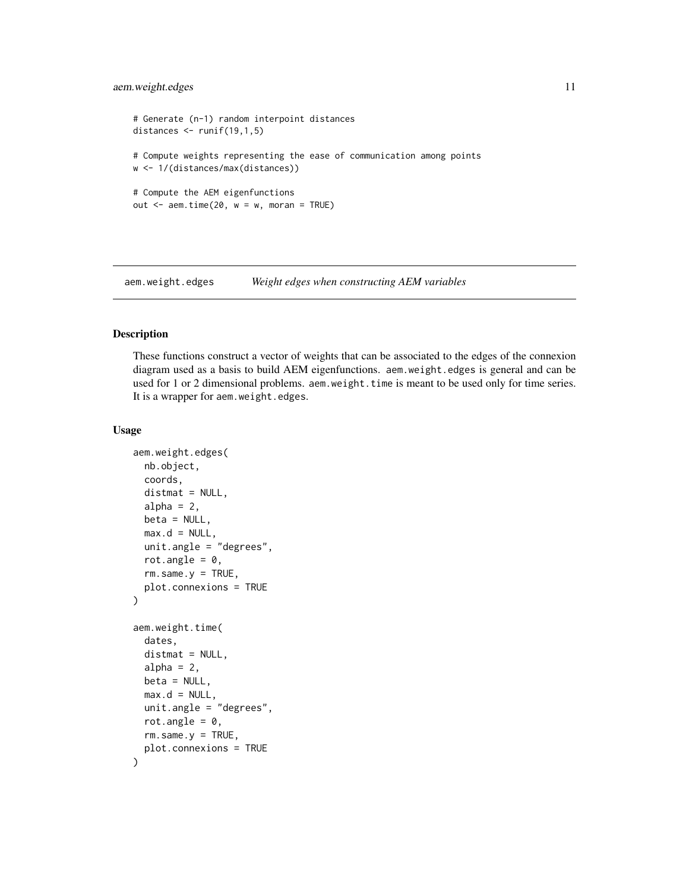```
# Generate (n-1) random interpoint distances
distances <- runif(19,1,5)

# Compute weights representing the ease of communication among points
w <- 1/(distances/max(distances))

# Compute the AEM eigenfunctions
out <- aem.time(20, w = w, moran = TRUE)
```

## aem.weight.edges — *Weight edges when constructing AEM variables*

### Description

These functions construct a vector of weights that can be associated to the edges of the connexion diagram used as a basis to build AEM eigenfunctions. `aem.weight.edges` is general and can be used for 1 or 2 dimensional problems. `aem.weight.time` is meant to be used only for time series. It is a wrapper for `aem.weight.edges`.

### Usage

```
aem.weight.edges(
  nb.object,
  coords,
  distmat = NULL,
  alpha = 2,
  beta = NULL,
  max.d = NULL,
  unit.angle = "degrees",
  rot.angle = 0,
  rm.same.y = TRUE,
  plot.connexions = TRUE
)

aem.weight.time(
  dates,
  distmat = NULL,
  alpha = 2,
  beta = NULL,
  max.d = NULL,
  unit.angle = "degrees",
  rot.angle = 0,
  rm.same.y = TRUE,
  plot.connexions = TRUE
)
```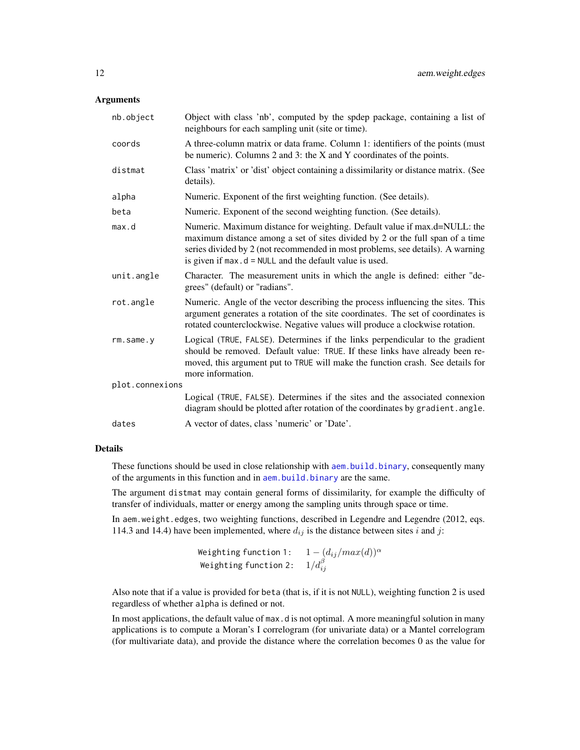### Arguments

| | |
|---|---|
| `nb.object` | Object with class 'nb', computed by the spdep package, containing a list of neighbours for each sampling unit (site or time). |
| `coords` | A three-column matrix or data frame. Column 1: identifiers of the points (must be numeric). Columns 2 and 3: the X and Y coordinates of the points. |
| `distmat` | Class 'matrix' or 'dist' object containing a dissimilarity or distance matrix. (See details). |
| `alpha` | Numeric. Exponent of the first weighting function. (See details). |
| `beta` | Numeric. Exponent of the second weighting function. (See details). |
| `max.d` | Numeric. Maximum distance for weighting. Default value if max.d=NULL: the maximum distance among a set of sites divided by 2 or the full span of a time series divided by 2 (not recommended in most problems, see details). A warning is given if `max.d = NULL` and the default value is used. |
| `unit.angle` | Character. The measurement units in which the angle is defined: either "degrees" (default) or "radians". |
| `rot.angle` | Numeric. Angle of the vector describing the process influencing the sites. This argument generates a rotation of the site coordinates. The set of coordinates is rotated counterclockwise. Negative values will produce a clockwise rotation. |
| `rm.same.y` | Logical (`TRUE`, `FALSE`). Determines if the links perpendicular to the gradient should be removed. Default value: `TRUE`. If these links have already been removed, this argument put to `TRUE` will make the function crash. See details for more information. |
| `plot.connexions` | Logical (`TRUE`, `FALSE`). Determines if the sites and the associated connexion diagram should be plotted after rotation of the coordinates by `gradient.angle`. |
| `dates` | A vector of dates, class 'numeric' or 'Date'. |

### Details

These functions should be used in close relationship with `aem.build.binary`, consequently many of the arguments in this function and in `aem.build.binary` are the same.

The argument `distmat` may contain general forms of dissimilarity, for example the difficulty of transfer of individuals, matter or energy among the sampling units through space or time.

In `aem.weight.edges`, two weighting functions, described in Legendre and Legendre (2012, eqs. 114.3 and 14.4) have been implemented, where $d_{ij}$ is the distance between sites $i$ and $j$:

$$\texttt{Weighting function 1:} \quad 1 - (d_{ij}/max(d))^{\alpha}$$

$$\texttt{Weighting function 2:} \quad 1/d_{ij}^{\beta}$$

Also note that if a value is provided for `beta` (that is, if it is not `NULL`), weighting function 2 is used regardless of whether `alpha` is defined or not.

In most applications, the default value of `max.d` is not optimal. A more meaningful solution in many applications is to compute a Moran's I correlogram (for univariate data) or a Mantel correlogram (for multivariate data), and provide the distance where the correlation becomes 0 as the value for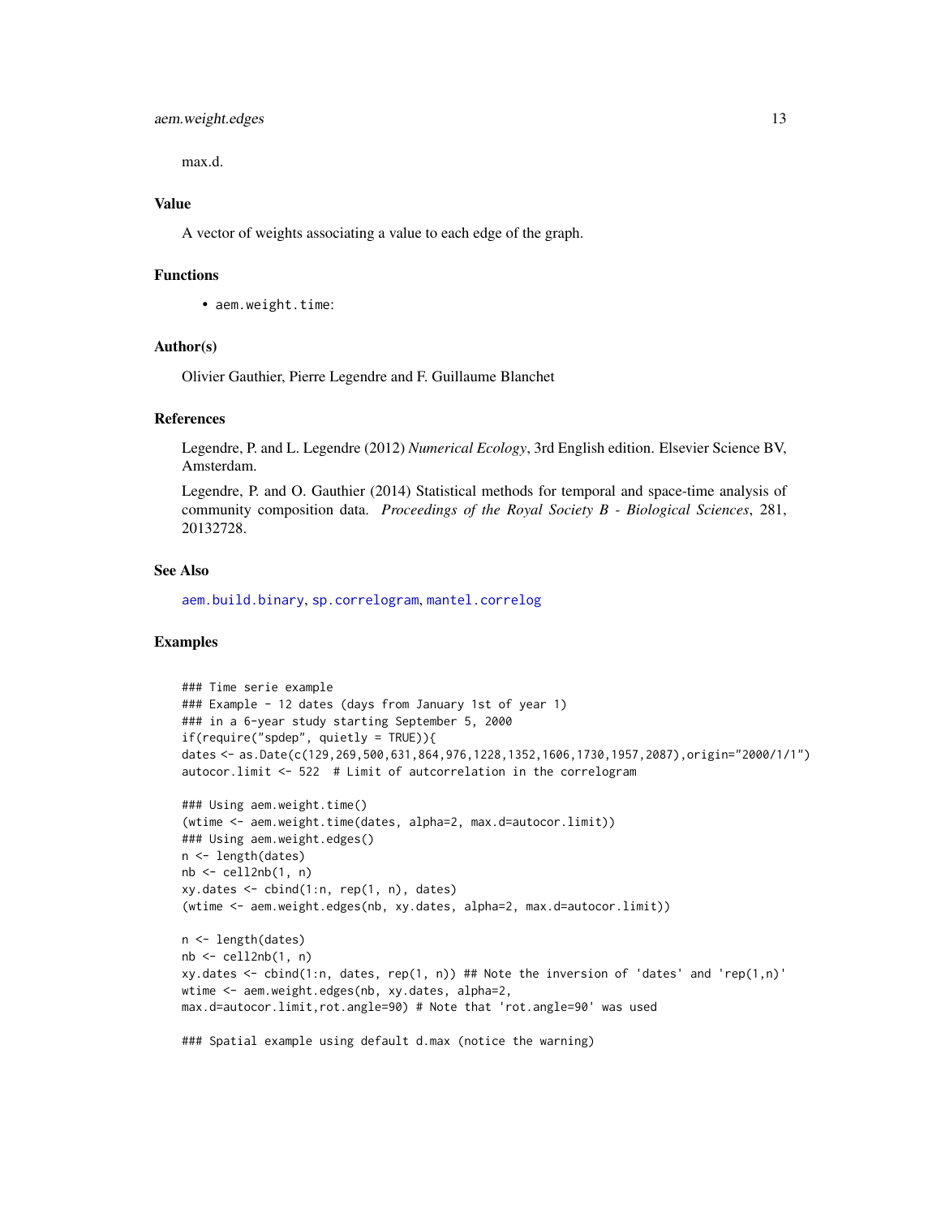max.d.

## Value

A vector of weights associating a value to each edge of the graph.

## Functions

- `aem.weight.time`:

## Author(s)

Olivier Gauthier, Pierre Legendre and F. Guillaume Blanchet

## References

Legendre, P. and L. Legendre (2012) *Numerical Ecology*, 3rd English edition. Elsevier Science BV, Amsterdam.

Legendre, P. and O. Gauthier (2014) Statistical methods for temporal and space-time analysis of community composition data. *Proceedings of the Royal Society B - Biological Sciences*, 281, 20132728.

## See Also

aem.build.binary, sp.correlogram, mantel.correlog

## Examples

```
### Time serie example
### Example - 12 dates (days from January 1st of year 1)
### in a 6-year study starting September 5, 2000
if(require("spdep", quietly = TRUE)){
dates <- as.Date(c(129,269,500,631,864,976,1228,1352,1606,1730,1957,2087),origin="2000/1/1")
autocor.limit <- 522  # Limit of autcorrelation in the correlogram

### Using aem.weight.time()
(wtime <- aem.weight.time(dates, alpha=2, max.d=autocor.limit))
### Using aem.weight.edges()
n <- length(dates)
nb <- cell2nb(1, n)
xy.dates <- cbind(1:n, rep(1, n), dates)
(wtime <- aem.weight.edges(nb, xy.dates, alpha=2, max.d=autocor.limit))

n <- length(dates)
nb <- cell2nb(1, n)
xy.dates <- cbind(1:n, dates, rep(1, n)) ## Note the inversion of 'dates' and 'rep(1,n)'
wtime <- aem.weight.edges(nb, xy.dates, alpha=2,
max.d=autocor.limit,rot.angle=90) # Note that 'rot.angle=90' was used

### Spatial example using default d.max (notice the warning)
```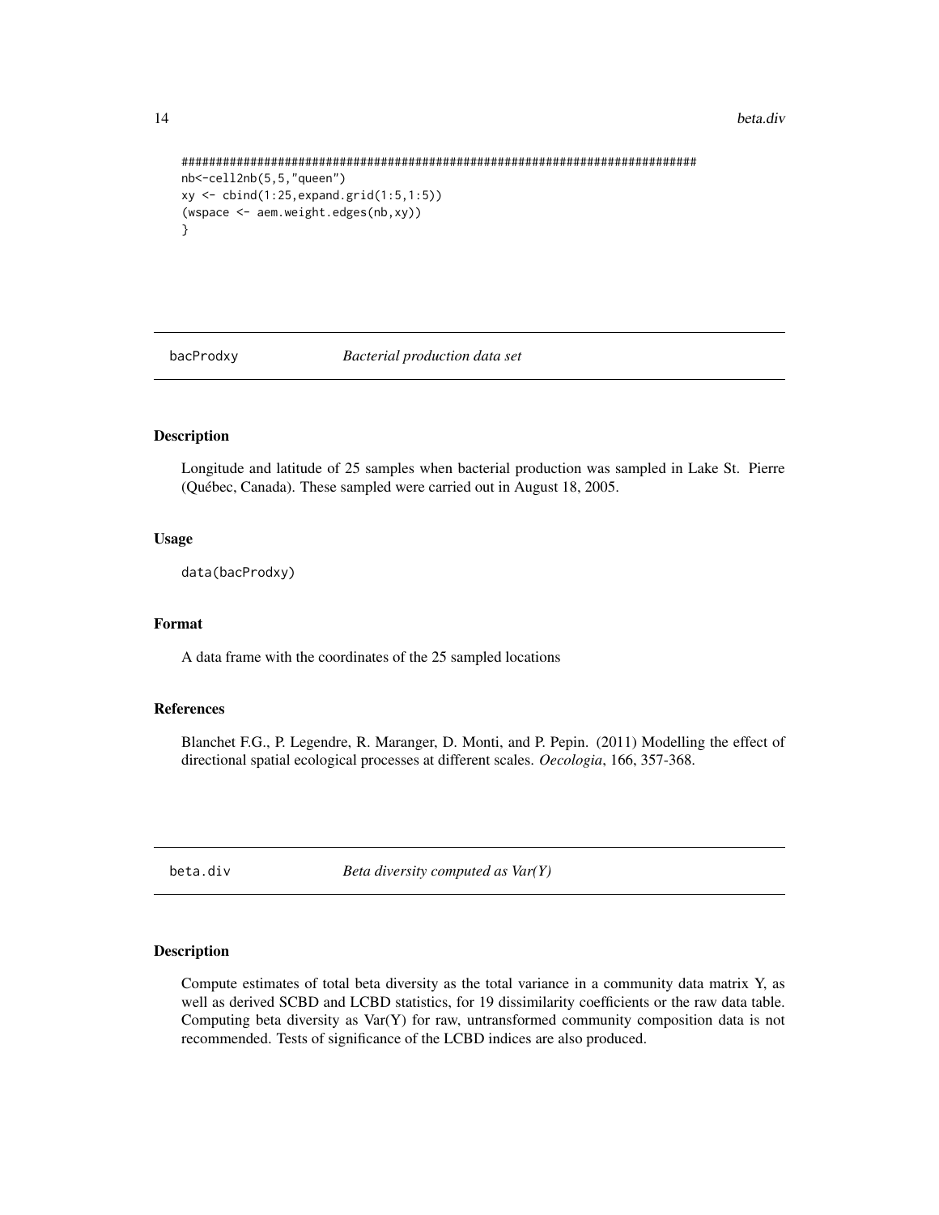```
########################################################################
nb<-cell2nb(5,5,"queen")
xy <- cbind(1:25,expand.grid(1:5,1:5))
(wspace <- aem.weight.edges(nb,xy))
}
```

## bacProdxy — *Bacterial production data set*

### Description

Longitude and latitude of 25 samples when bacterial production was sampled in Lake St. Pierre (Québec, Canada). These sampled were carried out in August 18, 2005.

### Usage

```
data(bacProdxy)
```

### Format

A data frame with the coordinates of the 25 sampled locations

### References

Blanchet F.G., P. Legendre, R. Maranger, D. Monti, and P. Pepin. (2011) Modelling the effect of directional spatial ecological processes at different scales. *Oecologia*, 166, 357-368.

## beta.div — *Beta diversity computed as Var(Y)*

### Description

Compute estimates of total beta diversity as the total variance in a community data matrix Y, as well as derived SCBD and LCBD statistics, for 19 dissimilarity coefficients or the raw data table. Computing beta diversity as Var(Y) for raw, untransformed community composition data is not recommended. Tests of significance of the LCBD indices are also produced.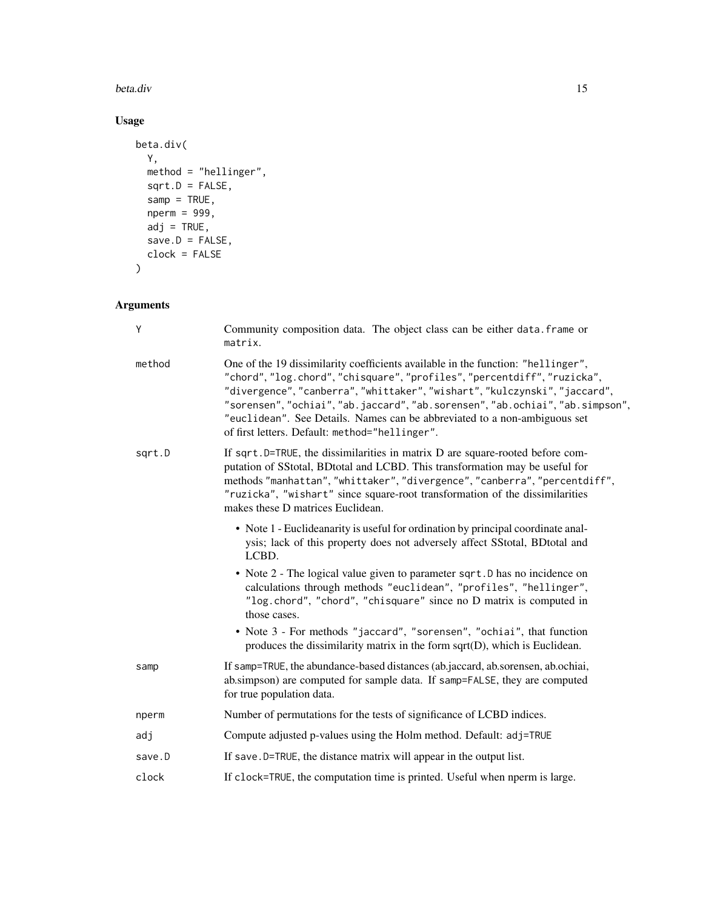## Usage

```
beta.div(
  Y,
  method = "hellinger",
  sqrt.D = FALSE,
  samp = TRUE,
  nperm = 999,
  adj = TRUE,
  save.D = FALSE,
  clock = FALSE
)
```

## Arguments

| | |
|---|---|
| Y | Community composition data. The object class can be either `data.frame` or `matrix`. |
| method | One of the 19 dissimilarity coefficients available in the function: "hellinger", "chord", "log.chord", "chisquare", "profiles", "percentdiff", "ruzicka", "divergence", "canberra", "whittaker", "wishart", "kulczynski", "jaccard", "sorensen", "ochiai", "ab.jaccard", "ab.sorensen", "ab.ochiai", "ab.simpson", "euclidean". See Details. Names can be abbreviated to a non-ambiguous set of first letters. Default: `method="hellinger"`. |
| sqrt.D | If `sqrt.D=TRUE`, the dissimilarities in matrix D are square-rooted before computation of SStotal, BDtotal and LCBD. This transformation may be useful for methods "manhattan", "whittaker", "divergence", "canberra", "percentdiff", "ruzicka", "wishart" since square-root transformation of the dissimilarities makes these D matrices Euclidean. <br>• Note 1 - Euclideanarity is useful for ordination by principal coordinate analysis; lack of this property does not adversely affect SStotal, BDtotal and LCBD. <br>• Note 2 - The logical value given to parameter `sqrt.D` has no incidence on calculations through methods "euclidean", "profiles", "hellinger", "log.chord", "chord", "chisquare" since no D matrix is computed in those cases. <br>• Note 3 - For methods "jaccard", "sorensen", "ochiai", that function produces the dissimilarity matrix in the form sqrt(D), which is Euclidean. |
| samp | If `samp=TRUE`, the abundance-based distances (ab.jaccard, ab.sorensen, ab.ochiai, ab.simpson) are computed for sample data. If `samp=FALSE`, they are computed for true population data. |
| nperm | Number of permutations for the tests of significance of LCBD indices. |
| adj | Compute adjusted p-values using the Holm method. Default: `adj=TRUE` |
| save.D | If `save.D=TRUE`, the distance matrix will appear in the output list. |
| clock | If `clock=TRUE`, the computation time is printed. Useful when nperm is large. |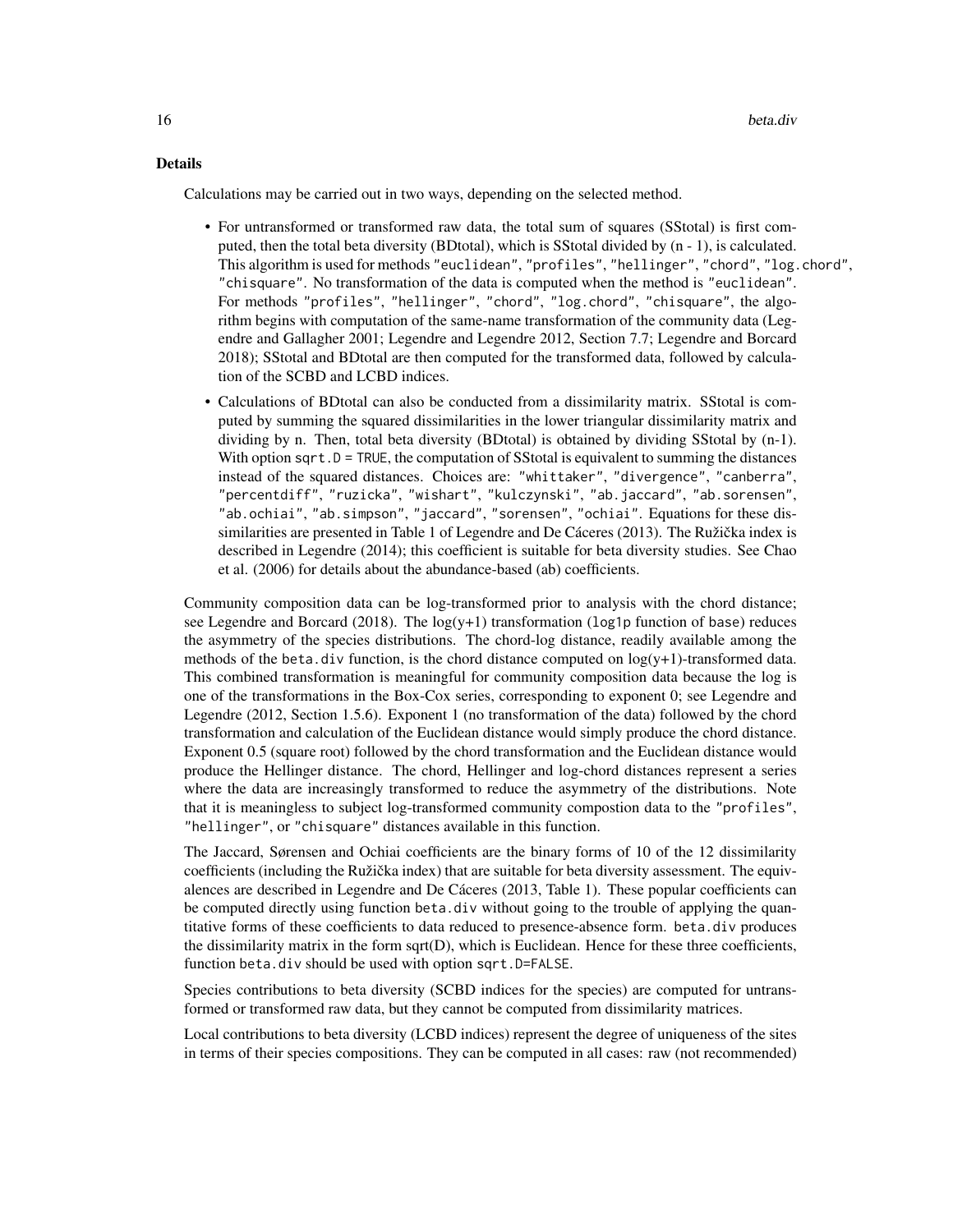### Details

Calculations may be carried out in two ways, depending on the selected method.

- For untransformed or transformed raw data, the total sum of squares (SStotal) is first computed, then the total beta diversity (BDtotal), which is SStotal divided by (n - 1), is calculated. This algorithm is used for methods `"euclidean"`, `"profiles"`, `"hellinger"`, `"chord"`, `"log.chord"`, `"chisquare"`. No transformation of the data is computed when the method is `"euclidean"`. For methods `"profiles"`, `"hellinger"`, `"chord"`, `"log.chord"`, `"chisquare"`, the algorithm begins with computation of the same-name transformation of the community data (Legendre and Gallagher 2001; Legendre and Legendre 2012, Section 7.7; Legendre and Borcard 2018); SStotal and BDtotal are then computed for the transformed data, followed by calculation of the SCBD and LCBD indices.
- Calculations of BDtotal can also be conducted from a dissimilarity matrix. SStotal is computed by summing the squared dissimilarities in the lower triangular dissimilarity matrix and dividing by n. Then, total beta diversity (BDtotal) is obtained by dividing SStotal by (n-1). With option `sqrt.D = TRUE`, the computation of SStotal is equivalent to summing the distances instead of the squared distances. Choices are: `"whittaker"`, `"divergence"`, `"canberra"`, `"percentdiff"`, `"ruzicka"`, `"wishart"`, `"kulczynski"`, `"ab.jaccard"`, `"ab.sorensen"`, `"ab.ochiai"`, `"ab.simpson"`, `"jaccard"`, `"sorensen"`, `"ochiai"`. Equations for these dissimilarities are presented in Table 1 of Legendre and De Cáceres (2013). The Ružička index is described in Legendre (2014); this coefficient is suitable for beta diversity studies. See Chao et al. (2006) for details about the abundance-based (ab) coefficients.

Community composition data can be log-transformed prior to analysis with the chord distance; see Legendre and Borcard (2018). The log(y+1) transformation (`log1p` function of `base`) reduces the asymmetry of the species distributions. The chord-log distance, readily available among the methods of the `beta.div` function, is the chord distance computed on log(y+1)-transformed data. This combined transformation is meaningful for community composition data because the log is one of the transformations in the Box-Cox series, corresponding to exponent 0; see Legendre and Legendre (2012, Section 1.5.6). Exponent 1 (no transformation of the data) followed by the chord transformation and calculation of the Euclidean distance would simply produce the chord distance. Exponent 0.5 (square root) followed by the chord transformation and the Euclidean distance would produce the Hellinger distance. The chord, Hellinger and log-chord distances represent a series where the data are increasingly transformed to reduce the asymmetry of the distributions. Note that it is meaningless to subject log-transformed community compostion data to the `"profiles"`, `"hellinger"`, or `"chisquare"` distances available in this function.

The Jaccard, Sørensen and Ochiai coefficients are the binary forms of 10 of the 12 dissimilarity coefficients (including the Ružička index) that are suitable for beta diversity assessment. The equivalences are described in Legendre and De Cáceres (2013, Table 1). These popular coefficients can be computed directly using function `beta.div` without going to the trouble of applying the quantitative forms of these coefficients to data reduced to presence-absence form. `beta.div` produces the dissimilarity matrix in the form sqrt(D), which is Euclidean. Hence for these three coefficients, function `beta.div` should be used with option `sqrt.D=FALSE`.

Species contributions to beta diversity (SCBD indices for the species) are computed for untransformed or transformed raw data, but they cannot be computed from dissimilarity matrices.

Local contributions to beta diversity (LCBD indices) represent the degree of uniqueness of the sites in terms of their species compositions. They can be computed in all cases: raw (not recommended)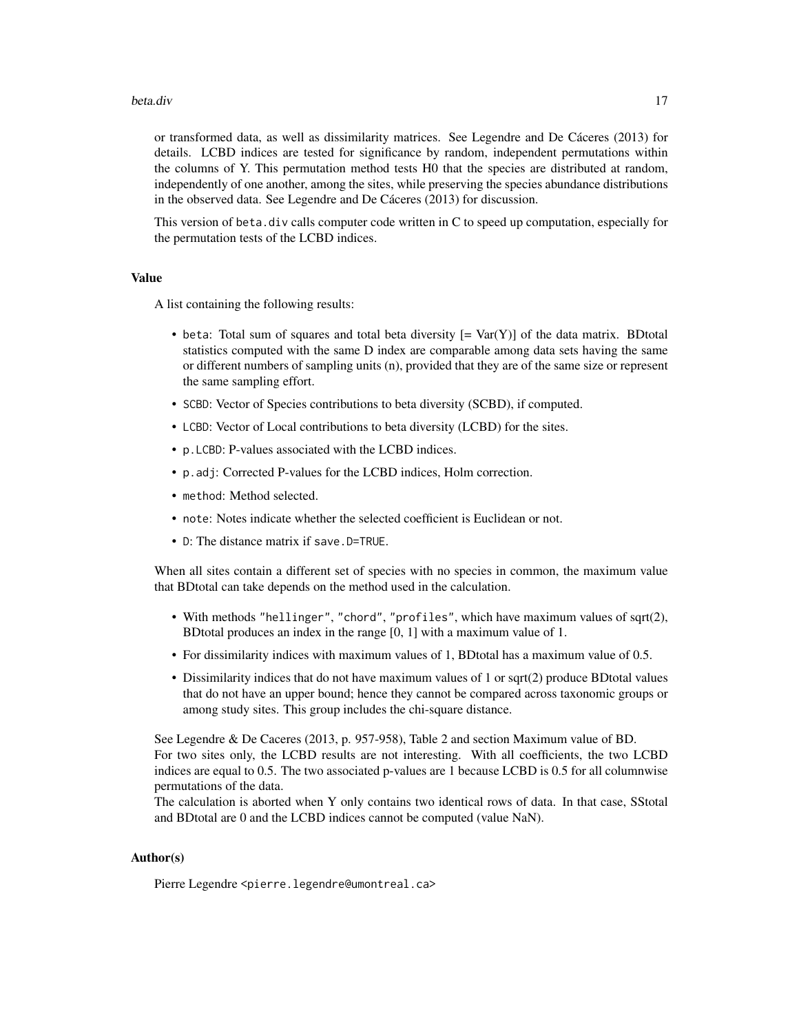or transformed data, as well as dissimilarity matrices. See Legendre and De Cáceres (2013) for details. LCBD indices are tested for significance by random, independent permutations within the columns of Y. This permutation method tests H0 that the species are distributed at random, independently of one another, among the sites, while preserving the species abundance distributions in the observed data. See Legendre and De Cáceres (2013) for discussion.

This version of `beta.div` calls computer code written in C to speed up computation, especially for the permutation tests of the LCBD indices.

### Value

A list containing the following results:

- `beta`: Total sum of squares and total beta diversity [= Var(Y)] of the data matrix. BDtotal statistics computed with the same D index are comparable among data sets having the same or different numbers of sampling units (n), provided that they are of the same size or represent the same sampling effort.
- `SCBD`: Vector of Species contributions to beta diversity (SCBD), if computed.
- `LCBD`: Vector of Local contributions to beta diversity (LCBD) for the sites.
- `p.LCBD`: P-values associated with the LCBD indices.
- `p.adj`: Corrected P-values for the LCBD indices, Holm correction.
- `method`: Method selected.
- `note`: Notes indicate whether the selected coefficient is Euclidean or not.
- `D`: The distance matrix if `save.D=TRUE`.

When all sites contain a different set of species with no species in common, the maximum value that BDtotal can take depends on the method used in the calculation.

- With methods `"hellinger"`, `"chord"`, `"profiles"`, which have maximum values of sqrt(2), BDtotal produces an index in the range [0, 1] with a maximum value of 1.
- For dissimilarity indices with maximum values of 1, BDtotal has a maximum value of 0.5.
- Dissimilarity indices that do not have maximum values of 1 or sqrt(2) produce BDtotal values that do not have an upper bound; hence they cannot be compared across taxonomic groups or among study sites. This group includes the chi-square distance.

See Legendre & De Caceres (2013, p. 957-958), Table 2 and section Maximum value of BD.
For two sites only, the LCBD results are not interesting. With all coefficients, the two LCBD indices are equal to 0.5. The two associated p-values are 1 because LCBD is 0.5 for all columnwise permutations of the data.
The calculation is aborted when Y only contains two identical rows of data. In that case, SStotal and BDtotal are 0 and the LCBD indices cannot be computed (value NaN).

### Author(s)

Pierre Legendre <pierre.legendre@umontreal.ca>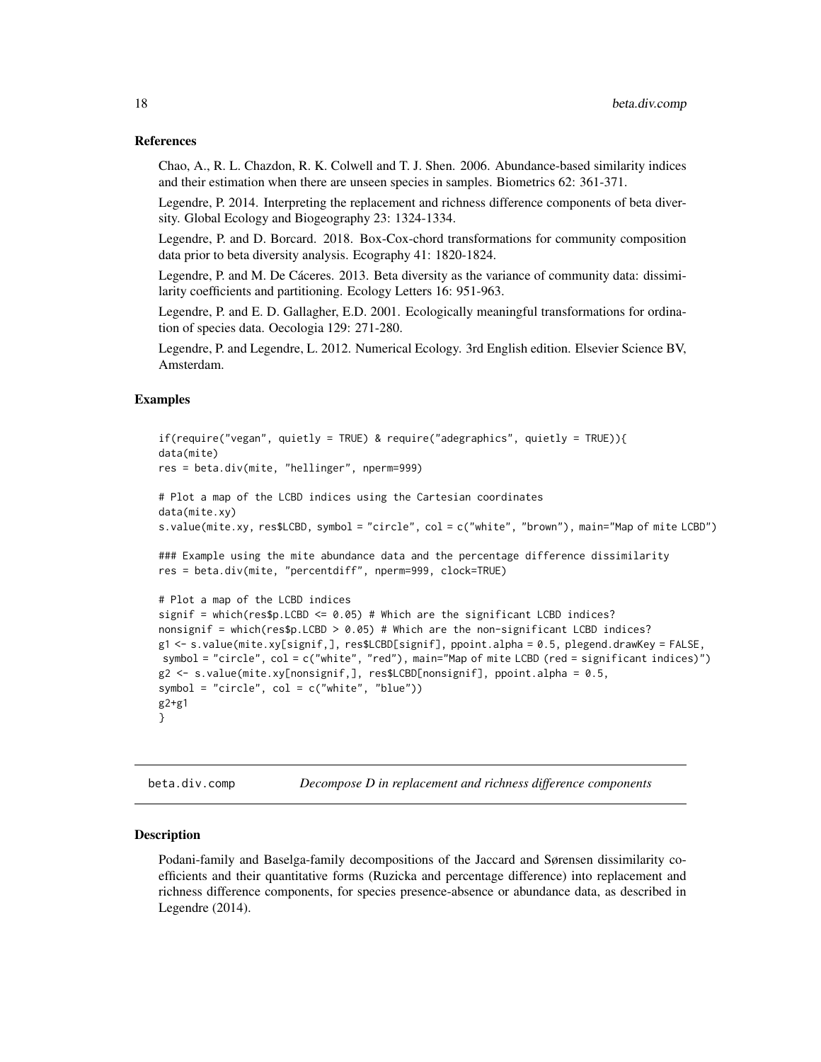## References

Chao, A., R. L. Chazdon, R. K. Colwell and T. J. Shen. 2006. Abundance-based similarity indices and their estimation when there are unseen species in samples. Biometrics 62: 361-371.

Legendre, P. 2014. Interpreting the replacement and richness difference components of beta diversity. Global Ecology and Biogeography 23: 1324-1334.

Legendre, P. and D. Borcard. 2018. Box-Cox-chord transformations for community composition data prior to beta diversity analysis. Ecography 41: 1820-1824.

Legendre, P. and M. De Cáceres. 2013. Beta diversity as the variance of community data: dissimilarity coefficients and partitioning. Ecology Letters 16: 951-963.

Legendre, P. and E. D. Gallagher, E.D. 2001. Ecologically meaningful transformations for ordination of species data. Oecologia 129: 271-280.

Legendre, P. and Legendre, L. 2012. Numerical Ecology. 3rd English edition. Elsevier Science BV, Amsterdam.

## Examples

```
if(require("vegan", quietly = TRUE) & require("adegraphics", quietly = TRUE)){
data(mite)
res = beta.div(mite, "hellinger", nperm=999)

# Plot a map of the LCBD indices using the Cartesian coordinates
data(mite.xy)
s.value(mite.xy, res$LCBD, symbol = "circle", col = c("white", "brown"), main="Map of mite LCBD")

### Example using the mite abundance data and the percentage difference dissimilarity
res = beta.div(mite, "percentdiff", nperm=999, clock=TRUE)

# Plot a map of the LCBD indices
signif = which(res$p.LCBD <= 0.05) # Which are the significant LCBD indices?
nonsignif = which(res$p.LCBD > 0.05) # Which are the non-significant LCBD indices?
g1 <- s.value(mite.xy[signif,], res$LCBD[signif], ppoint.alpha = 0.5, plegend.drawKey = FALSE,
 symbol = "circle", col = c("white", "red"), main="Map of mite LCBD (red = significant indices)")
g2 <- s.value(mite.xy[nonsignif,], res$LCBD[nonsignif], ppoint.alpha = 0.5,
symbol = "circle", col = c("white", "blue"))
g2+g1
}
```

---

## beta.div.comp — *Decompose D in replacement and richness difference components*

### Description

Podani-family and Baselga-family decompositions of the Jaccard and Sørensen dissimilarity coefficients and their quantitative forms (Ruzicka and percentage difference) into replacement and richness difference components, for species presence-absence or abundance data, as described in Legendre (2014).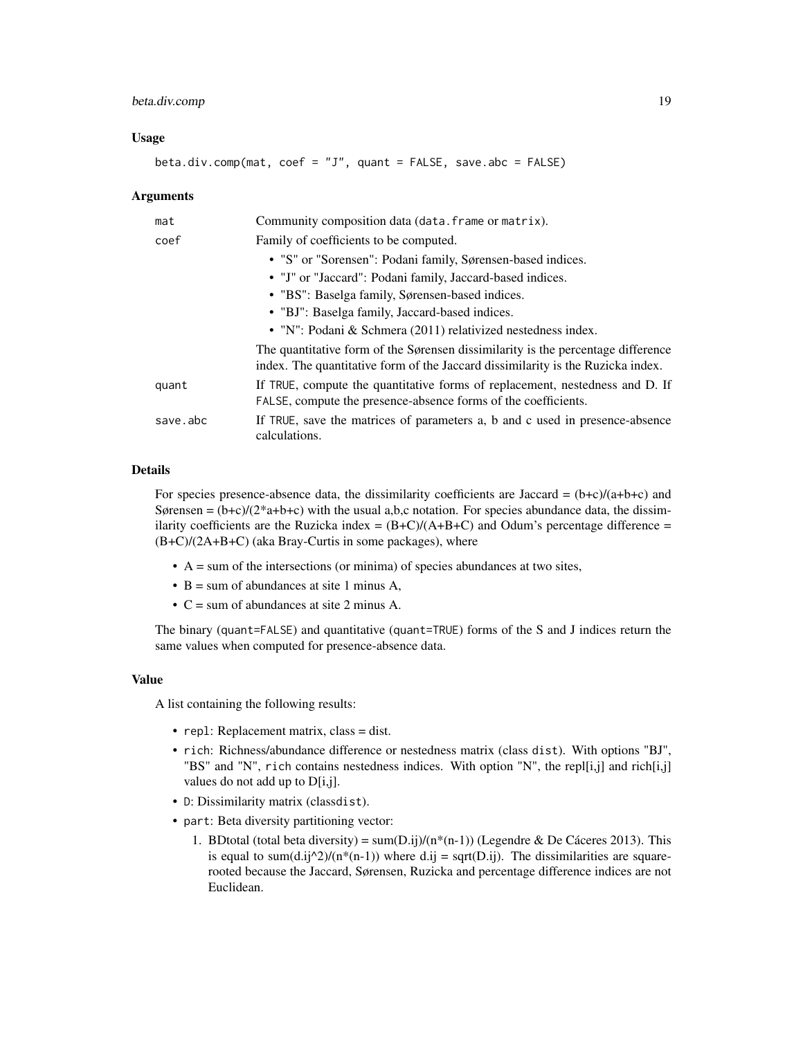## Usage

```
beta.div.comp(mat, coef = "J", quant = FALSE, save.abc = FALSE)
```

## Arguments

| | |
|---|---|
| mat | Community composition data (data.frame or matrix). |
| coef | Family of coefficients to be computed. • "S" or "Sorensen": Podani family, Sørensen-based indices. • "J" or "Jaccard": Podani family, Jaccard-based indices. • "BS": Baselga family, Sørensen-based indices. • "BJ": Baselga family, Jaccard-based indices. • "N": Podani & Schmera (2011) relativized nestedness index. The quantitative form of the Sørensen dissimilarity is the percentage difference index. The quantitative form of the Jaccard dissimilarity is the Ruzicka index. |
| quant | If TRUE, compute the quantitative forms of replacement, nestedness and D. If FALSE, compute the presence-absence forms of the coefficients. |
| save.abc | If TRUE, save the matrices of parameters a, b and c used in presence-absence calculations. |

## Details

For species presence-absence data, the dissimilarity coefficients are Jaccard = (b+c)/(a+b+c) and Sørensen = (b+c)/(2*a+b+c) with the usual a,b,c notation. For species abundance data, the dissimilarity coefficients are the Ruzicka index = (B+C)/(A+B+C) and Odum's percentage difference = (B+C)/(2A+B+C) (aka Bray-Curtis in some packages), where

- A = sum of the intersections (or minima) of species abundances at two sites,
- B = sum of abundances at site 1 minus A,
- C = sum of abundances at site 2 minus A.

The binary (quant=FALSE) and quantitative (quant=TRUE) forms of the S and J indices return the same values when computed for presence-absence data.

## Value

A list containing the following results:

- repl: Replacement matrix, class = dist.
- rich: Richness/abundance difference or nestedness matrix (class dist). With options "BJ", "BS" and "N", rich contains nestedness indices. With option "N", the repl[i,j] and rich[i,j] values do not add up to D[i,j].
- D: Dissimilarity matrix (classdist).
- part: Beta diversity partitioning vector:
  1. BDtotal (total beta diversity) = sum(D.ij)/(n*(n-1)) (Legendre & De Cáceres 2013). This is equal to sum(d.ij^2)/(n*(n-1)) where d.ij = sqrt(D.ij). The dissimilarities are square-rooted because the Jaccard, Sørensen, Ruzicka and percentage difference indices are not Euclidean.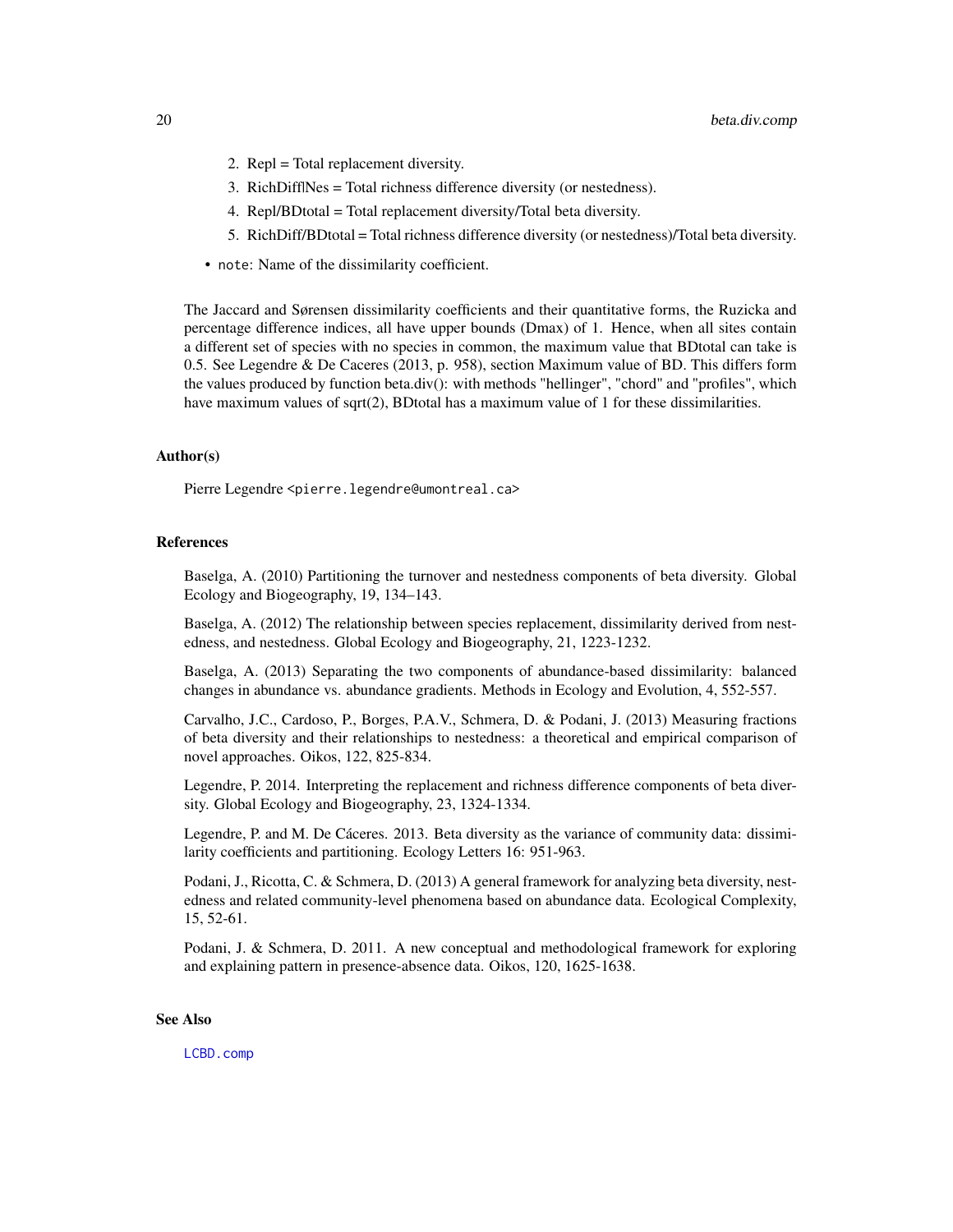2. Repl = Total replacement diversity.
3. RichDiff|Nes = Total richness difference diversity (or nestedness).
4. Repl/BDtotal = Total replacement diversity/Total beta diversity.
5. RichDiff/BDtotal = Total richness difference diversity (or nestedness)/Total beta diversity.

- `note`: Name of the dissimilarity coefficient.

The Jaccard and Sørensen dissimilarity coefficients and their quantitative forms, the Ruzicka and percentage difference indices, all have upper bounds (Dmax) of 1. Hence, when all sites contain a different set of species with no species in common, the maximum value that BDtotal can take is 0.5. See Legendre & De Caceres (2013, p. 958), section Maximum value of BD. This differs form the values produced by function beta.div(): with methods "hellinger", "chord" and "profiles", which have maximum values of sqrt(2), BDtotal has a maximum value of 1 for these dissimilarities.

## Author(s)

Pierre Legendre <pierre.legendre@umontreal.ca>

## References

Baselga, A. (2010) Partitioning the turnover and nestedness components of beta diversity. Global Ecology and Biogeography, 19, 134–143.

Baselga, A. (2012) The relationship between species replacement, dissimilarity derived from nestedness, and nestedness. Global Ecology and Biogeography, 21, 1223-1232.

Baselga, A. (2013) Separating the two components of abundance-based dissimilarity: balanced changes in abundance vs. abundance gradients. Methods in Ecology and Evolution, 4, 552-557.

Carvalho, J.C., Cardoso, P., Borges, P.A.V., Schmera, D. & Podani, J. (2013) Measuring fractions of beta diversity and their relationships to nestedness: a theoretical and empirical comparison of novel approaches. Oikos, 122, 825-834.

Legendre, P. 2014. Interpreting the replacement and richness difference components of beta diversity. Global Ecology and Biogeography, 23, 1324-1334.

Legendre, P. and M. De Cáceres. 2013. Beta diversity as the variance of community data: dissimilarity coefficients and partitioning. Ecology Letters 16: 951-963.

Podani, J., Ricotta, C. & Schmera, D. (2013) A general framework for analyzing beta diversity, nestedness and related community-level phenomena based on abundance data. Ecological Complexity, 15, 52-61.

Podani, J. & Schmera, D. 2011. A new conceptual and methodological framework for exploring and explaining pattern in presence-absence data. Oikos, 120, 1625-1638.

## See Also

LCBD.comp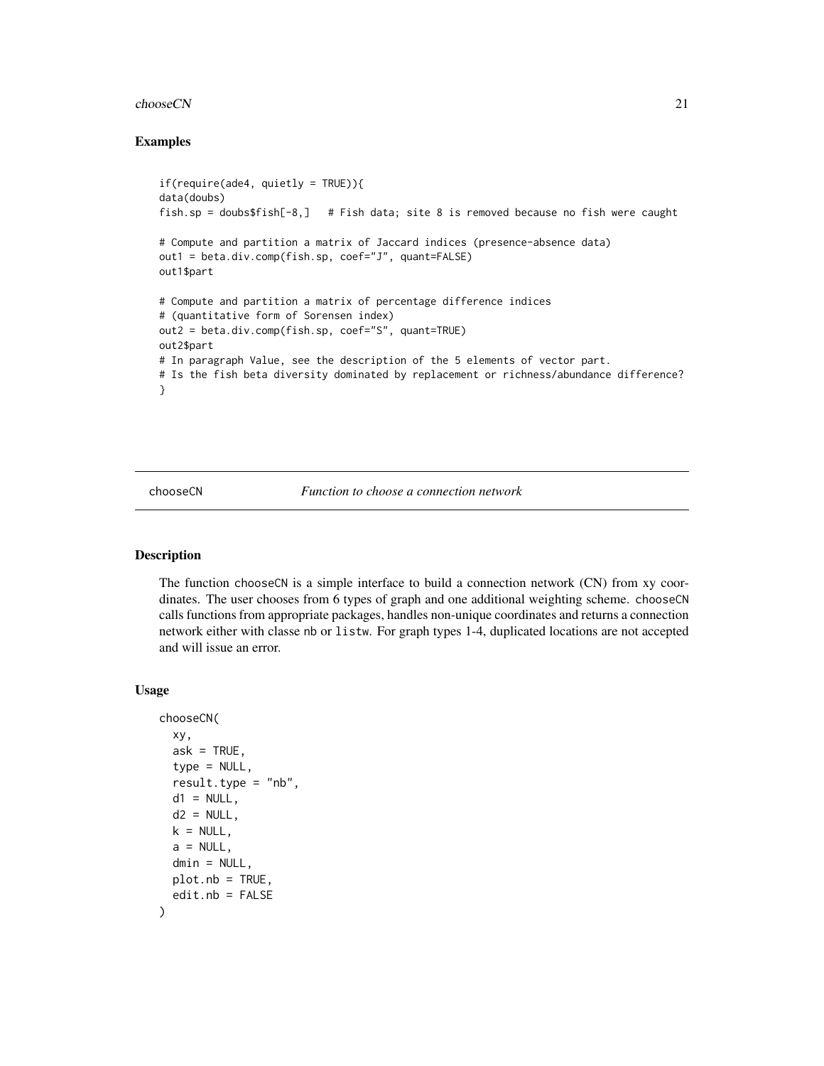### Examples

```
if(require(ade4, quietly = TRUE)){
data(doubs)
fish.sp = doubs$fish[-8,]   # Fish data; site 8 is removed because no fish were caught

# Compute and partition a matrix of Jaccard indices (presence-absence data)
out1 = beta.div.comp(fish.sp, coef="J", quant=FALSE)
out1$part

# Compute and partition a matrix of percentage difference indices
# (quantitative form of Sorensen index)
out2 = beta.div.comp(fish.sp, coef="S", quant=TRUE)
out2$part
# In paragraph Value, see the description of the 5 elements of vector part.
# Is the fish beta diversity dominated by replacement or richness/abundance difference?
}
```

---

## chooseCN *Function to choose a connection network*

### Description

The function chooseCN is a simple interface to build a connection network (CN) from xy coordinates. The user chooses from 6 types of graph and one additional weighting scheme. chooseCN calls functions from appropriate packages, handles non-unique coordinates and returns a connection network either with classe nb or listw. For graph types 1-4, duplicated locations are not accepted and will issue an error.

### Usage

```
chooseCN(
  xy,
  ask = TRUE,
  type = NULL,
  result.type = "nb",
  d1 = NULL,
  d2 = NULL,
  k = NULL,
  a = NULL,
  dmin = NULL,
  plot.nb = TRUE,
  edit.nb = FALSE
)
```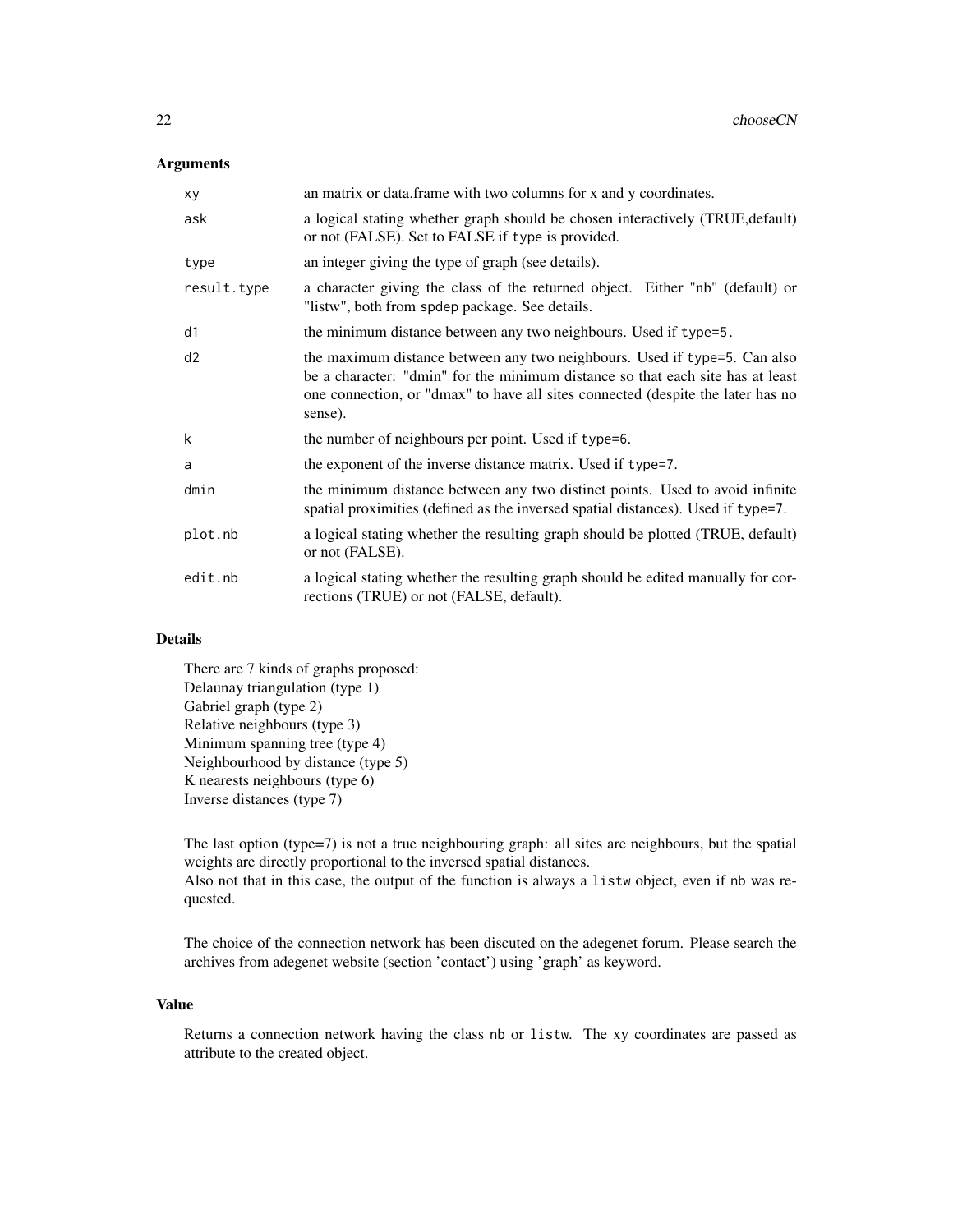## Arguments

| | |
|---|---|
| `xy` | an matrix or data.frame with two columns for x and y coordinates. |
| `ask` | a logical stating whether graph should be chosen interactively (TRUE,default) or not (FALSE). Set to FALSE if `type` is provided. |
| `type` | an integer giving the type of graph (see details). |
| `result.type` | a character giving the class of the returned object. Either "nb" (default) or "listw", both from spdep package. See details. |
| `d1` | the minimum distance between any two neighbours. Used if `type=5`. |
| `d2` | the maximum distance between any two neighbours. Used if `type=5`. Can also be a character: "dmin" for the minimum distance so that each site has at least one connection, or "dmax" to have all sites connected (despite the later has no sense). |
| `k` | the number of neighbours per point. Used if `type=6`. |
| `a` | the exponent of the inverse distance matrix. Used if `type=7`. |
| `dmin` | the minimum distance between any two distinct points. Used to avoid infinite spatial proximities (defined as the inversed spatial distances). Used if `type=7`. |
| `plot.nb` | a logical stating whether the resulting graph should be plotted (TRUE, default) or not (FALSE). |
| `edit.nb` | a logical stating whether the resulting graph should be edited manually for corrections (TRUE) or not (FALSE, default). |

## Details

There are 7 kinds of graphs proposed:
Delaunay triangulation (type 1)
Gabriel graph (type 2)
Relative neighbours (type 3)
Minimum spanning tree (type 4)
Neighbourhood by distance (type 5)
K nearests neighbours (type 6)
Inverse distances (type 7)

The last option (type=7) is not a true neighbouring graph: all sites are neighbours, but the spatial weights are directly proportional to the inversed spatial distances.
Also not that in this case, the output of the function is always a `listw` object, even if `nb` was requested.

The choice of the connection network has been discuted on the adegenet forum. Please search the archives from adegenet website (section 'contact') using 'graph' as keyword.

## Value

Returns a connection network having the class `nb` or `listw`. The xy coordinates are passed as attribute to the created object.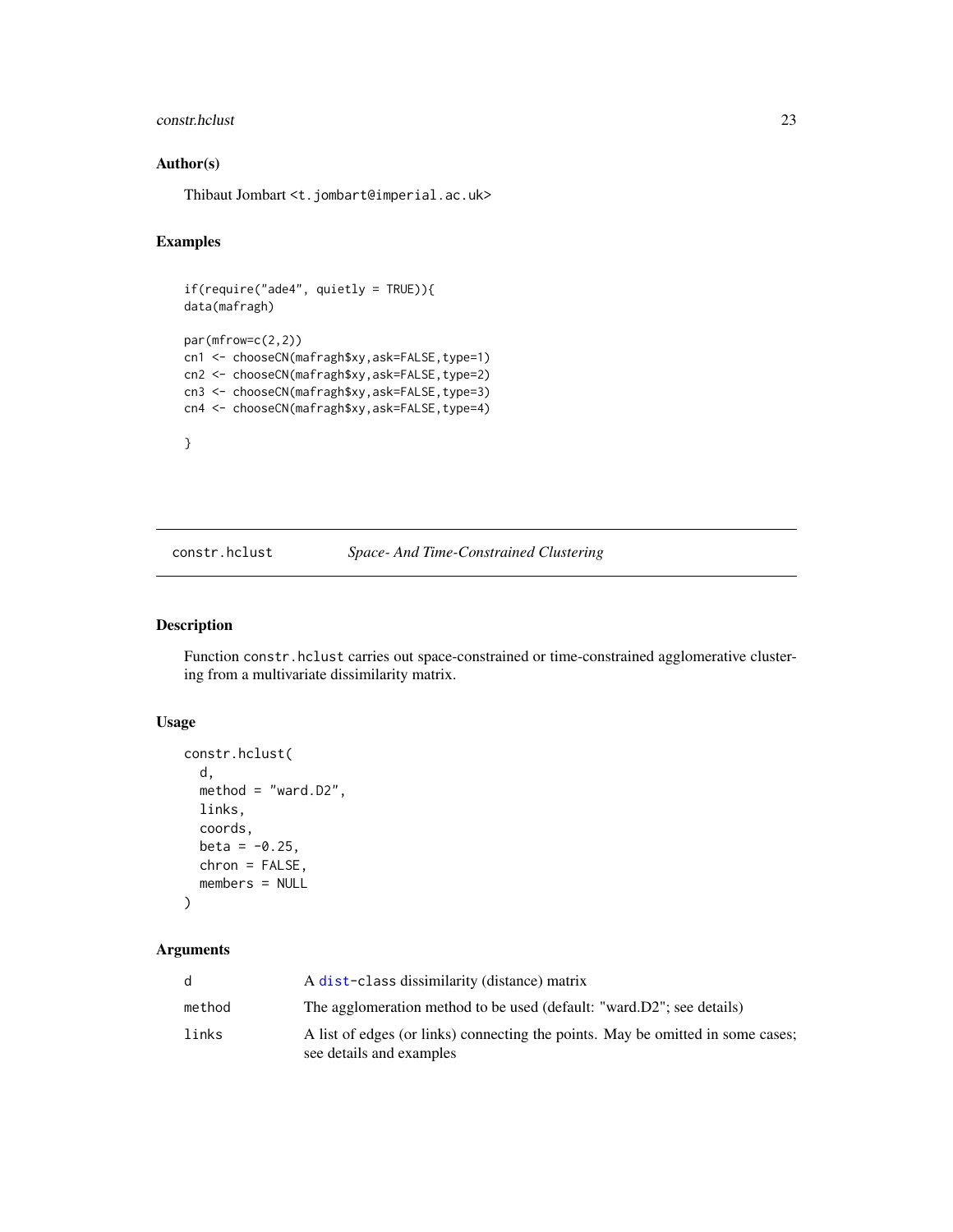## Author(s)

Thibaut Jombart <t.jombart@imperial.ac.uk>

## Examples

```
if(require("ade4", quietly = TRUE)){
data(mafragh)

par(mfrow=c(2,2))
cn1 <- chooseCN(mafragh$xy,ask=FALSE,type=1)
cn2 <- chooseCN(mafragh$xy,ask=FALSE,type=2)
cn3 <- chooseCN(mafragh$xy,ask=FALSE,type=3)
cn4 <- chooseCN(mafragh$xy,ask=FALSE,type=4)

}
```

---

# constr.hclust *Space- And Time-Constrained Clustering*

## Description

Function `constr.hclust` carries out space-constrained or time-constrained agglomerative clustering from a multivariate dissimilarity matrix.

## Usage

```
constr.hclust(
  d,
  method = "ward.D2",
  links,
  coords,
  beta = -0.25,
  chron = FALSE,
  members = NULL
)
```

## Arguments

| | |
|---|---|
| `d` | A `dist`-class dissimilarity (distance) matrix |
| `method` | The agglomeration method to be used (default: "ward.D2"; see details) |
| `links` | A list of edges (or links) connecting the points. May be omitted in some cases; see details and examples |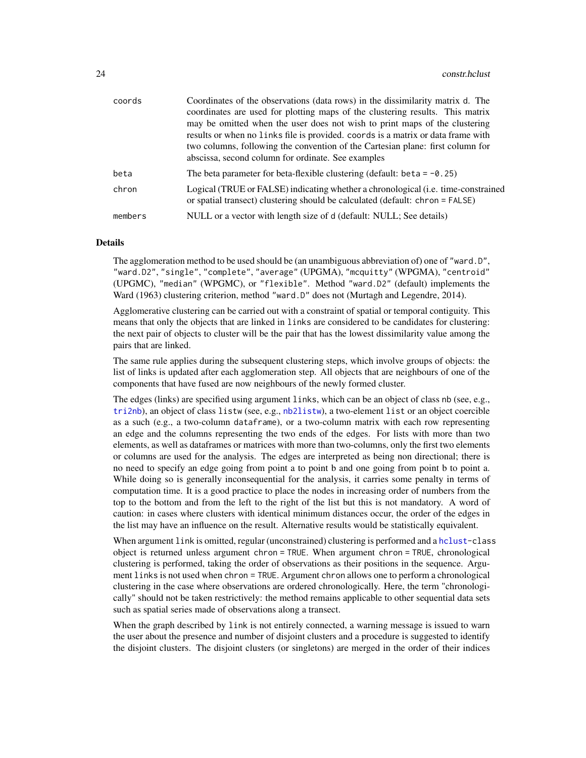| | |
|---|---|
| coords | Coordinates of the observations (data rows) in the dissimilarity matrix d. The coordinates are used for plotting maps of the clustering results. This matrix may be omitted when the user does not wish to print maps of the clustering results or when no links file is provided. coords is a matrix or data frame with two columns, following the convention of the Cartesian plane: first column for abscissa, second column for ordinate. See examples |
| beta | The beta parameter for beta-flexible clustering (default: beta = -0.25) |
| chron | Logical (TRUE or FALSE) indicating whether a chronological (i.e. time-constrained or spatial transect) clustering should be calculated (default: chron = FALSE) |
| members | NULL or a vector with length size of d (default: NULL; See details) |

## Details

The agglomeration method to be used should be (an unambiguous abbreviation of) one of "ward.D", "ward.D2", "single", "complete", "average" (UPGMA), "mcquitty" (WPGMA), "centroid" (UPGMC), "median" (WPGMC), or "flexible". Method "ward.D2" (default) implements the Ward (1963) clustering criterion, method "ward.D" does not (Murtagh and Legendre, 2014).

Agglomerative clustering can be carried out with a constraint of spatial or temporal contiguity. This means that only the objects that are linked in links are considered to be candidates for clustering: the next pair of objects to cluster will be the pair that has the lowest dissimilarity value among the pairs that are linked.

The same rule applies during the subsequent clustering steps, which involve groups of objects: the list of links is updated after each agglomeration step. All objects that are neighbours of one of the components that have fused are now neighbours of the newly formed cluster.

The edges (links) are specified using argument links, which can be an object of class nb (see, e.g., tri2nb), an object of class listw (see, e.g., nb2listw), a two-element list or an object coercible as a such (e.g., a two-column dataframe), or a two-column matrix with each row representing an edge and the columns representing the two ends of the edges. For lists with more than two elements, as well as dataframes or matrices with more than two-columns, only the first two elements or columns are used for the analysis. The edges are interpreted as being non directional; there is no need to specify an edge going from point a to point b and one going from point b to point a. While doing so is generally inconsequential for the analysis, it carries some penalty in terms of computation time. It is a good practice to place the nodes in increasing order of numbers from the top to the bottom and from the left to the right of the list but this is not mandatory. A word of caution: in cases where clusters with identical minimum distances occur, the order of the edges in the list may have an influence on the result. Alternative results would be statistically equivalent.

When argument link is omitted, regular (unconstrained) clustering is performed and a hclust-class object is returned unless argument chron = TRUE. When argument chron = TRUE, chronological clustering is performed, taking the order of observations as their positions in the sequence. Argument links is not used when chron = TRUE. Argument chron allows one to perform a chronological clustering in the case where observations are ordered chronologically. Here, the term "chronologically" should not be taken restrictively: the method remains applicable to other sequential data sets such as spatial series made of observations along a transect.

When the graph described by link is not entirely connected, a warning message is issued to warn the user about the presence and number of disjoint clusters and a procedure is suggested to identify the disjoint clusters. The disjoint clusters (or singletons) are merged in the order of their indices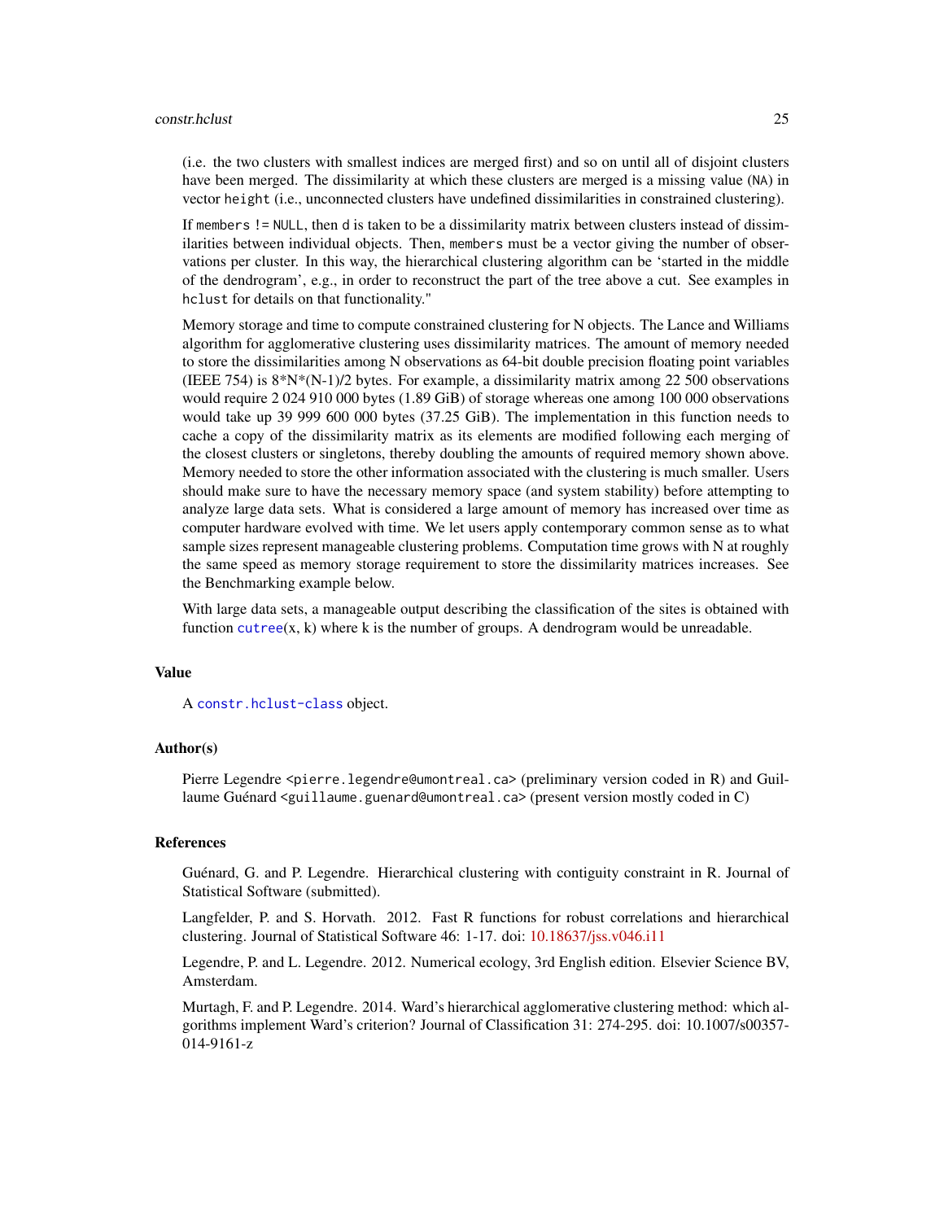(i.e. the two clusters with smallest indices are merged first) and so on until all of disjoint clusters have been merged. The dissimilarity at which these clusters are merged is a missing value (`NA`) in vector `height` (i.e., unconnected clusters have undefined dissimilarities in constrained clustering).

If `members != NULL`, then `d` is taken to be a dissimilarity matrix between clusters instead of dissimilarities between individual objects. Then, `members` must be a vector giving the number of observations per cluster. In this way, the hierarchical clustering algorithm can be 'started in the middle of the dendrogram', e.g., in order to reconstruct the part of the tree above a cut. See examples in `hclust` for details on that functionality."

Memory storage and time to compute constrained clustering for N objects. The Lance and Williams algorithm for agglomerative clustering uses dissimilarity matrices. The amount of memory needed to store the dissimilarities among N observations as 64-bit double precision floating point variables (IEEE 754) is 8*N*(N-1)/2 bytes. For example, a dissimilarity matrix among 22 500 observations would require 2 024 910 000 bytes (1.89 GiB) of storage whereas one among 100 000 observations would take up 39 999 600 000 bytes (37.25 GiB). The implementation in this function needs to cache a copy of the dissimilarity matrix as its elements are modified following each merging of the closest clusters or singletons, thereby doubling the amounts of required memory shown above. Memory needed to store the other information associated with the clustering is much smaller. Users should make sure to have the necessary memory space (and system stability) before attempting to analyze large data sets. What is considered a large amount of memory has increased over time as computer hardware evolved with time. We let users apply contemporary common sense as to what sample sizes represent manageable clustering problems. Computation time grows with N at roughly the same speed as memory storage requirement to store the dissimilarity matrices increases. See the Benchmarking example below.

With large data sets, a manageable output describing the classification of the sites is obtained with function `cutree`(x, k) where k is the number of groups. A dendrogram would be unreadable.

## Value

A `constr.hclust-class` object.

## Author(s)

Pierre Legendre <pierre.legendre@umontreal.ca> (preliminary version coded in R) and Guillaume Guénard <guillaume.guenard@umontreal.ca> (present version mostly coded in C)

## References

Guénard, G. and P. Legendre. Hierarchical clustering with contiguity constraint in R. Journal of Statistical Software (submitted).

Langfelder, P. and S. Horvath. 2012. Fast R functions for robust correlations and hierarchical clustering. Journal of Statistical Software 46: 1-17. doi: 10.18637/jss.v046.i11

Legendre, P. and L. Legendre. 2012. Numerical ecology, 3rd English edition. Elsevier Science BV, Amsterdam.

Murtagh, F. and P. Legendre. 2014. Ward's hierarchical agglomerative clustering method: which algorithms implement Ward's criterion? Journal of Classification 31: 274-295. doi: 10.1007/s00357-014-9161-z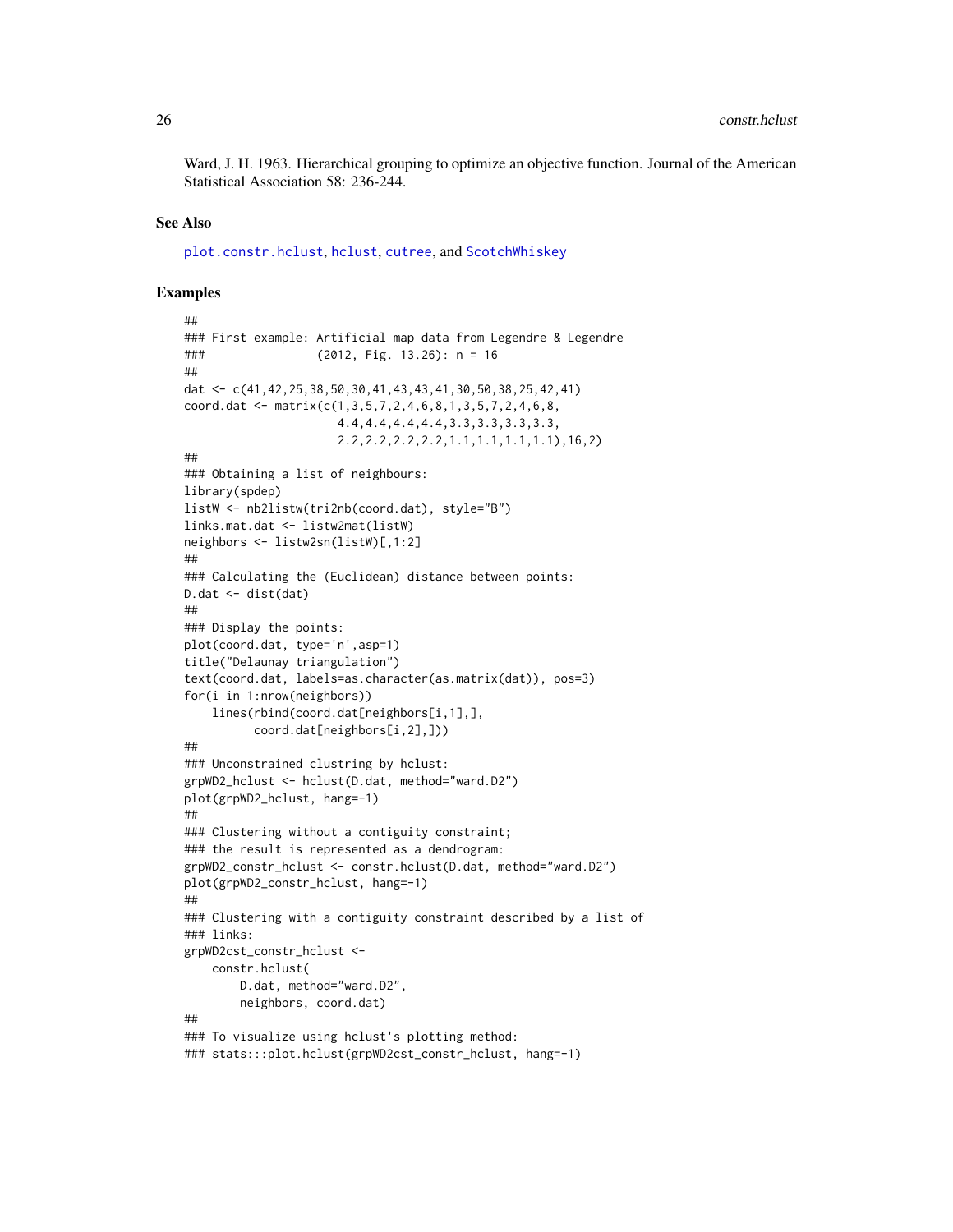Ward, J. H. 1963. Hierarchical grouping to optimize an objective function. Journal of the American Statistical Association 58: 236-244.

## See Also

plot.constr.hclust, hclust, cutree, and ScotchWhiskey

## Examples

```
##
### First example: Artificial map data from Legendre & Legendre
###                (2012, Fig. 13.26): n = 16
##
dat <- c(41,42,25,38,50,30,41,43,43,41,30,50,38,25,42,41)
coord.dat <- matrix(c(1,3,5,7,2,4,6,8,1,3,5,7,2,4,6,8,
                      4.4,4.4,4.4,4.4,3.3,3.3,3.3,3.3,
                      2.2,2.2,2.2,2.2,1.1,1.1,1.1,1.1),16,2)
##
### Obtaining a list of neighbours:
library(spdep)
listW <- nb2listw(tri2nb(coord.dat), style="B")
links.mat.dat <- listw2mat(listW)
neighbors <- listw2sn(listW)[,1:2]
##
### Calculating the (Euclidean) distance between points:
D.dat <- dist(dat)
##
### Display the points:
plot(coord.dat, type='n',asp=1)
title("Delaunay triangulation")
text(coord.dat, labels=as.character(as.matrix(dat)), pos=3)
for(i in 1:nrow(neighbors))
    lines(rbind(coord.dat[neighbors[i,1],],
          coord.dat[neighbors[i,2],]))
##
### Unconstrained clustring by hclust:
grpWD2_hclust <- hclust(D.dat, method="ward.D2")
plot(grpWD2_hclust, hang=-1)
##
### Clustering without a contiguity constraint;
### the result is represented as a dendrogram:
grpWD2_constr_hclust <- constr.hclust(D.dat, method="ward.D2")
plot(grpWD2_constr_hclust, hang=-1)
##
### Clustering with a contiguity constraint described by a list of
### links:
grpWD2cst_constr_hclust <-
    constr.hclust(
        D.dat, method="ward.D2",
        neighbors, coord.dat)
##
### To visualize using hclust's plotting method:
### stats:::plot.hclust(grpWD2cst_constr_hclust, hang=-1)
```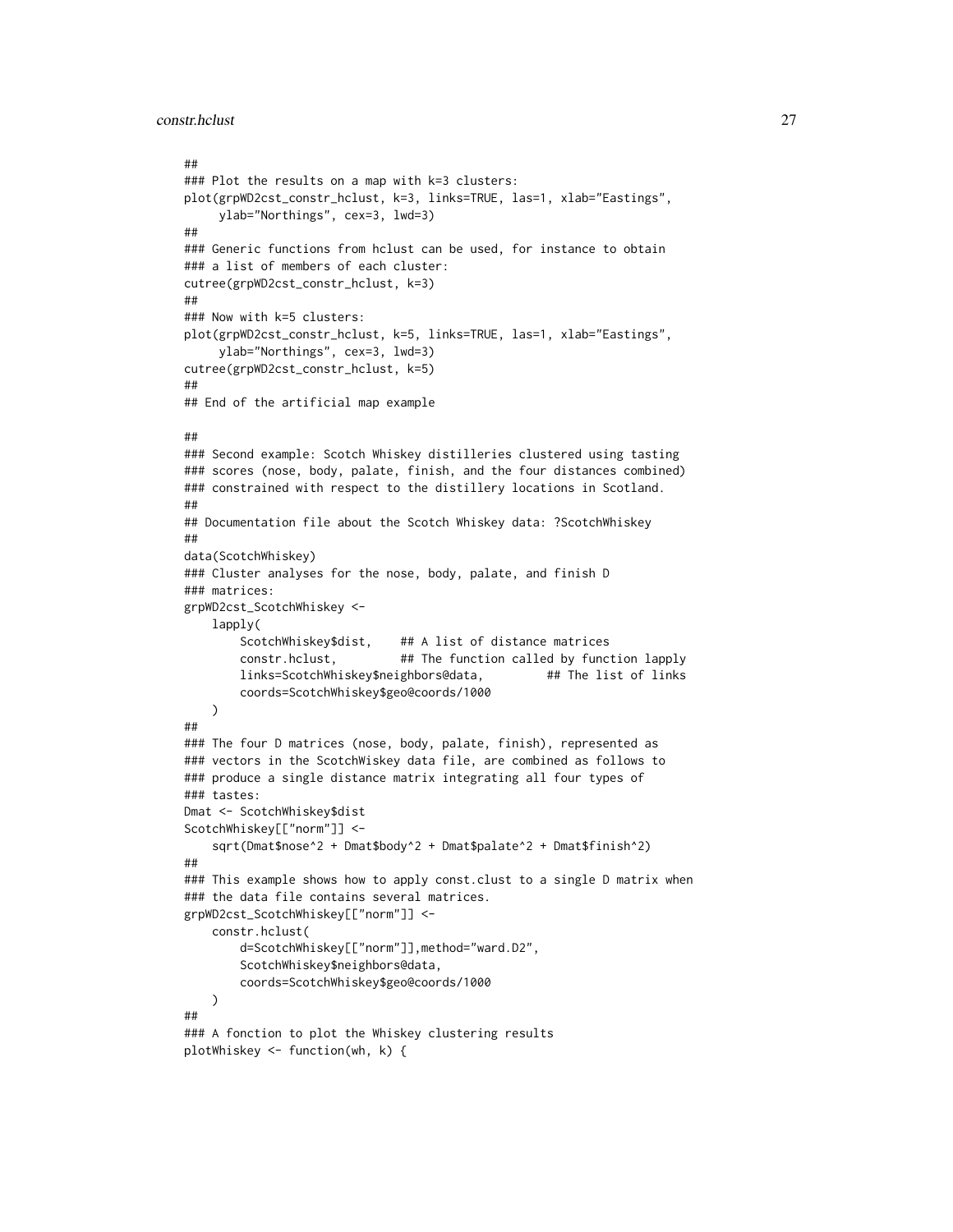```
##
### Plot the results on a map with k=3 clusters:
plot(grpWD2cst_constr_hclust, k=3, links=TRUE, las=1, xlab="Eastings",
     ylab="Northings", cex=3, lwd=3)
##
### Generic functions from hclust can be used, for instance to obtain
### a list of members of each cluster:
cutree(grpWD2cst_constr_hclust, k=3)
##
### Now with k=5 clusters:
plot(grpWD2cst_constr_hclust, k=5, links=TRUE, las=1, xlab="Eastings",
     ylab="Northings", cex=3, lwd=3)
cutree(grpWD2cst_constr_hclust, k=5)
##
## End of the artificial map example

##
### Second example: Scotch Whiskey distilleries clustered using tasting
### scores (nose, body, palate, finish, and the four distances combined)
### constrained with respect to the distillery locations in Scotland.
##
## Documentation file about the Scotch Whiskey data: ?ScotchWhiskey
##
data(ScotchWhiskey)
### Cluster analyses for the nose, body, palate, and finish D
### matrices:
grpWD2cst_ScotchWhiskey <-
    lapply(
        ScotchWhiskey$dist,    ## A list of distance matrices
        constr.hclust,         ## The function called by function lapply
        links=ScotchWhiskey$neighbors@data,         ## The list of links
        coords=ScotchWhiskey$geo@coords/1000
    )
##
### The four D matrices (nose, body, palate, finish), represented as
### vectors in the ScotchWiskey data file, are combined as follows to
### produce a single distance matrix integrating all four types of
### tastes:
Dmat <- ScotchWhiskey$dist
ScotchWhiskey[["norm"]] <-
    sqrt(Dmat$nose^2 + Dmat$body^2 + Dmat$palate^2 + Dmat$finish^2)
##
### This example shows how to apply const.clust to a single D matrix when
### the data file contains several matrices.
grpWD2cst_ScotchWhiskey[["norm"]] <-
    constr.hclust(
        d=ScotchWhiskey[["norm"]],method="ward.D2",
        ScotchWhiskey$neighbors@data,
        coords=ScotchWhiskey$geo@coords/1000
    )
##
### A fonction to plot the Whiskey clustering results
plotWhiskey <- function(wh, k) {
```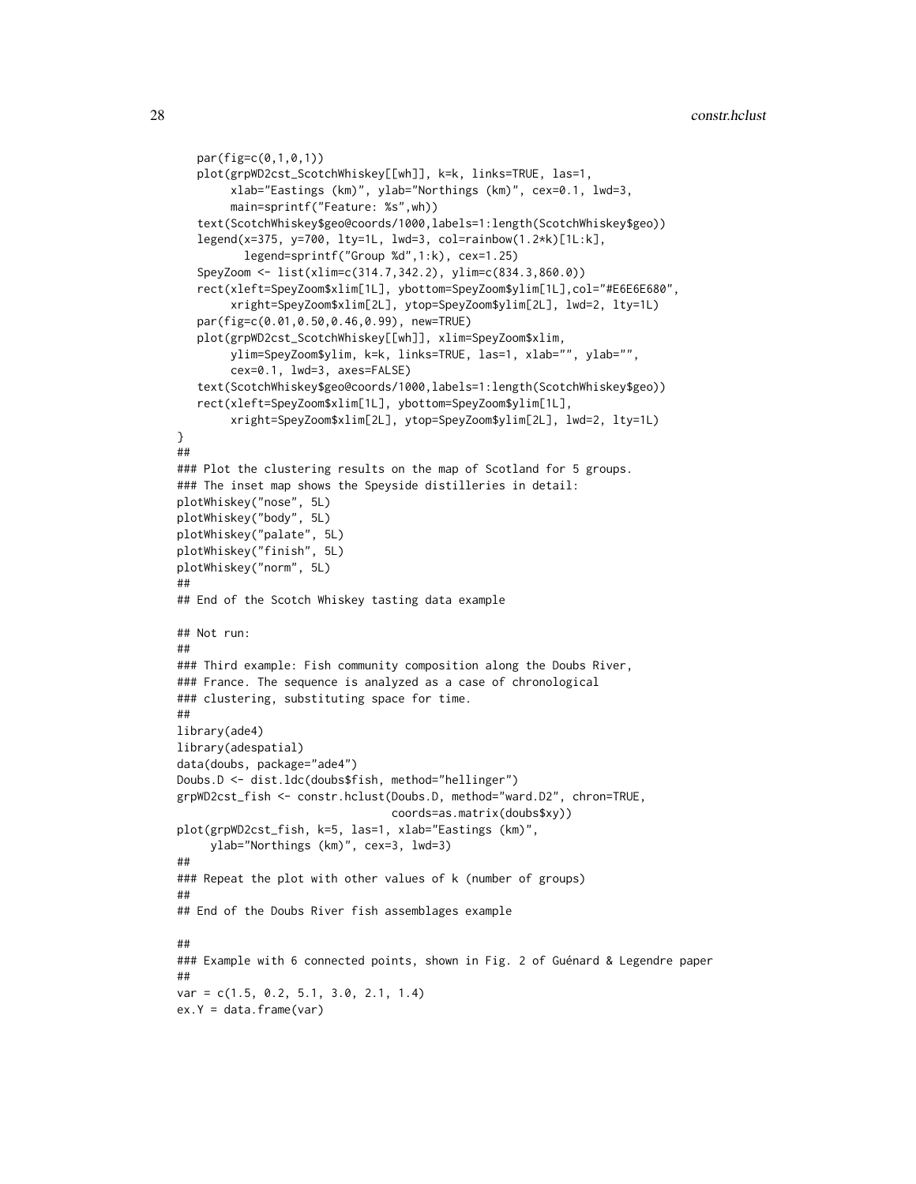```
    par(fig=c(0,1,0,1))
    plot(grpWD2cst_ScotchWhiskey[[wh]], k=k, links=TRUE, las=1,
         xlab="Eastings (km)", ylab="Northings (km)", cex=0.1, lwd=3,
         main=sprintf("Feature: %s",wh))
    text(ScotchWhiskey$geo@coords/1000,labels=1:length(ScotchWhiskey$geo))
    legend(x=375, y=700, lty=1L, lwd=3, col=rainbow(1.2*k)[1L:k],
           legend=sprintf("Group %d",1:k), cex=1.25)
    SpeyZoom <- list(xlim=c(314.7,342.2), ylim=c(834.3,860.0))
    rect(xleft=SpeyZoom$xlim[1L], ybottom=SpeyZoom$ylim[1L],col="#E6E6E680",
         xright=SpeyZoom$xlim[2L], ytop=SpeyZoom$ylim[2L], lwd=2, lty=1L)
    par(fig=c(0.01,0.50,0.46,0.99), new=TRUE)
    plot(grpWD2cst_ScotchWhiskey[[wh]], xlim=SpeyZoom$xlim,
         ylim=SpeyZoom$ylim, k=k, links=TRUE, las=1, xlab="", ylab="",
         cex=0.1, lwd=3, axes=FALSE)
    text(ScotchWhiskey$geo@coords/1000,labels=1:length(ScotchWhiskey$geo))
    rect(xleft=SpeyZoom$xlim[1L], ybottom=SpeyZoom$ylim[1L],
         xright=SpeyZoom$xlim[2L], ytop=SpeyZoom$ylim[2L], lwd=2, lty=1L)
}
##
### Plot the clustering results on the map of Scotland for 5 groups.
### The inset map shows the Speyside distilleries in detail:
plotWhiskey("nose", 5L)
plotWhiskey("body", 5L)
plotWhiskey("palate", 5L)
plotWhiskey("finish", 5L)
plotWhiskey("norm", 5L)
##
## End of the Scotch Whiskey tasting data example

## Not run:
##
### Third example: Fish community composition along the Doubs River,
### France. The sequence is analyzed as a case of chronological
### clustering, substituting space for time.
##
library(ade4)
library(adespatial)
data(doubs, package="ade4")
Doubs.D <- dist.ldc(doubs$fish, method="hellinger")
grpWD2cst_fish <- constr.hclust(Doubs.D, method="ward.D2", chron=TRUE,
                                coords=as.matrix(doubs$xy))
plot(grpWD2cst_fish, k=5, las=1, xlab="Eastings (km)",
     ylab="Northings (km)", cex=3, lwd=3)
##
### Repeat the plot with other values of k (number of groups)
##
## End of the Doubs River fish assemblages example

##
### Example with 6 connected points, shown in Fig. 2 of Guénard & Legendre paper
##
var = c(1.5, 0.2, 5.1, 3.0, 2.1, 1.4)
ex.Y = data.frame(var)
```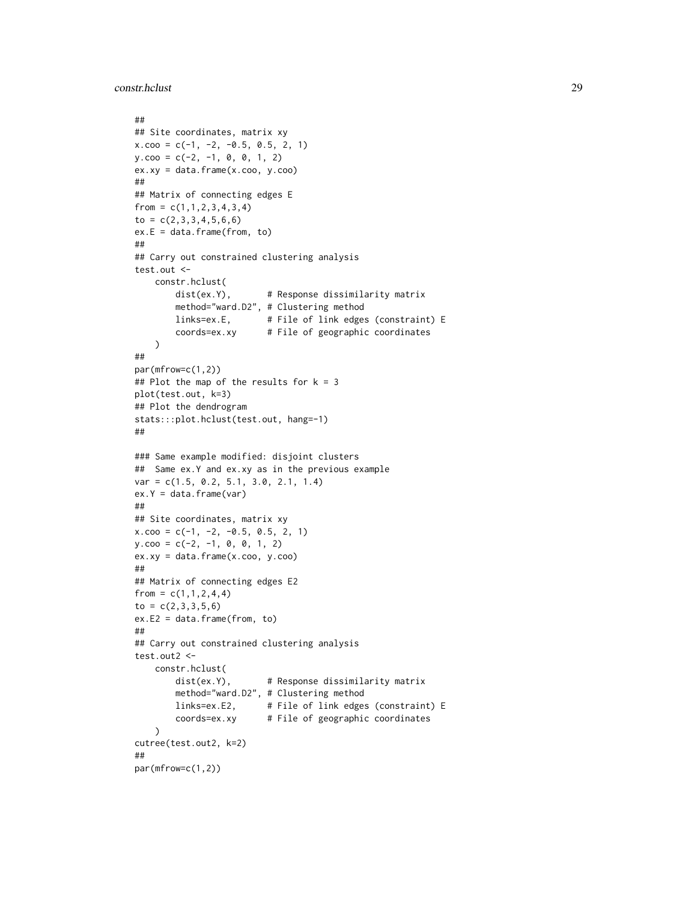```
##
## Site coordinates, matrix xy
x.coo = c(-1, -2, -0.5, 0.5, 2, 1)
y.coo = c(-2, -1, 0, 0, 1, 2)
ex.xy = data.frame(x.coo, y.coo)
##
## Matrix of connecting edges E
from = c(1,1,2,3,4,3,4)
to = c(2,3,3,4,5,6,6)
ex.E = data.frame(from, to)
##
## Carry out constrained clustering analysis
test.out <-
    constr.hclust(
        dist(ex.Y),       # Response dissimilarity matrix
        method="ward.D2", # Clustering method
        links=ex.E,       # File of link edges (constraint) E
        coords=ex.xy      # File of geographic coordinates
    )
##
par(mfrow=c(1,2))
## Plot the map of the results for k = 3
plot(test.out, k=3)
## Plot the dendrogram
stats:::plot.hclust(test.out, hang=-1)
##

### Same example modified: disjoint clusters
##  Same ex.Y and ex.xy as in the previous example
var = c(1.5, 0.2, 5.1, 3.0, 2.1, 1.4)
ex.Y = data.frame(var)
##
## Site coordinates, matrix xy
x.coo = c(-1, -2, -0.5, 0.5, 2, 1)
y.coo = c(-2, -1, 0, 0, 1, 2)
ex.xy = data.frame(x.coo, y.coo)
##
## Matrix of connecting edges E2
from = c(1,1,2,4,4)
to = c(2,3,3,5,6)
ex.E2 = data.frame(from, to)
##
## Carry out constrained clustering analysis
test.out2 <-
    constr.hclust(
        dist(ex.Y),       # Response dissimilarity matrix
        method="ward.D2", # Clustering method
        links=ex.E2,      # File of link edges (constraint) E
        coords=ex.xy      # File of geographic coordinates
    )
cutree(test.out2, k=2)
##
par(mfrow=c(1,2))
```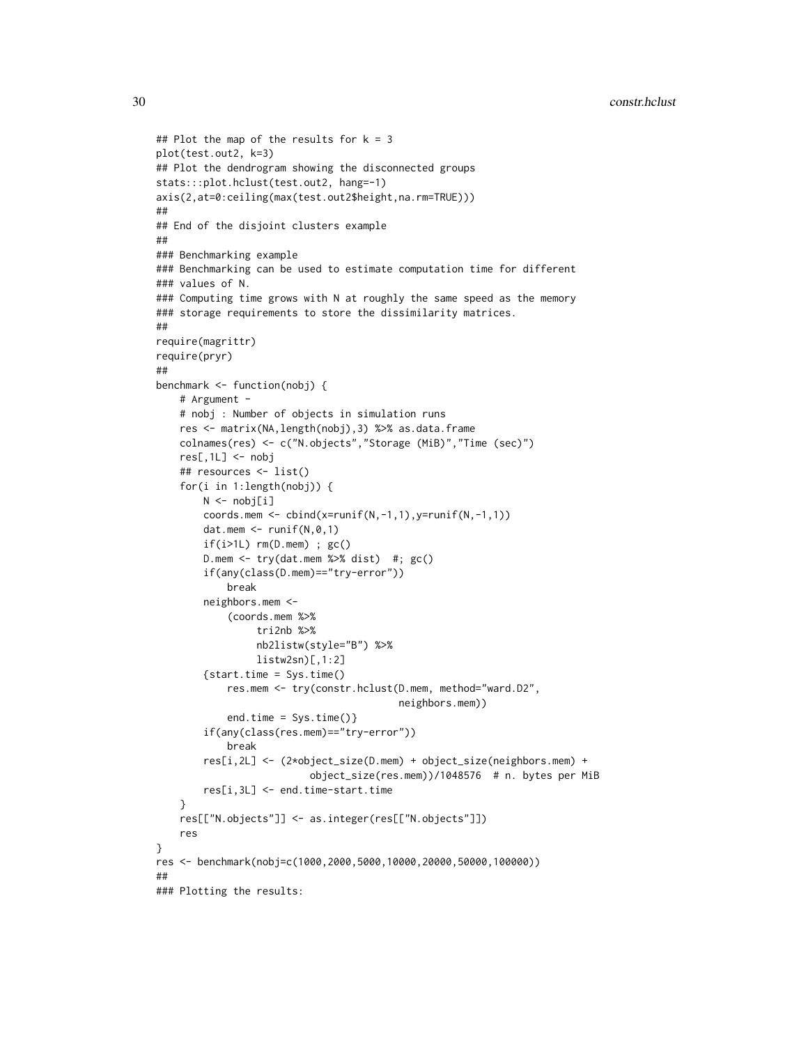```
## Plot the map of the results for k = 3
plot(test.out2, k=3)
## Plot the dendrogram showing the disconnected groups
stats:::plot.hclust(test.out2, hang=-1)
axis(2,at=0:ceiling(max(test.out2$height,na.rm=TRUE)))
##
## End of the disjoint clusters example
##
### Benchmarking example
### Benchmarking can be used to estimate computation time for different
### values of N.
### Computing time grows with N at roughly the same speed as the memory
### storage requirements to store the dissimilarity matrices.
##
require(magrittr)
require(pryr)
##
benchmark <- function(nobj) {
    # Argument -
    # nobj : Number of objects in simulation runs
    res <- matrix(NA,length(nobj),3) %>% as.data.frame
    colnames(res) <- c("N.objects","Storage (MiB)","Time (sec)")
    res[,1L] <- nobj
    ## resources <- list()
    for(i in 1:length(nobj)) {
        N <- nobj[i]
        coords.mem <- cbind(x=runif(N,-1,1),y=runif(N,-1,1))
        dat.mem <- runif(N,0,1)
        if(i>1L) rm(D.mem) ; gc()
        D.mem <- try(dat.mem %>% dist)  #; gc()
        if(any(class(D.mem)=="try-error"))
            break
        neighbors.mem <-
            (coords.mem %>%
                 tri2nb %>%
                 nb2listw(style="B") %>%
                 listw2sn)[,1:2]
        {start.time = Sys.time()
            res.mem <- try(constr.hclust(D.mem, method="ward.D2",
                                         neighbors.mem))
            end.time = Sys.time()}
        if(any(class(res.mem)=="try-error"))
            break
        res[i,2L] <- (2*object_size(D.mem) + object_size(neighbors.mem) +
                          object_size(res.mem))/1048576  # n. bytes per MiB
        res[i,3L] <- end.time-start.time
    }
    res[["N.objects"]] <- as.integer(res[["N.objects"]])
    res
}
res <- benchmark(nobj=c(1000,2000,5000,10000,20000,50000,100000))
##
### Plotting the results:
```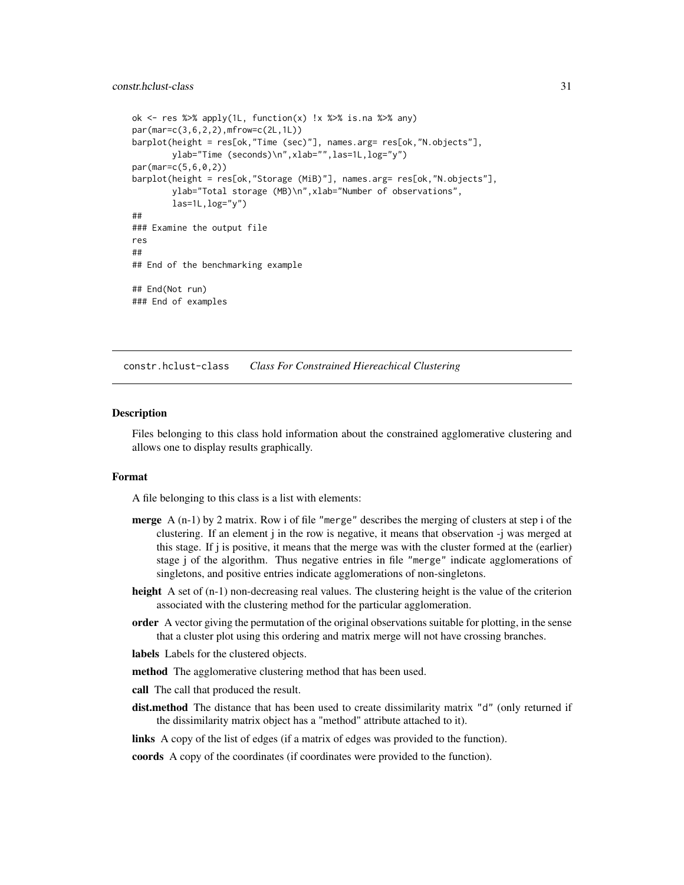```
ok <- res %>% apply(1L, function(x) !x %>% is.na %>% any)
par(mar=c(3,6,2,2),mfrow=c(2L,1L))
barplot(height = res[ok,"Time (sec)"], names.arg= res[ok,"N.objects"],
        ylab="Time (seconds)\n",xlab="",las=1L,log="y")
par(mar=c(5,6,0,2))
barplot(height = res[ok,"Storage (MiB)"], names.arg= res[ok,"N.objects"],
        ylab="Total storage (MB)\n",xlab="Number of observations",
        las=1L,log="y")
##
### Examine the output file
res
##
## End of the benchmarking example

## End(Not run)
### End of examples
```

---

## constr.hclust-class    *Class For Constrained Hiereachical Clustering*

---

### Description

Files belonging to this class hold information about the constrained agglomerative clustering and allows one to display results graphically.

### Format

A file belonging to this class is a list with elements:

**merge** A (n-1) by 2 matrix. Row i of file "merge" describes the merging of clusters at step i of the clustering. If an element j in the row is negative, it means that observation -j was merged at this stage. If j is positive, it means that the merge was with the cluster formed at the (earlier) stage j of the algorithm. Thus negative entries in file "merge" indicate agglomerations of singletons, and positive entries indicate agglomerations of non-singletons.

**height** A set of (n-1) non-decreasing real values. The clustering height is the value of the criterion associated with the clustering method for the particular agglomeration.

**order** A vector giving the permutation of the original observations suitable for plotting, in the sense that a cluster plot using this ordering and matrix merge will not have crossing branches.

**labels** Labels for the clustered objects.

**method** The agglomerative clustering method that has been used.

**call** The call that produced the result.

**dist.method** The distance that has been used to create dissimilarity matrix "d" (only returned if the dissimilarity matrix object has a "method" attribute attached to it).

**links** A copy of the list of edges (if a matrix of edges was provided to the function).

**coords** A copy of the coordinates (if coordinates were provided to the function).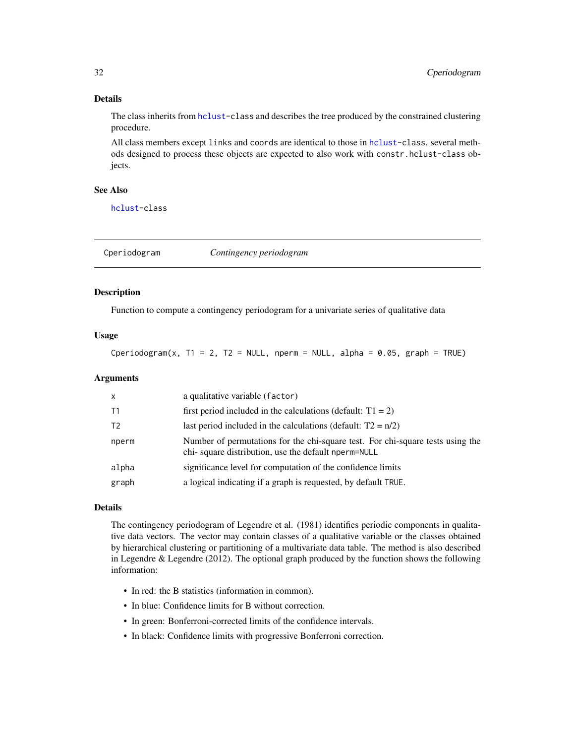### Details

The class inherits from hclust-class and describes the tree produced by the constrained clustering procedure.

All class members except links and coords are identical to those in hclust-class. several methods designed to process these objects are expected to also work with constr.hclust-class objects.

### See Also

hclust-class

---

## Cperiodogram *Contingency periodogram*

### Description

Function to compute a contingency periodogram for a univariate series of qualitative data

### Usage

```
Cperiodogram(x, T1 = 2, T2 = NULL, nperm = NULL, alpha = 0.05, graph = TRUE)
```

### Arguments

| | |
|---|---|
| x | a qualitative variable (factor) |
| T1 | first period included in the calculations (default: T1 = 2) |
| T2 | last period included in the calculations (default: T2 = n/2) |
| nperm | Number of permutations for the chi-square test. For chi-square tests using the chi- square distribution, use the default nperm=NULL |
| alpha | significance level for computation of the confidence limits |
| graph | a logical indicating if a graph is requested, by default TRUE. |

### Details

The contingency periodogram of Legendre et al. (1981) identifies periodic components in qualitative data vectors. The vector may contain classes of a qualitative variable or the classes obtained by hierarchical clustering or partitioning of a multivariate data table. The method is also described in Legendre & Legendre (2012). The optional graph produced by the function shows the following information:

- In red: the B statistics (information in common).
- In blue: Confidence limits for B without correction.
- In green: Bonferroni-corrected limits of the confidence intervals.
- In black: Confidence limits with progressive Bonferroni correction.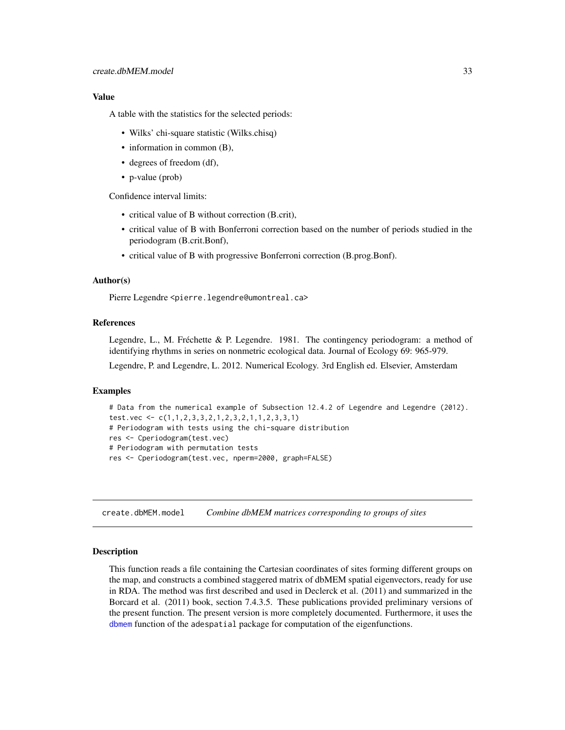### Value

A table with the statistics for the selected periods:

- Wilks' chi-square statistic (Wilks.chisq)
- information in common (B),
- degrees of freedom (df),
- p-value (prob)

Confidence interval limits:

- critical value of B without correction (B.crit),
- critical value of B with Bonferroni correction based on the number of periods studied in the periodogram (B.crit.Bonf),
- critical value of B with progressive Bonferroni correction (B.prog.Bonf).

### Author(s)

Pierre Legendre <pierre.legendre@umontreal.ca>

### References

Legendre, L., M. Fréchette & P. Legendre. 1981. The contingency periodogram: a method of identifying rhythms in series on nonmetric ecological data. Journal of Ecology 69: 965-979.

Legendre, P. and Legendre, L. 2012. Numerical Ecology. 3rd English ed. Elsevier, Amsterdam

### Examples

```
# Data from the numerical example of Subsection 12.4.2 of Legendre and Legendre (2012).
test.vec <- c(1,1,2,3,3,2,1,2,3,2,1,1,2,3,3,1)
# Periodogram with tests using the chi-square distribution
res <- Cperiodogram(test.vec)
# Periodogram with permutation tests
res <- Cperiodogram(test.vec, nperm=2000, graph=FALSE)
```

---

## create.dbMEM.model *Combine dbMEM matrices corresponding to groups of sites*

### Description

This function reads a file containing the Cartesian coordinates of sites forming different groups on the map, and constructs a combined staggered matrix of dbMEM spatial eigenvectors, ready for use in RDA. The method was first described and used in Declerck et al. (2011) and summarized in the Borcard et al. (2011) book, section 7.4.3.5. These publications provided preliminary versions of the present function. The present version is more completely documented. Furthermore, it uses the dbmem function of the adespatial package for computation of the eigenfunctions.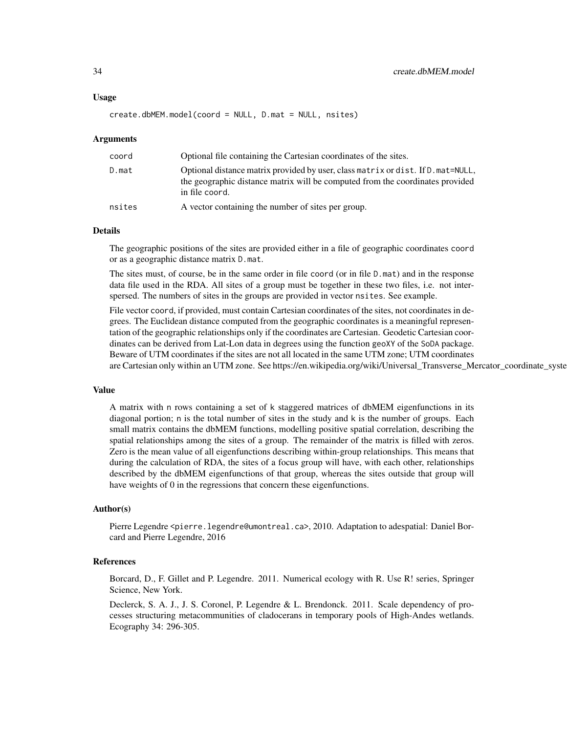### Usage

```
create.dbMEM.model(coord = NULL, D.mat = NULL, nsites)
```

### Arguments

| | |
|---|---|
| coord | Optional file containing the Cartesian coordinates of the sites. |
| D.mat | Optional distance matrix provided by user, class matrix or dist. If D.mat=NULL, the geographic distance matrix will be computed from the coordinates provided in file coord. |
| nsites | A vector containing the number of sites per group. |

### Details

The geographic positions of the sites are provided either in a file of geographic coordinates coord or as a geographic distance matrix D.mat.

The sites must, of course, be in the same order in file coord (or in file D.mat) and in the response data file used in the RDA. All sites of a group must be together in these two files, i.e. not interspersed. The numbers of sites in the groups are provided in vector nsites. See example.

File vector coord, if provided, must contain Cartesian coordinates of the sites, not coordinates in degrees. The Euclidean distance computed from the geographic coordinates is a meaningful representation of the geographic relationships only if the coordinates are Cartesian. Geodetic Cartesian coordinates can be derived from Lat-Lon data in degrees using the function geoXY of the SoDA package. Beware of UTM coordinates if the sites are not all located in the same UTM zone; UTM coordinates are Cartesian only within an UTM zone. See https://en.wikipedia.org/wiki/Universal_Transverse_Mercator_coordinate_syste

### Value

A matrix with n rows containing a set of k staggered matrices of dbMEM eigenfunctions in its diagonal portion; n is the total number of sites in the study and k is the number of groups. Each small matrix contains the dbMEM functions, modelling positive spatial correlation, describing the spatial relationships among the sites of a group. The remainder of the matrix is filled with zeros. Zero is the mean value of all eigenfunctions describing within-group relationships. This means that during the calculation of RDA, the sites of a focus group will have, with each other, relationships described by the dbMEM eigenfunctions of that group, whereas the sites outside that group will have weights of 0 in the regressions that concern these eigenfunctions.

### Author(s)

Pierre Legendre <pierre.legendre@umontreal.ca>, 2010. Adaptation to adespatial: Daniel Borcard and Pierre Legendre, 2016

### References

Borcard, D., F. Gillet and P. Legendre. 2011. Numerical ecology with R. Use R! series, Springer Science, New York.

Declerck, S. A. J., J. S. Coronel, P. Legendre & L. Brendonck. 2011. Scale dependency of processes structuring metacommunities of cladocerans in temporary pools of High-Andes wetlands. Ecography 34: 296-305.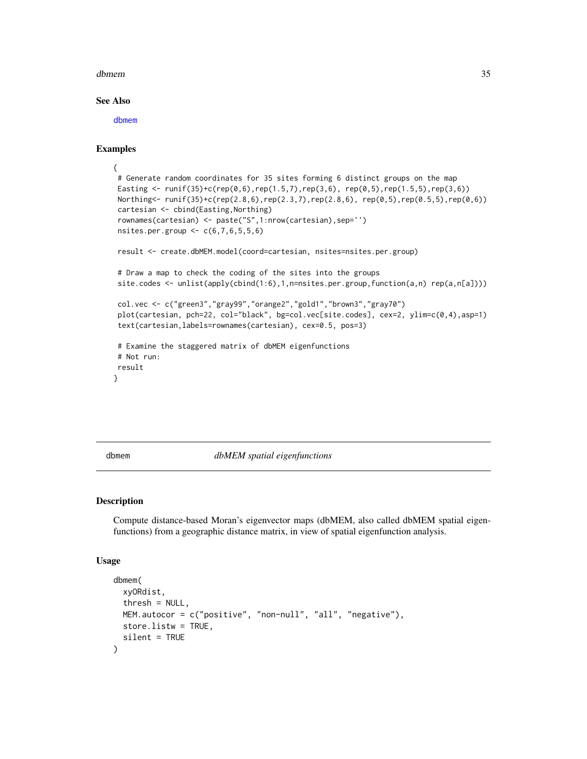## See Also

dbmem

## Examples

```
{
 # Generate random coordinates for 35 sites forming 6 distinct groups on the map
 Easting <- runif(35)+c(rep(0,6),rep(1.5,7),rep(3,6), rep(0,5),rep(1.5,5),rep(3,6))
 Northing<- runif(35)+c(rep(2.8,6),rep(2.3,7),rep(2.8,6), rep(0,5),rep(0.5,5),rep(0,6))
 cartesian <- cbind(Easting,Northing)
 rownames(cartesian) <- paste("S",1:nrow(cartesian),sep='')
 nsites.per.group <- c(6,7,6,5,5,6)

 result <- create.dbMEM.model(coord=cartesian, nsites=nsites.per.group)

 # Draw a map to check the coding of the sites into the groups
 site.codes <- unlist(apply(cbind(1:6),1,n=nsites.per.group,function(a,n) rep(a,n[a])))

 col.vec <- c("green3","gray99","orange2","gold1","brown3","gray70")
 plot(cartesian, pch=22, col="black", bg=col.vec[site.codes], cex=2, ylim=c(0,4),asp=1)
 text(cartesian,labels=rownames(cartesian), cex=0.5, pos=3)

 # Examine the staggered matrix of dbMEM eigenfunctions
 # Not run:
 result
}
```

---

# dbmem *dbMEM spatial eigenfunctions*

## Description

Compute distance-based Moran's eigenvector maps (dbMEM, also called dbMEM spatial eigenfunctions) from a geographic distance matrix, in view of spatial eigenfunction analysis.

## Usage

```
dbmem(
  xyORdist,
  thresh = NULL,
  MEM.autocor = c("positive", "non-null", "all", "negative"),
  store.listw = TRUE,
  silent = TRUE
)
```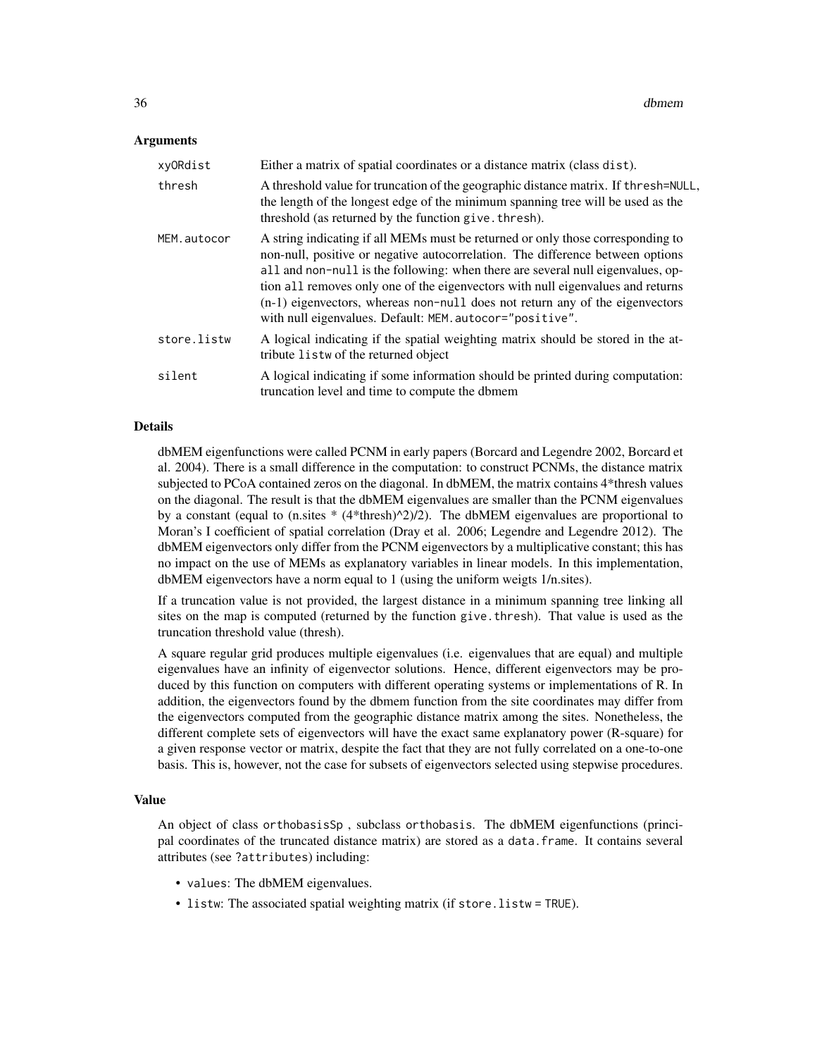### Arguments

| | |
|---|---|
| `xyORdist` | Either a matrix of spatial coordinates or a distance matrix (class `dist`). |
| `thresh` | A threshold value for truncation of the geographic distance matrix. If `thresh=NULL`, the length of the longest edge of the minimum spanning tree will be used as the threshold (as returned by the function `give.thresh`). |
| `MEM.autocor` | A string indicating if all MEMs must be returned or only those corresponding to non-null, positive or negative autocorrelation. The difference between options `all` and `non-null` is the following: when there are several null eigenvalues, option `all` removes only one of the eigenvectors with null eigenvalues and returns (n-1) eigenvectors, whereas `non-null` does not return any of the eigenvectors with null eigenvalues. Default: `MEM.autocor="positive"`. |
| `store.listw` | A logical indicating if the spatial weighting matrix should be stored in the attribute `listw` of the returned object |
| `silent` | A logical indicating if some information should be printed during computation: truncation level and time to compute the dbmem |

### Details

dbMEM eigenfunctions were called PCNM in early papers (Borcard and Legendre 2002, Borcard et al. 2004). There is a small difference in the computation: to construct PCNMs, the distance matrix subjected to PCoA contained zeros on the diagonal. In dbMEM, the matrix contains 4*thresh values on the diagonal. The result is that the dbMEM eigenvalues are smaller than the PCNM eigenvalues by a constant (equal to (n.sites * (4*thresh)^2)/2). The dbMEM eigenvalues are proportional to Moran's I coefficient of spatial correlation (Dray et al. 2006; Legendre and Legendre 2012). The dbMEM eigenvectors only differ from the PCNM eigenvectors by a multiplicative constant; this has no impact on the use of MEMs as explanatory variables in linear models. In this implementation, dbMEM eigenvectors have a norm equal to 1 (using the uniform weigts 1/n.sites).

If a truncation value is not provided, the largest distance in a minimum spanning tree linking all sites on the map is computed (returned by the function `give.thresh`). That value is used as the truncation threshold value (thresh).

A square regular grid produces multiple eigenvalues (i.e. eigenvalues that are equal) and multiple eigenvalues have an infinity of eigenvector solutions. Hence, different eigenvectors may be produced by this function on computers with different operating systems or implementations of R. In addition, the eigenvectors found by the dbmem function from the site coordinates may differ from the eigenvectors computed from the geographic distance matrix among the sites. Nonetheless, the different complete sets of eigenvectors will have the exact same explanatory power (R-square) for a given response vector or matrix, despite the fact that they are not fully correlated on a one-to-one basis. This is, however, not the case for subsets of eigenvectors selected using stepwise procedures.

### Value

An object of class `orthobasisSp` , subclass `orthobasis`. The dbMEM eigenfunctions (principal coordinates of the truncated distance matrix) are stored as a `data.frame`. It contains several attributes (see `?attributes`) including:

- `values`: The dbMEM eigenvalues.
- `listw`: The associated spatial weighting matrix (if `store.listw = TRUE`).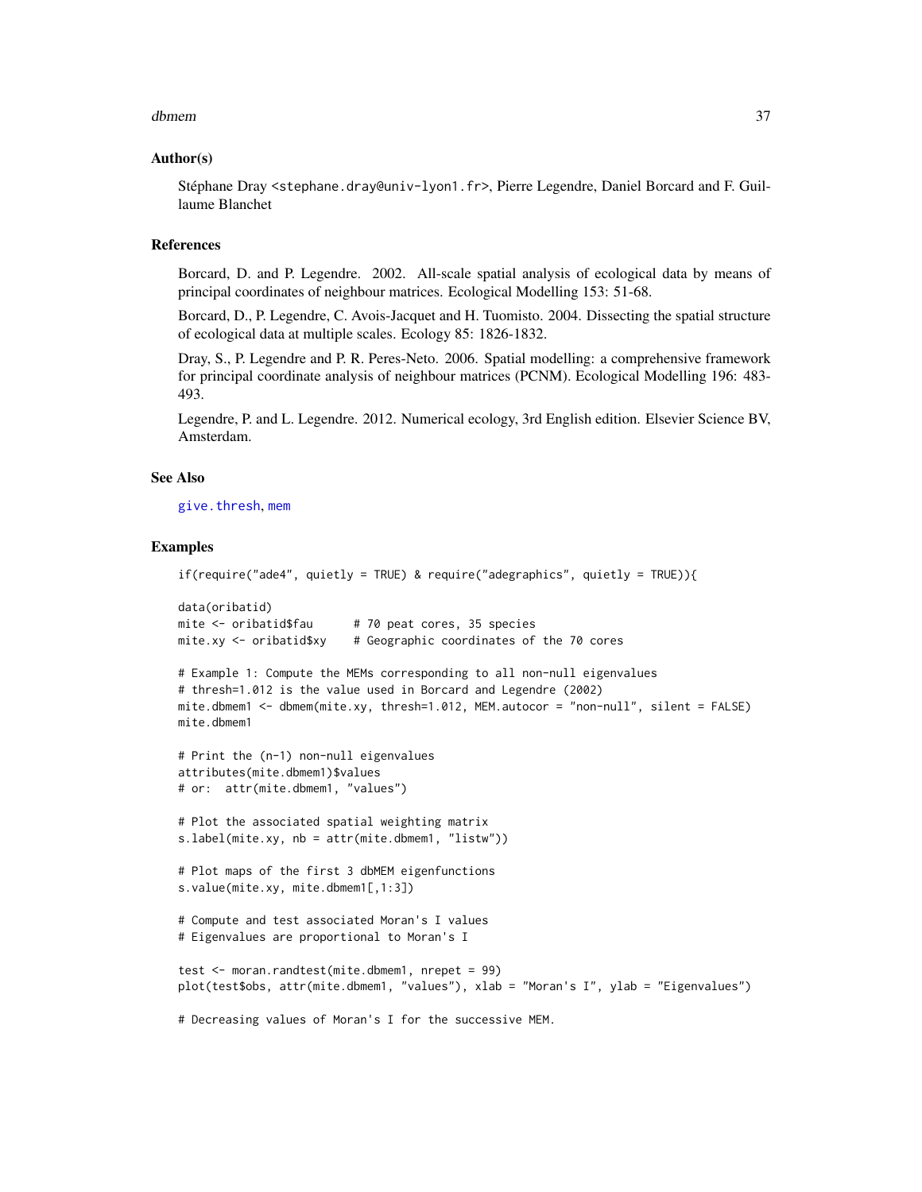## Author(s)

Stéphane Dray <stephane.dray@univ-lyon1.fr>, Pierre Legendre, Daniel Borcard and F. Guillaume Blanchet

## References

Borcard, D. and P. Legendre. 2002. All-scale spatial analysis of ecological data by means of principal coordinates of neighbour matrices. Ecological Modelling 153: 51-68.

Borcard, D., P. Legendre, C. Avois-Jacquet and H. Tuomisto. 2004. Dissecting the spatial structure of ecological data at multiple scales. Ecology 85: 1826-1832.

Dray, S., P. Legendre and P. R. Peres-Neto. 2006. Spatial modelling: a comprehensive framework for principal coordinate analysis of neighbour matrices (PCNM). Ecological Modelling 196: 483-493.

Legendre, P. and L. Legendre. 2012. Numerical ecology, 3rd English edition. Elsevier Science BV, Amsterdam.

## See Also

give.thresh, mem

## Examples

```
if(require("ade4", quietly = TRUE) & require("adegraphics", quietly = TRUE)){

data(oribatid)
mite <- oribatid$fau      # 70 peat cores, 35 species
mite.xy <- oribatid$xy    # Geographic coordinates of the 70 cores

# Example 1: Compute the MEMs corresponding to all non-null eigenvalues
# thresh=1.012 is the value used in Borcard and Legendre (2002)
mite.dbmem1 <- dbmem(mite.xy, thresh=1.012, MEM.autocor = "non-null", silent = FALSE)
mite.dbmem1

# Print the (n-1) non-null eigenvalues
attributes(mite.dbmem1)$values
# or:  attr(mite.dbmem1, "values")

# Plot the associated spatial weighting matrix
s.label(mite.xy, nb = attr(mite.dbmem1, "listw"))

# Plot maps of the first 3 dbMEM eigenfunctions
s.value(mite.xy, mite.dbmem1[,1:3])

# Compute and test associated Moran's I values
# Eigenvalues are proportional to Moran's I

test <- moran.randtest(mite.dbmem1, nrepet = 99)
plot(test$obs, attr(mite.dbmem1, "values"), xlab = "Moran's I", ylab = "Eigenvalues")

# Decreasing values of Moran's I for the successive MEM.
```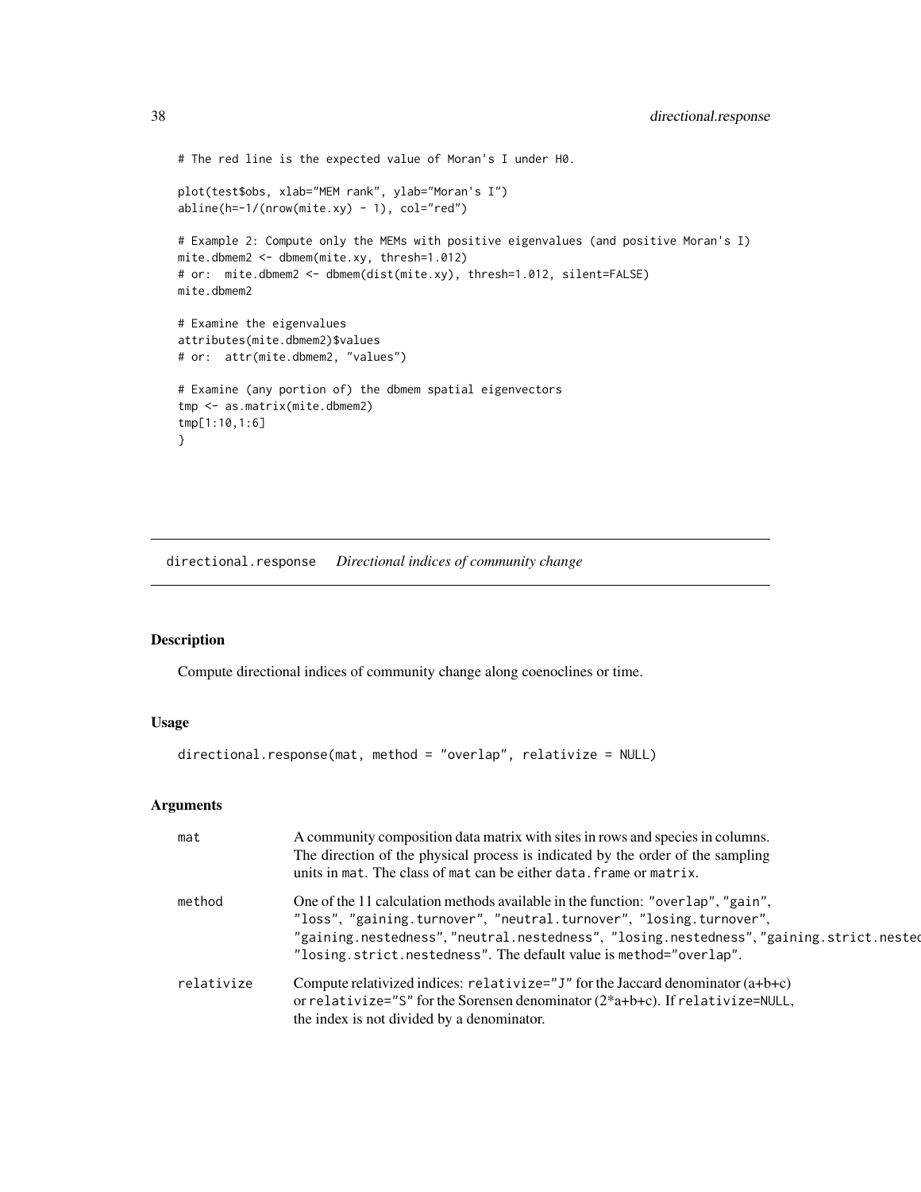```
# The red line is the expected value of Moran's I under H0.

plot(test$obs, xlab="MEM rank", ylab="Moran's I")
abline(h=-1/(nrow(mite.xy) - 1), col="red")

# Example 2: Compute only the MEMs with positive eigenvalues (and positive Moran's I)
mite.dbmem2 <- dbmem(mite.xy, thresh=1.012)
# or:  mite.dbmem2 <- dbmem(dist(mite.xy), thresh=1.012, silent=FALSE)
mite.dbmem2

# Examine the eigenvalues
attributes(mite.dbmem2)$values
# or:  attr(mite.dbmem2, "values")

# Examine (any portion of) the dbmem spatial eigenvectors
tmp <- as.matrix(mite.dbmem2)
tmp[1:10,1:6]
}
```

---

## directional.response *Directional indices of community change*

### Description

Compute directional indices of community change along coenoclines or time.

### Usage

```
directional.response(mat, method = "overlap", relativize = NULL)
```

### Arguments

| | |
|---|---|
| `mat` | A community composition data matrix with sites in rows and species in columns. The direction of the physical process is indicated by the order of the sampling units in `mat`. The class of `mat` can be either `data.frame` or `matrix`. |
| `method` | One of the 11 calculation methods available in the function: `"overlap"`, `"gain"`, `"loss"`, `"gaining.turnover"`, `"neutral.turnover"`, `"losing.turnover"`, `"gaining.nestedness"`, `"neutral.nestedness"`, `"losing.nestedness"`, `"gaining.strict.nested` `"losing.strict.nestedness"`. The default value is `method="overlap"`. |
| `relativize` | Compute relativized indices: `relativize="J"` for the Jaccard denominator (a+b+c) or `relativize="S"` for the Sorensen denominator (2*a+b+c). If `relativize=NULL`, the index is not divided by a denominator. |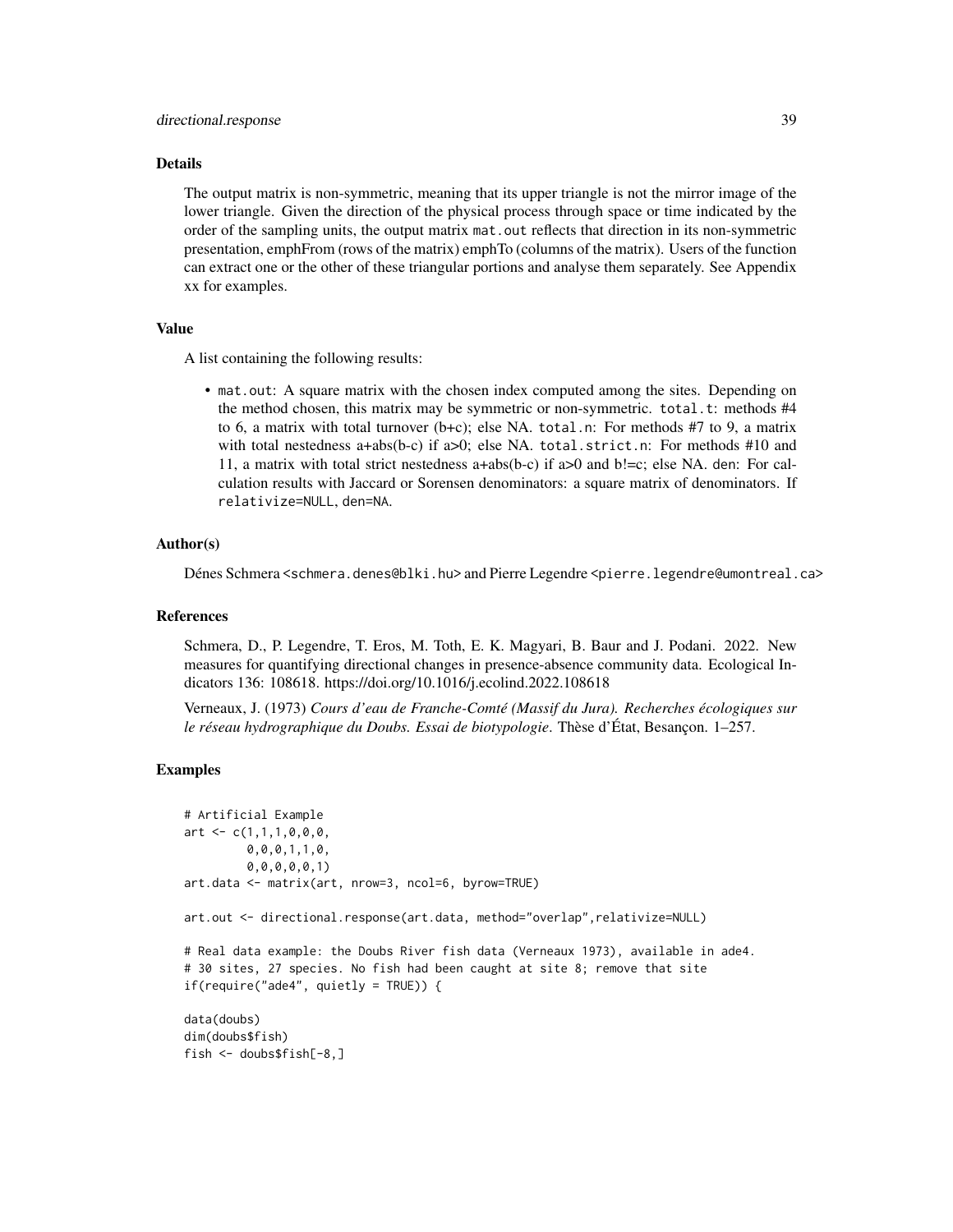### Details

The output matrix is non-symmetric, meaning that its upper triangle is not the mirror image of the lower triangle. Given the direction of the physical process through space or time indicated by the order of the sampling units, the output matrix `mat.out` reflects that direction in its non-symmetric presentation, emphFrom (rows of the matrix) emphTo (columns of the matrix). Users of the function can extract one or the other of these triangular portions and analyse them separately. See Appendix xx for examples.

### Value

A list containing the following results:

- `mat.out`: A square matrix with the chosen index computed among the sites. Depending on the method chosen, this matrix may be symmetric or non-symmetric. `total.t`: methods #4 to 6, a matrix with total turnover (b+c); else NA. `total.n`: For methods #7 to 9, a matrix with total nestedness a+abs(b-c) if a>0; else NA. `total.strict.n`: For methods #10 and 11, a matrix with total strict nestedness a+abs(b-c) if a>0 and b!=c; else NA. `den`: For calculation results with Jaccard or Sorensen denominators: a square matrix of denominators. If `relativize=NULL`, `den=NA`.

### Author(s)

Dénes Schmera <schmera.denes@blki.hu> and Pierre Legendre <pierre.legendre@umontreal.ca>

### References

Schmera, D., P. Legendre, T. Eros, M. Toth, E. K. Magyari, B. Baur and J. Podani. 2022. New measures for quantifying directional changes in presence-absence community data. Ecological Indicators 136: 108618. https://doi.org/10.1016/j.ecolind.2022.108618

Verneaux, J. (1973) *Cours d'eau de Franche-Comté (Massif du Jura). Recherches écologiques sur le réseau hydrographique du Doubs. Essai de biotypologie*. Thèse d'État, Besançon. 1–257.

### Examples

```
# Artificial Example
art <- c(1,1,1,0,0,0,
         0,0,0,1,1,0,
         0,0,0,0,0,1)
art.data <- matrix(art, nrow=3, ncol=6, byrow=TRUE)

art.out <- directional.response(art.data, method="overlap",relativize=NULL)

# Real data example: the Doubs River fish data (Verneaux 1973), available in ade4.
# 30 sites, 27 species. No fish had been caught at site 8; remove that site
if(require("ade4", quietly = TRUE)) {

data(doubs)
dim(doubs$fish)
fish <- doubs$fish[-8,]
```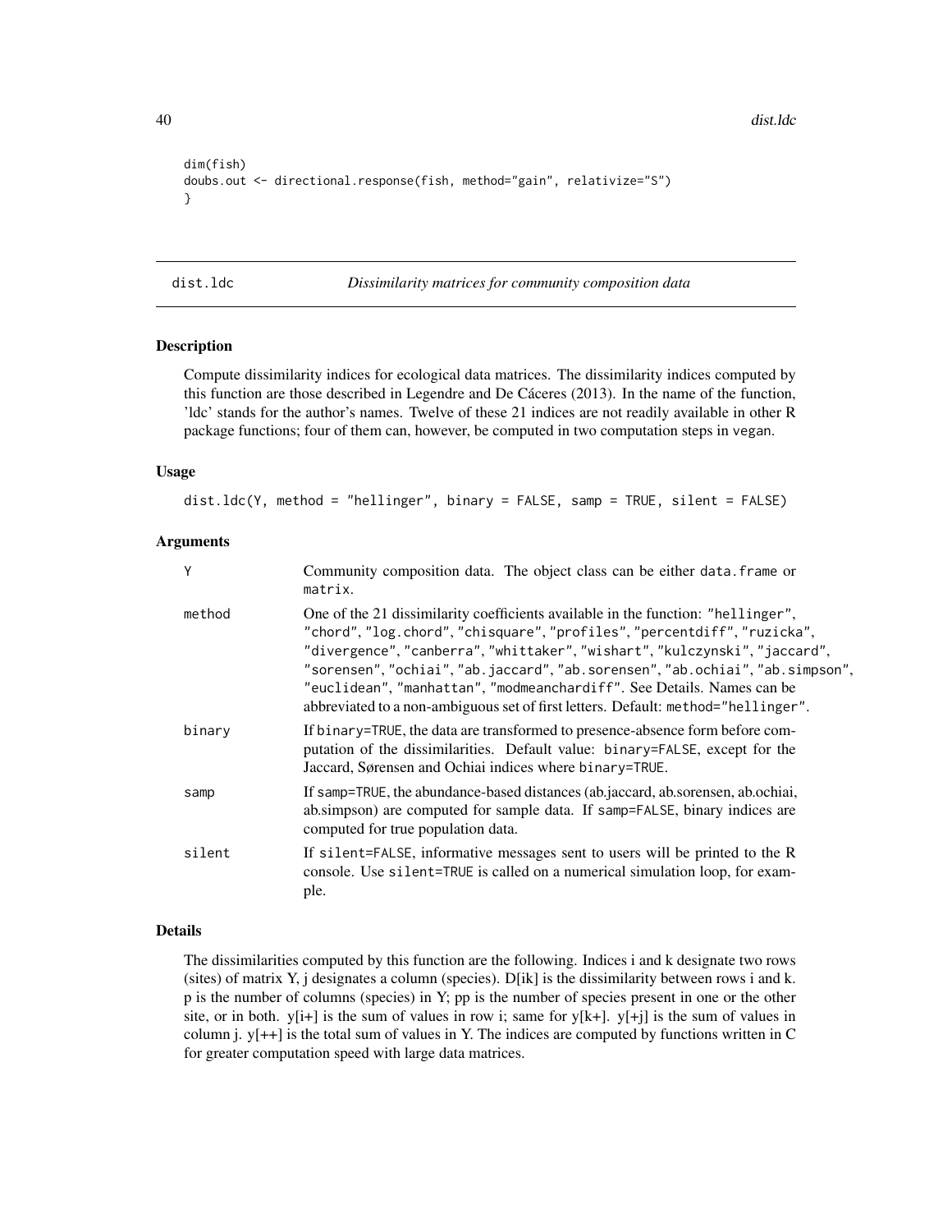```
dim(fish)
doubs.out <- directional.response(fish, method="gain", relativize="S")
}
```

## dist.ldc — *Dissimilarity matrices for community composition data*

### Description

Compute dissimilarity indices for ecological data matrices. The dissimilarity indices computed by this function are those described in Legendre and De Cáceres (2013). In the name of the function, 'ldc' stands for the author's names. Twelve of these 21 indices are not readily available in other R package functions; four of them can, however, be computed in two computation steps in vegan.

### Usage

```
dist.ldc(Y, method = "hellinger", binary = FALSE, samp = TRUE, silent = FALSE)
```

### Arguments

| | |
|---|---|
| Y | Community composition data. The object class can be either `data.frame` or `matrix`. |
| method | One of the 21 dissimilarity coefficients available in the function: `"hellinger"`, `"chord"`, `"log.chord"`, `"chisquare"`, `"profiles"`, `"percentdiff"`, `"ruzicka"`, `"divergence"`, `"canberra"`, `"whittaker"`, `"wishart"`, `"kulczynski"`, `"jaccard"`, `"sorensen"`, `"ochiai"`, `"ab.jaccard"`, `"ab.sorensen"`, `"ab.ochiai"`, `"ab.simpson"`, `"euclidean"`, `"manhattan"`, `"modmeanchardiff"`. See Details. Names can be abbreviated to a non-ambiguous set of first letters. Default: `method="hellinger"`. |
| binary | If `binary=TRUE`, the data are transformed to presence-absence form before computation of the dissimilarities. Default value: `binary=FALSE`, except for the Jaccard, Sørensen and Ochiai indices where `binary=TRUE`. |
| samp | If `samp=TRUE`, the abundance-based distances (ab.jaccard, ab.sorensen, ab.ochiai, ab.simpson) are computed for sample data. If `samp=FALSE`, binary indices are computed for true population data. |
| silent | If `silent=FALSE`, informative messages sent to users will be printed to the R console. Use `silent=TRUE` is called on a numerical simulation loop, for example. |

### Details

The dissimilarities computed by this function are the following. Indices i and k designate two rows (sites) of matrix Y, j designates a column (species). D[ik] is the dissimilarity between rows i and k. p is the number of columns (species) in Y; pp is the number of species present in one or the other site, or in both. y[i+] is the sum of values in row i; same for y[k+]. y[+j] is the sum of values in column j. y[++] is the total sum of values in Y. The indices are computed by functions written in C for greater computation speed with large data matrices.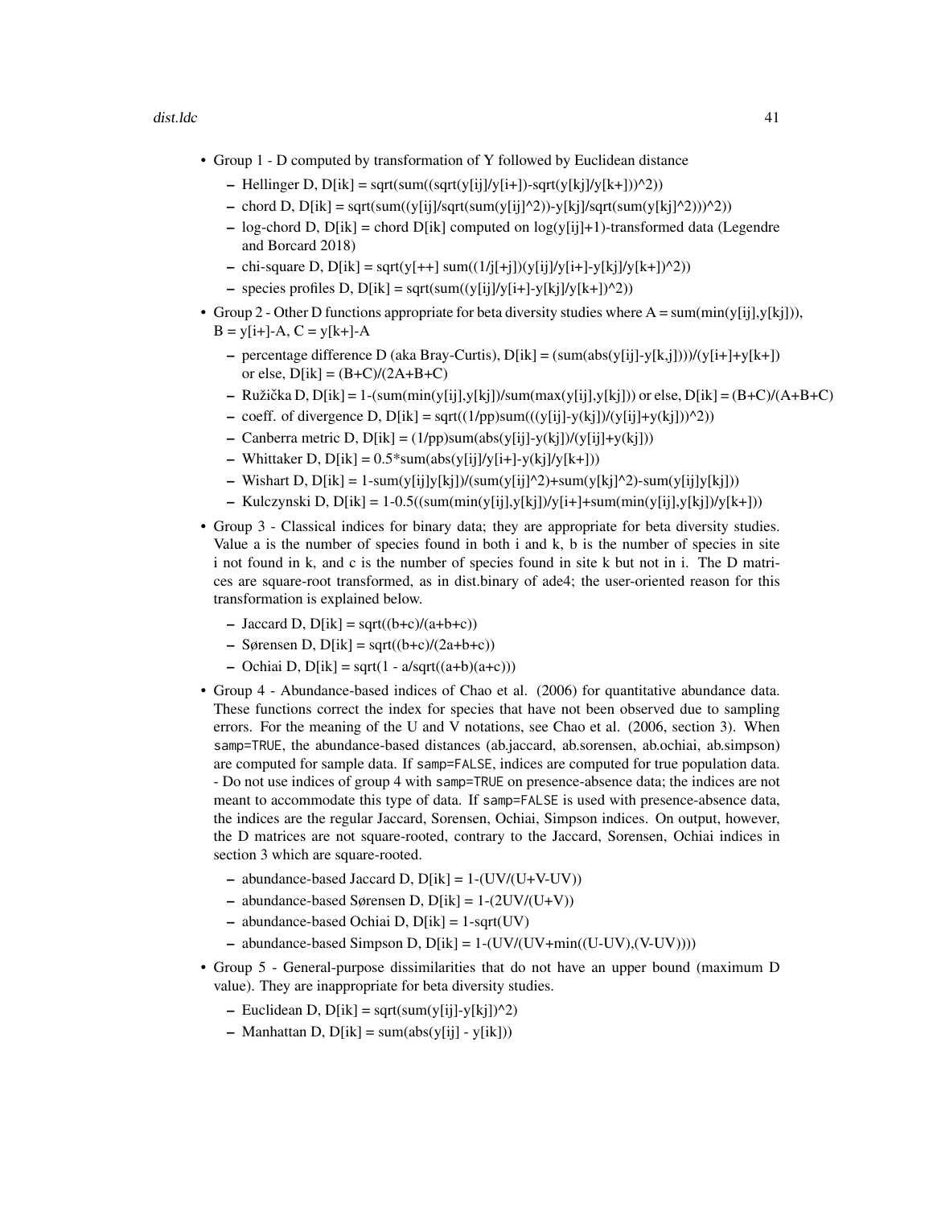- Group 1 - D computed by transformation of Y followed by Euclidean distance
  - Hellinger D, D[ik] = sqrt(sum((sqrt(y[ij]/y[i+])-sqrt(y[kj]/y[k+]))^2))
  - chord D, D[ik] = sqrt(sum((y[ij]/sqrt(sum(y[ij]^2))-y[kj]/sqrt(sum(y[kj]^2)))^2))
  - log-chord D, D[ik] = chord D[ik] computed on log(y[ij]+1)-transformed data (Legendre and Borcard 2018)
  - chi-square D, D[ik] = sqrt(y[++] sum((1/j[+j])(y[ij]/y[i+]-y[kj]/y[k+])^2))
  - species profiles D, D[ik] = sqrt(sum((y[ij]/y[i+]-y[kj]/y[k+])^2))
- Group 2 - Other D functions appropriate for beta diversity studies where A = sum(min(y[ij],y[kj])), B = y[i+]-A, C = y[k+]-A
  - percentage difference D (aka Bray-Curtis), D[ik] = (sum(abs(y[ij]-y[k,j])))/(y[i+]+y[k+]) or else, D[ik] = (B+C)/(2A+B+C)
  - Ružička D, D[ik] = 1-(sum(min(y[ij],y[kj])/sum(max(y[ij],y[kj])) or else, D[ik] = (B+C)/(A+B+C)
  - coeff. of divergence D, D[ik] = sqrt((1/pp)sum(((y[ij]-y(kj])/(y[ij]+y(kj]))^2))
  - Canberra metric D, D[ik] = (1/pp)sum(abs(y[ij]-y(kj])/(y[ij]+y(kj]))
  - Whittaker D, D[ik] = 0.5*sum(abs(y[ij]/y[i+]-y(kj]/y[k+]))
  - Wishart D, D[ik] = 1-sum(y[ij]y[kj])/(sum(y[ij]^2)+sum(y[kj]^2)-sum(y[ij]y[kj]))
  - Kulczynski D, D[ik] = 1-0.5((sum(min(y[ij],y[kj])/y[i+]+sum(min(y[ij],y[kj])/y[k+]))
- Group 3 - Classical indices for binary data; they are appropriate for beta diversity studies. Value a is the number of species found in both i and k, b is the number of species in site i not found in k, and c is the number of species found in site k but not in i. The D matrices are square-root transformed, as in dist.binary of ade4; the user-oriented reason for this transformation is explained below.
  - Jaccard D, D[ik] = sqrt((b+c)/(a+b+c))
  - Sørensen D, D[ik] = sqrt((b+c)/(2a+b+c))
  - Ochiai D, D[ik] = sqrt(1 - a/sqrt((a+b)(a+c)))
- Group 4 - Abundance-based indices of Chao et al. (2006) for quantitative abundance data. These functions correct the index for species that have not been observed due to sampling errors. For the meaning of the U and V notations, see Chao et al. (2006, section 3). When `samp=TRUE`, the abundance-based distances (ab.jaccard, ab.sorensen, ab.ochiai, ab.simpson) are computed for sample data. If `samp=FALSE`, indices are computed for true population data. - Do not use indices of group 4 with `samp=TRUE` on presence-absence data; the indices are not meant to accommodate this type of data. If `samp=FALSE` is used with presence-absence data, the indices are the regular Jaccard, Sorensen, Ochiai, Simpson indices. On output, however, the D matrices are not square-rooted, contrary to the Jaccard, Sorensen, Ochiai indices in section 3 which are square-rooted.
  - abundance-based Jaccard D, D[ik] = 1-(UV/(U+V-UV))
  - abundance-based Sørensen D, D[ik] = 1-(2UV/(U+V))
  - abundance-based Ochiai D, D[ik] = 1-sqrt(UV)
  - abundance-based Simpson D, D[ik] = 1-(UV/(UV+min((U-UV),(V-UV))))
- Group 5 - General-purpose dissimilarities that do not have an upper bound (maximum D value). They are inappropriate for beta diversity studies.
  - Euclidean D, D[ik] = sqrt(sum(y[ij]-y[kj])^2)
  - Manhattan D, D[ik] = sum(abs(y[ij] - y[ik]))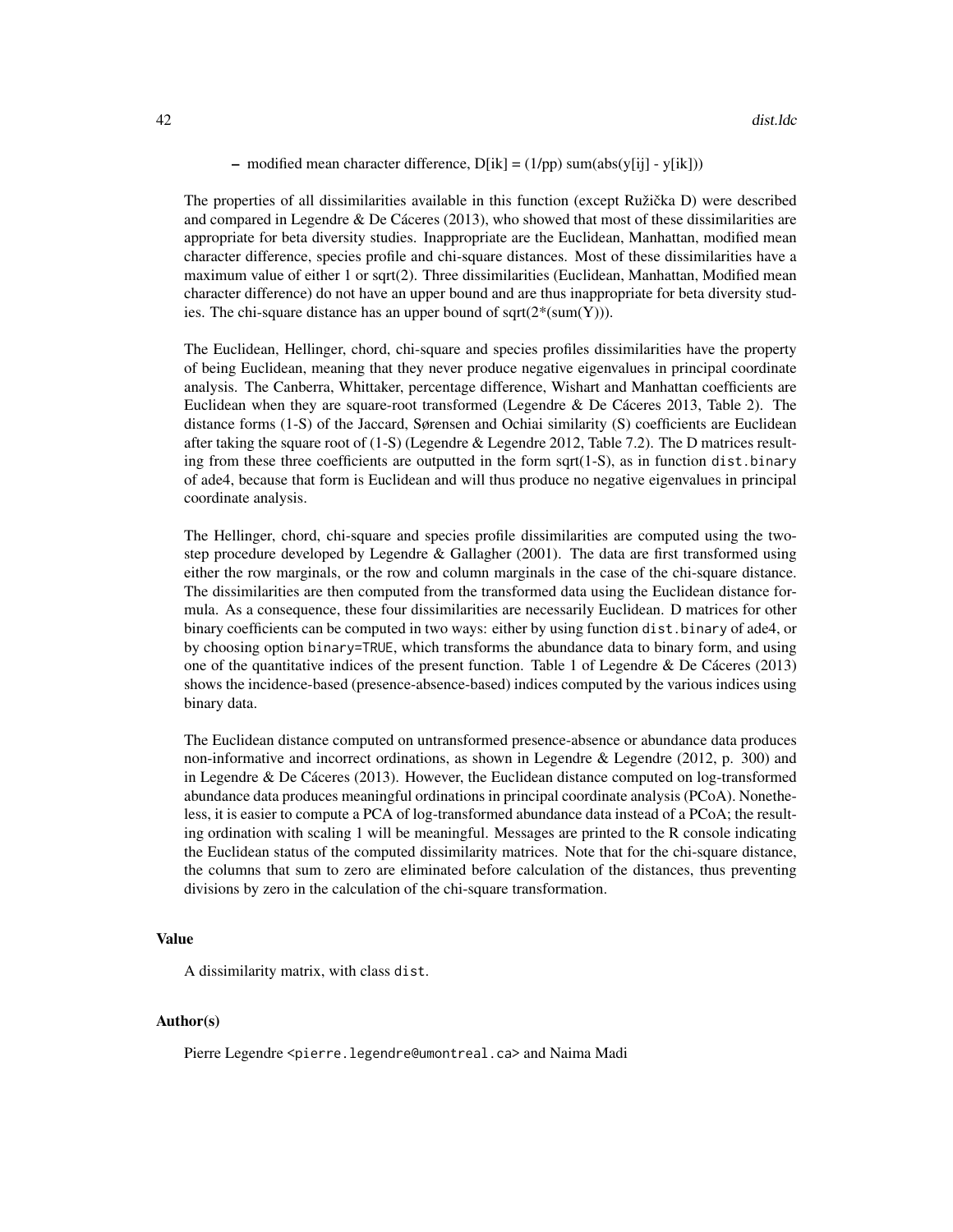- modified mean character difference, D[ik] = (1/pp) sum(abs(y[ij] - y[ik]))

The properties of all dissimilarities available in this function (except Ružička D) were described and compared in Legendre & De Cáceres (2013), who showed that most of these dissimilarities are appropriate for beta diversity studies. Inappropriate are the Euclidean, Manhattan, modified mean character difference, species profile and chi-square distances. Most of these dissimilarities have a maximum value of either 1 or sqrt(2). Three dissimilarities (Euclidean, Manhattan, Modified mean character difference) do not have an upper bound and are thus inappropriate for beta diversity studies. The chi-square distance has an upper bound of sqrt(2*(sum(Y))).

The Euclidean, Hellinger, chord, chi-square and species profiles dissimilarities have the property of being Euclidean, meaning that they never produce negative eigenvalues in principal coordinate analysis. The Canberra, Whittaker, percentage difference, Wishart and Manhattan coefficients are Euclidean when they are square-root transformed (Legendre & De Cáceres 2013, Table 2). The distance forms (1-S) of the Jaccard, Sørensen and Ochiai similarity (S) coefficients are Euclidean after taking the square root of (1-S) (Legendre & Legendre 2012, Table 7.2). The D matrices resulting from these three coefficients are outputted in the form sqrt(1-S), as in function `dist.binary` of ade4, because that form is Euclidean and will thus produce no negative eigenvalues in principal coordinate analysis.

The Hellinger, chord, chi-square and species profile dissimilarities are computed using the two-step procedure developed by Legendre & Gallagher (2001). The data are first transformed using either the row marginals, or the row and column marginals in the case of the chi-square distance. The dissimilarities are then computed from the transformed data using the Euclidean distance formula. As a consequence, these four dissimilarities are necessarily Euclidean. D matrices for other binary coefficients can be computed in two ways: either by using function `dist.binary` of ade4, or by choosing option `binary=TRUE`, which transforms the abundance data to binary form, and using one of the quantitative indices of the present function. Table 1 of Legendre & De Cáceres (2013) shows the incidence-based (presence-absence-based) indices computed by the various indices using binary data.

The Euclidean distance computed on untransformed presence-absence or abundance data produces non-informative and incorrect ordinations, as shown in Legendre & Legendre (2012, p. 300) and in Legendre & De Cáceres (2013). However, the Euclidean distance computed on log-transformed abundance data produces meaningful ordinations in principal coordinate analysis (PCoA). Nonetheless, it is easier to compute a PCA of log-transformed abundance data instead of a PCoA; the resulting ordination with scaling 1 will be meaningful. Messages are printed to the R console indicating the Euclidean status of the computed dissimilarity matrices. Note that for the chi-square distance, the columns that sum to zero are eliminated before calculation of the distances, thus preventing divisions by zero in the calculation of the chi-square transformation.

## Value

A dissimilarity matrix, with class `dist`.

## Author(s)

Pierre Legendre <`pierre.legendre@umontreal.ca`> and Naima Madi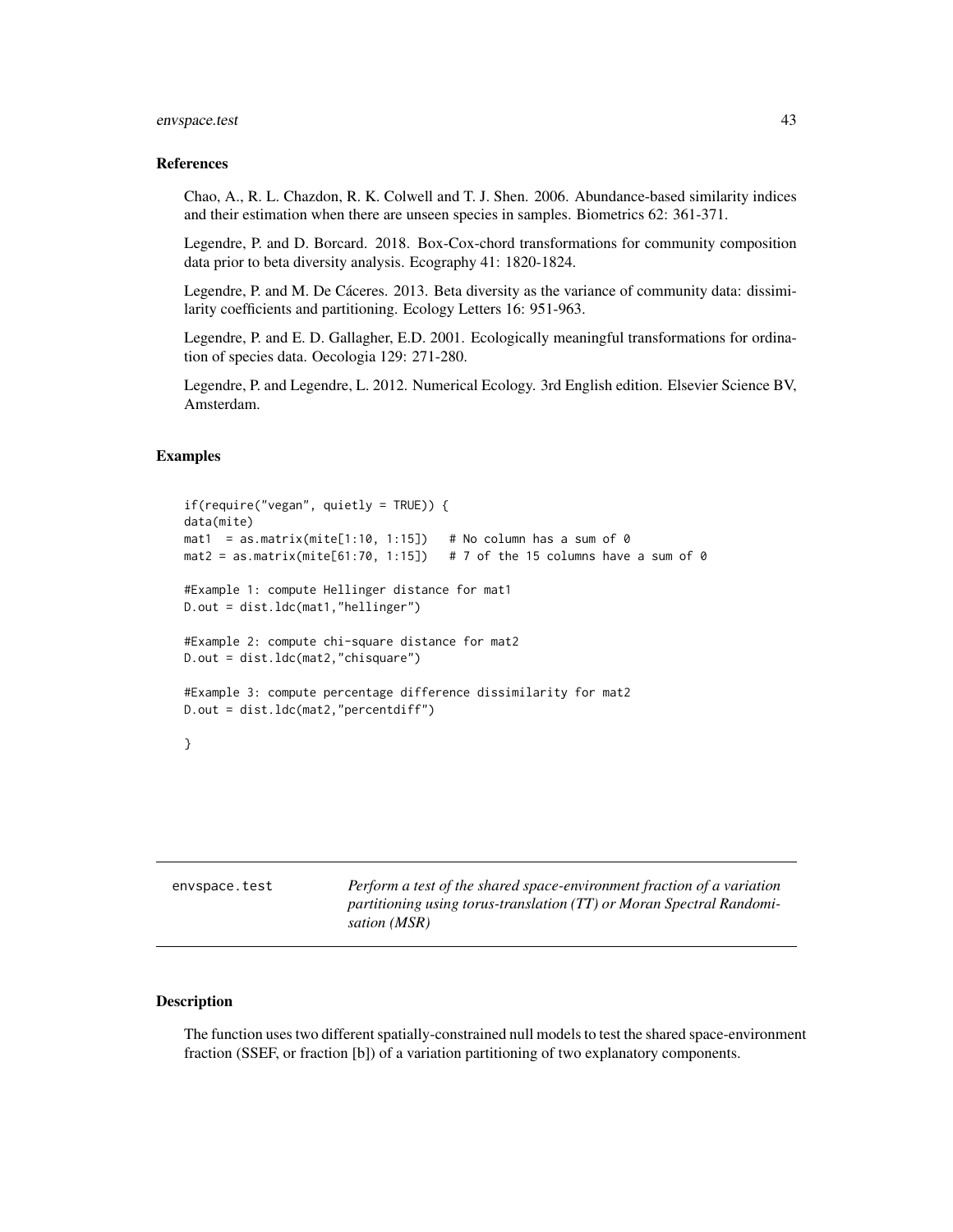### References

Chao, A., R. L. Chazdon, R. K. Colwell and T. J. Shen. 2006. Abundance-based similarity indices and their estimation when there are unseen species in samples. Biometrics 62: 361-371.

Legendre, P. and D. Borcard. 2018. Box-Cox-chord transformations for community composition data prior to beta diversity analysis. Ecography 41: 1820-1824.

Legendre, P. and M. De Cáceres. 2013. Beta diversity as the variance of community data: dissimilarity coefficients and partitioning. Ecology Letters 16: 951-963.

Legendre, P. and E. D. Gallagher, E.D. 2001. Ecologically meaningful transformations for ordination of species data. Oecologia 129: 271-280.

Legendre, P. and Legendre, L. 2012. Numerical Ecology. 3rd English edition. Elsevier Science BV, Amsterdam.

### Examples

```
if(require("vegan", quietly = TRUE)) {
data(mite)
mat1  = as.matrix(mite[1:10, 1:15])   # No column has a sum of 0
mat2 = as.matrix(mite[61:70, 1:15])   # 7 of the 15 columns have a sum of 0

#Example 1: compute Hellinger distance for mat1
D.out = dist.ldc(mat1,"hellinger")

#Example 2: compute chi-square distance for mat2
D.out = dist.ldc(mat2,"chisquare")

#Example 3: compute percentage difference dissimilarity for mat2
D.out = dist.ldc(mat2,"percentdiff")

}
```

---

## envspace.test *Perform a test of the shared space-environment fraction of a variation partitioning using torus-translation (TT) or Moran Spectral Randomisation (MSR)*

---

### Description

The function uses two different spatially-constrained null models to test the shared space-environment fraction (SSEF, or fraction [b]) of a variation partitioning of two explanatory components.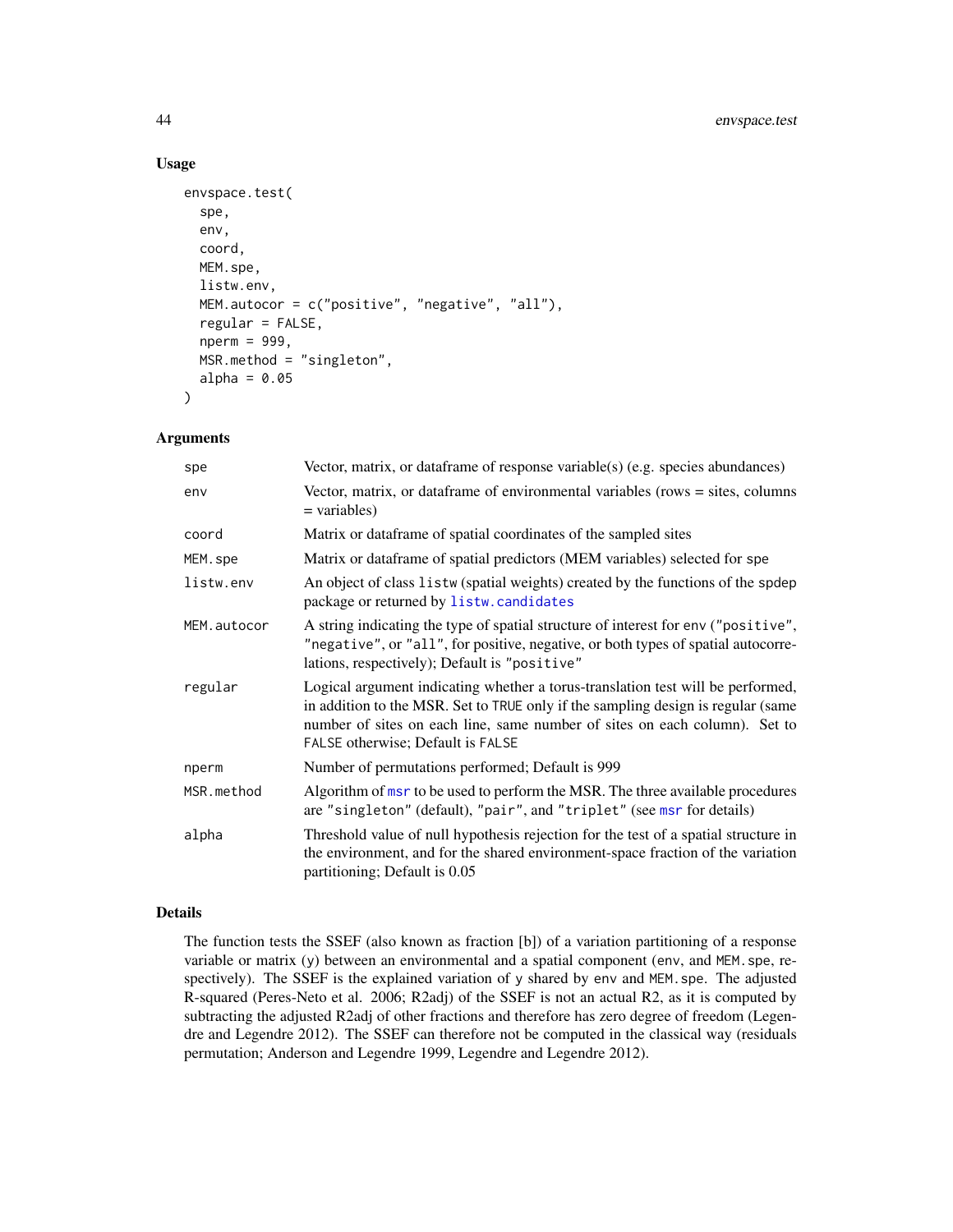## Usage

```
envspace.test(
  spe,
  env,
  coord,
  MEM.spe,
  listw.env,
  MEM.autocor = c("positive", "negative", "all"),
  regular = FALSE,
  nperm = 999,
  MSR.method = "singleton",
  alpha = 0.05
)
```

## Arguments

| | |
|---|---|
| `spe` | Vector, matrix, or dataframe of response variable(s) (e.g. species abundances) |
| `env` | Vector, matrix, or dataframe of environmental variables (rows = sites, columns = variables) |
| `coord` | Matrix or dataframe of spatial coordinates of the sampled sites |
| `MEM.spe` | Matrix or dataframe of spatial predictors (MEM variables) selected for `spe` |
| `listw.env` | An object of class `listw` (spatial weights) created by the functions of the `spdep` package or returned by `listw.candidates` |
| `MEM.autocor` | A string indicating the type of spatial structure of interest for `env` (`"positive"`, `"negative"`, or `"all"`, for positive, negative, or both types of spatial autocorrelations, respectively); Default is `"positive"` |
| `regular` | Logical argument indicating whether a torus-translation test will be performed, in addition to the MSR. Set to `TRUE` only if the sampling design is regular (same number of sites on each line, same number of sites on each column). Set to `FALSE` otherwise; Default is `FALSE` |
| `nperm` | Number of permutations performed; Default is 999 |
| `MSR.method` | Algorithm of `msr` to be used to perform the MSR. The three available procedures are `"singleton"` (default), `"pair"`, and `"triplet"` (see `msr` for details) |
| `alpha` | Threshold value of null hypothesis rejection for the test of a spatial structure in the environment, and for the shared environment-space fraction of the variation partitioning; Default is 0.05 |

## Details

The function tests the SSEF (also known as fraction [b]) of a variation partitioning of a response variable or matrix (`y`) between an environmental and a spatial component (`env`, and `MEM.spe`, respectively). The SSEF is the explained variation of `y` shared by `env` and `MEM.spe`. The adjusted R-squared (Peres-Neto et al. 2006; R2adj) of the SSEF is not an actual R2, as it is computed by subtracting the adjusted R2adj of other fractions and therefore has zero degree of freedom (Legendre and Legendre 2012). The SSEF can therefore not be computed in the classical way (residuals permutation; Anderson and Legendre 1999, Legendre and Legendre 2012).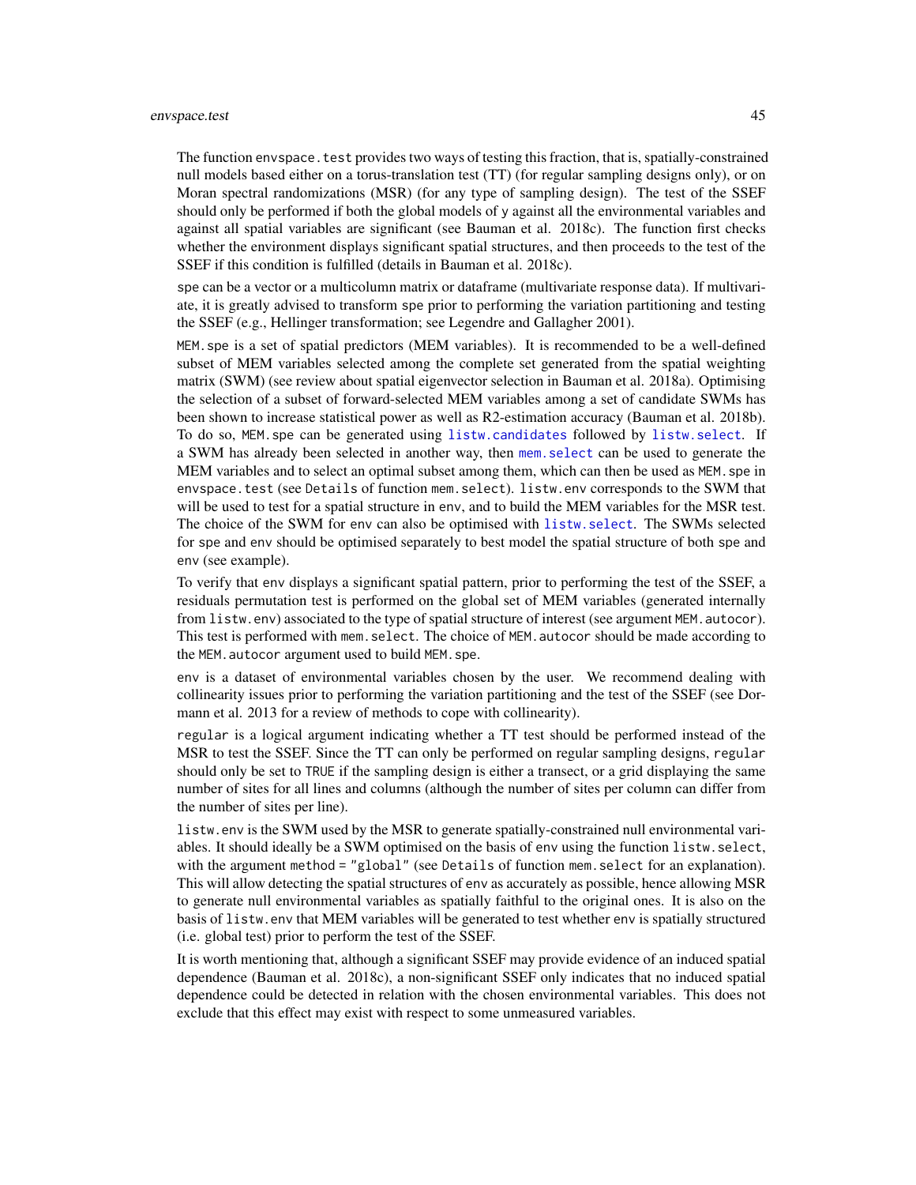The function `envspace.test` provides two ways of testing this fraction, that is, spatially-constrained null models based either on a torus-translation test (TT) (for regular sampling designs only), or on Moran spectral randomizations (MSR) (for any type of sampling design). The test of the SSEF should only be performed if both the global models of `y` against all the environmental variables and against all spatial variables are significant (see Bauman et al. 2018c). The function first checks whether the environment displays significant spatial structures, and then proceeds to the test of the SSEF if this condition is fulfilled (details in Bauman et al. 2018c).

`spe` can be a vector or a multicolumn matrix or dataframe (multivariate response data). If multivariate, it is greatly advised to transform `spe` prior to performing the variation partitioning and testing the SSEF (e.g., Hellinger transformation; see Legendre and Gallagher 2001).

`MEM.spe` is a set of spatial predictors (MEM variables). It is recommended to be a well-defined subset of MEM variables selected among the complete set generated from the spatial weighting matrix (SWM) (see review about spatial eigenvector selection in Bauman et al. 2018a). Optimising the selection of a subset of forward-selected MEM variables among a set of candidate SWMs has been shown to increase statistical power as well as R2-estimation accuracy (Bauman et al. 2018b). To do so, `MEM.spe` can be generated using `listw.candidates` followed by `listw.select`. If a SWM has already been selected in another way, then `mem.select` can be used to generate the MEM variables and to select an optimal subset among them, which can then be used as `MEM.spe` in `envspace.test` (see `Details` of function `mem.select`). `listw.env` corresponds to the SWM that will be used to test for a spatial structure in `env`, and to build the MEM variables for the MSR test. The choice of the SWM for `env` can also be optimised with `listw.select`. The SWMs selected for `spe` and `env` should be optimised separately to best model the spatial structure of both `spe` and `env` (see example).

To verify that `env` displays a significant spatial pattern, prior to performing the test of the SSEF, a residuals permutation test is performed on the global set of MEM variables (generated internally from `listw.env`) associated to the type of spatial structure of interest (see argument `MEM.autocor`). This test is performed with `mem.select`. The choice of `MEM.autocor` should be made according to the `MEM.autocor` argument used to build `MEM.spe`.

`env` is a dataset of environmental variables chosen by the user. We recommend dealing with collinearity issues prior to performing the variation partitioning and the test of the SSEF (see Dormann et al. 2013 for a review of methods to cope with collinearity).

`regular` is a logical argument indicating whether a TT test should be performed instead of the MSR to test the SSEF. Since the TT can only be performed on regular sampling designs, `regular` should only be set to `TRUE` if the sampling design is either a transect, or a grid displaying the same number of sites for all lines and columns (although the number of sites per column can differ from the number of sites per line).

`listw.env` is the SWM used by the MSR to generate spatially-constrained null environmental variables. It should ideally be a SWM optimised on the basis of `env` using the function `listw.select`, with the argument `method = "global"` (see `Details` of function `mem.select` for an explanation). This will allow detecting the spatial structures of `env` as accurately as possible, hence allowing MSR to generate null environmental variables as spatially faithful to the original ones. It is also on the basis of `listw.env` that MEM variables will be generated to test whether `env` is spatially structured (i.e. global test) prior to perform the test of the SSEF.

It is worth mentioning that, although a significant SSEF may provide evidence of an induced spatial dependence (Bauman et al. 2018c), a non-significant SSEF only indicates that no induced spatial dependence could be detected in relation with the chosen environmental variables. This does not exclude that this effect may exist with respect to some unmeasured variables.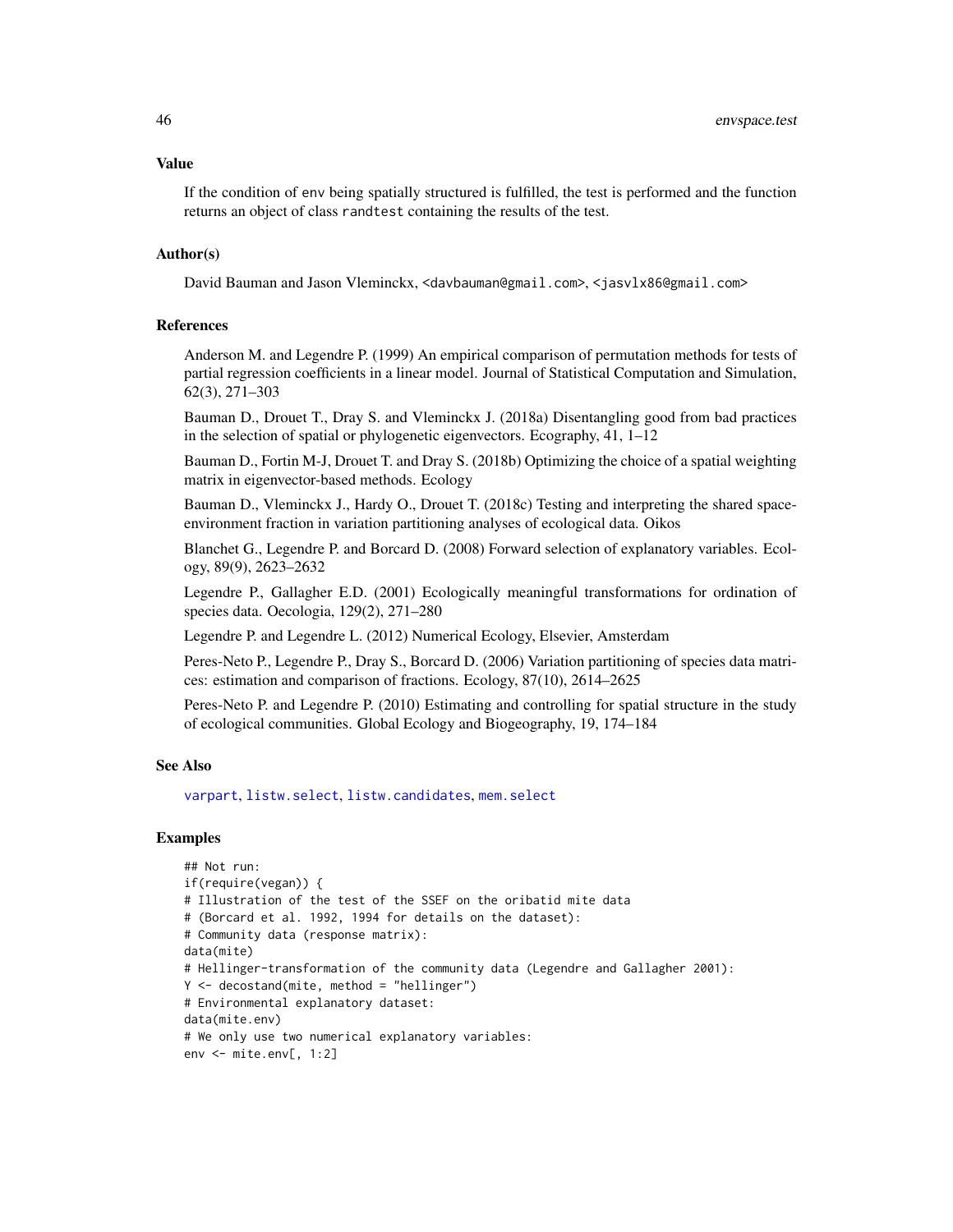## Value

If the condition of `env` being spatially structured is fulfilled, the test is performed and the function returns an object of class `randtest` containing the results of the test.

## Author(s)

David Bauman and Jason Vleminckx, <davbauman@gmail.com>, <jasvlx86@gmail.com>

## References

Anderson M. and Legendre P. (1999) An empirical comparison of permutation methods for tests of partial regression coefficients in a linear model. Journal of Statistical Computation and Simulation, 62(3), 271–303

Bauman D., Drouet T., Dray S. and Vleminckx J. (2018a) Disentangling good from bad practices in the selection of spatial or phylogenetic eigenvectors. Ecography, 41, 1–12

Bauman D., Fortin M-J, Drouet T. and Dray S. (2018b) Optimizing the choice of a spatial weighting matrix in eigenvector-based methods. Ecology

Bauman D., Vleminckx J., Hardy O., Drouet T. (2018c) Testing and interpreting the shared space-environment fraction in variation partitioning analyses of ecological data. Oikos

Blanchet G., Legendre P. and Borcard D. (2008) Forward selection of explanatory variables. Ecology, 89(9), 2623–2632

Legendre P., Gallagher E.D. (2001) Ecologically meaningful transformations for ordination of species data. Oecologia, 129(2), 271–280

Legendre P. and Legendre L. (2012) Numerical Ecology, Elsevier, Amsterdam

Peres-Neto P., Legendre P., Dray S., Borcard D. (2006) Variation partitioning of species data matrices: estimation and comparison of fractions. Ecology, 87(10), 2614–2625

Peres-Neto P. and Legendre P. (2010) Estimating and controlling for spatial structure in the study of ecological communities. Global Ecology and Biogeography, 19, 174–184

## See Also

varpart, listw.select, listw.candidates, mem.select

## Examples

```
## Not run:
if(require(vegan)) {
# Illustration of the test of the SSEF on the oribatid mite data
# (Borcard et al. 1992, 1994 for details on the dataset):
# Community data (response matrix):
data(mite)
# Hellinger-transformation of the community data (Legendre and Gallagher 2001):
Y <- decostand(mite, method = "hellinger")
# Environmental explanatory dataset:
data(mite.env)
# We only use two numerical explanatory variables:
env <- mite.env[, 1:2]
```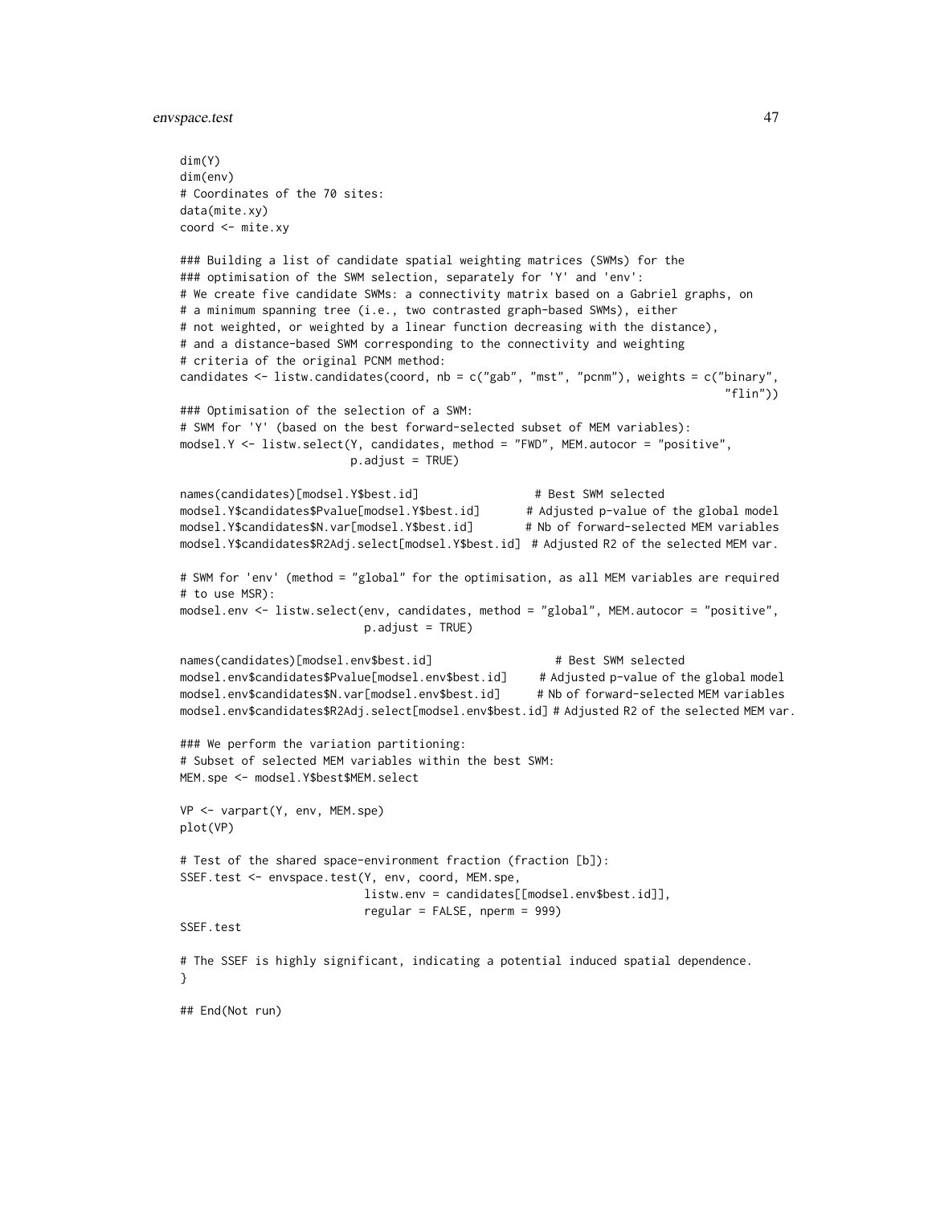```
dim(Y)
dim(env)
# Coordinates of the 70 sites:
data(mite.xy)
coord <- mite.xy

### Building a list of candidate spatial weighting matrices (SWMs) for the
### optimisation of the SWM selection, separately for 'Y' and 'env':
# We create five candidate SWMs: a connectivity matrix based on a Gabriel graphs, on
# a minimum spanning tree (i.e., two contrasted graph-based SWMs), either
# not weighted, or weighted by a linear function decreasing with the distance),
# and a distance-based SWM corresponding to the connectivity and weighting
# criteria of the original PCNM method:
candidates <- listw.candidates(coord, nb = c("gab", "mst", "pcnm"), weights = c("binary",
                                                                                "flin"))
### Optimisation of the selection of a SWM:
# SWM for 'Y' (based on the best forward-selected subset of MEM variables):
modsel.Y <- listw.select(Y, candidates, method = "FWD", MEM.autocor = "positive",
                         p.adjust = TRUE)

names(candidates)[modsel.Y$best.id]                 # Best SWM selected
modsel.Y$candidates$Pvalue[modsel.Y$best.id]       # Adjusted p-value of the global model
modsel.Y$candidates$N.var[modsel.Y$best.id]        # Nb of forward-selected MEM variables
modsel.Y$candidates$R2Adj.select[modsel.Y$best.id]  # Adjusted R2 of the selected MEM var.

# SWM for 'env' (method = "global" for the optimisation, as all MEM variables are required
# to use MSR):
modsel.env <- listw.select(env, candidates, method = "global", MEM.autocor = "positive",
                           p.adjust = TRUE)

names(candidates)[modsel.env$best.id]                  # Best SWM selected
modsel.env$candidates$Pvalue[modsel.env$best.id]     # Adjusted p-value of the global model
modsel.env$candidates$N.var[modsel.env$best.id]      # Nb of forward-selected MEM variables
modsel.env$candidates$R2Adj.select[modsel.env$best.id] # Adjusted R2 of the selected MEM var.

### We perform the variation partitioning:
# Subset of selected MEM variables within the best SWM:
MEM.spe <- modsel.Y$best$MEM.select

VP <- varpart(Y, env, MEM.spe)
plot(VP)

# Test of the shared space-environment fraction (fraction [b]):
SSEF.test <- envspace.test(Y, env, coord, MEM.spe,
                           listw.env = candidates[[modsel.env$best.id]],
                           regular = FALSE, nperm = 999)
SSEF.test

# The SSEF is highly significant, indicating a potential induced spatial dependence.
}

## End(Not run)
```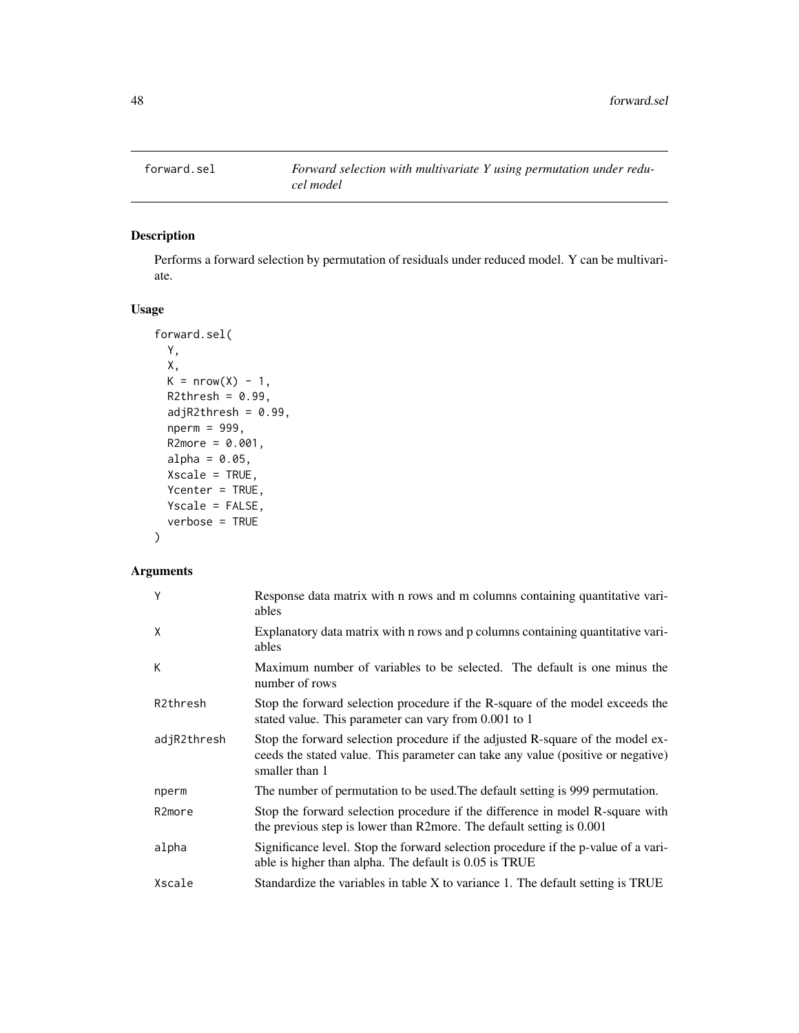forward.sel *Forward selection with multivariate Y using permutation under reducel model*

## Description

Performs a forward selection by permutation of residuals under reduced model. Y can be multivariate.

## Usage

```
forward.sel(
  Y,
  X,
  K = nrow(X) - 1,
  R2thresh = 0.99,
  adjR2thresh = 0.99,
  nperm = 999,
  R2more = 0.001,
  alpha = 0.05,
  Xscale = TRUE,
  Ycenter = TRUE,
  Yscale = FALSE,
  verbose = TRUE
)
```

## Arguments

| | |
|---|---|
| Y | Response data matrix with n rows and m columns containing quantitative variables |
| X | Explanatory data matrix with n rows and p columns containing quantitative variables |
| K | Maximum number of variables to be selected. The default is one minus the number of rows |
| R2thresh | Stop the forward selection procedure if the R-square of the model exceeds the stated value. This parameter can vary from 0.001 to 1 |
| adjR2thresh | Stop the forward selection procedure if the adjusted R-square of the model exceeds the stated value. This parameter can take any value (positive or negative) smaller than 1 |
| nperm | The number of permutation to be used.The default setting is 999 permutation. |
| R2more | Stop the forward selection procedure if the difference in model R-square with the previous step is lower than R2more. The default setting is 0.001 |
| alpha | Significance level. Stop the forward selection procedure if the p-value of a variable is higher than alpha. The default is 0.05 is TRUE |
| Xscale | Standardize the variables in table X to variance 1. The default setting is TRUE |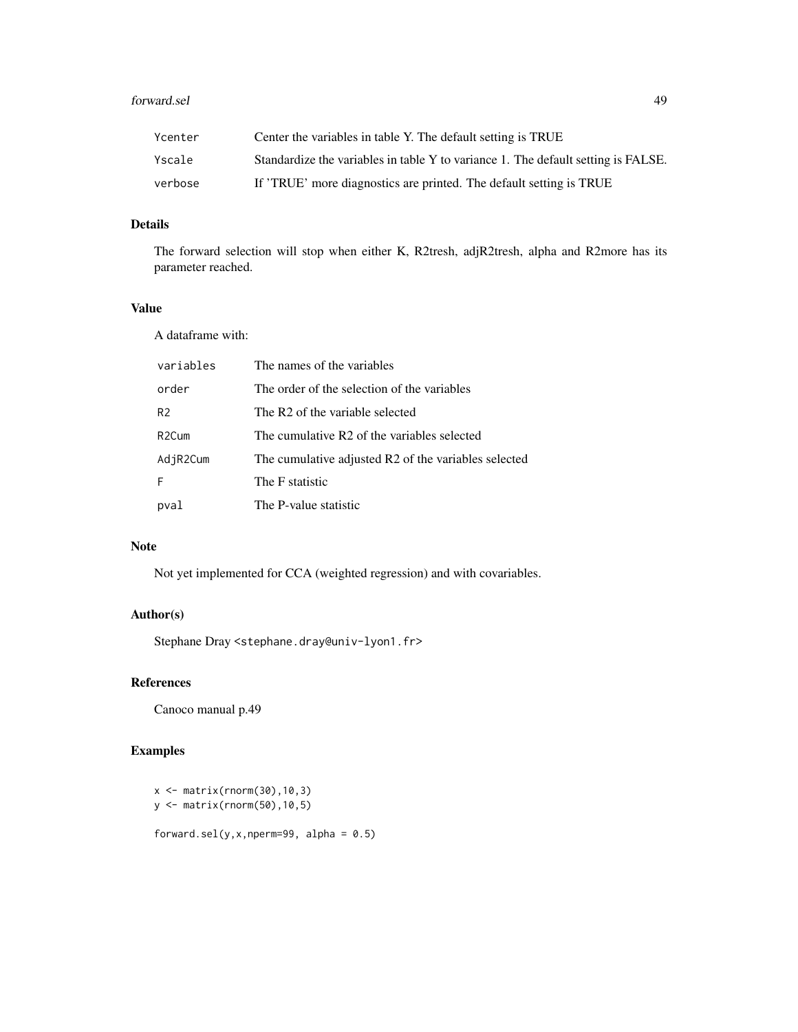| | |
|---|---|
| Ycenter | Center the variables in table Y. The default setting is TRUE |
| Yscale | Standardize the variables in table Y to variance 1. The default setting is FALSE. |
| verbose | If 'TRUE' more diagnostics are printed. The default setting is TRUE |

## Details

The forward selection will stop when either K, R2tresh, adjR2tresh, alpha and R2more has its parameter reached.

## Value

A dataframe with:

| | |
|---|---|
| variables | The names of the variables |
| order | The order of the selection of the variables |
| R2 | The R2 of the variable selected |
| R2Cum | The cumulative R2 of the variables selected |
| AdjR2Cum | The cumulative adjusted R2 of the variables selected |
| F | The F statistic |
| pval | The P-value statistic |

## Note

Not yet implemented for CCA (weighted regression) and with covariables.

## Author(s)

Stephane Dray <stephane.dray@univ-lyon1.fr>

## References

Canoco manual p.49

## Examples

```
x <- matrix(rnorm(30),10,3)
y <- matrix(rnorm(50),10,5)

forward.sel(y,x,nperm=99, alpha = 0.5)
```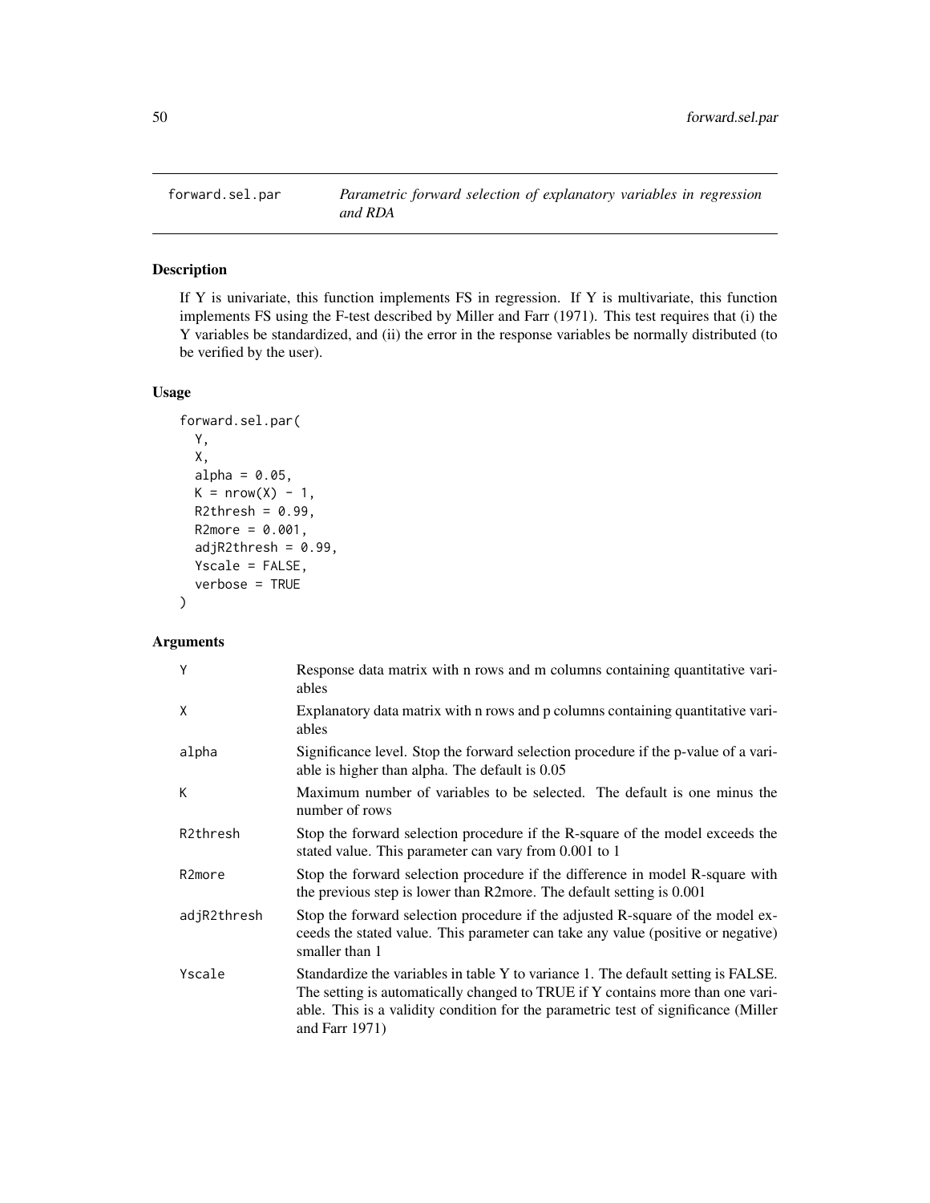# forward.sel.par — *Parametric forward selection of explanatory variables in regression and RDA*

## Description

If Y is univariate, this function implements FS in regression. If Y is multivariate, this function implements FS using the F-test described by Miller and Farr (1971). This test requires that (i) the Y variables be standardized, and (ii) the error in the response variables be normally distributed (to be verified by the user).

## Usage

```
forward.sel.par(
  Y,
  X,
  alpha = 0.05,
  K = nrow(X) - 1,
  R2thresh = 0.99,
  R2more = 0.001,
  adjR2thresh = 0.99,
  Yscale = FALSE,
  verbose = TRUE
)
```

## Arguments

| Argument | Description |
|---|---|
| `Y` | Response data matrix with n rows and m columns containing quantitative variables |
| `X` | Explanatory data matrix with n rows and p columns containing quantitative variables |
| `alpha` | Significance level. Stop the forward selection procedure if the p-value of a variable is higher than alpha. The default is 0.05 |
| `K` | Maximum number of variables to be selected. The default is one minus the number of rows |
| `R2thresh` | Stop the forward selection procedure if the R-square of the model exceeds the stated value. This parameter can vary from 0.001 to 1 |
| `R2more` | Stop the forward selection procedure if the difference in model R-square with the previous step is lower than R2more. The default setting is 0.001 |
| `adjR2thresh` | Stop the forward selection procedure if the adjusted R-square of the model exceeds the stated value. This parameter can take any value (positive or negative) smaller than 1 |
| `Yscale` | Standardize the variables in table Y to variance 1. The default setting is FALSE. The setting is automatically changed to TRUE if Y contains more than one variable. This is a validity condition for the parametric test of significance (Miller and Farr 1971) |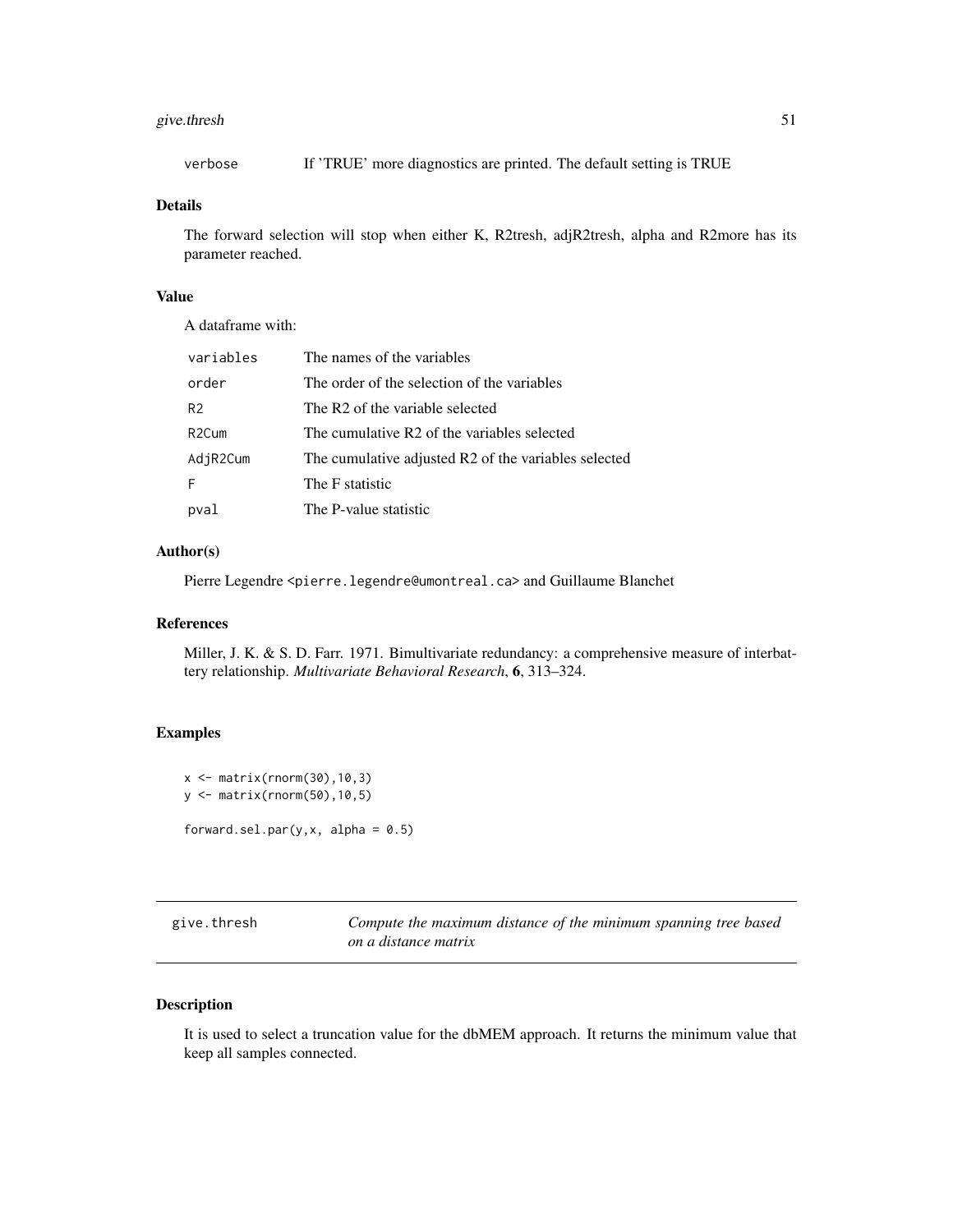| | |
|---|---|
| verbose | If 'TRUE' more diagnostics are printed. The default setting is TRUE |

### Details

The forward selection will stop when either K, R2tresh, adjR2tresh, alpha and R2more has its parameter reached.

### Value

A dataframe with:

| | |
|---|---|
| variables | The names of the variables |
| order | The order of the selection of the variables |
| R2 | The R2 of the variable selected |
| R2Cum | The cumulative R2 of the variables selected |
| AdjR2Cum | The cumulative adjusted R2 of the variables selected |
| F | The F statistic |
| pval | The P-value statistic |

### Author(s)

Pierre Legendre <pierre.legendre@umontreal.ca> and Guillaume Blanchet

### References

Miller, J. K. & S. D. Farr. 1971. Bimultivariate redundancy: a comprehensive measure of interbattery relationship. *Multivariate Behavioral Research*, **6**, 313–324.

### Examples

```
x <- matrix(rnorm(30),10,3)
y <- matrix(rnorm(50),10,5)

forward.sel.par(y,x, alpha = 0.5)
```

---

## give.thresh — *Compute the maximum distance of the minimum spanning tree based on a distance matrix*

---

### Description

It is used to select a truncation value for the dbMEM approach. It returns the minimum value that keep all samples connected.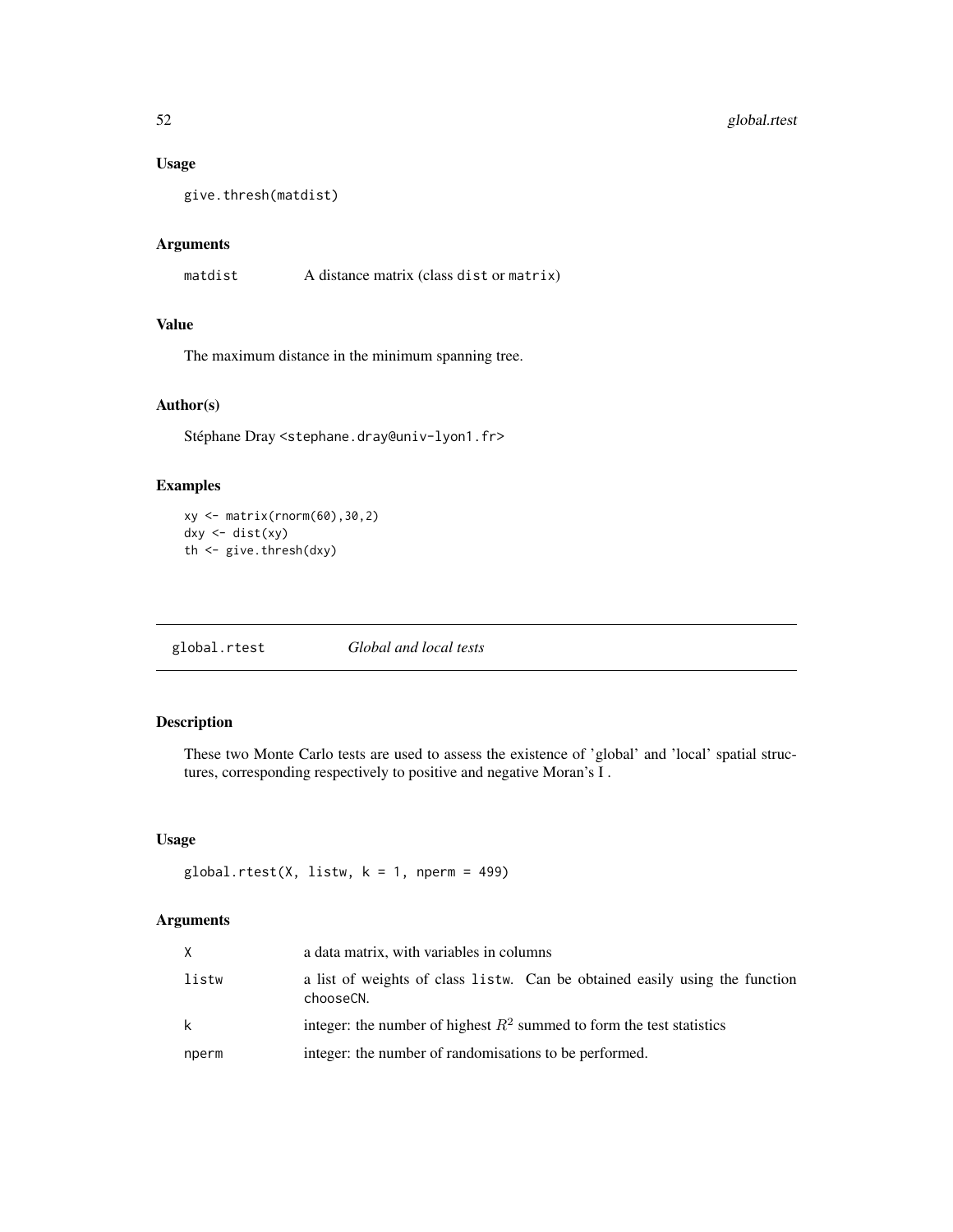### Usage

```
give.thresh(matdist)
```

### Arguments

| | |
|---|---|
| matdist | A distance matrix (class dist or matrix) |

### Value

The maximum distance in the minimum spanning tree.

### Author(s)

Stéphane Dray <stephane.dray@univ-lyon1.fr>

### Examples

```
xy <- matrix(rnorm(60),30,2)
dxy <- dist(xy)
th <- give.thresh(dxy)
```

---

## global.rtest *Global and local tests*

---

### Description

These two Monte Carlo tests are used to assess the existence of 'global' and 'local' spatial structures, corresponding respectively to positive and negative Moran's I .

### Usage

```
global.rtest(X, listw, k = 1, nperm = 499)
```

### Arguments

| | |
|---|---|
| X | a data matrix, with variables in columns |
| listw | a list of weights of class listw. Can be obtained easily using the function chooseCN. |
| k | integer: the number of highest $R^2$ summed to form the test statistics |
| nperm | integer: the number of randomisations to be performed. |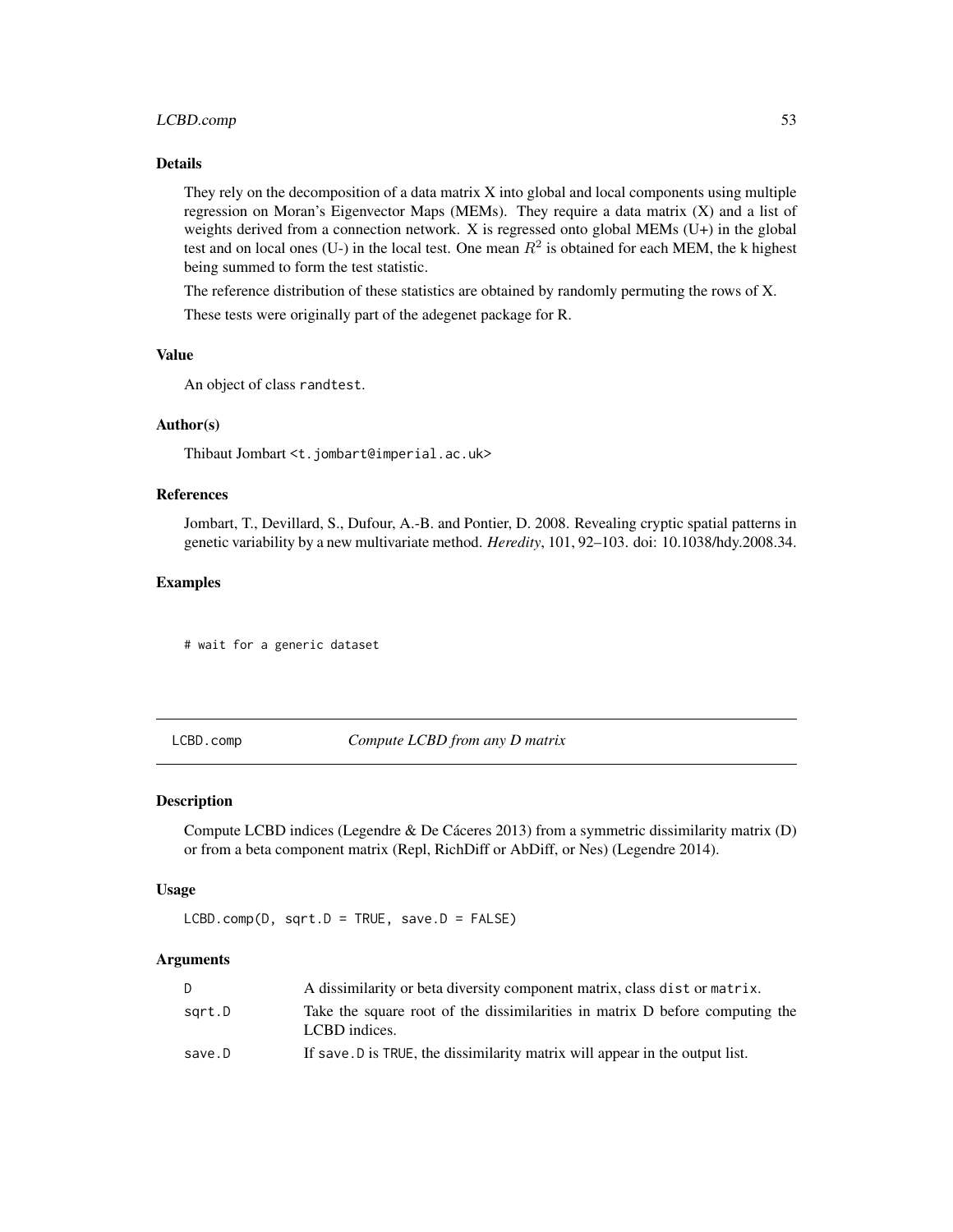## Details

They rely on the decomposition of a data matrix X into global and local components using multiple regression on Moran's Eigenvector Maps (MEMs). They require a data matrix (X) and a list of weights derived from a connection network. X is regressed onto global MEMs (U+) in the global test and on local ones (U-) in the local test. One mean $R^2$ is obtained for each MEM, the k highest being summed to form the test statistic.

The reference distribution of these statistics are obtained by randomly permuting the rows of X.

These tests were originally part of the adegenet package for R.

## Value

An object of class `randtest`.

## Author(s)

Thibaut Jombart <t.jombart@imperial.ac.uk>

## References

Jombart, T., Devillard, S., Dufour, A.-B. and Pontier, D. 2008. Revealing cryptic spatial patterns in genetic variability by a new multivariate method. *Heredity*, 101, 92–103. doi: 10.1038/hdy.2008.34.

## Examples

```
# wait for a generic dataset
```

---

# LCBD.comp — *Compute LCBD from any D matrix*

## Description

Compute LCBD indices (Legendre & De Cáceres 2013) from a symmetric dissimilarity matrix (D) or from a beta component matrix (Repl, RichDiff or AbDiff, or Nes) (Legendre 2014).

## Usage

```
LCBD.comp(D, sqrt.D = TRUE, save.D = FALSE)
```

## Arguments

| | |
|---|---|
| `D` | A dissimilarity or beta diversity component matrix, class `dist` or `matrix`. |
| `sqrt.D` | Take the square root of the dissimilarities in matrix D before computing the LCBD indices. |
| `save.D` | If `save.D` is `TRUE`, the dissimilarity matrix will appear in the output list. |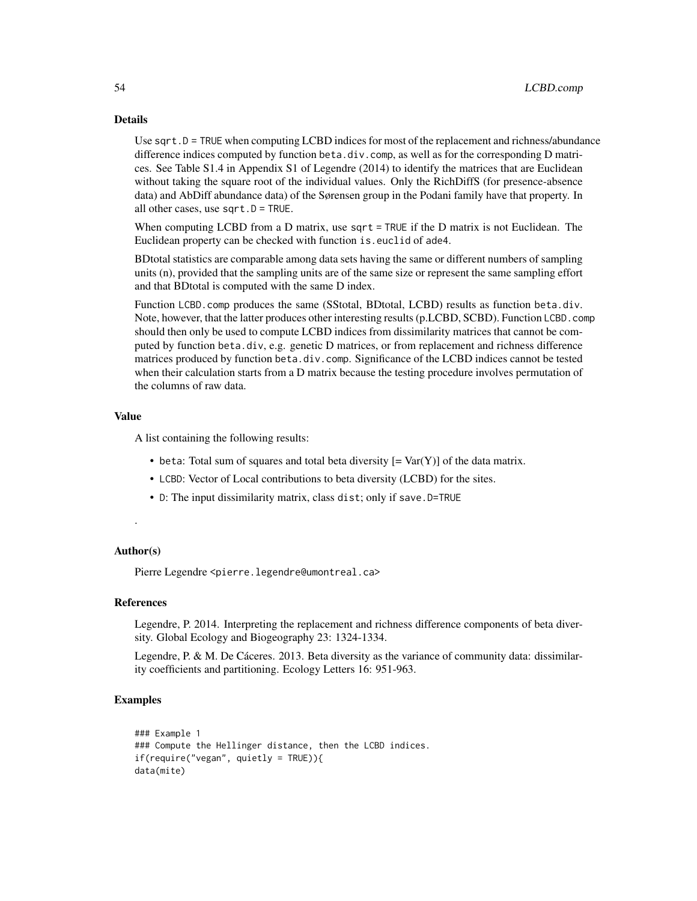### Details

Use `sqrt.D = TRUE` when computing LCBD indices for most of the replacement and richness/abundance difference indices computed by function `beta.div.comp`, as well as for the corresponding D matrices. See Table S1.4 in Appendix S1 of Legendre (2014) to identify the matrices that are Euclidean without taking the square root of the individual values. Only the RichDiffS (for presence-absence data) and AbDiff abundance data) of the Sørensen group in the Podani family have that property. In all other cases, use `sqrt.D = TRUE`.

When computing LCBD from a D matrix, use `sqrt = TRUE` if the D matrix is not Euclidean. The Euclidean property can be checked with function `is.euclid` of `ade4`.

BDtotal statistics are comparable among data sets having the same or different numbers of sampling units (n), provided that the sampling units are of the same size or represent the same sampling effort and that BDtotal is computed with the same D index.

Function `LCBD.comp` produces the same (SStotal, BDtotal, LCBD) results as function `beta.div`. Note, however, that the latter produces other interesting results (p.LCBD, SCBD). Function `LCBD.comp` should then only be used to compute LCBD indices from dissimilarity matrices that cannot be computed by function `beta.div`, e.g. genetic D matrices, or from replacement and richness difference matrices produced by function `beta.div.comp`. Significance of the LCBD indices cannot be tested when their calculation starts from a D matrix because the testing procedure involves permutation of the columns of raw data.

### Value

A list containing the following results:

- `beta`: Total sum of squares and total beta diversity [= Var(Y)] of the data matrix.
- `LCBD`: Vector of Local contributions to beta diversity (LCBD) for the sites.
- `D`: The input dissimilarity matrix, class `dist`; only if `save.D=TRUE`

.

### Author(s)

Pierre Legendre <pierre.legendre@umontreal.ca>

### References

Legendre, P. 2014. Interpreting the replacement and richness difference components of beta diversity. Global Ecology and Biogeography 23: 1324-1334.

Legendre, P. & M. De Cáceres. 2013. Beta diversity as the variance of community data: dissimilarity coefficients and partitioning. Ecology Letters 16: 951-963.

### Examples

```
### Example 1
### Compute the Hellinger distance, then the LCBD indices.
if(require("vegan", quietly = TRUE)){
data(mite)
```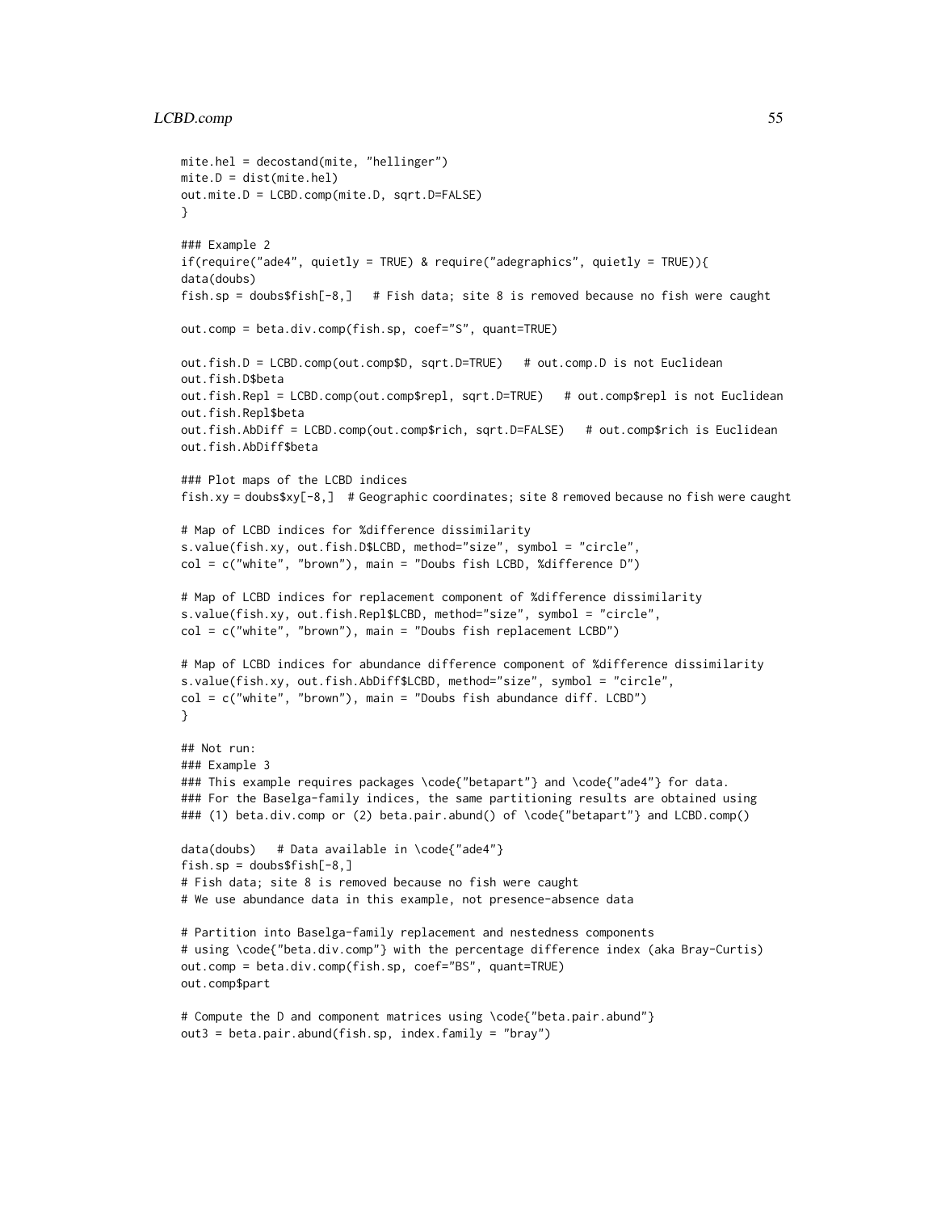```
mite.hel = decostand(mite, "hellinger")
mite.D = dist(mite.hel)
out.mite.D = LCBD.comp(mite.D, sqrt.D=FALSE)
}

### Example 2
if(require("ade4", quietly = TRUE) & require("adegraphics", quietly = TRUE)){
data(doubs)
fish.sp = doubs$fish[-8,]   # Fish data; site 8 is removed because no fish were caught

out.comp = beta.div.comp(fish.sp, coef="S", quant=TRUE)

out.fish.D = LCBD.comp(out.comp$D, sqrt.D=TRUE)   # out.comp.D is not Euclidean
out.fish.D$beta
out.fish.Repl = LCBD.comp(out.comp$repl, sqrt.D=TRUE)   # out.comp$repl is not Euclidean
out.fish.Repl$beta
out.fish.AbDiff = LCBD.comp(out.comp$rich, sqrt.D=FALSE)   # out.comp$rich is Euclidean
out.fish.AbDiff$beta

### Plot maps of the LCBD indices
fish.xy = doubs$xy[-8,]  # Geographic coordinates; site 8 removed because no fish were caught

# Map of LCBD indices for %difference dissimilarity
s.value(fish.xy, out.fish.D$LCBD, method="size", symbol = "circle",
col = c("white", "brown"), main = "Doubs fish LCBD, %difference D")

# Map of LCBD indices for replacement component of %difference dissimilarity
s.value(fish.xy, out.fish.Repl$LCBD, method="size", symbol = "circle",
col = c("white", "brown"), main = "Doubs fish replacement LCBD")

# Map of LCBD indices for abundance difference component of %difference dissimilarity
s.value(fish.xy, out.fish.AbDiff$LCBD, method="size", symbol = "circle",
col = c("white", "brown"), main = "Doubs fish abundance diff. LCBD")
}

## Not run:
### Example 3
### This example requires packages \code{"betapart"} and \code{"ade4"} for data.
### For the Baselga-family indices, the same partitioning results are obtained using
### (1) beta.div.comp or (2) beta.pair.abund() of \code{"betapart"} and LCBD.comp()

data(doubs)   # Data available in \code{"ade4"}
fish.sp = doubs$fish[-8,]
# Fish data; site 8 is removed because no fish were caught
# We use abundance data in this example, not presence-absence data

# Partition into Baselga-family replacement and nestedness components
# using \code{"beta.div.comp"} with the percentage difference index (aka Bray-Curtis)
out.comp = beta.div.comp(fish.sp, coef="BS", quant=TRUE)
out.comp$part

# Compute the D and component matrices using \code{"beta.pair.abund"}
out3 = beta.pair.abund(fish.sp, index.family = "bray")
```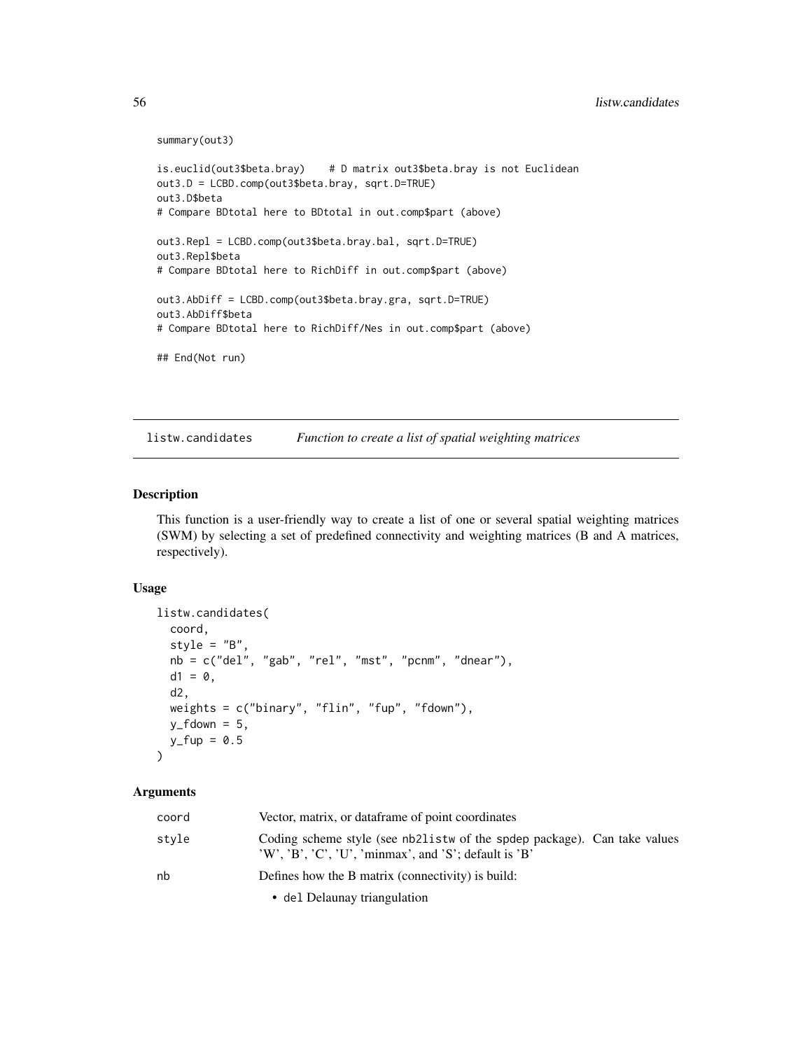```
summary(out3)

is.euclid(out3$beta.bray)    # D matrix out3$beta.bray is not Euclidean
out3.D = LCBD.comp(out3$beta.bray, sqrt.D=TRUE)
out3.D$beta
# Compare BDtotal here to BDtotal in out.comp$part (above)

out3.Repl = LCBD.comp(out3$beta.bray.bal, sqrt.D=TRUE)
out3.Repl$beta
# Compare BDtotal here to RichDiff in out.comp$part (above)

out3.AbDiff = LCBD.comp(out3$beta.bray.gra, sqrt.D=TRUE)
out3.AbDiff$beta
# Compare BDtotal here to RichDiff/Nes in out.comp$part (above)

## End(Not run)
```

## listw.candidates — *Function to create a list of spatial weighting matrices*

### Description

This function is a user-friendly way to create a list of one or several spatial weighting matrices (SWM) by selecting a set of predefined connectivity and weighting matrices (B and A matrices, respectively).

### Usage

```
listw.candidates(
  coord,
  style = "B",
  nb = c("del", "gab", "rel", "mst", "pcnm", "dnear"),
  d1 = 0,
  d2,
  weights = c("binary", "flin", "fup", "fdown"),
  y_fdown = 5,
  y_fup = 0.5
)
```

### Arguments

| | |
|---|---|
| coord | Vector, matrix, or dataframe of point coordinates |
| style | Coding scheme style (see nb2listw of the spdep package). Can take values 'W', 'B', 'C', 'U', 'minmax', and 'S'; default is 'B' |
| nb | Defines how the B matrix (connectivity) is build:<br>• del Delaunay triangulation |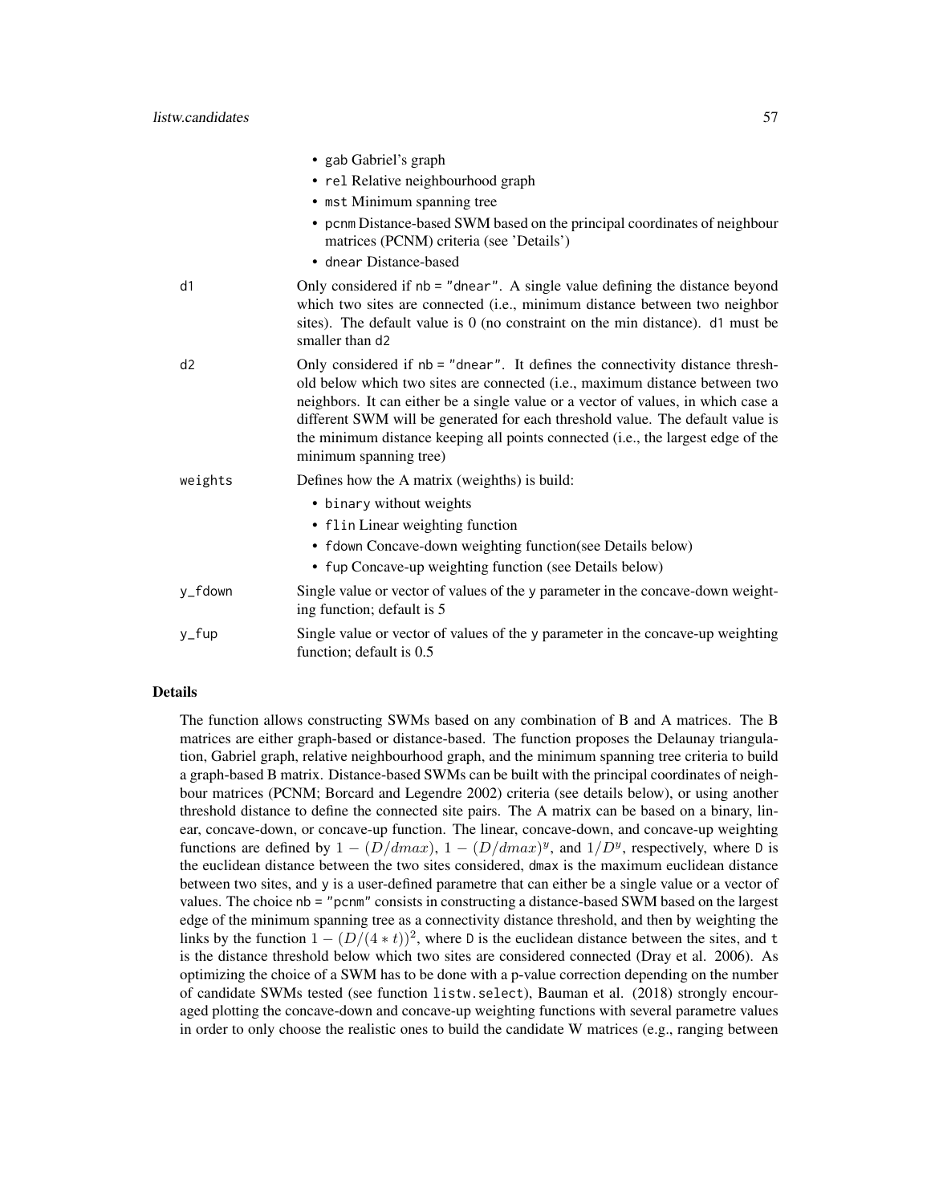- gab Gabriel's graph
- rel Relative neighbourhood graph
- mst Minimum spanning tree
- pcnm Distance-based SWM based on the principal coordinates of neighbour matrices (PCNM) criteria (see 'Details')
- dnear Distance-based

d1
: Only considered if nb = "dnear". A single value defining the distance beyond which two sites are connected (i.e., minimum distance between two neighbor sites). The default value is 0 (no constraint on the min distance). d1 must be smaller than d2

d2
: Only considered if nb = "dnear". It defines the connectivity distance threshold below which two sites are connected (i.e., maximum distance between two neighbors. It can either be a single value or a vector of values, in which case a different SWM will be generated for each threshold value. The default value is the minimum distance keeping all points connected (i.e., the largest edge of the minimum spanning tree)

weights
: Defines how the A matrix (weighths) is build:
  - binary without weights
  - flin Linear weighting function
  - fdown Concave-down weighting function(see Details below)
  - fup Concave-up weighting function (see Details below)

y_fdown
: Single value or vector of values of the y parameter in the concave-down weighting function; default is 5

y_fup
: Single value or vector of values of the y parameter in the concave-up weighting function; default is 0.5

## Details

The function allows constructing SWMs based on any combination of B and A matrices. The B matrices are either graph-based or distance-based. The function proposes the Delaunay triangulation, Gabriel graph, relative neighbourhood graph, and the minimum spanning tree criteria to build a graph-based B matrix. Distance-based SWMs can be built with the principal coordinates of neighbour matrices (PCNM; Borcard and Legendre 2002) criteria (see details below), or using another threshold distance to define the connected site pairs. The A matrix can be based on a binary, linear, concave-down, or concave-up function. The linear, concave-down, and concave-up weighting functions are defined by $1 - (D/dmax)$, $1 - (D/dmax)^y$, and $1/D^y$, respectively, where D is the euclidean distance between the two sites considered, dmax is the maximum euclidean distance between two sites, and y is a user-defined parametre that can either be a single value or a vector of values. The choice nb = "pcnm" consists in constructing a distance-based SWM based on the largest edge of the minimum spanning tree as a connectivity distance threshold, and then by weighting the links by the function $1 - (D/(4 * t))^2$, where D is the euclidean distance between the sites, and t is the distance threshold below which two sites are considered connected (Dray et al. 2006). As optimizing the choice of a SWM has to be done with a p-value correction depending on the number of candidate SWMs tested (see function listw.select), Bauman et al. (2018) strongly encouraged plotting the concave-down and concave-up weighting functions with several parametre values in order to only choose the realistic ones to build the candidate W matrices (e.g., ranging between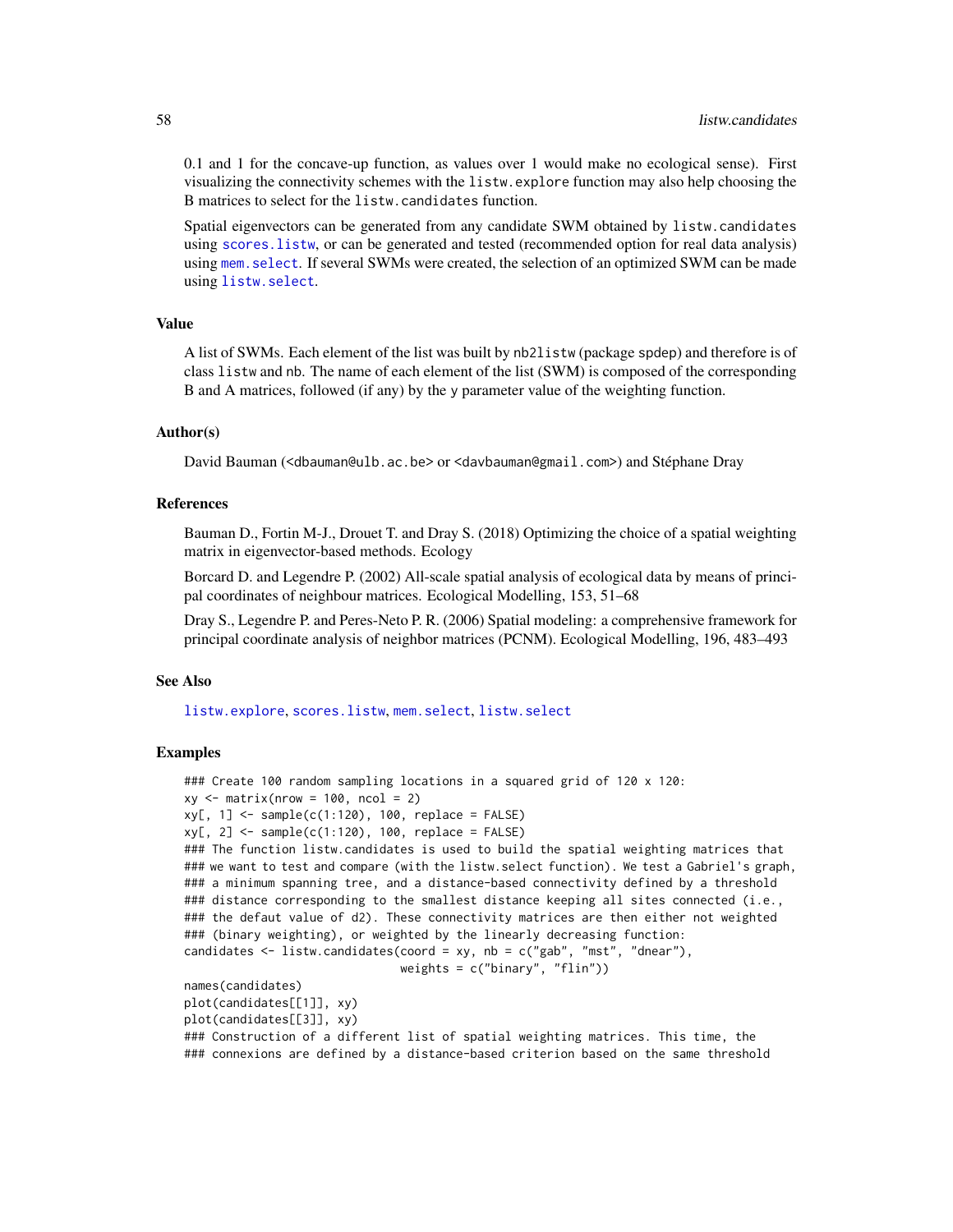0.1 and 1 for the concave-up function, as values over 1 would make no ecological sense). First visualizing the connectivity schemes with the `listw.explore` function may also help choosing the B matrices to select for the `listw.candidates` function.

Spatial eigenvectors can be generated from any candidate SWM obtained by `listw.candidates` using `scores.listw`, or can be generated and tested (recommended option for real data analysis) using `mem.select`. If several SWMs were created, the selection of an optimized SWM can be made using `listw.select`.

## Value

A list of SWMs. Each element of the list was built by `nb2listw` (package `spdep`) and therefore is of class `listw` and `nb`. The name of each element of the list (SWM) is composed of the corresponding B and A matrices, followed (if any) by the y parameter value of the weighting function.

## Author(s)

David Bauman (<dbauman@ulb.ac.be> or <davbauman@gmail.com>) and Stéphane Dray

## References

Bauman D., Fortin M-J., Drouet T. and Dray S. (2018) Optimizing the choice of a spatial weighting matrix in eigenvector-based methods. Ecology

Borcard D. and Legendre P. (2002) All-scale spatial analysis of ecological data by means of principal coordinates of neighbour matrices. Ecological Modelling, 153, 51–68

Dray S., Legendre P. and Peres-Neto P. R. (2006) Spatial modeling: a comprehensive framework for principal coordinate analysis of neighbor matrices (PCNM). Ecological Modelling, 196, 483–493

## See Also

`listw.explore`, `scores.listw`, `mem.select`, `listw.select`

## Examples

```
### Create 100 random sampling locations in a squared grid of 120 x 120:
xy <- matrix(nrow = 100, ncol = 2)
xy[, 1] <- sample(c(1:120), 100, replace = FALSE)
xy[, 2] <- sample(c(1:120), 100, replace = FALSE)
### The function listw.candidates is used to build the spatial weighting matrices that
### we want to test and compare (with the listw.select function). We test a Gabriel's graph,
### a minimum spanning tree, and a distance-based connectivity defined by a threshold
### distance corresponding to the smallest distance keeping all sites connected (i.e.,
### the defaut value of d2). These connectivity matrices are then either not weighted
### (binary weighting), or weighted by the linearly decreasing function:
candidates <- listw.candidates(coord = xy, nb = c("gab", "mst", "dnear"),
                               weights = c("binary", "flin"))
names(candidates)
plot(candidates[[1]], xy)
plot(candidates[[3]], xy)
### Construction of a different list of spatial weighting matrices. This time, the
### connexions are defined by a distance-based criterion based on the same threshold
```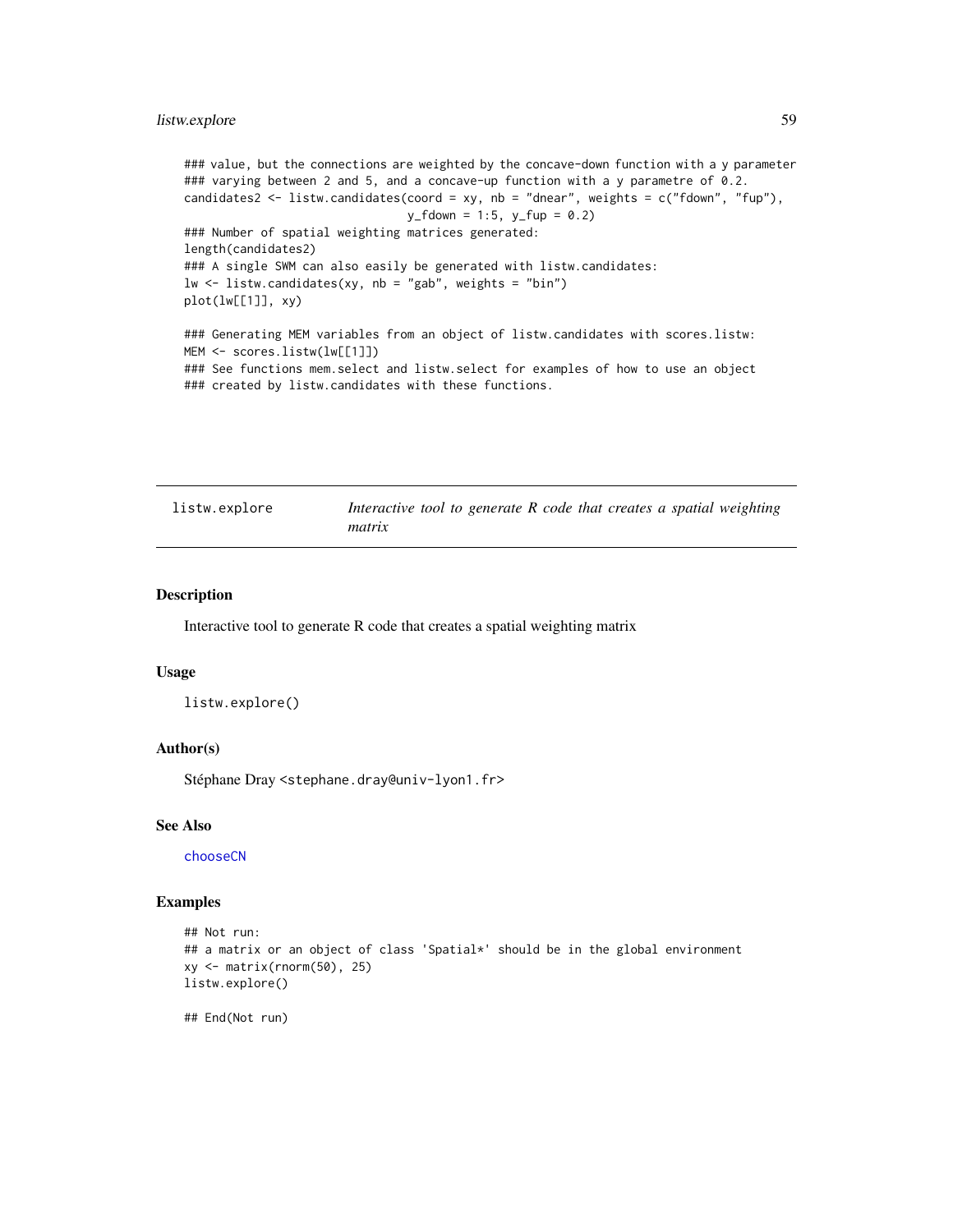```
### value, but the connections are weighted by the concave-down function with a y parameter
### varying between 2 and 5, and a concave-up function with a y parametre of 0.2.
candidates2 <- listw.candidates(coord = xy, nb = "dnear", weights = c("fdown", "fup"),
                               y_fdown = 1:5, y_fup = 0.2)
### Number of spatial weighting matrices generated:
length(candidates2)
### A single SWM can also easily be generated with listw.candidates:
lw <- listw.candidates(xy, nb = "gab", weights = "bin")
plot(lw[[1]], xy)

### Generating MEM variables from an object of listw.candidates with scores.listw:
MEM <- scores.listw(lw[[1]])
### See functions mem.select and listw.select for examples of how to use an object
### created by listw.candidates with these functions.
```

---

`listw.explore` — *Interactive tool to generate R code that creates a spatial weighting matrix*

---

## Description

Interactive tool to generate R code that creates a spatial weighting matrix

## Usage

```
listw.explore()
```

## Author(s)

Stéphane Dray <stephane.dray@univ-lyon1.fr>

## See Also

chooseCN

## Examples

```
## Not run:
## a matrix or an object of class 'Spatial*' should be in the global environment
xy <- matrix(rnorm(50), 25)
listw.explore()

## End(Not run)
```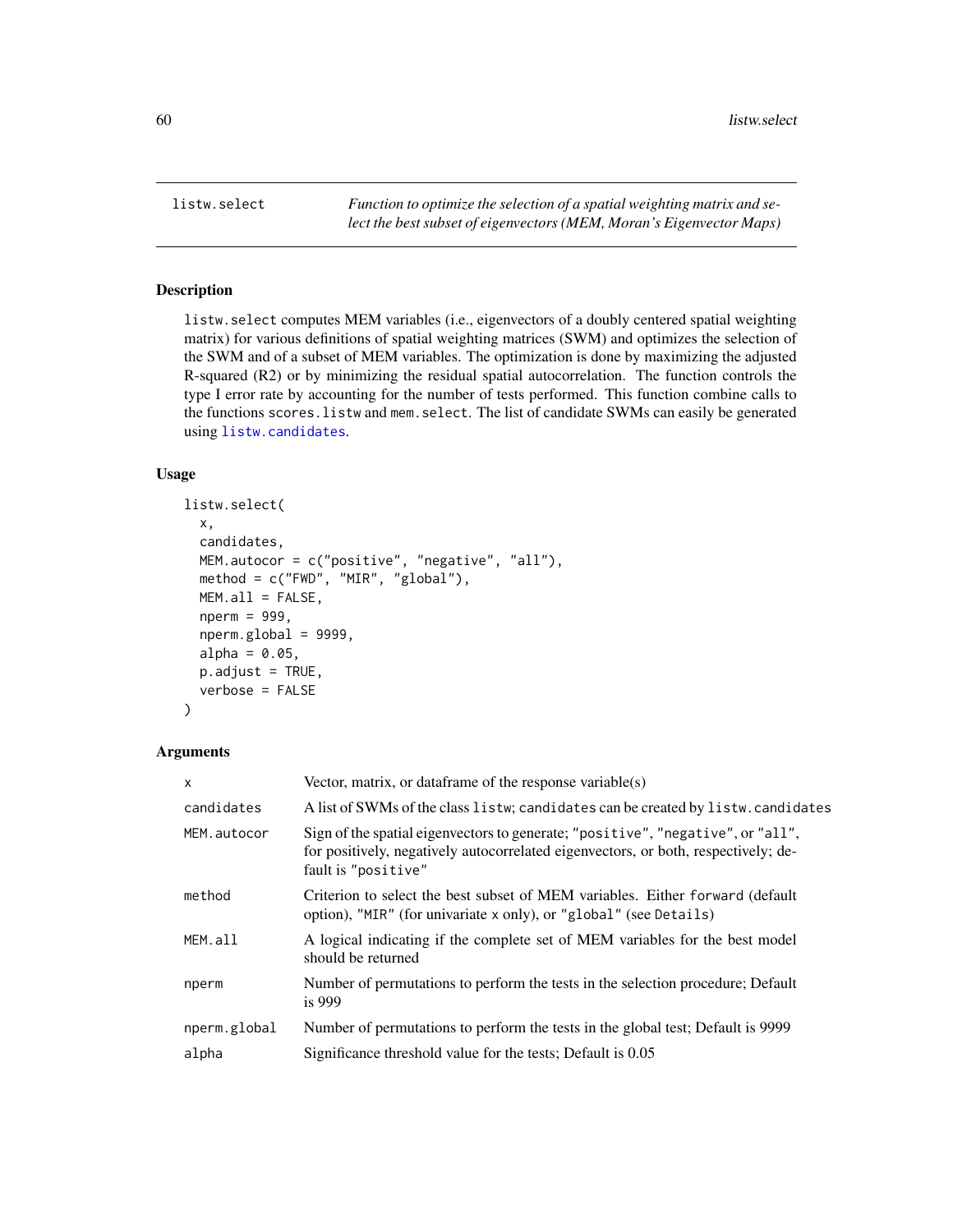`listw.select` *Function to optimize the selection of a spatial weighting matrix and select the best subset of eigenvectors (MEM, Moran's Eigenvector Maps)*

## Description

`listw.select` computes MEM variables (i.e., eigenvectors of a doubly centered spatial weighting matrix) for various definitions of spatial weighting matrices (SWM) and optimizes the selection of the SWM and of a subset of MEM variables. The optimization is done by maximizing the adjusted R-squared (R2) or by minimizing the residual spatial autocorrelation. The function controls the type I error rate by accounting for the number of tests performed. This function combine calls to the functions `scores.listw` and `mem.select`. The list of candidate SWMs can easily be generated using `listw.candidates`.

## Usage

```
listw.select(
  x,
  candidates,
  MEM.autocor = c("positive", "negative", "all"),
  method = c("FWD", "MIR", "global"),
  MEM.all = FALSE,
  nperm = 999,
  nperm.global = 9999,
  alpha = 0.05,
  p.adjust = TRUE,
  verbose = FALSE
)
```

## Arguments

| Argument | Description |
|---|---|
| `x` | Vector, matrix, or dataframe of the response variable(s) |
| `candidates` | A list of SWMs of the class `listw`; `candidates` can be created by `listw.candidates` |
| `MEM.autocor` | Sign of the spatial eigenvectors to generate; `"positive"`, `"negative"`, or `"all"`, for positively, negatively autocorrelated eigenvectors, or both, respectively; default is `"positive"` |
| `method` | Criterion to select the best subset of MEM variables. Either `forward` (default option), `"MIR"` (for univariate `x` only), or `"global"` (see `Details`) |
| `MEM.all` | A logical indicating if the complete set of MEM variables for the best model should be returned |
| `nperm` | Number of permutations to perform the tests in the selection procedure; Default is 999 |
| `nperm.global` | Number of permutations to perform the tests in the global test; Default is 9999 |
| `alpha` | Significance threshold value for the tests; Default is 0.05 |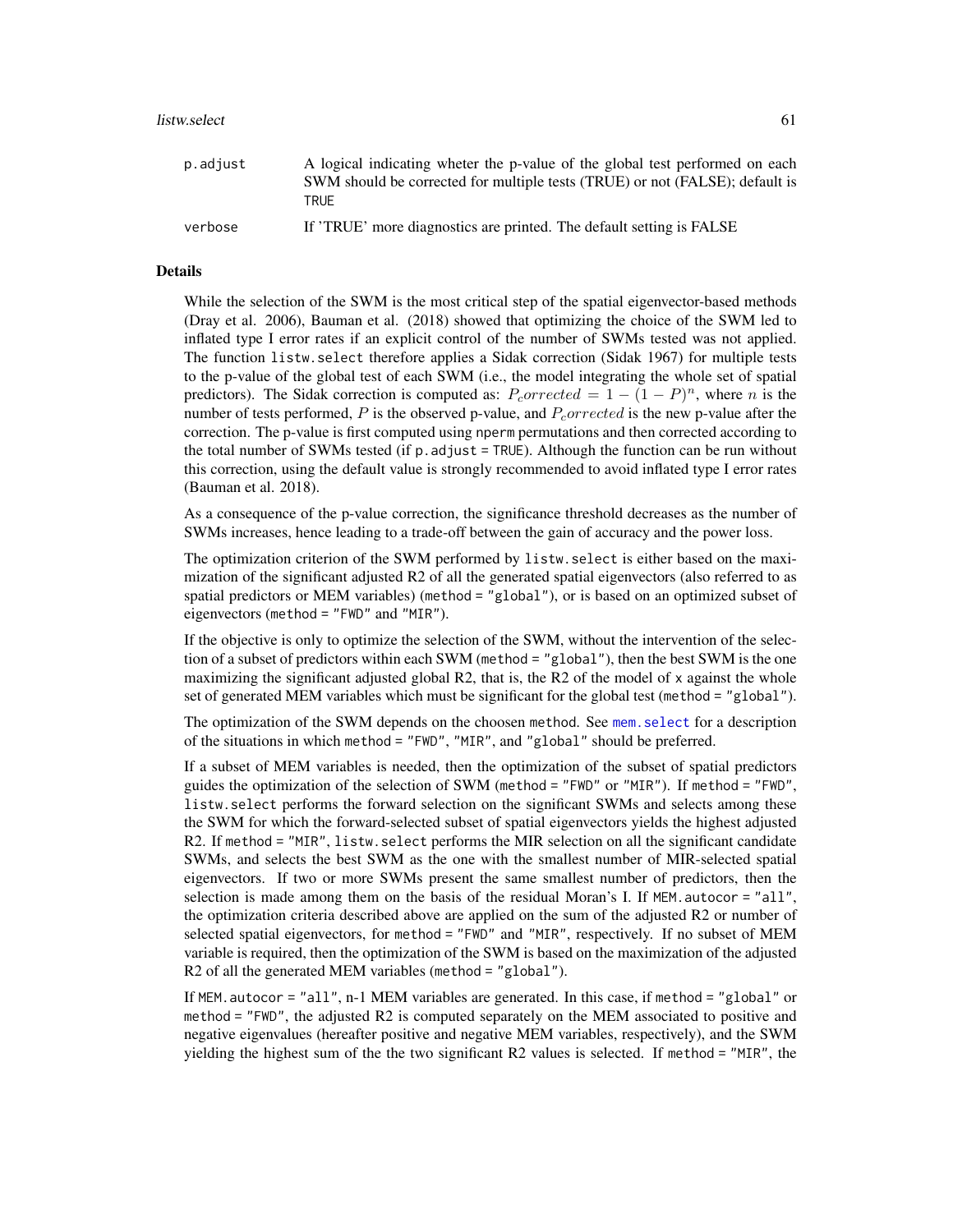| | |
|---|---|
| `p.adjust` | A logical indicating wheter the p-value of the global test performed on each SWM should be corrected for multiple tests (TRUE) or not (FALSE); default is `TRUE` |
| `verbose` | If 'TRUE' more diagnostics are printed. The default setting is FALSE |

## Details

While the selection of the SWM is the most critical step of the spatial eigenvector-based methods (Dray et al. 2006), Bauman et al. (2018) showed that optimizing the choice of the SWM led to inflated type I error rates if an explicit control of the number of SWMs tested was not applied. The function `listw.select` therefore applies a Sidak correction (Sidak 1967) for multiple tests to the p-value of the global test of each SWM (i.e., the model integrating the whole set of spatial predictors). The Sidak correction is computed as: $P_corrected = 1 - (1 - P)^n$, where $n$ is the number of tests performed, $P$ is the observed p-value, and $P_corrected$ is the new p-value after the correction. The p-value is first computed using `nperm` permutations and then corrected according to the total number of SWMs tested (if `p.adjust = TRUE`). Although the function can be run without this correction, using the default value is strongly recommended to avoid inflated type I error rates (Bauman et al. 2018).

As a consequence of the p-value correction, the significance threshold decreases as the number of SWMs increases, hence leading to a trade-off between the gain of accuracy and the power loss.

The optimization criterion of the SWM performed by `listw.select` is either based on the maximization of the significant adjusted R2 of all the generated spatial eigenvectors (also referred to as spatial predictors or MEM variables) (`method = "global"`), or is based on an optimized subset of eigenvectors (`method = "FWD"` and `"MIR"`).

If the objective is only to optimize the selection of the SWM, without the intervention of the selection of a subset of predictors within each SWM (`method = "global"`), then the best SWM is the one maximizing the significant adjusted global R2, that is, the R2 of the model of `x` against the whole set of generated MEM variables which must be significant for the global test (`method = "global"`).

The optimization of the SWM depends on the choosen `method`. See `mem.select` for a description of the situations in which `method = "FWD"`, `"MIR"`, and `"global"` should be preferred.

If a subset of MEM variables is needed, then the optimization of the subset of spatial predictors guides the optimization of the selection of SWM (`method = "FWD"` or `"MIR"`). If `method = "FWD"`, `listw.select` performs the forward selection on the significant SWMs and selects among these the SWM for which the forward-selected subset of spatial eigenvectors yields the highest adjusted R2. If `method = "MIR"`, `listw.select` performs the MIR selection on all the significant candidate SWMs, and selects the best SWM as the one with the smallest number of MIR-selected spatial eigenvectors. If two or more SWMs present the same smallest number of predictors, then the selection is made among them on the basis of the residual Moran's I. If `MEM.autocor = "all"`, the optimization criteria described above are applied on the sum of the adjusted R2 or number of selected spatial eigenvectors, for `method = "FWD"` and `"MIR"`, respectively. If no subset of MEM variable is required, then the optimization of the SWM is based on the maximization of the adjusted R2 of all the generated MEM variables (`method = "global"`).

If `MEM.autocor = "all"`, n-1 MEM variables are generated. In this case, if `method = "global"` or `method = "FWD"`, the adjusted R2 is computed separately on the MEM associated to positive and negative eigenvalues (hereafter positive and negative MEM variables, respectively), and the SWM yielding the highest sum of the the two significant R2 values is selected. If `method = "MIR"`, the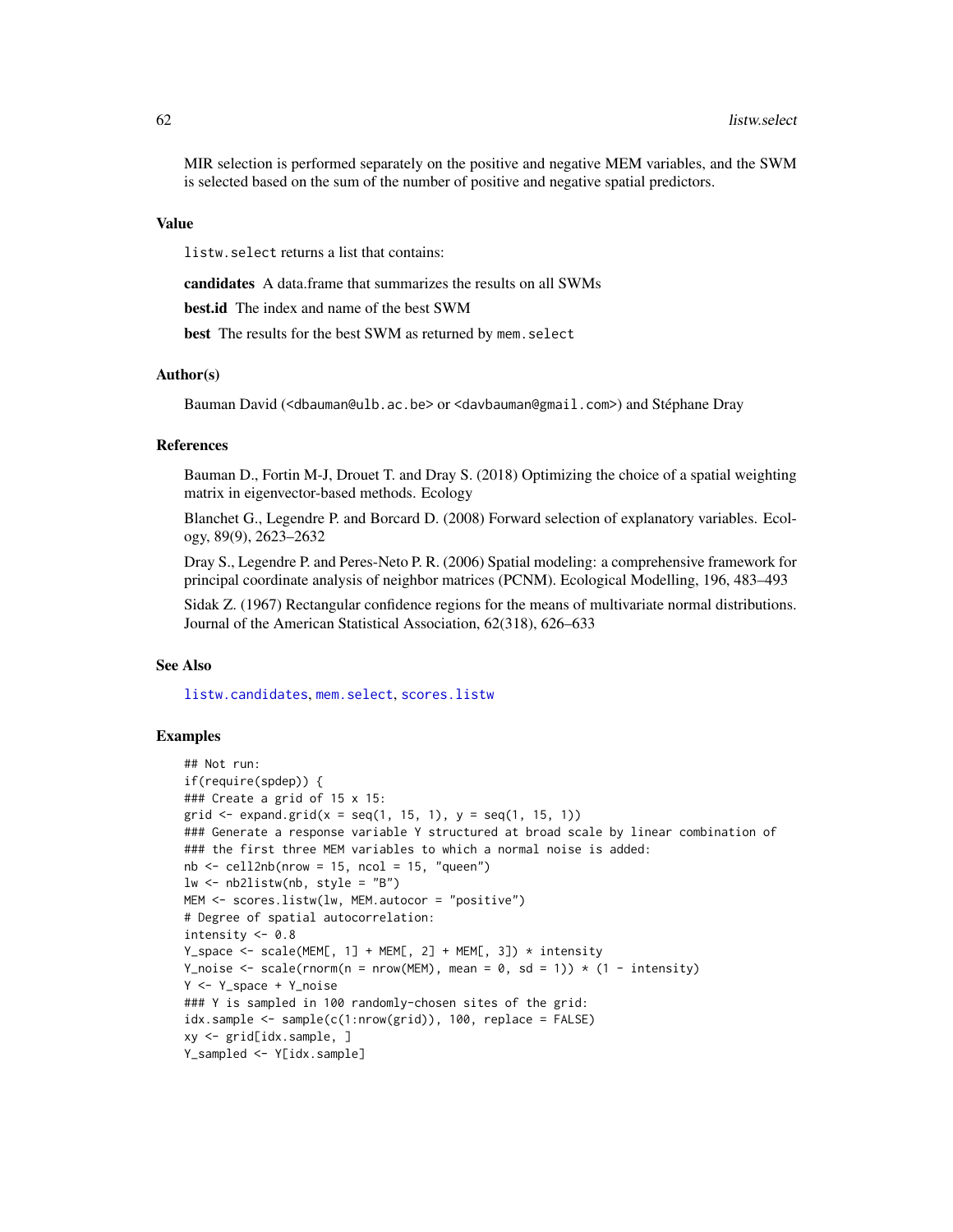MIR selection is performed separately on the positive and negative MEM variables, and the SWM is selected based on the sum of the number of positive and negative spatial predictors.

## Value

listw.select returns a list that contains:

**candidates** A data.frame that summarizes the results on all SWMs

**best.id** The index and name of the best SWM

**best** The results for the best SWM as returned by mem.select

## Author(s)

Bauman David (<dbauman@ulb.ac.be> or <davbauman@gmail.com>) and Stéphane Dray

## References

Bauman D., Fortin M-J, Drouet T. and Dray S. (2018) Optimizing the choice of a spatial weighting matrix in eigenvector-based methods. Ecology

Blanchet G., Legendre P. and Borcard D. (2008) Forward selection of explanatory variables. Ecology, 89(9), 2623–2632

Dray S., Legendre P. and Peres-Neto P. R. (2006) Spatial modeling: a comprehensive framework for principal coordinate analysis of neighbor matrices (PCNM). Ecological Modelling, 196, 483–493

Sidak Z. (1967) Rectangular confidence regions for the means of multivariate normal distributions. Journal of the American Statistical Association, 62(318), 626–633

## See Also

listw.candidates, mem.select, scores.listw

## Examples

```
## Not run:
if(require(spdep)) {
### Create a grid of 15 x 15:
grid <- expand.grid(x = seq(1, 15, 1), y = seq(1, 15, 1))
### Generate a response variable Y structured at broad scale by linear combination of
### the first three MEM variables to which a normal noise is added:
nb <- cell2nb(nrow = 15, ncol = 15, "queen")
lw <- nb2listw(nb, style = "B")
MEM <- scores.listw(lw, MEM.autocor = "positive")
# Degree of spatial autocorrelation:
intensity <- 0.8
Y_space <- scale(MEM[, 1] + MEM[, 2] + MEM[, 3]) * intensity
Y_noise <- scale(rnorm(n = nrow(MEM), mean = 0, sd = 1)) * (1 - intensity)
Y <- Y_space + Y_noise
### Y is sampled in 100 randomly-chosen sites of the grid:
idx.sample <- sample(c(1:nrow(grid)), 100, replace = FALSE)
xy <- grid[idx.sample, ]
Y_sampled <- Y[idx.sample]
```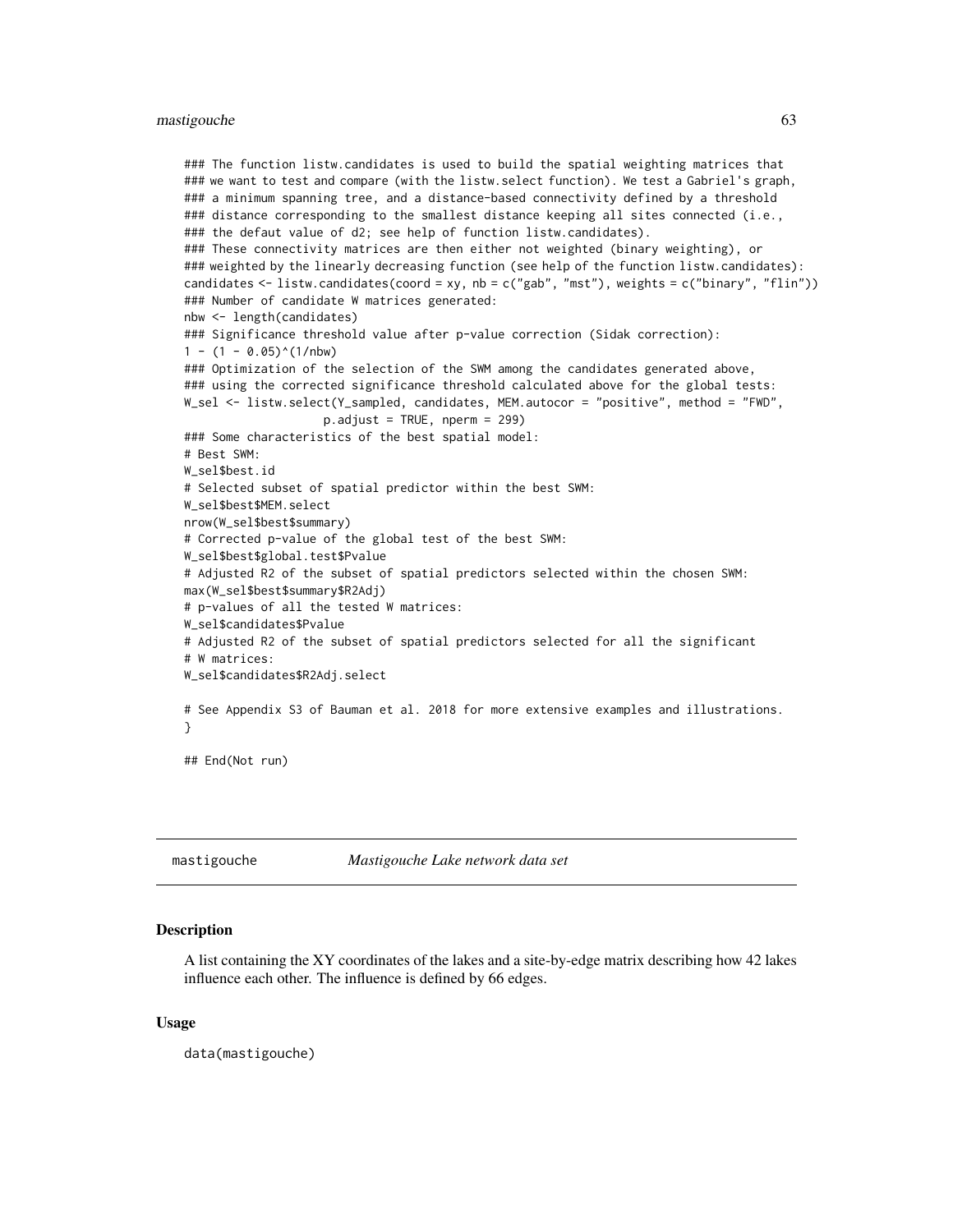```
### The function listw.candidates is used to build the spatial weighting matrices that
### we want to test and compare (with the listw.select function). We test a Gabriel's graph,
### a minimum spanning tree, and a distance-based connectivity defined by a threshold
### distance corresponding to the smallest distance keeping all sites connected (i.e.,
### the defaut value of d2; see help of function listw.candidates).
### These connectivity matrices are then either not weighted (binary weighting), or
### weighted by the linearly decreasing function (see help of the function listw.candidates):
candidates <- listw.candidates(coord = xy, nb = c("gab", "mst"), weights = c("binary", "flin"))
### Number of candidate W matrices generated:
nbw <- length(candidates)
### Significance threshold value after p-value correction (Sidak correction):
1 - (1 - 0.05)^(1/nbw)
### Optimization of the selection of the SWM among the candidates generated above,
### using the corrected significance threshold calculated above for the global tests:
W_sel <- listw.select(Y_sampled, candidates, MEM.autocor = "positive", method = "FWD",
                      p.adjust = TRUE, nperm = 299)
### Some characteristics of the best spatial model:
# Best SWM:
W_sel$best.id
# Selected subset of spatial predictor within the best SWM:
W_sel$best$MEM.select
nrow(W_sel$best$summary)
# Corrected p-value of the global test of the best SWM:
W_sel$best$global.test$Pvalue
# Adjusted R2 of the subset of spatial predictors selected within the chosen SWM:
max(W_sel$best$summary$R2Adj)
# p-values of all the tested W matrices:
W_sel$candidates$Pvalue
# Adjusted R2 of the subset of spatial predictors selected for all the significant
# W matrices:
W_sel$candidates$R2Adj.select

# See Appendix S3 of Bauman et al. 2018 for more extensive examples and illustrations.
}

## End(Not run)
```

---

`mastigouche` *Mastigouche Lake network data set*

---

## Description

A list containing the XY coordinates of the lakes and a site-by-edge matrix describing how 42 lakes influence each other. The influence is defined by 66 edges.

## Usage

```
data(mastigouche)
```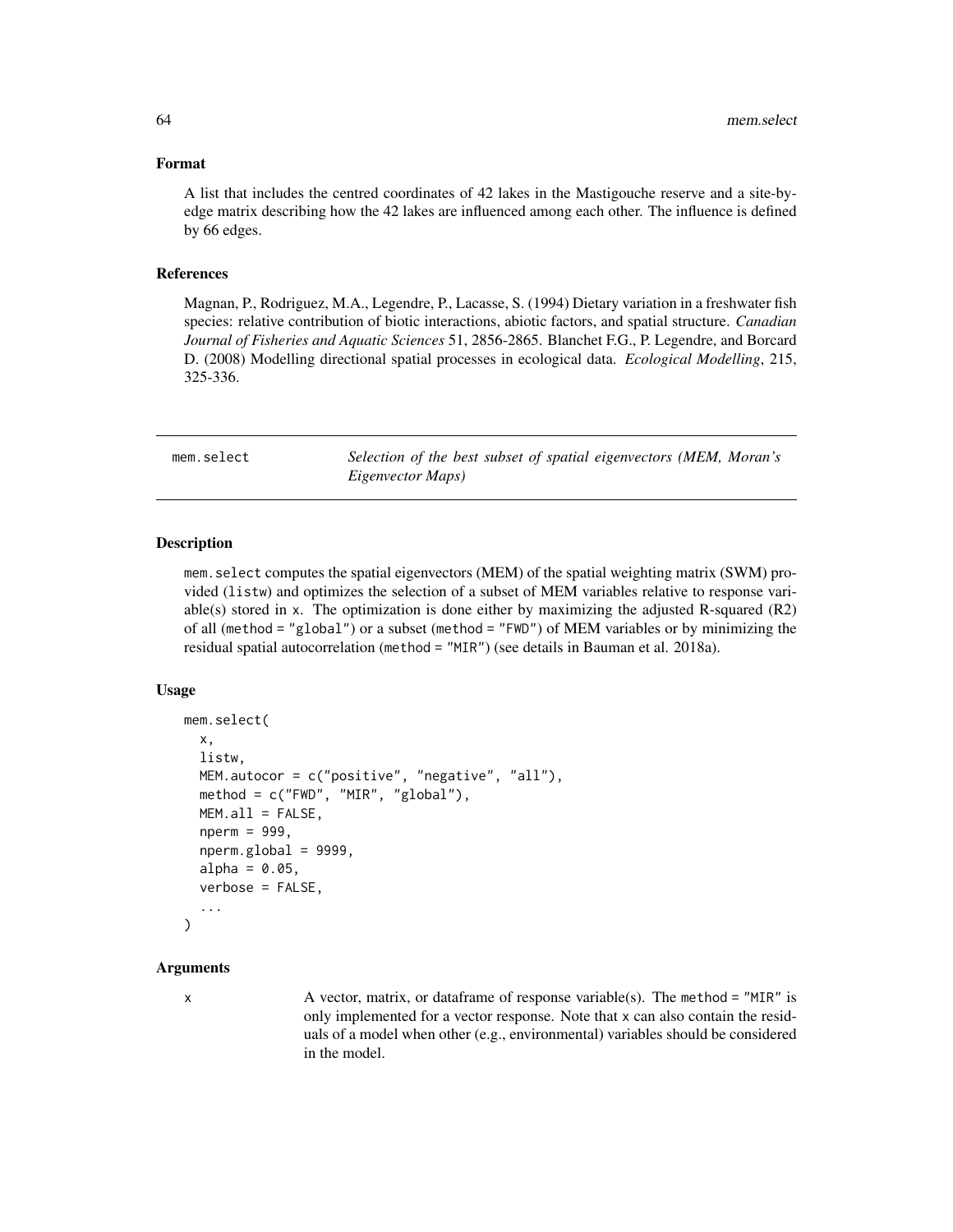### Format

A list that includes the centred coordinates of 42 lakes in the Mastigouche reserve and a site-by-edge matrix describing how the 42 lakes are influenced among each other. The influence is defined by 66 edges.

### References

Magnan, P., Rodriguez, M.A., Legendre, P., Lacasse, S. (1994) Dietary variation in a freshwater fish species: relative contribution of biotic interactions, abiotic factors, and spatial structure. *Canadian Journal of Fisheries and Aquatic Sciences* 51, 2856-2865. Blanchet F.G., P. Legendre, and Borcard D. (2008) Modelling directional spatial processes in ecological data. *Ecological Modelling*, 215, 325-336.

---

## mem.select — *Selection of the best subset of spatial eigenvectors (MEM, Moran's Eigenvector Maps)*

---

### Description

`mem.select` computes the spatial eigenvectors (MEM) of the spatial weighting matrix (SWM) provided (`listw`) and optimizes the selection of a subset of MEM variables relative to response variable(s) stored in `x`. The optimization is done either by maximizing the adjusted R-squared (R2) of all (`method = "global"`) or a subset (`method = "FWD"`) of MEM variables or by minimizing the residual spatial autocorrelation (`method = "MIR"`) (see details in Bauman et al. 2018a).

### Usage

```
mem.select(
  x,
  listw,
  MEM.autocor = c("positive", "negative", "all"),
  method = c("FWD", "MIR", "global"),
  MEM.all = FALSE,
  nperm = 999,
  nperm.global = 9999,
  alpha = 0.05,
  verbose = FALSE,
  ...
)
```

### Arguments

`x` — A vector, matrix, or dataframe of response variable(s). The `method = "MIR"` is only implemented for a vector response. Note that `x` can also contain the residuals of a model when other (e.g., environmental) variables should be considered in the model.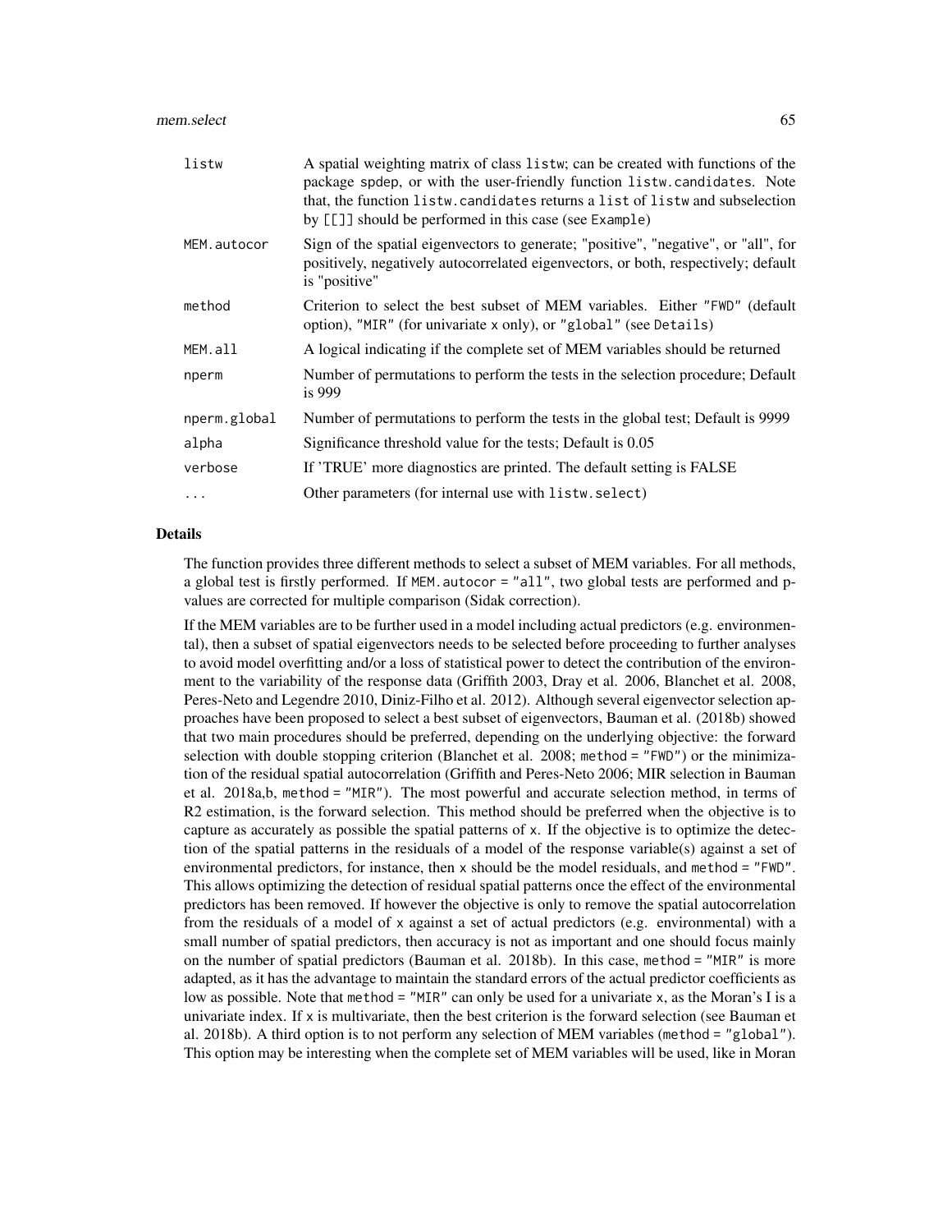| | |
|---|---|
| `listw` | A spatial weighting matrix of class `listw`; can be created with functions of the package `spdep`, or with the user-friendly function `listw.candidates`. Note that, the function `listw.candidates` returns a `list` of `listw` and subselection by `[[]]` should be performed in this case (see `Example`) |
| `MEM.autocor` | Sign of the spatial eigenvectors to generate; "positive", "negative", or "all", for positively, negatively autocorrelated eigenvectors, or both, respectively; default is "positive" |
| `method` | Criterion to select the best subset of MEM variables. Either `"FWD"` (default option), `"MIR"` (for univariate `x` only), or `"global"` (see `Details`) |
| `MEM.all` | A logical indicating if the complete set of MEM variables should be returned |
| `nperm` | Number of permutations to perform the tests in the selection procedure; Default is 999 |
| `nperm.global` | Number of permutations to perform the tests in the global test; Default is 9999 |
| `alpha` | Significance threshold value for the tests; Default is 0.05 |
| `verbose` | If 'TRUE' more diagnostics are printed. The default setting is FALSE |
| `...` | Other parameters (for internal use with `listw.select`) |

## Details

The function provides three different methods to select a subset of MEM variables. For all methods, a global test is firstly performed. If `MEM.autocor = "all"`, two global tests are performed and p-values are corrected for multiple comparison (Sidak correction).

If the MEM variables are to be further used in a model including actual predictors (e.g. environmental), then a subset of spatial eigenvectors needs to be selected before proceeding to further analyses to avoid model overfitting and/or a loss of statistical power to detect the contribution of the environment to the variability of the response data (Griffith 2003, Dray et al. 2006, Blanchet et al. 2008, Peres-Neto and Legendre 2010, Diniz-Filho et al. 2012). Although several eigenvector selection approaches have been proposed to select a best subset of eigenvectors, Bauman et al. (2018b) showed that two main procedures should be preferred, depending on the underlying objective: the forward selection with double stopping criterion (Blanchet et al. 2008; `method = "FWD"`) or the minimization of the residual spatial autocorrelation (Griffith and Peres-Neto 2006; MIR selection in Bauman et al. 2018a,b, `method = "MIR"`). The most powerful and accurate selection method, in terms of R2 estimation, is the forward selection. This method should be preferred when the objective is to capture as accurately as possible the spatial patterns of `x`. If the objective is to optimize the detection of the spatial patterns in the residuals of a model of the response variable(s) against a set of environmental predictors, for instance, then `x` should be the model residuals, and `method = "FWD"`. This allows optimizing the detection of residual spatial patterns once the effect of the environmental predictors has been removed. If however the objective is only to remove the spatial autocorrelation from the residuals of a model of `x` against a set of actual predictors (e.g. environmental) with a small number of spatial predictors, then accuracy is not as important and one should focus mainly on the number of spatial predictors (Bauman et al. 2018b). In this case, `method = "MIR"` is more adapted, as it has the advantage to maintain the standard errors of the actual predictor coefficients as low as possible. Note that `method = "MIR"` can only be used for a univariate `x`, as the Moran's I is a univariate index. If `x` is multivariate, then the best criterion is the forward selection (see Bauman et al. 2018b). A third option is to not perform any selection of MEM variables (`method = "global"`). This option may be interesting when the complete set of MEM variables will be used, like in Moran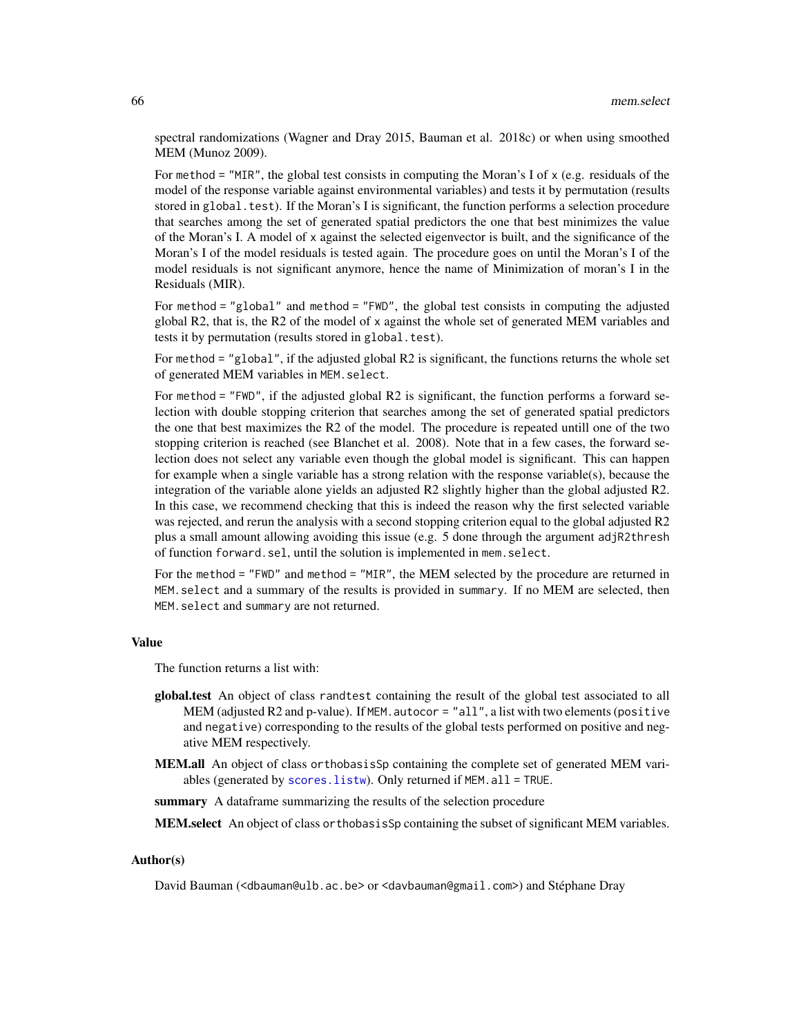spectral randomizations (Wagner and Dray 2015, Bauman et al. 2018c) or when using smoothed MEM (Munoz 2009).

For `method = "MIR"`, the global test consists in computing the Moran's I of `x` (e.g. residuals of the model of the response variable against environmental variables) and tests it by permutation (results stored in `global.test`). If the Moran's I is significant, the function performs a selection procedure that searches among the set of generated spatial predictors the one that best minimizes the value of the Moran's I. A model of `x` against the selected eigenvector is built, and the significance of the Moran's I of the model residuals is tested again. The procedure goes on until the Moran's I of the model residuals is not significant anymore, hence the name of Minimization of moran's I in the Residuals (MIR).

For `method = "global"` and `method = "FWD"`, the global test consists in computing the adjusted global R2, that is, the R2 of the model of `x` against the whole set of generated MEM variables and tests it by permutation (results stored in `global.test`).

For `method = "global"`, if the adjusted global R2 is significant, the functions returns the whole set of generated MEM variables in `MEM.select`.

For `method = "FWD"`, if the adjusted global R2 is significant, the function performs a forward selection with double stopping criterion that searches among the set of generated spatial predictors the one that best maximizes the R2 of the model. The procedure is repeated untill one of the two stopping criterion is reached (see Blanchet et al. 2008). Note that in a few cases, the forward selection does not select any variable even though the global model is significant. This can happen for example when a single variable has a strong relation with the response variable(s), because the integration of the variable alone yields an adjusted R2 slightly higher than the global adjusted R2. In this case, we recommend checking that this is indeed the reason why the first selected variable was rejected, and rerun the analysis with a second stopping criterion equal to the global adjusted R2 plus a small amount allowing avoiding this issue (e.g. 5 done through the argument `adjR2thresh` of function `forward.sel`, until the solution is implemented in `mem.select`.

For the `method = "FWD"` and `method = "MIR"`, the MEM selected by the procedure are returned in `MEM.select` and a summary of the results is provided in `summary`. If no MEM are selected, then `MEM.select` and `summary` are not returned.

### Value

The function returns a list with:

**global.test** An object of class `randtest` containing the result of the global test associated to all MEM (adjusted R2 and p-value). If `MEM.autocor = "all"`, a list with two elements (`positive` and `negative`) corresponding to the results of the global tests performed on positive and negative MEM respectively.

**MEM.all** An object of class `orthobasisSp` containing the complete set of generated MEM variables (generated by `scores.listw`). Only returned if `MEM.all = TRUE`.

**summary** A dataframe summarizing the results of the selection procedure

**MEM.select** An object of class `orthobasisSp` containing the subset of significant MEM variables.

### Author(s)

David Bauman (<dbauman@ulb.ac.be> or <davbauman@gmail.com>) and Stéphane Dray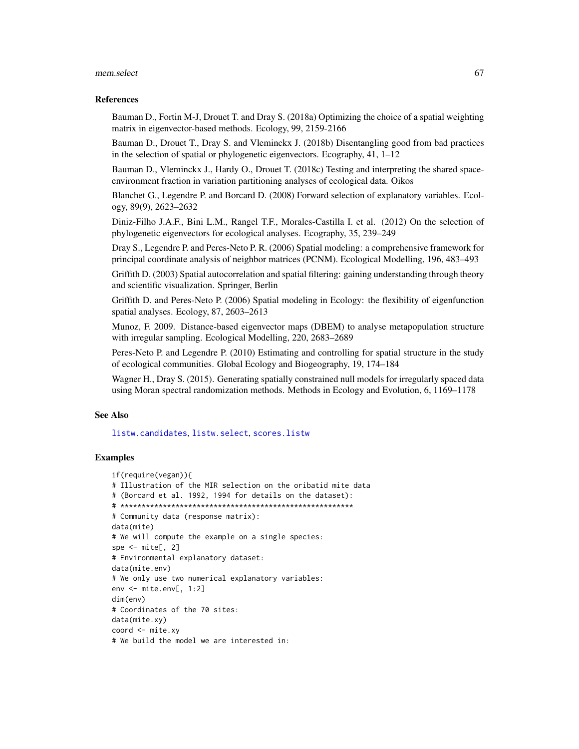### References

Bauman D., Fortin M-J, Drouet T. and Dray S. (2018a) Optimizing the choice of a spatial weighting matrix in eigenvector-based methods. Ecology, 99, 2159-2166

Bauman D., Drouet T., Dray S. and Vleminckx J. (2018b) Disentangling good from bad practices in the selection of spatial or phylogenetic eigenvectors. Ecography, 41, 1–12

Bauman D., Vleminckx J., Hardy O., Drouet T. (2018c) Testing and interpreting the shared space-environment fraction in variation partitioning analyses of ecological data. Oikos

Blanchet G., Legendre P. and Borcard D. (2008) Forward selection of explanatory variables. Ecology, 89(9), 2623–2632

Diniz-Filho J.A.F., Bini L.M., Rangel T.F., Morales-Castilla I. et al. (2012) On the selection of phylogenetic eigenvectors for ecological analyses. Ecography, 35, 239–249

Dray S., Legendre P. and Peres-Neto P. R. (2006) Spatial modeling: a comprehensive framework for principal coordinate analysis of neighbor matrices (PCNM). Ecological Modelling, 196, 483–493

Griffith D. (2003) Spatial autocorrelation and spatial filtering: gaining understanding through theory and scientific visualization. Springer, Berlin

Griffith D. and Peres-Neto P. (2006) Spatial modeling in Ecology: the flexibility of eigenfunction spatial analyses. Ecology, 87, 2603–2613

Munoz, F. 2009. Distance-based eigenvector maps (DBEM) to analyse metapopulation structure with irregular sampling. Ecological Modelling, 220, 2683–2689

Peres-Neto P. and Legendre P. (2010) Estimating and controlling for spatial structure in the study of ecological communities. Global Ecology and Biogeography, 19, 174–184

Wagner H., Dray S. (2015). Generating spatially constrained null models for irregularly spaced data using Moran spectral randomization methods. Methods in Ecology and Evolution, 6, 1169–1178

### See Also

listw.candidates, listw.select, scores.listw

### Examples

```
if(require(vegan)){
# Illustration of the MIR selection on the oribatid mite data
# (Borcard et al. 1992, 1994 for details on the dataset):
# *******************************************************
# Community data (response matrix):
data(mite)
# We will compute the example on a single species:
spe <- mite[, 2]
# Environmental explanatory dataset:
data(mite.env)
# We only use two numerical explanatory variables:
env <- mite.env[, 1:2]
dim(env)
# Coordinates of the 70 sites:
data(mite.xy)
coord <- mite.xy
# We build the model we are interested in:
```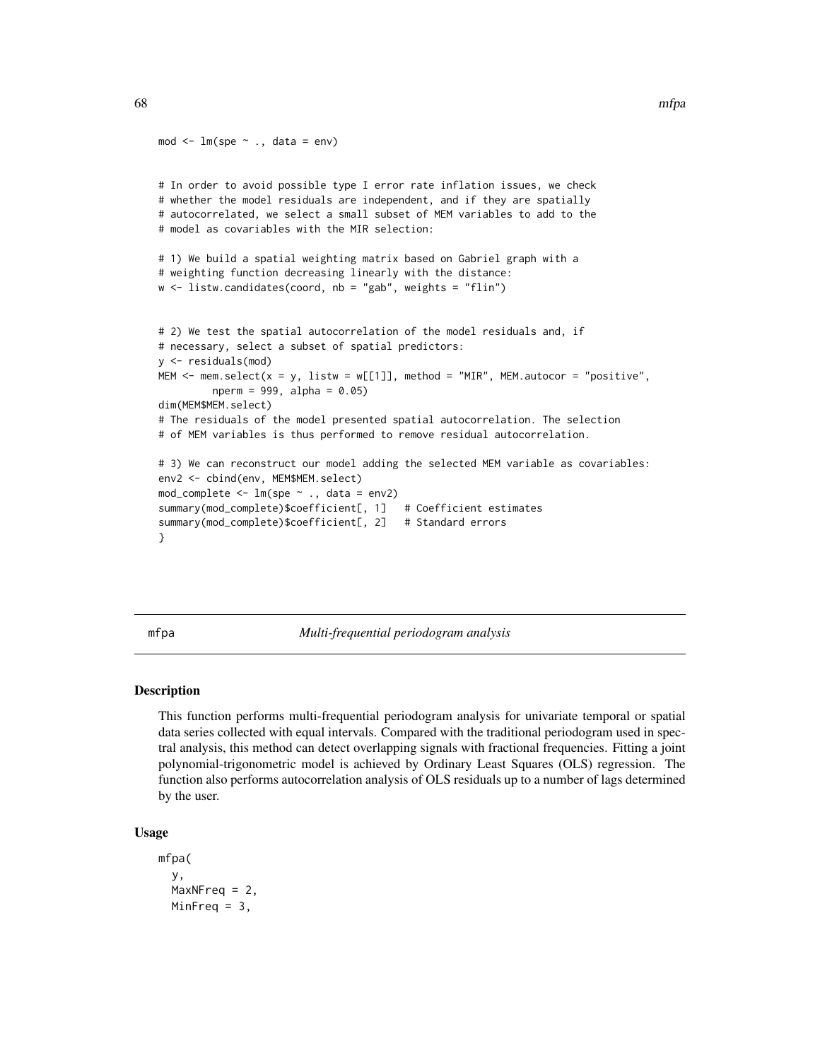```
mod <- lm(spe ~ ., data = env)


# In order to avoid possible type I error rate inflation issues, we check
# whether the model residuals are independent, and if they are spatially
# autocorrelated, we select a small subset of MEM variables to add to the
# model as covariables with the MIR selection:

# 1) We build a spatial weighting matrix based on Gabriel graph with a
# weighting function decreasing linearly with the distance:
w <- listw.candidates(coord, nb = "gab", weights = "flin")


# 2) We test the spatial autocorrelation of the model residuals and, if
# necessary, select a subset of spatial predictors:
y <- residuals(mod)
MEM <- mem.select(x = y, listw = w[[1]], method = "MIR", MEM.autocor = "positive",
         nperm = 999, alpha = 0.05)
dim(MEM$MEM.select)
# The residuals of the model presented spatial autocorrelation. The selection
# of MEM variables is thus performed to remove residual autocorrelation.

# 3) We can reconstruct our model adding the selected MEM variable as covariables:
env2 <- cbind(env, MEM$MEM.select)
mod_complete <- lm(spe ~ ., data = env2)
summary(mod_complete)$coefficient[, 1]   # Coefficient estimates
summary(mod_complete)$coefficient[, 2]   # Standard errors
}
```

## mfpa — *Multi-frequential periodogram analysis*

### Description

This function performs multi-frequential periodogram analysis for univariate temporal or spatial data series collected with equal intervals. Compared with the traditional periodogram used in spectral analysis, this method can detect overlapping signals with fractional frequencies. Fitting a joint polynomial-trigonometric model is achieved by Ordinary Least Squares (OLS) regression. The function also performs autocorrelation analysis of OLS residuals up to a number of lags determined by the user.

### Usage

```
mfpa(
  y,
  MaxNFreq = 2,
  MinFreq = 3,
```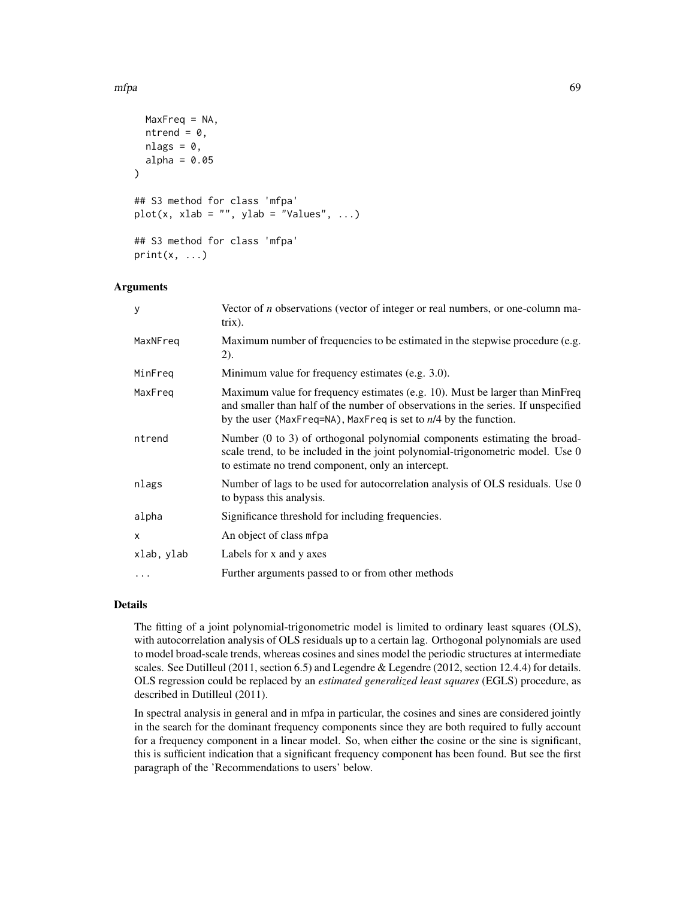```
  MaxFreq = NA,
  ntrend = 0,
  nlags = 0,
  alpha = 0.05
)

## S3 method for class 'mfpa'
plot(x, xlab = "", ylab = "Values", ...)

## S3 method for class 'mfpa'
print(x, ...)
```

## Arguments

| | |
|---|---|
| y | Vector of *n* observations (vector of integer or real numbers, or one-column matrix). |
| MaxNFreq | Maximum number of frequencies to be estimated in the stepwise procedure (e.g. 2). |
| MinFreq | Minimum value for frequency estimates (e.g. 3.0). |
| MaxFreq | Maximum value for frequency estimates (e.g. 10). Must be larger than MinFreq and smaller than half of the number of observations in the series. If unspecified by the user (MaxFreq=NA), MaxFreq is set to *n*/4 by the function. |
| ntrend | Number (0 to 3) of orthogonal polynomial components estimating the broad-scale trend, to be included in the joint polynomial-trigonometric model. Use 0 to estimate no trend component, only an intercept. |
| nlags | Number of lags to be used for autocorrelation analysis of OLS residuals. Use 0 to bypass this analysis. |
| alpha | Significance threshold for including frequencies. |
| x | An object of class mfpa |
| xlab, ylab | Labels for x and y axes |
| ... | Further arguments passed to or from other methods |

## Details

The fitting of a joint polynomial-trigonometric model is limited to ordinary least squares (OLS), with autocorrelation analysis of OLS residuals up to a certain lag. Orthogonal polynomials are used to model broad-scale trends, whereas cosines and sines model the periodic structures at intermediate scales. See Dutilleul (2011, section 6.5) and Legendre & Legendre (2012, section 12.4.4) for details. OLS regression could be replaced by an *estimated generalized least squares* (EGLS) procedure, as described in Dutilleul (2011).

In spectral analysis in general and in mfpa in particular, the cosines and sines are considered jointly in the search for the dominant frequency components since they are both required to fully account for a frequency component in a linear model. So, when either the cosine or the sine is significant, this is sufficient indication that a significant frequency component has been found. But see the first paragraph of the 'Recommendations to users' below.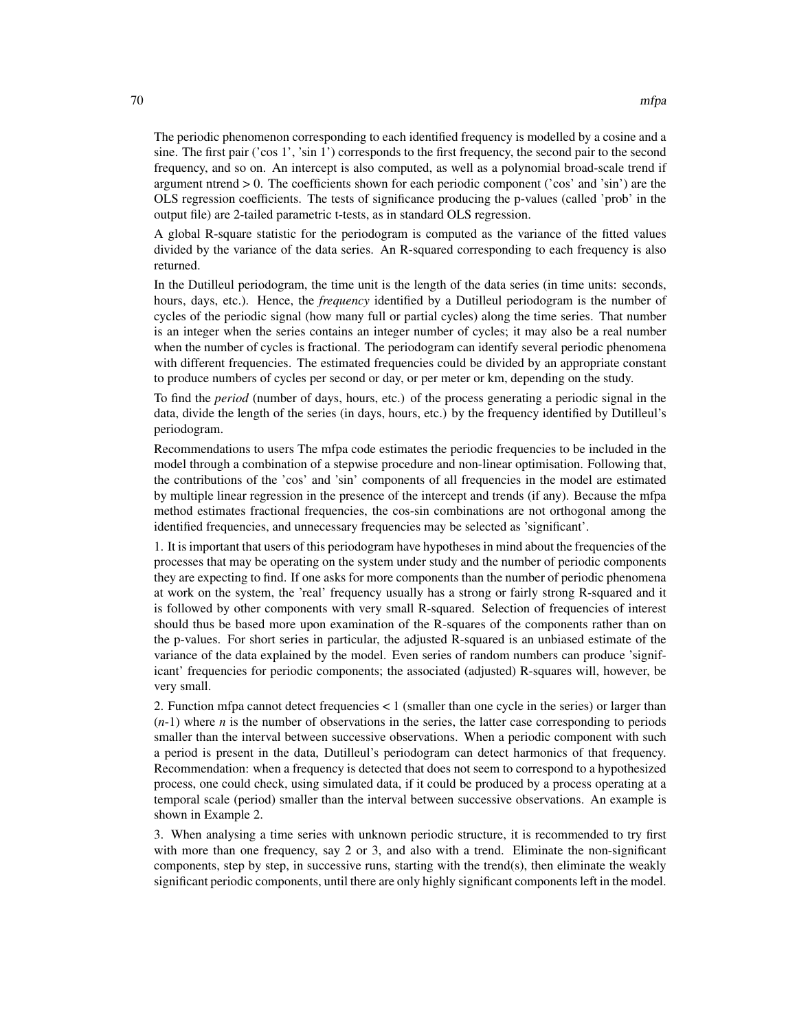The periodic phenomenon corresponding to each identified frequency is modelled by a cosine and a sine. The first pair ('cos 1', 'sin 1') corresponds to the first frequency, the second pair to the second frequency, and so on. An intercept is also computed, as well as a polynomial broad-scale trend if argument ntrend > 0. The coefficients shown for each periodic component ('cos' and 'sin') are the OLS regression coefficients. The tests of significance producing the p-values (called 'prob' in the output file) are 2-tailed parametric t-tests, as in standard OLS regression.

A global R-square statistic for the periodogram is computed as the variance of the fitted values divided by the variance of the data series. An R-squared corresponding to each frequency is also returned.

In the Dutilleul periodogram, the time unit is the length of the data series (in time units: seconds, hours, days, etc.). Hence, the *frequency* identified by a Dutilleul periodogram is the number of cycles of the periodic signal (how many full or partial cycles) along the time series. That number is an integer when the series contains an integer number of cycles; it may also be a real number when the number of cycles is fractional. The periodogram can identify several periodic phenomena with different frequencies. The estimated frequencies could be divided by an appropriate constant to produce numbers of cycles per second or day, or per meter or km, depending on the study.

To find the *period* (number of days, hours, etc.) of the process generating a periodic signal in the data, divide the length of the series (in days, hours, etc.) by the frequency identified by Dutilleul's periodogram.

Recommendations to users The mfpa code estimates the periodic frequencies to be included in the model through a combination of a stepwise procedure and non-linear optimisation. Following that, the contributions of the 'cos' and 'sin' components of all frequencies in the model are estimated by multiple linear regression in the presence of the intercept and trends (if any). Because the mfpa method estimates fractional frequencies, the cos-sin combinations are not orthogonal among the identified frequencies, and unnecessary frequencies may be selected as 'significant'.

1. It is important that users of this periodogram have hypotheses in mind about the frequencies of the processes that may be operating on the system under study and the number of periodic components they are expecting to find. If one asks for more components than the number of periodic phenomena at work on the system, the 'real' frequency usually has a strong or fairly strong R-squared and it is followed by other components with very small R-squared. Selection of frequencies of interest should thus be based more upon examination of the R-squares of the components rather than on the p-values. For short series in particular, the adjusted R-squared is an unbiased estimate of the variance of the data explained by the model. Even series of random numbers can produce 'significant' frequencies for periodic components; the associated (adjusted) R-squares will, however, be very small.

2. Function mfpa cannot detect frequencies < 1 (smaller than one cycle in the series) or larger than ($n$-1) where $n$ is the number of observations in the series, the latter case corresponding to periods smaller than the interval between successive observations. When a periodic component with such a period is present in the data, Dutilleul's periodogram can detect harmonics of that frequency. Recommendation: when a frequency is detected that does not seem to correspond to a hypothesized process, one could check, using simulated data, if it could be produced by a process operating at a temporal scale (period) smaller than the interval between successive observations. An example is shown in Example 2.

3. When analysing a time series with unknown periodic structure, it is recommended to try first with more than one frequency, say 2 or 3, and also with a trend. Eliminate the non-significant components, step by step, in successive runs, starting with the trend(s), then eliminate the weakly significant periodic components, until there are only highly significant components left in the model.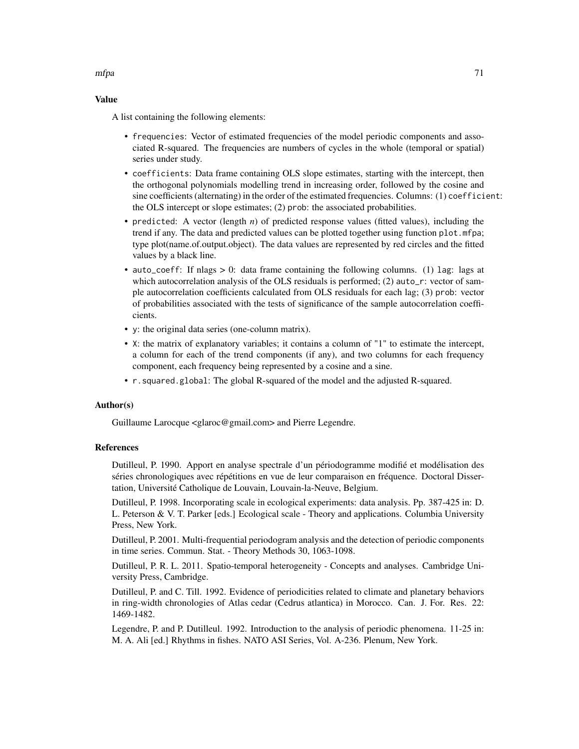## Value

A list containing the following elements:

- `frequencies`: Vector of estimated frequencies of the model periodic components and associated R-squared. The frequencies are numbers of cycles in the whole (temporal or spatial) series under study.
- `coefficients`: Data frame containing OLS slope estimates, starting with the intercept, then the orthogonal polynomials modelling trend in increasing order, followed by the cosine and sine coefficients (alternating) in the order of the estimated frequencies. Columns: (1) `coefficient`: the OLS intercept or slope estimates; (2) `prob`: the associated probabilities.
- `predicted`: A vector (length *n*) of predicted response values (fitted values), including the trend if any. The data and predicted values can be plotted together using function `plot.mfpa`; type plot(name.of.output.object). The data values are represented by red circles and the fitted values by a black line.
- `auto_coeff`: If nlags > 0: data frame containing the following columns. (1) `lag`: lags at which autocorrelation analysis of the OLS residuals is performed; (2) `auto_r`: vector of sample autocorrelation coefficients calculated from OLS residuals for each lag; (3) `prob`: vector of probabilities associated with the tests of significance of the sample autocorrelation coefficients.
- `y`: the original data series (one-column matrix).
- `X`: the matrix of explanatory variables; it contains a column of "1" to estimate the intercept, a column for each of the trend components (if any), and two columns for each frequency component, each frequency being represented by a cosine and a sine.
- `r.squared.global`: The global R-squared of the model and the adjusted R-squared.

## Author(s)

Guillaume Larocque <glaroc@gmail.com> and Pierre Legendre.

## References

Dutilleul, P. 1990. Apport en analyse spectrale d'un périodogramme modifié et modélisation des séries chronologiques avec répétitions en vue de leur comparaison en fréquence. Doctoral Dissertation, Université Catholique de Louvain, Louvain-la-Neuve, Belgium.

Dutilleul, P. 1998. Incorporating scale in ecological experiments: data analysis. Pp. 387-425 in: D. L. Peterson & V. T. Parker [eds.] Ecological scale - Theory and applications. Columbia University Press, New York.

Dutilleul, P. 2001. Multi-frequential periodogram analysis and the detection of periodic components in time series. Commun. Stat. - Theory Methods 30, 1063-1098.

Dutilleul, P. R. L. 2011. Spatio-temporal heterogeneity - Concepts and analyses. Cambridge University Press, Cambridge.

Dutilleul, P. and C. Till. 1992. Evidence of periodicities related to climate and planetary behaviors in ring-width chronologies of Atlas cedar (Cedrus atlantica) in Morocco. Can. J. For. Res. 22: 1469-1482.

Legendre, P. and P. Dutilleul. 1992. Introduction to the analysis of periodic phenomena. 11-25 in: M. A. Ali [ed.] Rhythms in fishes. NATO ASI Series, Vol. A-236. Plenum, New York.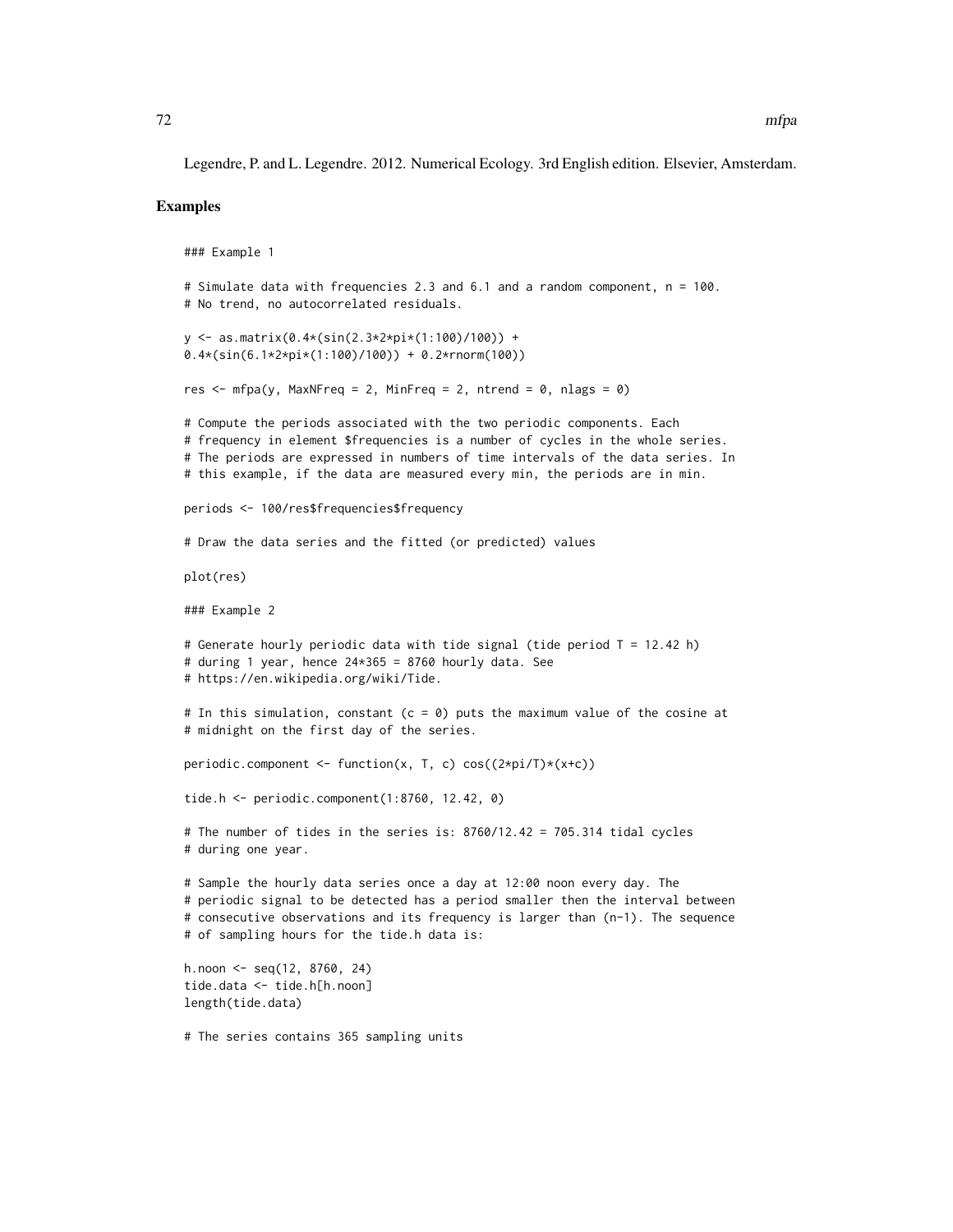Legendre, P. and L. Legendre. 2012. Numerical Ecology. 3rd English edition. Elsevier, Amsterdam.

## Examples

```
### Example 1

# Simulate data with frequencies 2.3 and 6.1 and a random component, n = 100.
# No trend, no autocorrelated residuals.

y <- as.matrix(0.4*(sin(2.3*2*pi*(1:100)/100)) +
0.4*(sin(6.1*2*pi*(1:100)/100)) + 0.2*rnorm(100))

res <- mfpa(y, MaxNFreq = 2, MinFreq = 2, ntrend = 0, nlags = 0)

# Compute the periods associated with the two periodic components. Each
# frequency in element $frequencies is a number of cycles in the whole series.
# The periods are expressed in numbers of time intervals of the data series. In
# this example, if the data are measured every min, the periods are in min.

periods <- 100/res$frequencies$frequency

# Draw the data series and the fitted (or predicted) values

plot(res)

### Example 2

# Generate hourly periodic data with tide signal (tide period T = 12.42 h)
# during 1 year, hence 24*365 = 8760 hourly data. See
# https://en.wikipedia.org/wiki/Tide.

# In this simulation, constant (c = 0) puts the maximum value of the cosine at
# midnight on the first day of the series.

periodic.component <- function(x, T, c) cos((2*pi/T)*(x+c))

tide.h <- periodic.component(1:8760, 12.42, 0)

# The number of tides in the series is: 8760/12.42 = 705.314 tidal cycles
# during one year.

# Sample the hourly data series once a day at 12:00 noon every day. The
# periodic signal to be detected has a period smaller then the interval between
# consecutive observations and its frequency is larger than (n-1). The sequence
# of sampling hours for the tide.h data is:

h.noon <- seq(12, 8760, 24)
tide.data <- tide.h[h.noon]
length(tide.data)

# The series contains 365 sampling units
```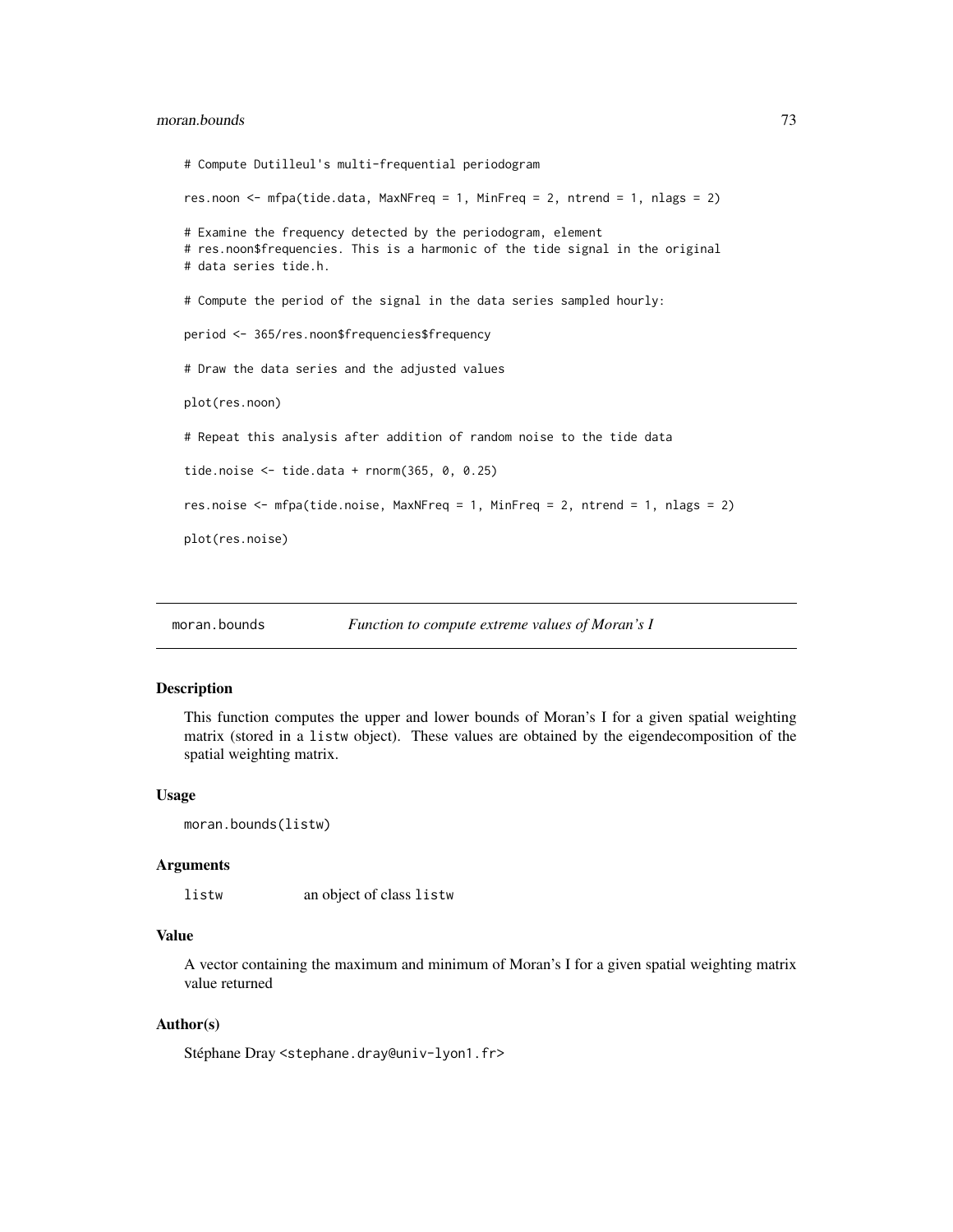```
# Compute Dutilleul's multi-frequential periodogram

res.noon <- mfpa(tide.data, MaxNFreq = 1, MinFreq = 2, ntrend = 1, nlags = 2)

# Examine the frequency detected by the periodogram, element
# res.noon$frequencies. This is a harmonic of the tide signal in the original
# data series tide.h.

# Compute the period of the signal in the data series sampled hourly:

period <- 365/res.noon$frequencies$frequency

# Draw the data series and the adjusted values

plot(res.noon)

# Repeat this analysis after addition of random noise to the tide data

tide.noise <- tide.data + rnorm(365, 0, 0.25)

res.noise <- mfpa(tide.noise, MaxNFreq = 1, MinFreq = 2, ntrend = 1, nlags = 2)

plot(res.noise)
```

---

## moran.bounds — *Function to compute extreme values of Moran's I*

### Description

This function computes the upper and lower bounds of Moran's I for a given spatial weighting matrix (stored in a `listw` object). These values are obtained by the eigendecomposition of the spatial weighting matrix.

### Usage

```
moran.bounds(listw)
```

### Arguments

| | |
|---|---|
| `listw` | an object of class `listw` |

### Value

A vector containing the maximum and minimum of Moran's I for a given spatial weighting matrix value returned

### Author(s)

Stéphane Dray <stephane.dray@univ-lyon1.fr>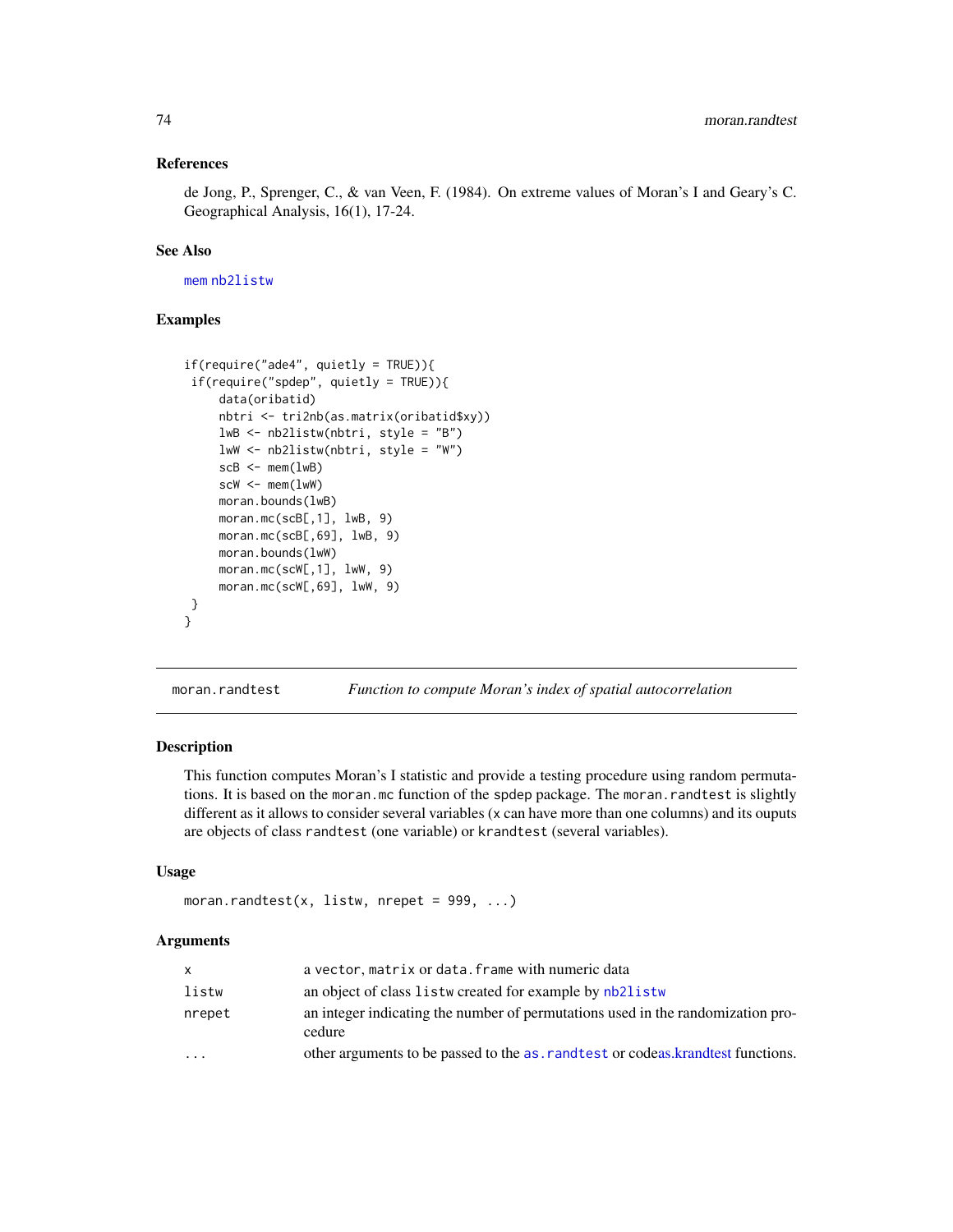### References

de Jong, P., Sprenger, C., & van Veen, F. (1984). On extreme values of Moran's I and Geary's C. Geographical Analysis, 16(1), 17-24.

### See Also

mem nb2listw

### Examples

```
if(require("ade4", quietly = TRUE)){
 if(require("spdep", quietly = TRUE)){
     data(oribatid)
     nbtri <- tri2nb(as.matrix(oribatid$xy))
     lwB <- nb2listw(nbtri, style = "B")
     lwW <- nb2listw(nbtri, style = "W")
     scB <- mem(lwB)
     scW <- mem(lwW)
     moran.bounds(lwB)
     moran.mc(scB[,1], lwB, 9)
     moran.mc(scB[,69], lwB, 9)
     moran.bounds(lwW)
     moran.mc(scW[,1], lwW, 9)
     moran.mc(scW[,69], lwW, 9)
 }
}
```

---

## moran.randtest    *Function to compute Moran's index of spatial autocorrelation*

### Description

This function computes Moran's I statistic and provide a testing procedure using random permutations. It is based on the `moran.mc` function of the `spdep` package. The `moran.randtest` is slightly different as it allows to consider several variables (`x` can have more than one columns) and its ouputs are objects of class `randtest` (one variable) or `krandtest` (several variables).

### Usage

```
moran.randtest(x, listw, nrepet = 999, ...)
```

### Arguments

| | |
|---|---|
| x | a `vector`, `matrix` or `data.frame` with numeric data |
| listw | an object of class `listw` created for example by `nb2listw` |
| nrepet | an integer indicating the number of permutations used in the randomization procedure |
| ... | other arguments to be passed to the `as.randtest` or codeas.krandtest functions. |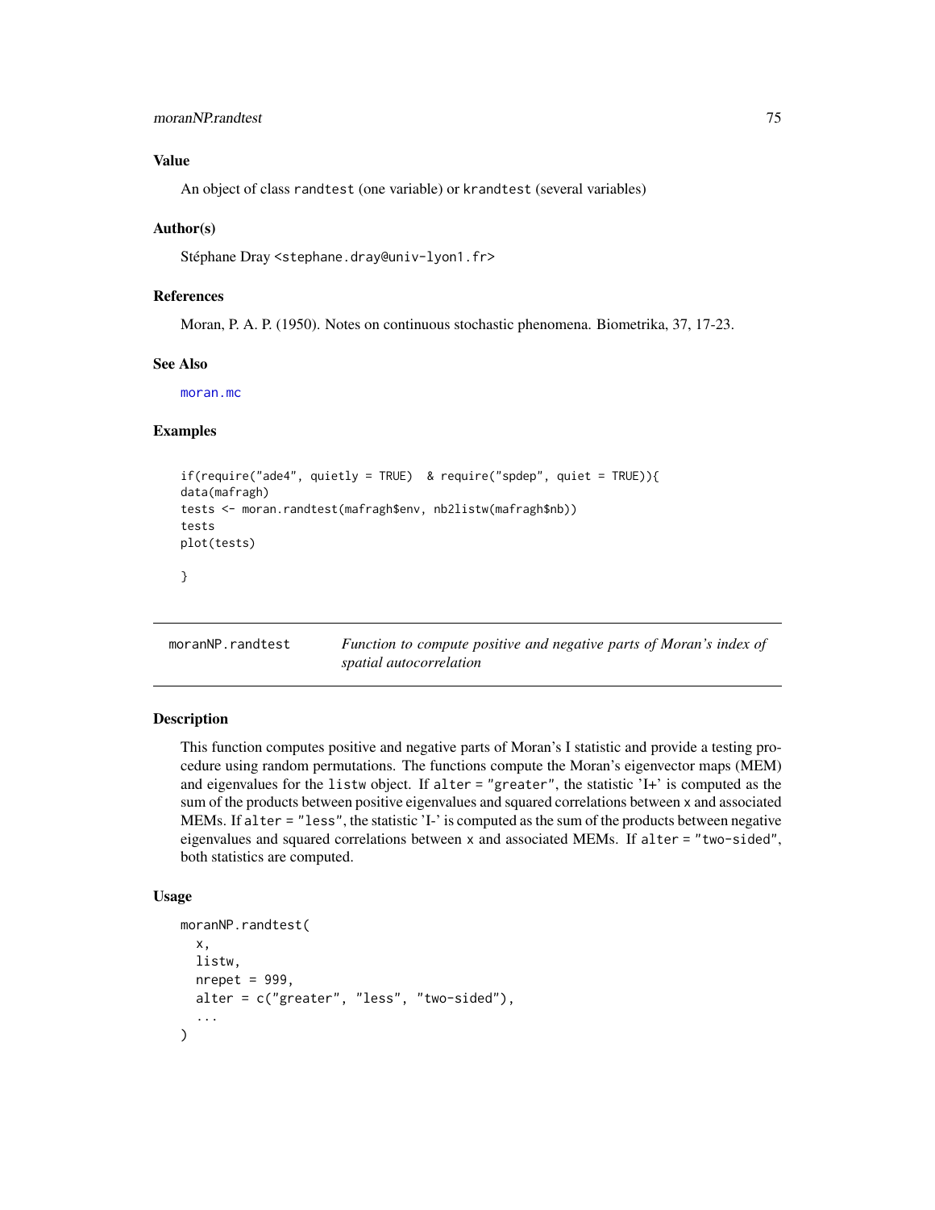### Value

An object of class randtest (one variable) or krandtest (several variables)

### Author(s)

Stéphane Dray <stephane.dray@univ-lyon1.fr>

### References

Moran, P. A. P. (1950). Notes on continuous stochastic phenomena. Biometrika, 37, 17-23.

### See Also

moran.mc

### Examples

```
if(require("ade4", quietly = TRUE)  & require("spdep", quiet = TRUE)){
data(mafragh)
tests <- moran.randtest(mafragh$env, nb2listw(mafragh$nb))
tests
plot(tests)

}
```

---

## moranNP.randtest — *Function to compute positive and negative parts of Moran's index of spatial autocorrelation*

### Description

This function computes positive and negative parts of Moran's I statistic and provide a testing procedure using random permutations. The functions compute the Moran's eigenvector maps (MEM) and eigenvalues for the listw object. If alter = "greater", the statistic 'I+' is computed as the sum of the products between positive eigenvalues and squared correlations between x and associated MEMs. If alter = "less", the statistic 'I-' is computed as the sum of the products between negative eigenvalues and squared correlations between x and associated MEMs. If alter = "two-sided", both statistics are computed.

### Usage

```
moranNP.randtest(
  x,
  listw,
  nrepet = 999,
  alter = c("greater", "less", "two-sided"),
  ...
)
```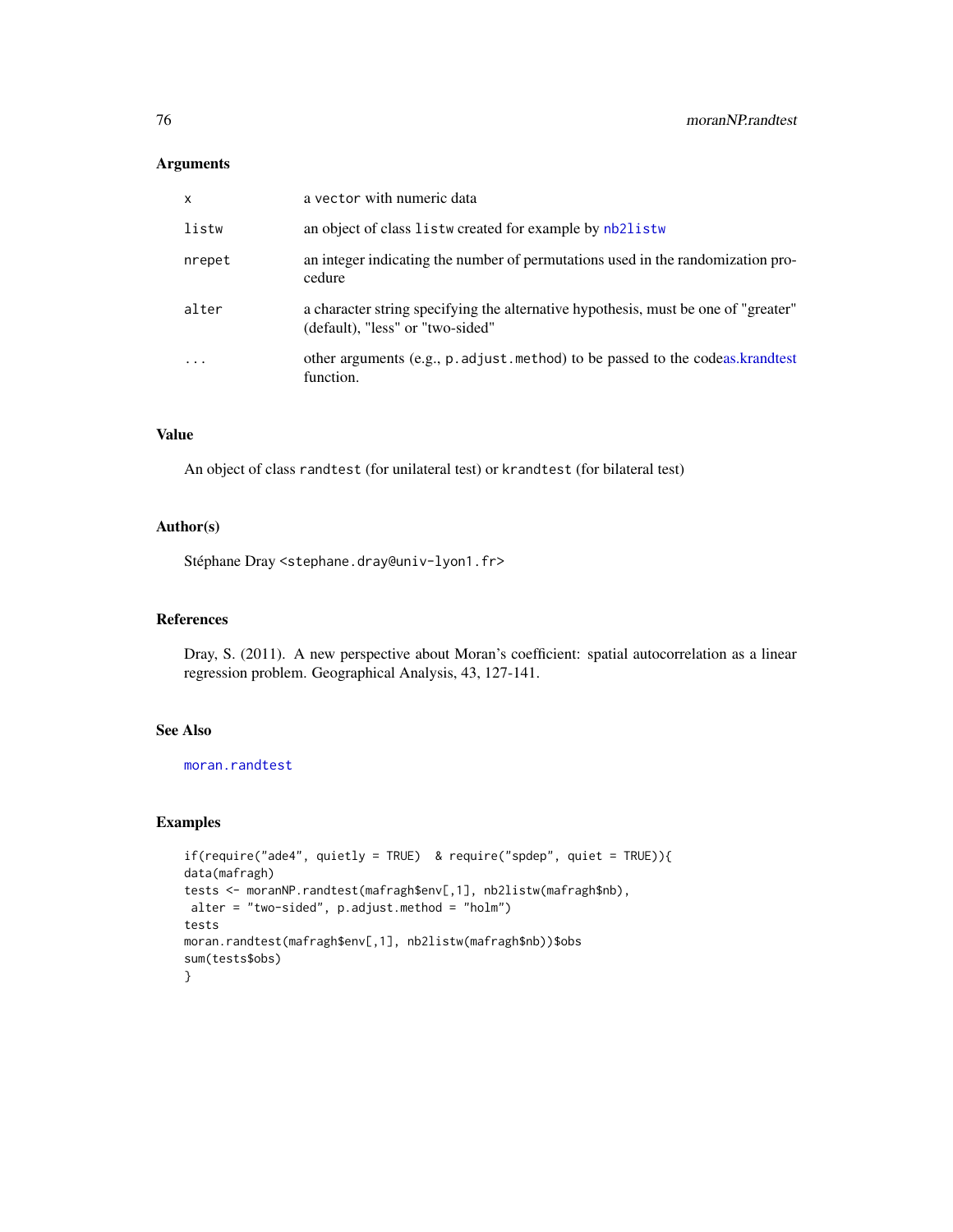## Arguments

| | |
|---|---|
| x | a vector with numeric data |
| listw | an object of class listw created for example by nb2listw |
| nrepet | an integer indicating the number of permutations used in the randomization procedure |
| alter | a character string specifying the alternative hypothesis, must be one of "greater" (default), "less" or "two-sided" |
| ... | other arguments (e.g., p.adjust.method) to be passed to the codeas.krandtest function. |

## Value

An object of class randtest (for unilateral test) or krandtest (for bilateral test)

## Author(s)

Stéphane Dray <stephane.dray@univ-lyon1.fr>

## References

Dray, S. (2011). A new perspective about Moran's coefficient: spatial autocorrelation as a linear regression problem. Geographical Analysis, 43, 127-141.

## See Also

moran.randtest

## Examples

```
if(require("ade4", quietly = TRUE)  & require("spdep", quiet = TRUE)){
data(mafragh)
tests <- moranNP.randtest(mafragh$env[,1], nb2listw(mafragh$nb),
 alter = "two-sided", p.adjust.method = "holm")
tests
moran.randtest(mafragh$env[,1], nb2listw(mafragh$nb))$obs
sum(tests$obs)
}
```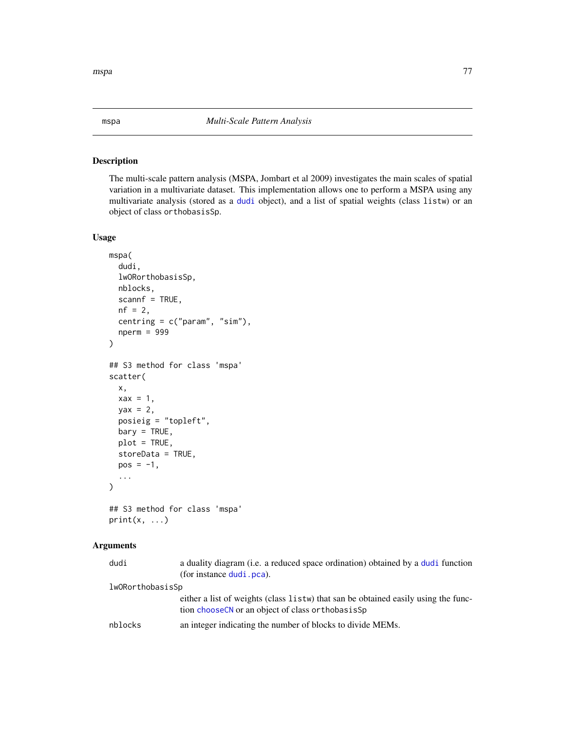mspa    *Multi-Scale Pattern Analysis*

## Description

The multi-scale pattern analysis (MSPA, Jombart et al 2009) investigates the main scales of spatial variation in a multivariate dataset. This implementation allows one to perform a MSPA using any multivariate analysis (stored as a dudi object), and a list of spatial weights (class listw) or an object of class orthobasisSp.

## Usage

```
mspa(
  dudi,
  lwORorthobasisSp,
  nblocks,
  scannf = TRUE,
  nf = 2,
  centring = c("param", "sim"),
  nperm = 999
)

## S3 method for class 'mspa'
scatter(
  x,
  xax = 1,
  yax = 2,
  posieig = "topleft",
  bary = TRUE,
  plot = TRUE,
  storeData = TRUE,
  pos = -1,
  ...
)

## S3 method for class 'mspa'
print(x, ...)
```

## Arguments

| | |
|---|---|
| dudi | a duality diagram (i.e. a reduced space ordination) obtained by a dudi function (for instance dudi.pca). |
| lwORorthobasisSp | either a list of weights (class listw) that san be obtained easily using the function chooseCN or an object of class orthobasisSp |
| nblocks | an integer indicating the number of blocks to divide MEMs. |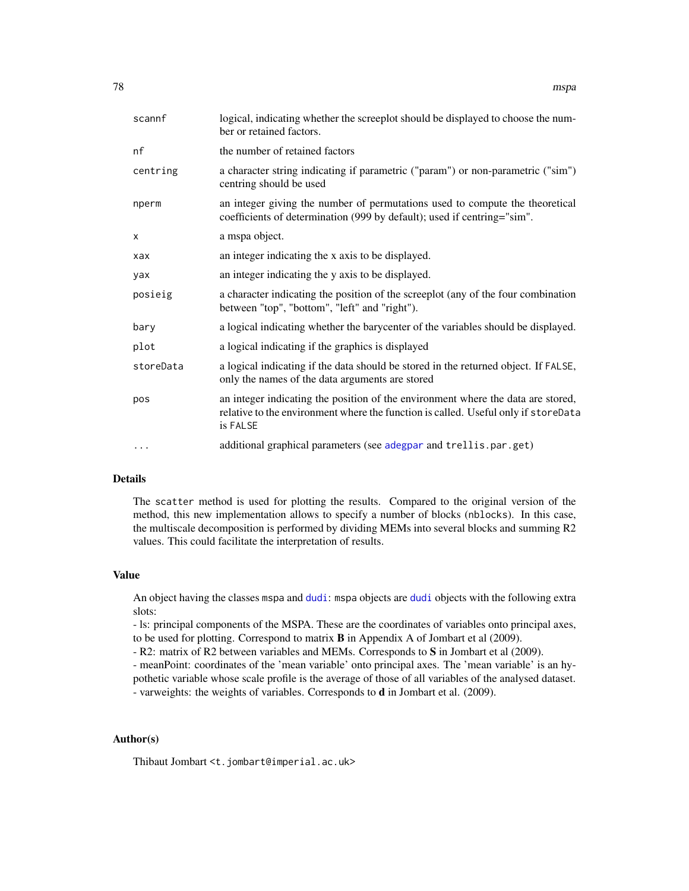| | |
|---|---|
| scannf | logical, indicating whether the screeplot should be displayed to choose the number or retained factors. |
| nf | the number of retained factors |
| centring | a character string indicating if parametric ("param") or non-parametric ("sim") centring should be used |
| nperm | an integer giving the number of permutations used to compute the theoretical coefficients of determination (999 by default); used if centring="sim". |
| x | a mspa object. |
| xax | an integer indicating the x axis to be displayed. |
| yax | an integer indicating the y axis to be displayed. |
| posieig | a character indicating the position of the screeplot (any of the four combination between "top", "bottom", "left" and "right"). |
| bary | a logical indicating whether the barycenter of the variables should be displayed. |
| plot | a logical indicating if the graphics is displayed |
| storeData | a logical indicating if the data should be stored in the returned object. If `FALSE`, only the names of the data arguments are stored |
| pos | an integer indicating the position of the environment where the data are stored, relative to the environment where the function is called. Useful only if `storeData` is `FALSE` |
| ... | additional graphical parameters (see `adegpar` and `trellis.par.get`) |

## Details

The `scatter` method is used for plotting the results. Compared to the original version of the method, this new implementation allows to specify a number of blocks (`nblocks`). In this case, the multiscale decomposition is performed by dividing MEMs into several blocks and summing R2 values. This could facilitate the interpretation of results.

## Value

An object having the classes `mspa` and `dudi`: `mspa` objects are `dudi` objects with the following extra slots:
- ls: principal components of the MSPA. These are the coordinates of variables onto principal axes, to be used for plotting. Correspond to matrix **B** in Appendix A of Jombart et al (2009).
- R2: matrix of R2 between variables and MEMs. Corresponds to **S** in Jombart et al (2009).
- meanPoint: coordinates of the 'mean variable' onto principal axes. The 'mean variable' is an hypothetic variable whose scale profile is the average of those of all variables of the analysed dataset.
- varweights: the weights of variables. Corresponds to **d** in Jombart et al. (2009).

## Author(s)

Thibaut Jombart <t.jombart@imperial.ac.uk>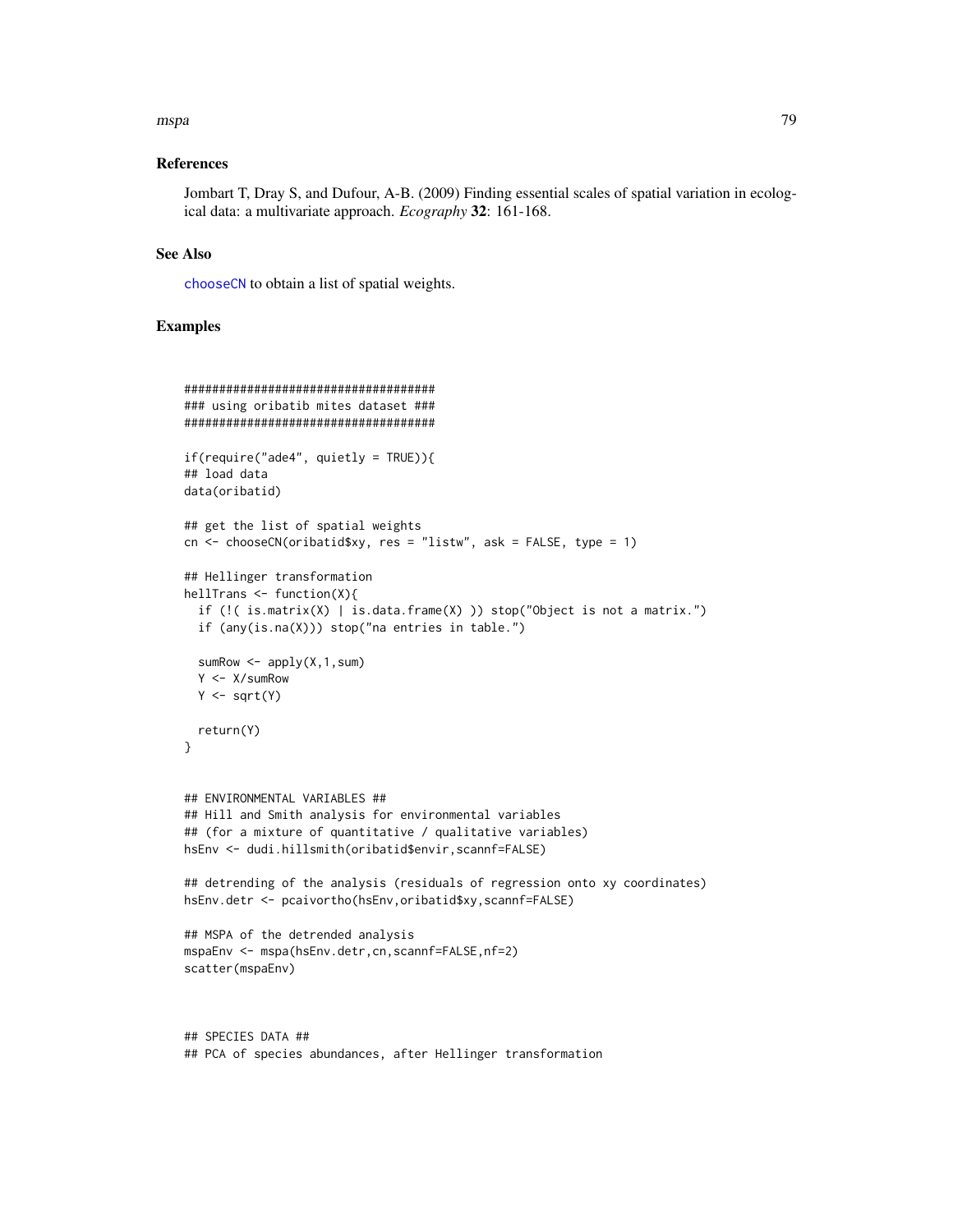## References

Jombart T, Dray S, and Dufour, A-B. (2009) Finding essential scales of spatial variation in ecological data: a multivariate approach. *Ecography* **32**: 161-168.

## See Also

`chooseCN` to obtain a list of spatial weights.

## Examples

```
####################################
### using oribatib mites dataset ###
####################################

if(require("ade4", quietly = TRUE)){
## load data
data(oribatid)

## get the list of spatial weights
cn <- chooseCN(oribatid$xy, res = "listw", ask = FALSE, type = 1)

## Hellinger transformation
hellTrans <- function(X){
  if (!( is.matrix(X) | is.data.frame(X) )) stop("Object is not a matrix.")
  if (any(is.na(X))) stop("na entries in table.")

  sumRow <- apply(X,1,sum)
  Y <- X/sumRow
  Y <- sqrt(Y)

  return(Y)
}


## ENVIRONMENTAL VARIABLES ##
## Hill and Smith analysis for environmental variables
## (for a mixture of quantitative / qualitative variables)
hsEnv <- dudi.hillsmith(oribatid$envir,scannf=FALSE)

## detrending of the analysis (residuals of regression onto xy coordinates)
hsEnv.detr <- pcaivortho(hsEnv,oribatid$xy,scannf=FALSE)

## MSPA of the detrended analysis
mspaEnv <- mspa(hsEnv.detr,cn,scannf=FALSE,nf=2)
scatter(mspaEnv)



## SPECIES DATA ##
## PCA of species abundances, after Hellinger transformation
```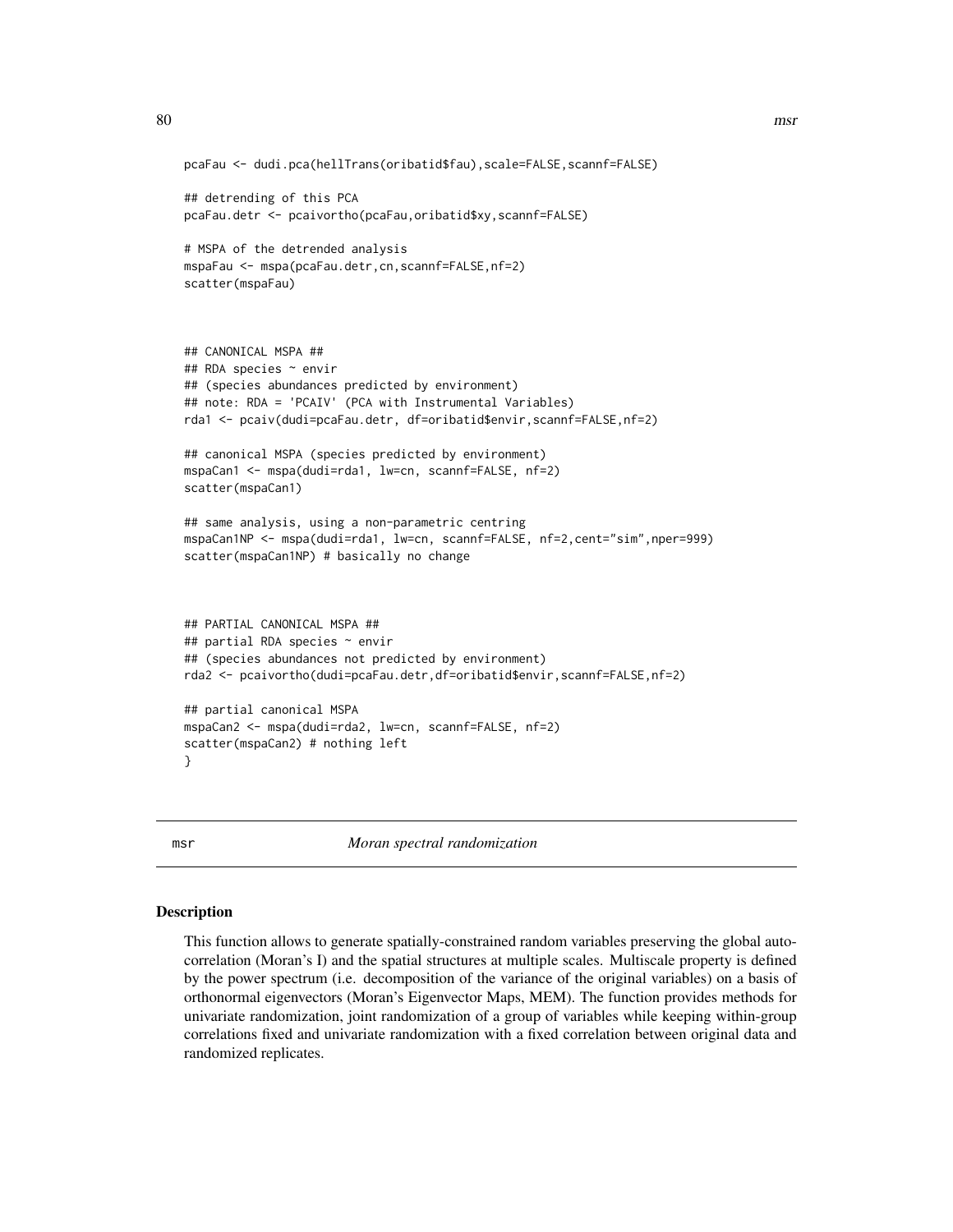```
pcaFau <- dudi.pca(hellTrans(oribatid$fau),scale=FALSE,scannf=FALSE)

## detrending of this PCA
pcaFau.detr <- pcaivortho(pcaFau,oribatid$xy,scannf=FALSE)

# MSPA of the detrended analysis
mspaFau <- mspa(pcaFau.detr,cn,scannf=FALSE,nf=2)
scatter(mspaFau)



## CANONICAL MSPA ##
## RDA species ~ envir
## (species abundances predicted by environment)
## note: RDA = 'PCAIV' (PCA with Instrumental Variables)
rda1 <- pcaiv(dudi=pcaFau.detr, df=oribatid$envir,scannf=FALSE,nf=2)

## canonical MSPA (species predicted by environment)
mspaCan1 <- mspa(dudi=rda1, lw=cn, scannf=FALSE, nf=2)
scatter(mspaCan1)

## same analysis, using a non-parametric centring
mspaCan1NP <- mspa(dudi=rda1, lw=cn, scannf=FALSE, nf=2,cent="sim",nper=999)
scatter(mspaCan1NP) # basically no change



## PARTIAL CANONICAL MSPA ##
## partial RDA species ~ envir
## (species abundances not predicted by environment)
rda2 <- pcaivortho(dudi=pcaFau.detr,df=oribatid$envir,scannf=FALSE,nf=2)

## partial canonical MSPA
mspaCan2 <- mspa(dudi=rda2, lw=cn, scannf=FALSE, nf=2)
scatter(mspaCan2) # nothing left
}
```

## msr — *Moran spectral randomization*

### Description

This function allows to generate spatially-constrained random variables preserving the global autocorrelation (Moran's I) and the spatial structures at multiple scales. Multiscale property is defined by the power spectrum (i.e. decomposition of the variance of the original variables) on a basis of orthonormal eigenvectors (Moran's Eigenvector Maps, MEM). The function provides methods for univariate randomization, joint randomization of a group of variables while keeping within-group correlations fixed and univariate randomization with a fixed correlation between original data and randomized replicates.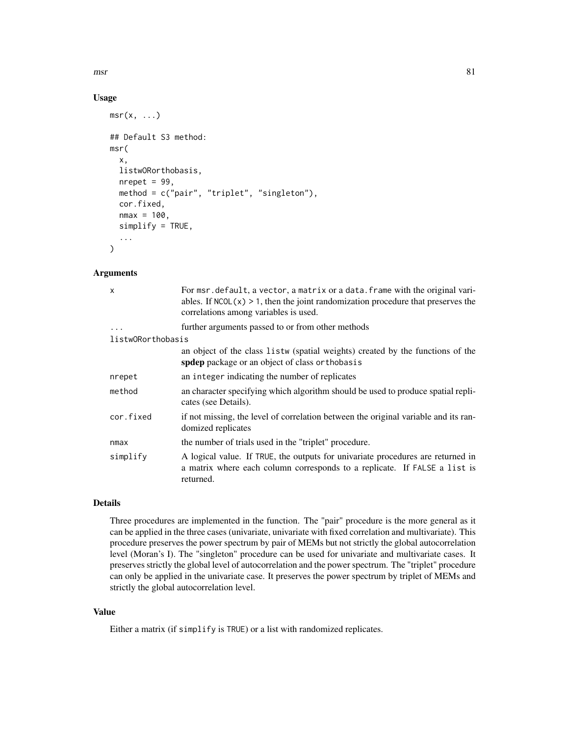## Usage

```
msr(x, ...)

## Default S3 method:
msr(
  x,
  listwORorthobasis,
  nrepet = 99,
  method = c("pair", "triplet", "singleton"),
  cor.fixed,
  nmax = 100,
  simplify = TRUE,
  ...
)
```

## Arguments

| | |
|---|---|
| `x` | For `msr.default`, a `vector`, a `matrix` or a `data.frame` with the original variables. If `NCOL(x) > 1`, then the joint randomization procedure that preserves the correlations among variables is used. |
| `...` | further arguments passed to or from other methods |
| `listwORorthobasis` | an object of the class `listw` (spatial weights) created by the functions of the **spdep** package or an object of class `orthobasis` |
| `nrepet` | an `integer` indicating the number of replicates |
| `method` | an character specifying which algorithm should be used to produce spatial replicates (see Details). |
| `cor.fixed` | if not missing, the level of correlation between the original variable and its randomized replicates |
| `nmax` | the number of trials used in the "triplet" procedure. |
| `simplify` | A logical value. If `TRUE`, the outputs for univariate procedures are returned in a matrix where each column corresponds to a replicate. If `FALSE` a `list` is returned. |

## Details

Three procedures are implemented in the function. The "pair" procedure is the more general as it can be applied in the three cases (univariate, univariate with fixed correlation and multivariate). This procedure preserves the power spectrum by pair of MEMs but not strictly the global autocorrelation level (Moran's I). The "singleton" procedure can be used for univariate and multivariate cases. It preserves strictly the global level of autocorrelation and the power spectrum. The "triplet" procedure can only be applied in the univariate case. It preserves the power spectrum by triplet of MEMs and strictly the global autocorrelation level.

## Value

Either a matrix (if `simplify` is `TRUE`) or a list with randomized replicates.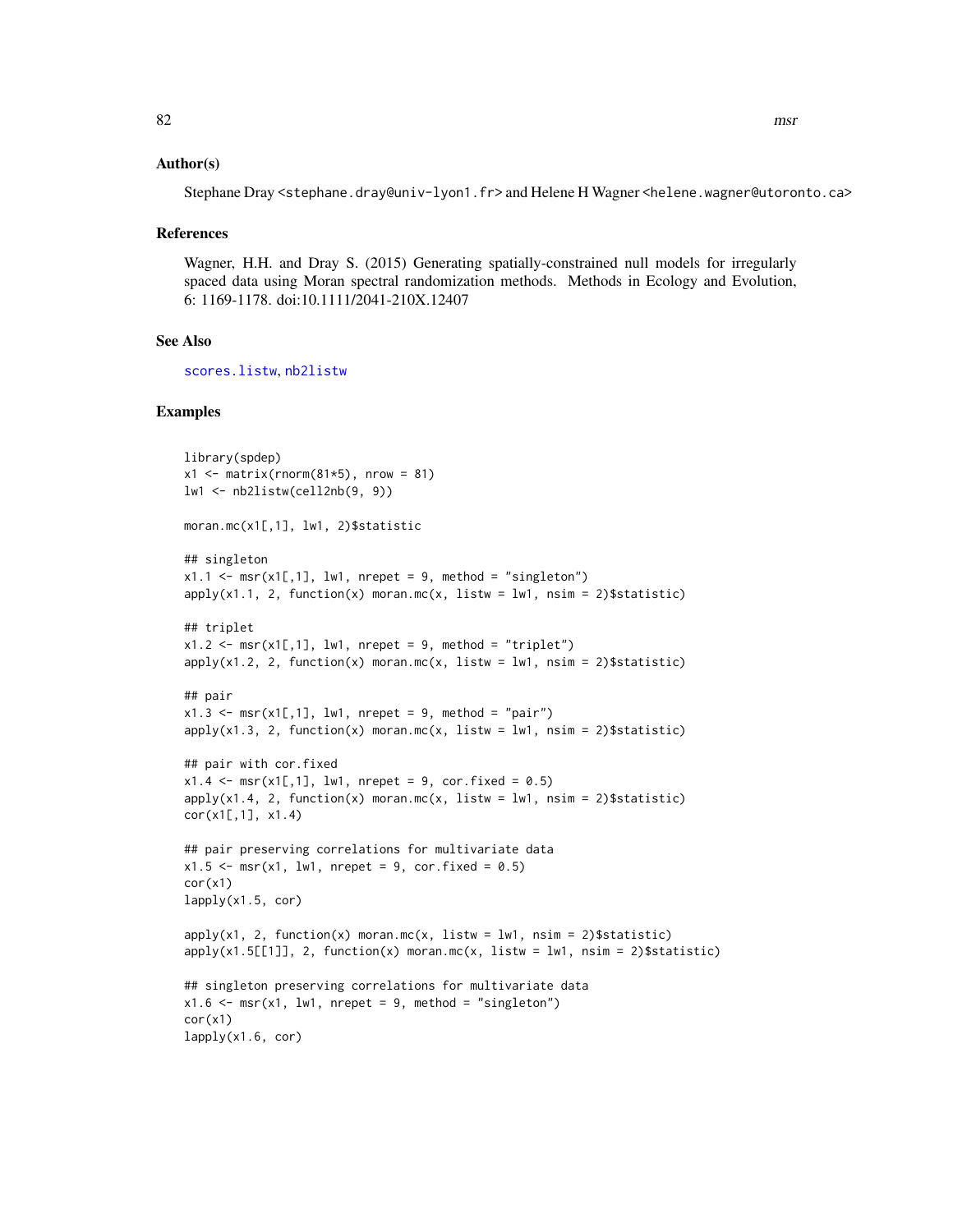## Author(s)

Stephane Dray <stephane.dray@univ-lyon1.fr> and Helene H Wagner <helene.wagner@utoronto.ca>

## References

Wagner, H.H. and Dray S. (2015) Generating spatially-constrained null models for irregularly spaced data using Moran spectral randomization methods. Methods in Ecology and Evolution, 6: 1169-1178. doi:10.1111/2041-210X.12407

## See Also

scores.listw, nb2listw

## Examples

```
library(spdep)
x1 <- matrix(rnorm(81*5), nrow = 81)
lw1 <- nb2listw(cell2nb(9, 9))

moran.mc(x1[,1], lw1, 2)$statistic

## singleton
x1.1 <- msr(x1[,1], lw1, nrepet = 9, method = "singleton")
apply(x1.1, 2, function(x) moran.mc(x, listw = lw1, nsim = 2)$statistic)

## triplet
x1.2 <- msr(x1[,1], lw1, nrepet = 9, method = "triplet")
apply(x1.2, 2, function(x) moran.mc(x, listw = lw1, nsim = 2)$statistic)

## pair
x1.3 <- msr(x1[,1], lw1, nrepet = 9, method = "pair")
apply(x1.3, 2, function(x) moran.mc(x, listw = lw1, nsim = 2)$statistic)

## pair with cor.fixed
x1.4 <- msr(x1[,1], lw1, nrepet = 9, cor.fixed = 0.5)
apply(x1.4, 2, function(x) moran.mc(x, listw = lw1, nsim = 2)$statistic)
cor(x1[,1], x1.4)

## pair preserving correlations for multivariate data
x1.5 <- msr(x1, lw1, nrepet = 9, cor.fixed = 0.5)
cor(x1)
lapply(x1.5, cor)

apply(x1, 2, function(x) moran.mc(x, listw = lw1, nsim = 2)$statistic)
apply(x1.5[[1]], 2, function(x) moran.mc(x, listw = lw1, nsim = 2)$statistic)

## singleton preserving correlations for multivariate data
x1.6 <- msr(x1, lw1, nrepet = 9, method = "singleton")
cor(x1)
lapply(x1.6, cor)
```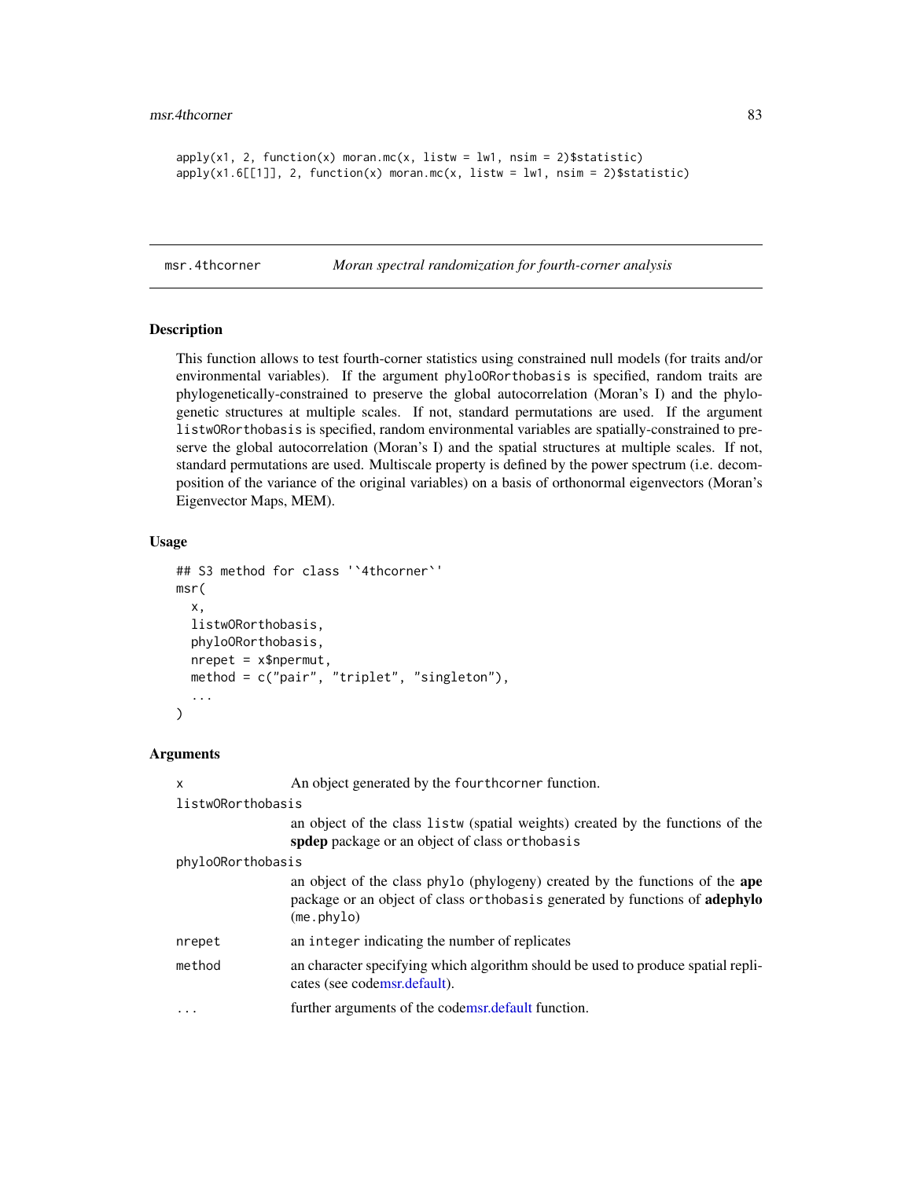```
apply(x1, 2, function(x) moran.mc(x, listw = lw1, nsim = 2)$statistic)
apply(x1.6[[1]], 2, function(x) moran.mc(x, listw = lw1, nsim = 2)$statistic)
```

## msr.4thcorner — *Moran spectral randomization for fourth-corner analysis*

### Description

This function allows to test fourth-corner statistics using constrained null models (for traits and/or environmental variables). If the argument phyloORorthobasis is specified, random traits are phylogenetically-constrained to preserve the global autocorrelation (Moran's I) and the phylogenetic structures at multiple scales. If not, standard permutations are used. If the argument listwORorthobasis is specified, random environmental variables are spatially-constrained to preserve the global autocorrelation (Moran's I) and the spatial structures at multiple scales. If not, standard permutations are used. Multiscale property is defined by the power spectrum (i.e. decomposition of the variance of the original variables) on a basis of orthonormal eigenvectors (Moran's Eigenvector Maps, MEM).

### Usage

```
## S3 method for class '`4thcorner`'
msr(
  x,
  listwORorthobasis,
  phyloORorthobasis,
  nrepet = x$npermut,
  method = c("pair", "triplet", "singleton"),
  ...
)
```

### Arguments

| | |
|---|---|
| x | An object generated by the fourthcorner function. |
| listwORorthobasis | an object of the class listw (spatial weights) created by the functions of the **spdep** package or an object of class orthobasis |
| phyloORorthobasis | an object of the class phylo (phylogeny) created by the functions of the **ape** package or an object of class orthobasis generated by functions of **adephylo** (me.phylo) |
| nrepet | an integer indicating the number of replicates |
| method | an character specifying which algorithm should be used to produce spatial replicates (see codemsr.default). |
| ... | further arguments of the codemsr.default function. |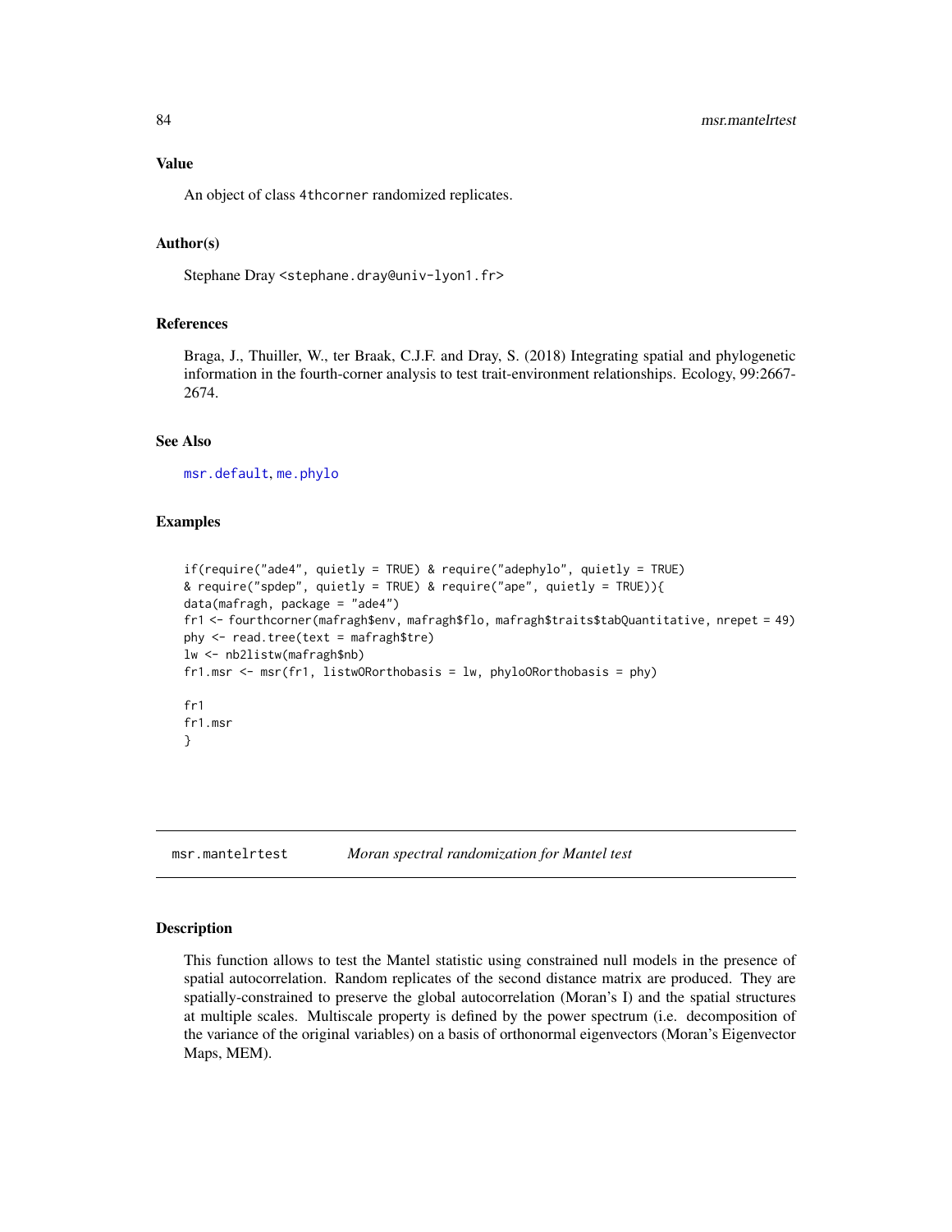### Value

An object of class 4thcorner randomized replicates.

### Author(s)

Stephane Dray <stephane.dray@univ-lyon1.fr>

### References

Braga, J., Thuiller, W., ter Braak, C.J.F. and Dray, S. (2018) Integrating spatial and phylogenetic information in the fourth-corner analysis to test trait-environment relationships. Ecology, 99:2667-2674.

### See Also

msr.default, me.phylo

### Examples

```
if(require("ade4", quietly = TRUE) & require("adephylo", quietly = TRUE)
& require("spdep", quietly = TRUE) & require("ape", quietly = TRUE)){
data(mafragh, package = "ade4")
fr1 <- fourthcorner(mafragh$env, mafragh$flo, mafragh$traits$tabQuantitative, nrepet = 49)
phy <- read.tree(text = mafragh$tre)
lw <- nb2listw(mafragh$nb)
fr1.msr <- msr(fr1, listwORorthobasis = lw, phyloORorthobasis = phy)

fr1
fr1.msr
}
```

---

## msr.mantelrtest *Moran spectral randomization for Mantel test*

### Description

This function allows to test the Mantel statistic using constrained null models in the presence of spatial autocorrelation. Random replicates of the second distance matrix are produced. They are spatially-constrained to preserve the global autocorrelation (Moran's I) and the spatial structures at multiple scales. Multiscale property is defined by the power spectrum (i.e. decomposition of the variance of the original variables) on a basis of orthonormal eigenvectors (Moran's Eigenvector Maps, MEM).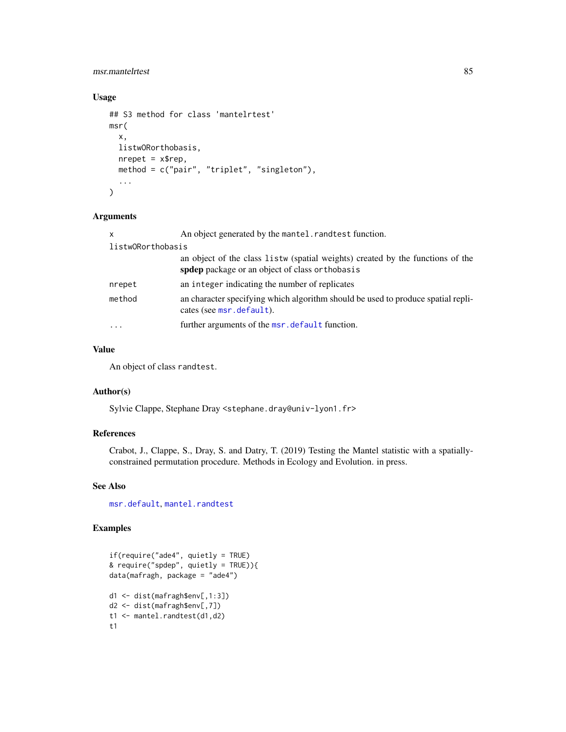## Usage

```
## S3 method for class 'mantelrtest'
msr(
  x,
  listwORorthobasis,
  nrepet = x$rep,
  method = c("pair", "triplet", "singleton"),
  ...
)
```

## Arguments

| | |
|---|---|
| x | An object generated by the mantel.randtest function. |
| listwORorthobasis | an object of the class listw (spatial weights) created by the functions of the **spdep** package or an object of class orthobasis |
| nrepet | an integer indicating the number of replicates |
| method | an character specifying which algorithm should be used to produce spatial replicates (see msr.default). |
| ... | further arguments of the msr.default function. |

## Value

An object of class randtest.

## Author(s)

Sylvie Clappe, Stephane Dray <stephane.dray@univ-lyon1.fr>

## References

Crabot, J., Clappe, S., Dray, S. and Datry, T. (2019) Testing the Mantel statistic with a spatially-constrained permutation procedure. Methods in Ecology and Evolution. in press.

## See Also

msr.default, mantel.randtest

## Examples

```
if(require("ade4", quietly = TRUE)
& require("spdep", quietly = TRUE)){
data(mafragh, package = "ade4")

d1 <- dist(mafragh$env[,1:3])
d2 <- dist(mafragh$env[,7])
t1 <- mantel.randtest(d1,d2)
t1
```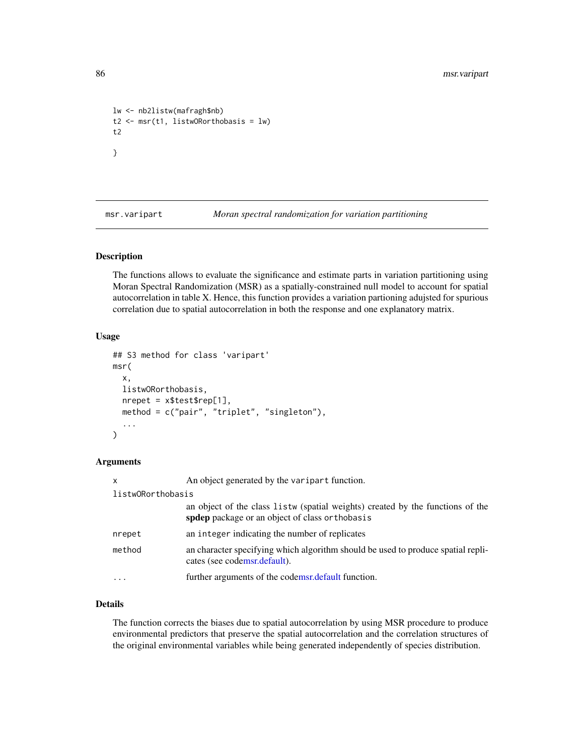```
lw <- nb2listw(mafragh$nb)
t2 <- msr(t1, listwORorthobasis = lw)
t2

}
```

## msr.varipart — *Moran spectral randomization for variation partitioning*

### Description

The functions allows to evaluate the significance and estimate parts in variation partitioning using Moran Spectral Randomization (MSR) as a spatially-constrained null model to account for spatial autocorrelation in table X. Hence, this function provides a variation partioning adujsted for spurious correlation due to spatial autocorrelation in both the response and one explanatory matrix.

### Usage

```
## S3 method for class 'varipart'
msr(
  x,
  listwORorthobasis,
  nrepet = x$test$rep[1],
  method = c("pair", "triplet", "singleton"),
  ...
)
```

### Arguments

| | |
|---|---|
| `x` | An object generated by the `varipart` function. |
| `listwORorthobasis` | an object of the class `listw` (spatial weights) created by the functions of the **spdep** package or an object of class `orthobasis` |
| `nrepet` | an `integer` indicating the number of replicates |
| `method` | an character specifying which algorithm should be used to produce spatial replicates (see codemsr.default). |
| `...` | further arguments of the codemsr.default function. |

### Details

The function corrects the biases due to spatial autocorrelation by using MSR procedure to produce environmental predictors that preserve the spatial autocorrelation and the correlation structures of the original environmental variables while being generated independently of species distribution.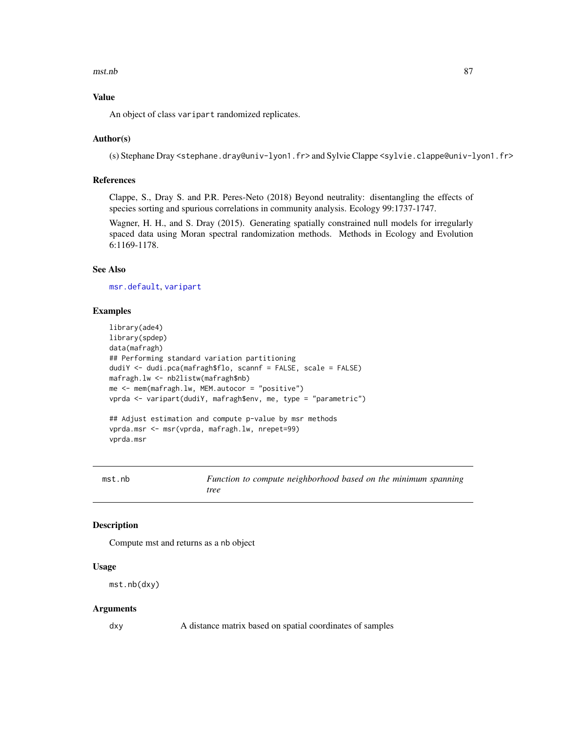### Value

An object of class `varipart` randomized replicates.

### Author(s)

(s) Stephane Dray <stephane.dray@univ-lyon1.fr> and Sylvie Clappe <sylvie.clappe@univ-lyon1.fr>

### References

Clappe, S., Dray S. and P.R. Peres-Neto (2018) Beyond neutrality: disentangling the effects of species sorting and spurious correlations in community analysis. Ecology 99:1737-1747.

Wagner, H. H., and S. Dray (2015). Generating spatially constrained null models for irregularly spaced data using Moran spectral randomization methods. Methods in Ecology and Evolution 6:1169-1178.

### See Also

`msr.default`, `varipart`

### Examples

```
library(ade4)
library(spdep)
data(mafragh)
## Performing standard variation partitioning
dudiY <- dudi.pca(mafragh$flo, scannf = FALSE, scale = FALSE)
mafragh.lw <- nb2listw(mafragh$nb)
me <- mem(mafragh.lw, MEM.autocor = "positive")
vprda <- varipart(dudiY, mafragh$env, me, type = "parametric")

## Adjust estimation and compute p-value by msr methods
vprda.msr <- msr(vprda, mafragh.lw, nrepet=99)
vprda.msr
```

---

## mst.nb — *Function to compute neighborhood based on the minimum spanning tree*

---

### Description

Compute mst and returns as a nb object

### Usage

```
mst.nb(dxy)
```

### Arguments

| | |
|---|---|
| dxy | A distance matrix based on spatial coordinates of samples |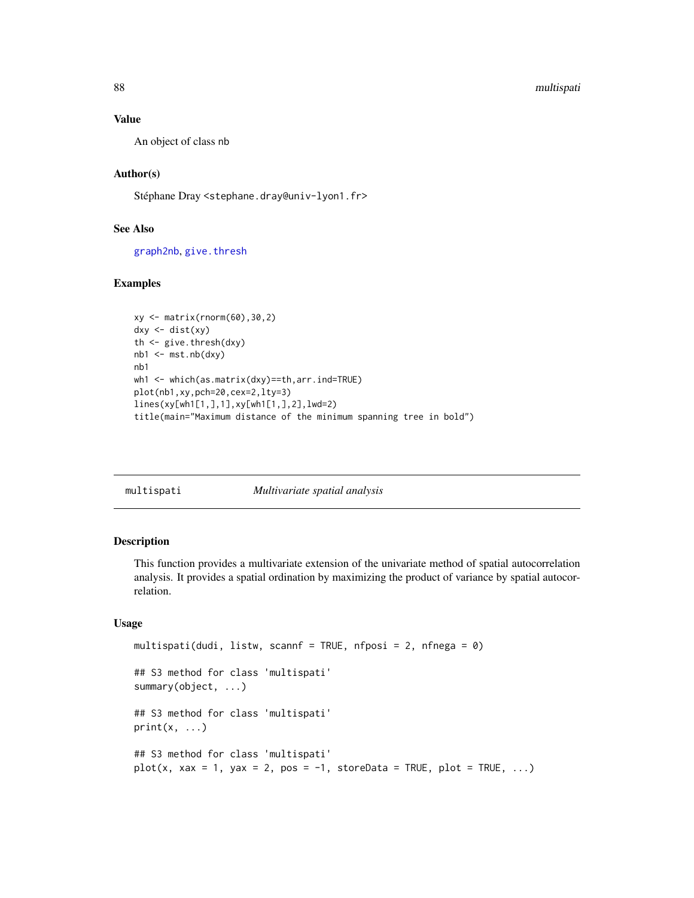### Value

An object of class nb

### Author(s)

Stéphane Dray <stephane.dray@univ-lyon1.fr>

### See Also

graph2nb, give.thresh

### Examples

```
xy <- matrix(rnorm(60),30,2)
dxy <- dist(xy)
th <- give.thresh(dxy)
nb1 <- mst.nb(dxy)
nb1
wh1 <- which(as.matrix(dxy)==th,arr.ind=TRUE)
plot(nb1,xy,pch=20,cex=2,lty=3)
lines(xy[wh1[1,],1],xy[wh1[1,],2],lwd=2)
title(main="Maximum distance of the minimum spanning tree in bold")
```

## multispati — *Multivariate spatial analysis*

### Description

This function provides a multivariate extension of the univariate method of spatial autocorrelation analysis. It provides a spatial ordination by maximizing the product of variance by spatial autocorrelation.

### Usage

```
multispati(dudi, listw, scannf = TRUE, nfposi = 2, nfnega = 0)

## S3 method for class 'multispati'
summary(object, ...)

## S3 method for class 'multispati'
print(x, ...)

## S3 method for class 'multispati'
plot(x, xax = 1, yax = 2, pos = -1, storeData = TRUE, plot = TRUE, ...)
```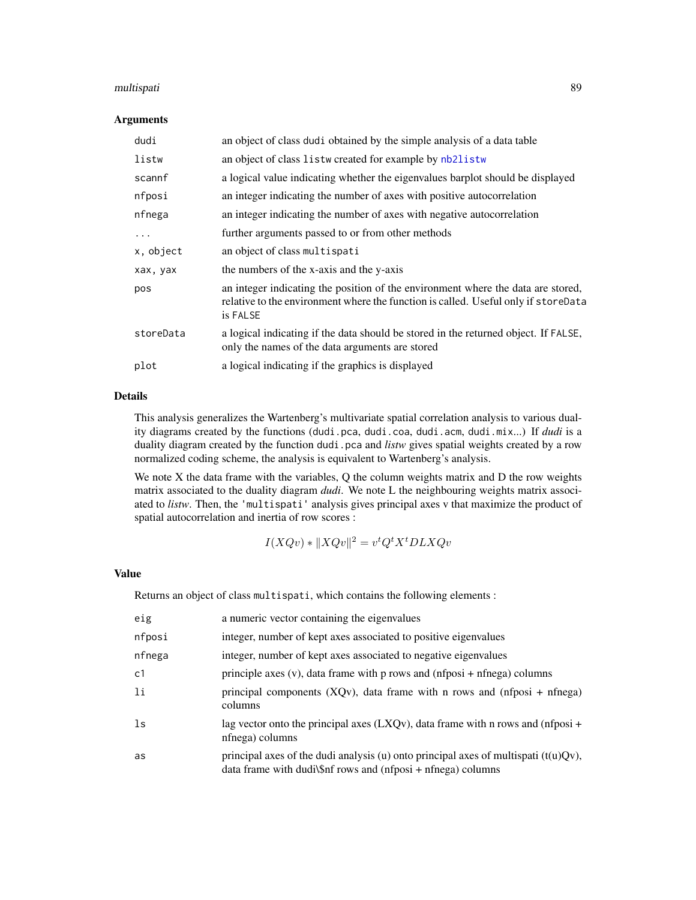## Arguments

| | |
|---|---|
| dudi | an object of class dudi obtained by the simple analysis of a data table |
| listw | an object of class listw created for example by nb2listw |
| scannf | a logical value indicating whether the eigenvalues barplot should be displayed |
| nfposi | an integer indicating the number of axes with positive autocorrelation |
| nfnega | an integer indicating the number of axes with negative autocorrelation |
| ... | further arguments passed to or from other methods |
| x, object | an object of class multispati |
| xax, yax | the numbers of the x-axis and the y-axis |
| pos | an integer indicating the position of the environment where the data are stored, relative to the environment where the function is called. Useful only if storeData is FALSE |
| storeData | a logical indicating if the data should be stored in the returned object. If FALSE, only the names of the data arguments are stored |
| plot | a logical indicating if the graphics is displayed |

## Details

This analysis generalizes the Wartenberg's multivariate spatial correlation analysis to various duality diagrams created by the functions (dudi.pca, dudi.coa, dudi.acm, dudi.mix...) If *dudi* is a duality diagram created by the function dudi.pca and *listw* gives spatial weights created by a row normalized coding scheme, the analysis is equivalent to Wartenberg's analysis.

We note X the data frame with the variables, Q the column weights matrix and D the row weights matrix associated to the duality diagram *dudi*. We note L the neighbouring weights matrix associated to *listw*. Then, the 'multispati' analysis gives principal axes v that maximize the product of spatial autocorrelation and inertia of row scores :

$$I(XQv) * \|XQv\|^2 = v^t Q^t X^t DLXQv$$

## Value

Returns an object of class multispati, which contains the following elements :

| | |
|---|---|
| eig | a numeric vector containing the eigenvalues |
| nfposi | integer, number of kept axes associated to positive eigenvalues |
| nfnega | integer, number of kept axes associated to negative eigenvalues |
| c1 | principle axes (v), data frame with p rows and (nfposi + nfnega) columns |
| li | principal components (XQv), data frame with n rows and (nfposi + nfnega) columns |
| ls | lag vector onto the principal axes (LXQv), data frame with n rows and (nfposi + nfnega) columns |
| as | principal axes of the dudi analysis (u) onto principal axes of multispati (t(u)Qv), data frame with dudi\$nf rows and (nfposi + nfnega) columns |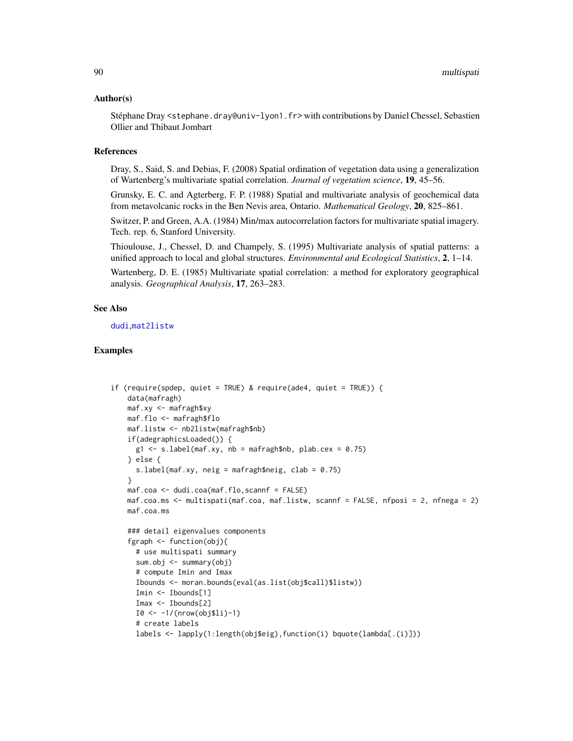## Author(s)

Stéphane Dray <stephane.dray@univ-lyon1.fr> with contributions by Daniel Chessel, Sebastien Ollier and Thibaut Jombart

## References

Dray, S., Said, S. and Debias, F. (2008) Spatial ordination of vegetation data using a generalization of Wartenberg's multivariate spatial correlation. *Journal of vegetation science*, **19**, 45–56.

Grunsky, E. C. and Agterberg, F. P. (1988) Spatial and multivariate analysis of geochemical data from metavolcanic rocks in the Ben Nevis area, Ontario. *Mathematical Geology*, **20**, 825–861.

Switzer, P. and Green, A.A. (1984) Min/max autocorrelation factors for multivariate spatial imagery. Tech. rep. 6, Stanford University.

Thioulouse, J., Chessel, D. and Champely, S. (1995) Multivariate analysis of spatial patterns: a unified approach to local and global structures. *Environmental and Ecological Statistics*, **2**, 1–14.

Wartenberg, D. E. (1985) Multivariate spatial correlation: a method for exploratory geographical analysis. *Geographical Analysis*, **17**, 263–283.

## See Also

dudi,mat2listw

## Examples

```
if (require(spdep, quiet = TRUE) & require(ade4, quiet = TRUE)) {
    data(mafragh)
    maf.xy <- mafragh$xy
    maf.flo <- mafragh$flo
    maf.listw <- nb2listw(mafragh$nb)
    if(adegraphicsLoaded()) {
      g1 <- s.label(maf.xy, nb = mafragh$nb, plab.cex = 0.75)
    } else {
      s.label(maf.xy, neig = mafragh$neig, clab = 0.75)
    }
    maf.coa <- dudi.coa(maf.flo,scannf = FALSE)
    maf.coa.ms <- multispati(maf.coa, maf.listw, scannf = FALSE, nfposi = 2, nfnega = 2)
    maf.coa.ms

    ### detail eigenvalues components
    fgraph <- function(obj){
      # use multispati summary
      sum.obj <- summary(obj)
      # compute Imin and Imax
      Ibounds <- moran.bounds(eval(as.list(obj$call)$listw))
      Imin <- Ibounds[1]
      Imax <- Ibounds[2]
      I0 <- -1/(nrow(obj$li)-1)
      # create labels
      labels <- lapply(1:length(obj$eig),function(i) bquote(lambda[.(i)]))
```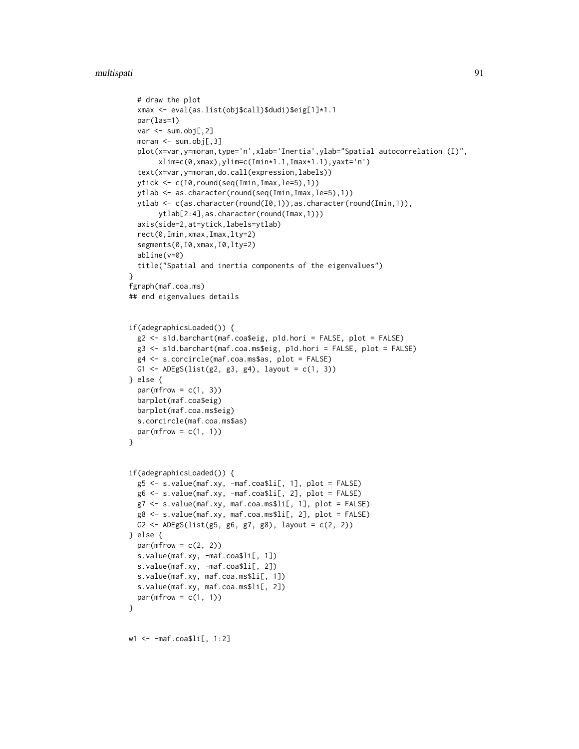```
  # draw the plot
  xmax <- eval(as.list(obj$call)$dudi)$eig[1]*1.1
  par(las=1)
  var <- sum.obj[,2]
  moran <- sum.obj[,3]
  plot(x=var,y=moran,type='n',xlab='Inertia',ylab="Spatial autocorrelation (I)",
       xlim=c(0,xmax),ylim=c(Imin*1.1,Imax*1.1),yaxt='n')
  text(x=var,y=moran,do.call(expression,labels))
  ytick <- c(I0,round(seq(Imin,Imax,le=5),1))
  ytlab <- as.character(round(seq(Imin,Imax,le=5),1))
  ytlab <- c(as.character(round(I0,1)),as.character(round(Imin,1)),
       ytlab[2:4],as.character(round(Imax,1)))
  axis(side=2,at=ytick,labels=ytlab)
  rect(0,Imin,xmax,Imax,lty=2)
  segments(0,I0,xmax,I0,lty=2)
  abline(v=0)
  title("Spatial and inertia components of the eigenvalues")
}
fgraph(maf.coa.ms)
## end eigenvalues details


if(adegraphicsLoaded()) {
  g2 <- s1d.barchart(maf.coa$eig, p1d.hori = FALSE, plot = FALSE)
  g3 <- s1d.barchart(maf.coa.ms$eig, p1d.hori = FALSE, plot = FALSE)
  g4 <- s.corcircle(maf.coa.ms$as, plot = FALSE)
  G1 <- ADEgS(list(g2, g3, g4), layout = c(1, 3))
} else {
  par(mfrow = c(1, 3))
  barplot(maf.coa$eig)
  barplot(maf.coa.ms$eig)
  s.corcircle(maf.coa.ms$as)
  par(mfrow = c(1, 1))
}


if(adegraphicsLoaded()) {
  g5 <- s.value(maf.xy, -maf.coa$li[, 1], plot = FALSE)
  g6 <- s.value(maf.xy, -maf.coa$li[, 2], plot = FALSE)
  g7 <- s.value(maf.xy, maf.coa.ms$li[, 1], plot = FALSE)
  g8 <- s.value(maf.xy, maf.coa.ms$li[, 2], plot = FALSE)
  G2 <- ADEgS(list(g5, g6, g7, g8), layout = c(2, 2))
} else {
  par(mfrow = c(2, 2))
  s.value(maf.xy, -maf.coa$li[, 1])
  s.value(maf.xy, -maf.coa$li[, 2])
  s.value(maf.xy, maf.coa.ms$li[, 1])
  s.value(maf.xy, maf.coa.ms$li[, 2])
  par(mfrow = c(1, 1))
}


w1 <- -maf.coa$li[, 1:2]
```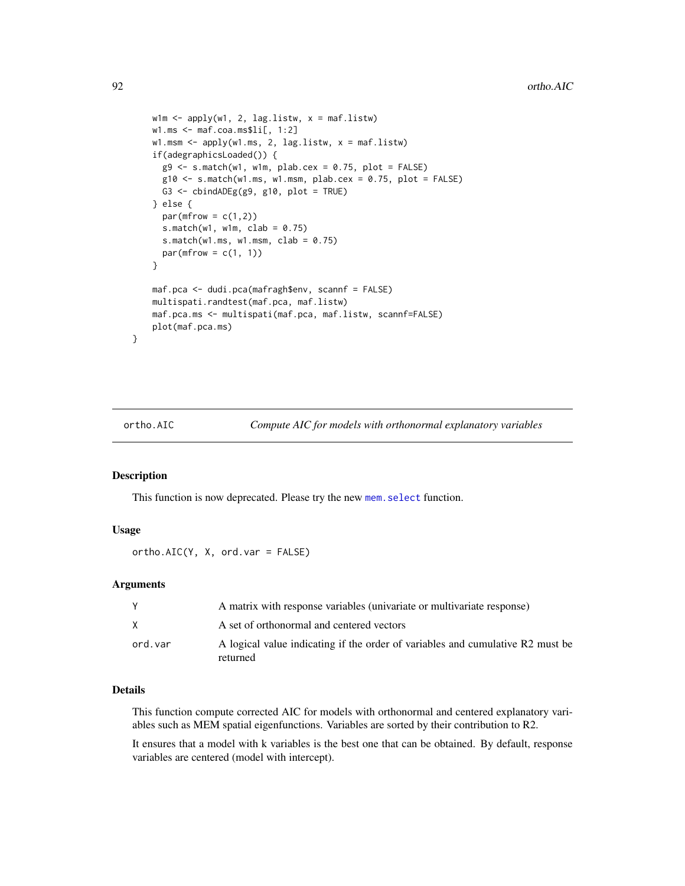```
    w1m <- apply(w1, 2, lag.listw, x = maf.listw)
    w1.ms <- maf.coa.ms$li[, 1:2]
    w1.msm <- apply(w1.ms, 2, lag.listw, x = maf.listw)
    if(adegraphicsLoaded()) {
      g9 <- s.match(w1, w1m, plab.cex = 0.75, plot = FALSE)
      g10 <- s.match(w1.ms, w1.msm, plab.cex = 0.75, plot = FALSE)
      G3 <- cbindADEg(g9, g10, plot = TRUE)
    } else {
      par(mfrow = c(1,2))
      s.match(w1, w1m, clab = 0.75)
      s.match(w1.ms, w1.msm, clab = 0.75)
      par(mfrow = c(1, 1))
    }

    maf.pca <- dudi.pca(mafragh$env, scannf = FALSE)
    multispati.randtest(maf.pca, maf.listw)
    maf.pca.ms <- multispati(maf.pca, maf.listw, scannf=FALSE)
    plot(maf.pca.ms)
}
```

## ortho.AIC — *Compute AIC for models with orthonormal explanatory variables*

### Description

This function is now deprecated. Please try the new mem.select function.

### Usage

```
ortho.AIC(Y, X, ord.var = FALSE)
```

### Arguments

| | |
|---|---|
| Y | A matrix with response variables (univariate or multivariate response) |
| X | A set of orthonormal and centered vectors |
| ord.var | A logical value indicating if the order of variables and cumulative R2 must be returned |

### Details

This function compute corrected AIC for models with orthonormal and centered explanatory variables such as MEM spatial eigenfunctions. Variables are sorted by their contribution to R2.

It ensures that a model with k variables is the best one that can be obtained. By default, response variables are centered (model with intercept).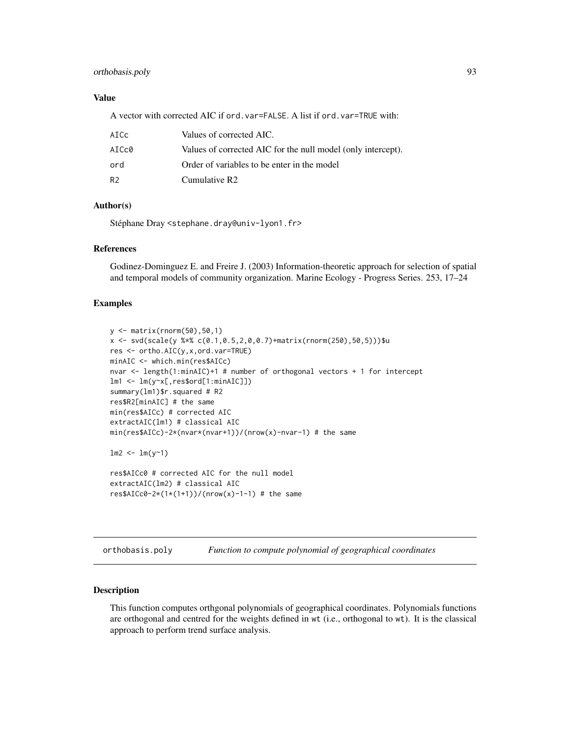### Value

A vector with corrected AIC if `ord.var=FALSE`. A list if `ord.var=TRUE` with:

| | |
|---|---|
| AICc | Values of corrected AIC. |
| AICc0 | Values of corrected AIC for the null model (only intercept). |
| ord | Order of variables to be enter in the model |
| R2 | Cumulative R2 |

### Author(s)

Stéphane Dray <stephane.dray@univ-lyon1.fr>

### References

Godinez-Dominguez E. and Freire J. (2003) Information-theoretic approach for selection of spatial and temporal models of community organization. Marine Ecology - Progress Series. 253, 17–24

### Examples

```
y <- matrix(rnorm(50),50,1)
x <- svd(scale(y %*% c(0.1,0.5,2,0,0.7)+matrix(rnorm(250),50,5)))$u
res <- ortho.AIC(y,x,ord.var=TRUE)
minAIC <- which.min(res$AICc)
nvar <- length(1:minAIC)+1 # number of orthogonal vectors + 1 for intercept
lm1 <- lm(y~x[,res$ord[1:minAIC]])
summary(lm1)$r.squared # R2
res$R2[minAIC] # the same
min(res$AICc) # corrected AIC
extractAIC(lm1) # classical AIC
min(res$AICc)-2*(nvar*(nvar+1))/(nrow(x)-nvar-1) # the same

lm2 <- lm(y~1)

res$AICc0 # corrected AIC for the null model
extractAIC(lm2) # classical AIC
res$AICc0-2*(1*(1+1))/(nrow(x)-1-1) # the same
```

---

## orthobasis.poly — *Function to compute polynomial of geographical coordinates*

---

### Description

This function computes orthgonal polynomials of geographical coordinates. Polynomials functions are orthogonal and centred for the weights defined in `wt` (i.e., orthogonal to `wt`). It is the classical approach to perform trend surface analysis.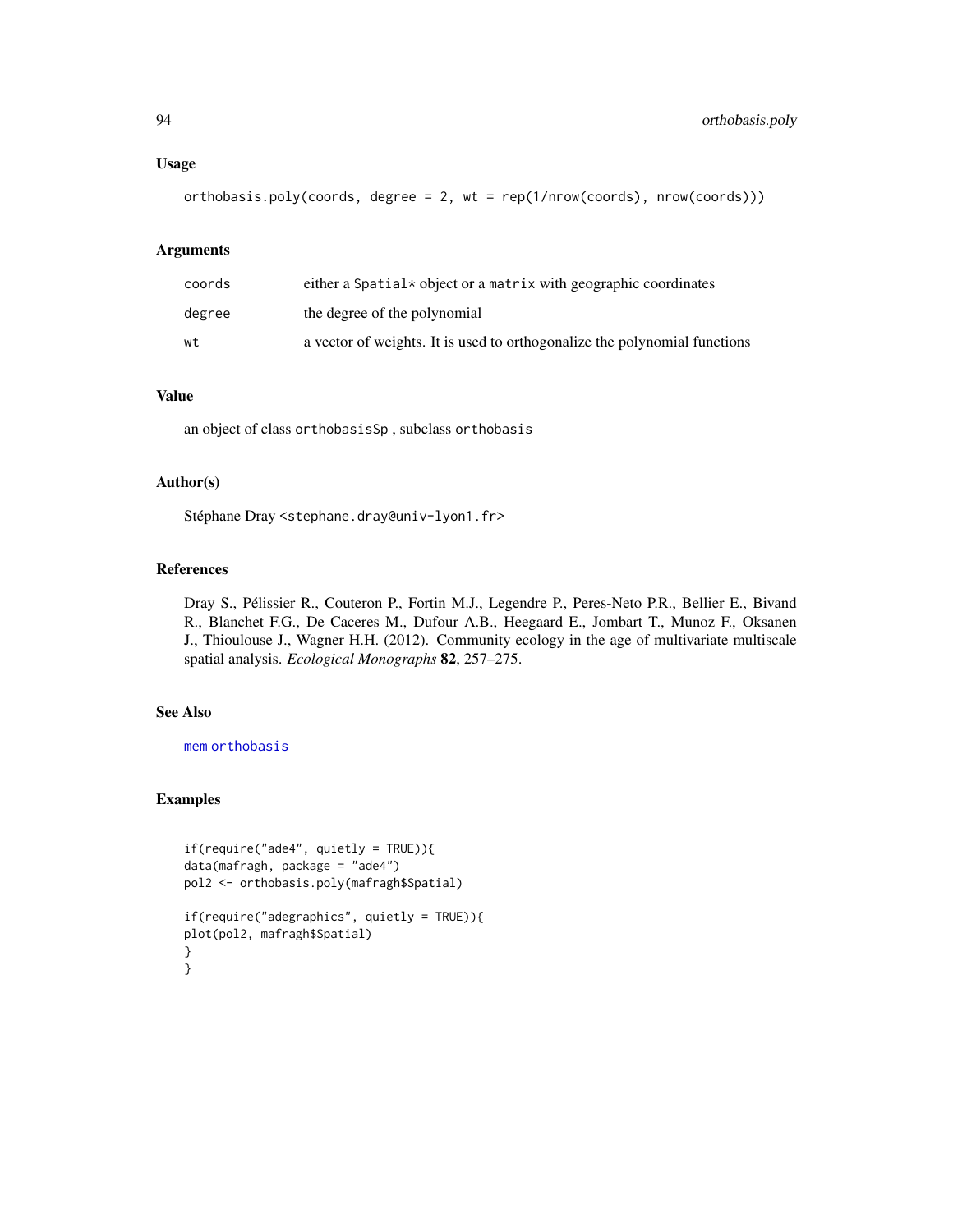### Usage

```
orthobasis.poly(coords, degree = 2, wt = rep(1/nrow(coords), nrow(coords)))
```

### Arguments

| | |
|---|---|
| coords | either a Spatial* object or a matrix with geographic coordinates |
| degree | the degree of the polynomial |
| wt | a vector of weights. It is used to orthogonalize the polynomial functions |

### Value

an object of class `orthobasisSp` , subclass `orthobasis`

### Author(s)

Stéphane Dray <stephane.dray@univ-lyon1.fr>

### References

Dray S., Pélissier R., Couteron P., Fortin M.J., Legendre P., Peres-Neto P.R., Bellier E., Bivand R., Blanchet F.G., De Caceres M., Dufour A.B., Heegaard E., Jombart T., Munoz F., Oksanen J., Thioulouse J., Wagner H.H. (2012). Community ecology in the age of multivariate multiscale spatial analysis. *Ecological Monographs* **82**, 257–275.

### See Also

`mem` `orthobasis`

### Examples

```
if(require("ade4", quietly = TRUE)){
data(mafragh, package = "ade4")
pol2 <- orthobasis.poly(mafragh$Spatial)

if(require("adegraphics", quietly = TRUE)){
plot(pol2, mafragh$Spatial)
}
}
```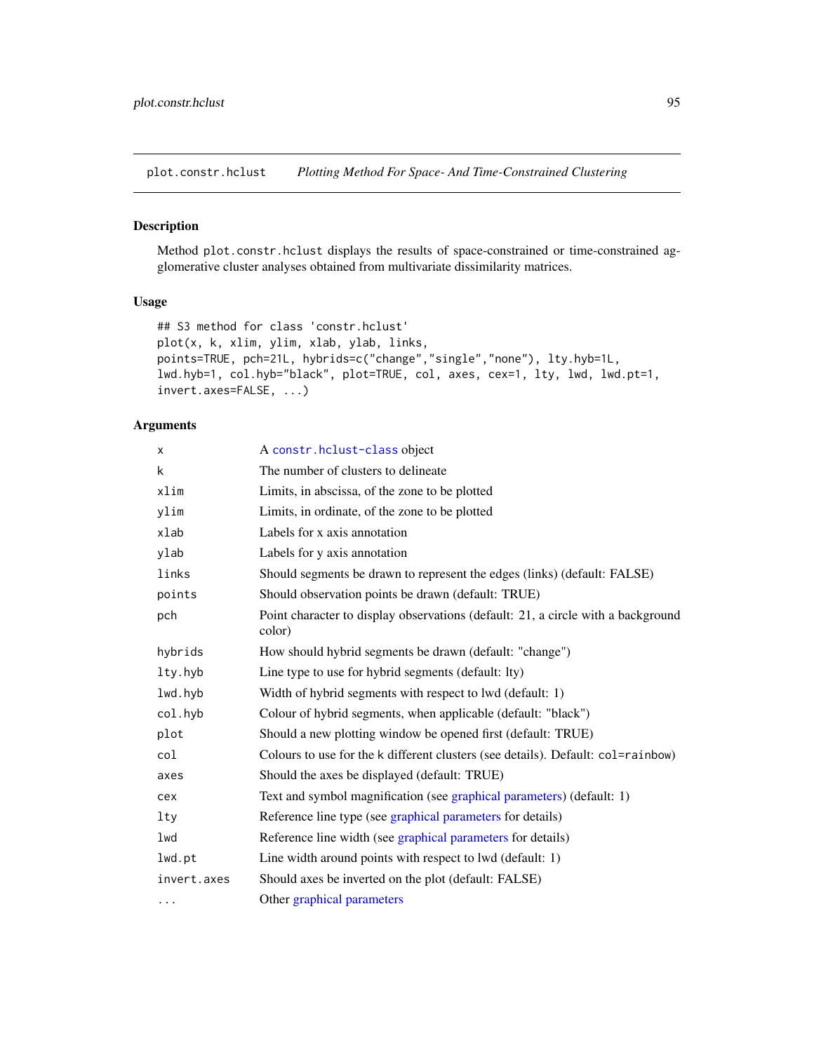plot.constr.hclust *Plotting Method For Space- And Time-Constrained Clustering*

## Description

Method `plot.constr.hclust` displays the results of space-constrained or time-constrained agglomerative cluster analyses obtained from multivariate dissimilarity matrices.

## Usage

```
## S3 method for class 'constr.hclust'
plot(x, k, xlim, ylim, xlab, ylab, links,
points=TRUE, pch=21L, hybrids=c("change","single","none"), lty.hyb=1L,
lwd.hyb=1, col.hyb="black", plot=TRUE, col, axes, cex=1, lty, lwd, lwd.pt=1,
invert.axes=FALSE, ...)
```

## Arguments

| | |
|---|---|
| `x` | A `constr.hclust-class` object |
| `k` | The number of clusters to delineate |
| `xlim` | Limits, in abscissa, of the zone to be plotted |
| `ylim` | Limits, in ordinate, of the zone to be plotted |
| `xlab` | Labels for x axis annotation |
| `ylab` | Labels for y axis annotation |
| `links` | Should segments be drawn to represent the edges (links) (default: FALSE) |
| `points` | Should observation points be drawn (default: TRUE) |
| `pch` | Point character to display observations (default: 21, a circle with a background color) |
| `hybrids` | How should hybrid segments be drawn (default: "change") |
| `lty.hyb` | Line type to use for hybrid segments (default: lty) |
| `lwd.hyb` | Width of hybrid segments with respect to lwd (default: 1) |
| `col.hyb` | Colour of hybrid segments, when applicable (default: "black") |
| `plot` | Should a new plotting window be opened first (default: TRUE) |
| `col` | Colours to use for the k different clusters (see details). Default: `col=rainbow`) |
| `axes` | Should the axes be displayed (default: TRUE) |
| `cex` | Text and symbol magnification (see graphical parameters) (default: 1) |
| `lty` | Reference line type (see graphical parameters for details) |
| `lwd` | Reference line width (see graphical parameters for details) |
| `lwd.pt` | Line width around points with respect to lwd (default: 1) |
| `invert.axes` | Should axes be inverted on the plot (default: FALSE) |
| `...` | Other graphical parameters |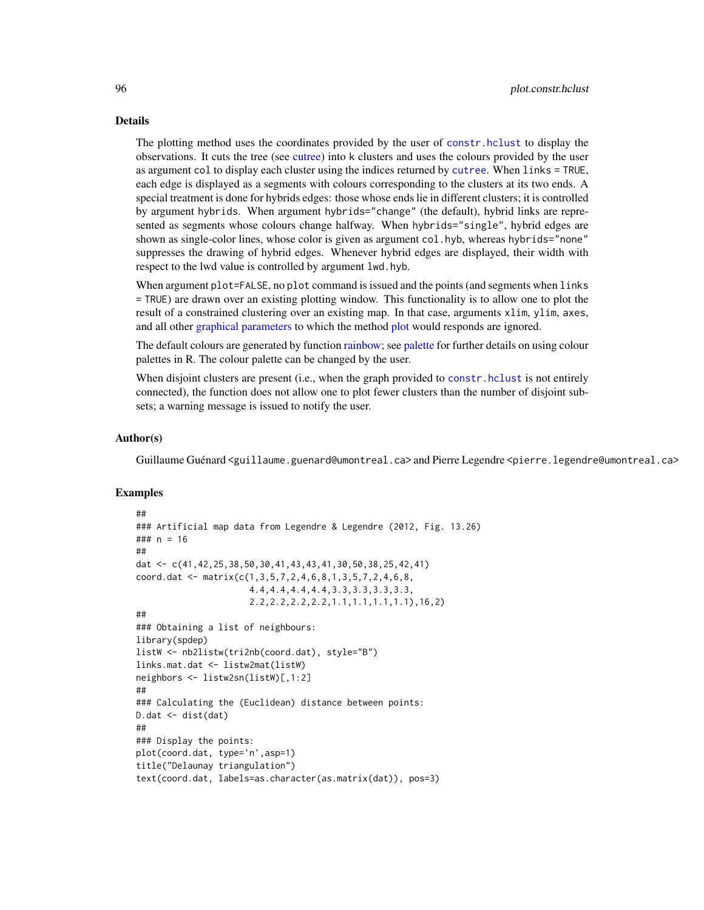## Details

The plotting method uses the coordinates provided by the user of `constr.hclust` to display the observations. It cuts the tree (see cutree) into k clusters and uses the colours provided by the user as argument `col` to display each cluster using the indices returned by `cutree`. When `links = TRUE`, each edge is displayed as a segments with colours corresponding to the clusters at its two ends. A special treatment is done for hybrids edges: those whose ends lie in different clusters; it is controlled by argument `hybrids`. When argument `hybrids="change"` (the default), hybrid links are represented as segments whose colours change halfway. When `hybrids="single"`, hybrid edges are shown as single-color lines, whose color is given as argument `col.hyb`, whereas `hybrids="none"` suppresses the drawing of hybrid edges. Whenever hybrid edges are displayed, their width with respect to the lwd value is controlled by argument `lwd.hyb`.

When argument `plot=FALSE`, no `plot` command is issued and the points (and segments when `links = TRUE`) are drawn over an existing plotting window. This functionality is to allow one to plot the result of a constrained clustering over an existing map. In that case, arguments `xlim`, `ylim`, `axes`, and all other graphical parameters to which the method plot would responds are ignored.

The default colours are generated by function rainbow; see palette for further details on using colour palettes in R. The colour palette can be changed by the user.

When disjoint clusters are present (i.e., when the graph provided to `constr.hclust` is not entirely connected), the function does not allow one to plot fewer clusters than the number of disjoint subsets; a warning message is issued to notify the user.

## Author(s)

Guillaume Guénard <guillaume.guenard@umontreal.ca> and Pierre Legendre <pierre.legendre@umontreal.ca>

## Examples

```
##
### Artificial map data from Legendre & Legendre (2012, Fig. 13.26)
### n = 16
##
dat <- c(41,42,25,38,50,30,41,43,43,41,30,50,38,25,42,41)
coord.dat <- matrix(c(1,3,5,7,2,4,6,8,1,3,5,7,2,4,6,8,
                      4.4,4.4,4.4,4.4,3.3,3.3,3.3,3.3,
                      2.2,2.2,2.2,2.2,1.1,1.1,1.1,1.1),16,2)
##
### Obtaining a list of neighbours:
library(spdep)
listW <- nb2listw(tri2nb(coord.dat), style="B")
links.mat.dat <- listw2mat(listW)
neighbors <- listw2sn(listW)[,1:2]
##
### Calculating the (Euclidean) distance between points:
D.dat <- dist(dat)
##
### Display the points:
plot(coord.dat, type='n',asp=1)
title("Delaunay triangulation")
text(coord.dat, labels=as.character(as.matrix(dat)), pos=3)
```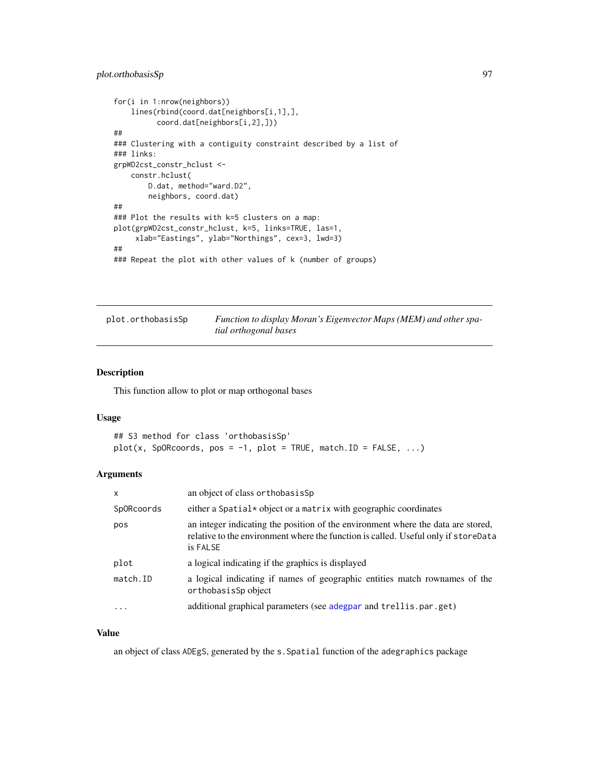```
for(i in 1:nrow(neighbors))
    lines(rbind(coord.dat[neighbors[i,1],],
          coord.dat[neighbors[i,2],]))
##
### Clustering with a contiguity constraint described by a list of
### links:
grpWD2cst_constr_hclust <-
    constr.hclust(
        D.dat, method="ward.D2",
        neighbors, coord.dat)
##
### Plot the results with k=5 clusters on a map:
plot(grpWD2cst_constr_hclust, k=5, links=TRUE, las=1,
     xlab="Eastings", ylab="Northings", cex=3, lwd=3)
##
### Repeat the plot with other values of k (number of groups)
```

## plot.orthobasisSp — *Function to display Moran's Eigenvector Maps (MEM) and other spatial orthogonal bases*

### Description

This function allow to plot or map orthogonal bases

### Usage

```
## S3 method for class 'orthobasisSp'
plot(x, SpORcoords, pos = -1, plot = TRUE, match.ID = FALSE, ...)
```

### Arguments

| | |
|---|---|
| x | an object of class orthobasisSp |
| SpORcoords | either a Spatial* object or a matrix with geographic coordinates |
| pos | an integer indicating the position of the environment where the data are stored, relative to the environment where the function is called. Useful only if storeData is FALSE |
| plot | a logical indicating if the graphics is displayed |
| match.ID | a logical indicating if names of geographic entities match rownames of the orthobasisSp object |
| ... | additional graphical parameters (see adegpar and trellis.par.get) |

### Value

an object of class ADEgS, generated by the s.Spatial function of the adegraphics package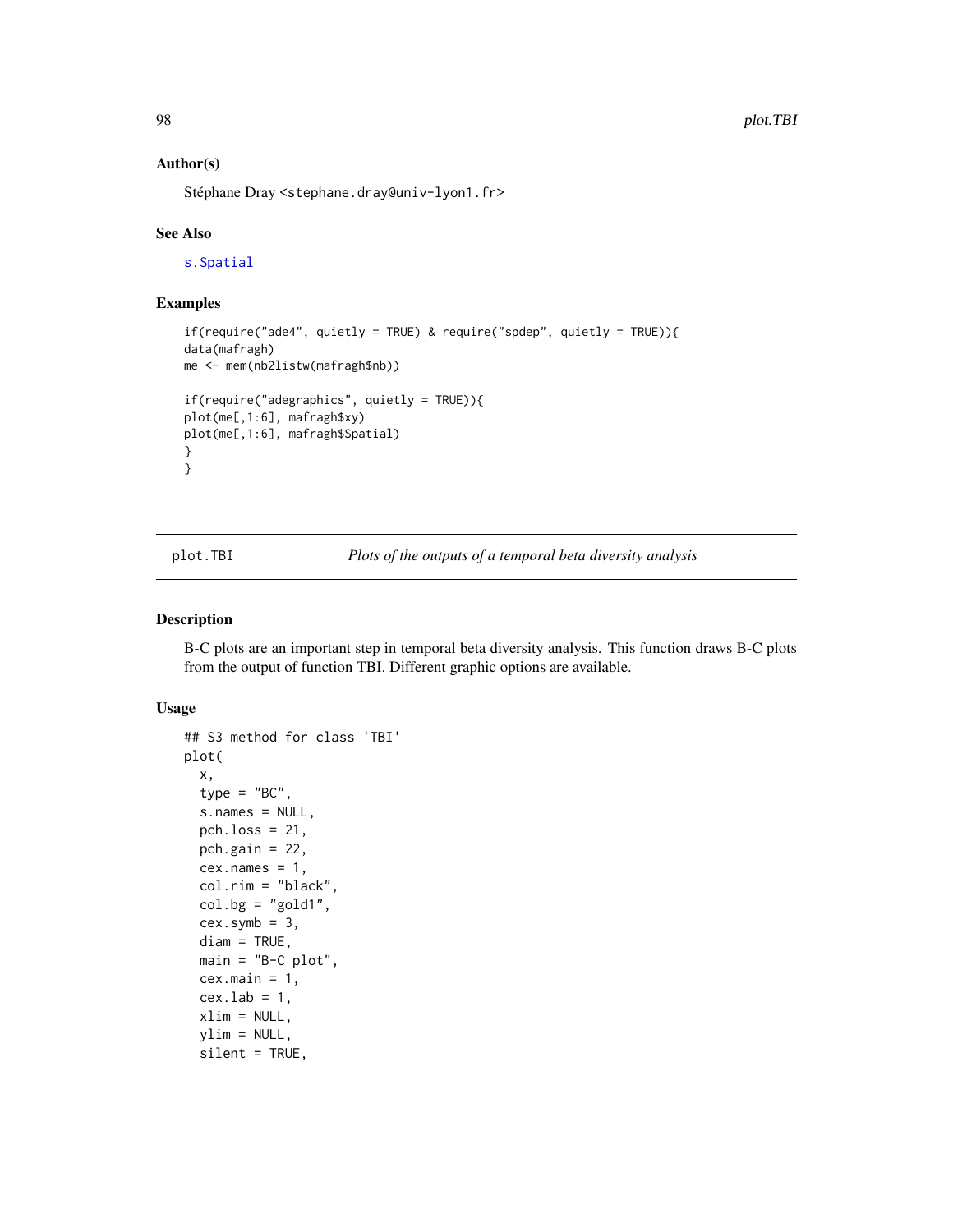### Author(s)

Stéphane Dray <stephane.dray@univ-lyon1.fr>

### See Also

s.Spatial

### Examples

```
if(require("ade4", quietly = TRUE) & require("spdep", quietly = TRUE)){
data(mafragh)
me <- mem(nb2listw(mafragh$nb))

if(require("adegraphics", quietly = TRUE)){
plot(me[,1:6], mafragh$xy)
plot(me[,1:6], mafragh$Spatial)
}
}
```

---

## plot.TBI — *Plots of the outputs of a temporal beta diversity analysis*

### Description

B-C plots are an important step in temporal beta diversity analysis. This function draws B-C plots from the output of function TBI. Different graphic options are available.

### Usage

```
## S3 method for class 'TBI'
plot(
  x,
  type = "BC",
  s.names = NULL,
  pch.loss = 21,
  pch.gain = 22,
  cex.names = 1,
  col.rim = "black",
  col.bg = "gold1",
  cex.symb = 3,
  diam = TRUE,
  main = "B-C plot",
  cex.main = 1,
  cex.lab = 1,
  xlim = NULL,
  ylim = NULL,
  silent = TRUE,
```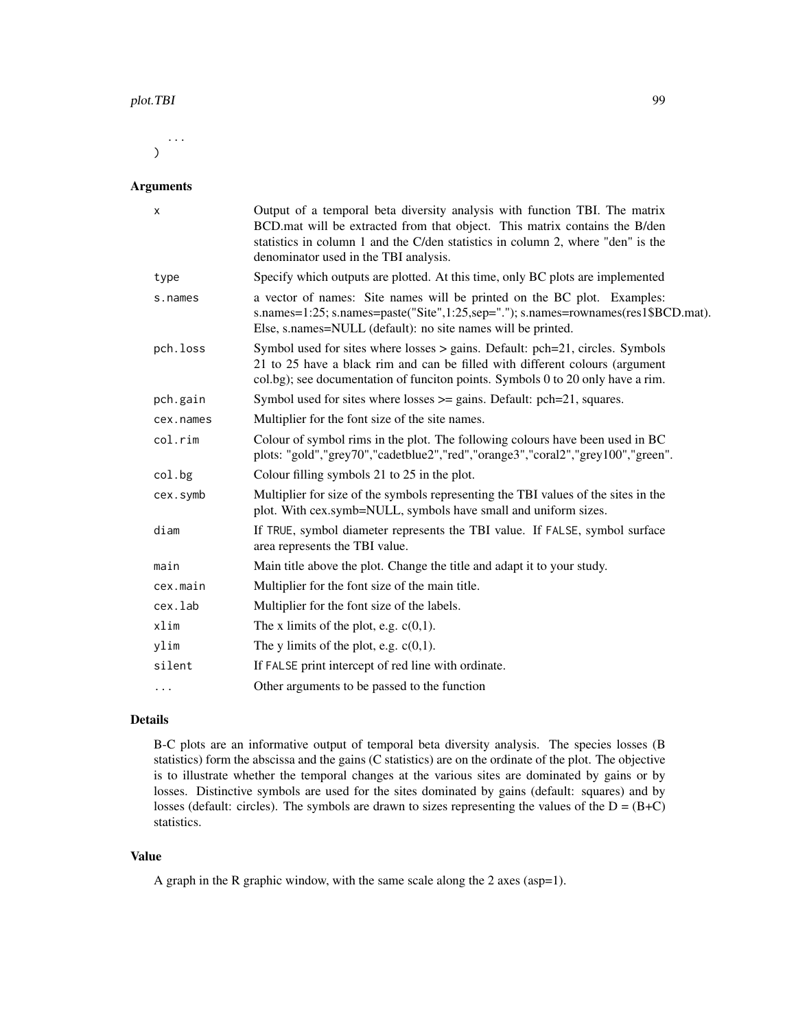```
    ...
)
```

## Arguments

| | |
|---|---|
| x | Output of a temporal beta diversity analysis with function TBI. The matrix BCD.mat will be extracted from that object. This matrix contains the B/den statistics in column 1 and the C/den statistics in column 2, where "den" is the denominator used in the TBI analysis. |
| type | Specify which outputs are plotted. At this time, only BC plots are implemented |
| s.names | a vector of names: Site names will be printed on the BC plot. Examples: s.names=1:25; s.names=paste("Site",1:25,sep="."); s.names=rownames(res1$BCD.mat). Else, s.names=NULL (default): no site names will be printed. |
| pch.loss | Symbol used for sites where losses > gains. Default: pch=21, circles. Symbols 21 to 25 have a black rim and can be filled with different colours (argument col.bg); see documentation of funciton points. Symbols 0 to 20 only have a rim. |
| pch.gain | Symbol used for sites where losses >= gains. Default: pch=21, squares. |
| cex.names | Multiplier for the font size of the site names. |
| col.rim | Colour of symbol rims in the plot. The following colours have been used in BC plots: "gold","grey70","cadetblue2","red","orange3","coral2","grey100","green". |
| col.bg | Colour filling symbols 21 to 25 in the plot. |
| cex.symb | Multiplier for size of the symbols representing the TBI values of the sites in the plot. With cex.symb=NULL, symbols have small and uniform sizes. |
| diam | If TRUE, symbol diameter represents the TBI value. If FALSE, symbol surface area represents the TBI value. |
| main | Main title above the plot. Change the title and adapt it to your study. |
| cex.main | Multiplier for the font size of the main title. |
| cex.lab | Multiplier for the font size of the labels. |
| xlim | The x limits of the plot, e.g. c(0,1). |
| ylim | The y limits of the plot, e.g. c(0,1). |
| silent | If FALSE print intercept of red line with ordinate. |
| ... | Other arguments to be passed to the function |

## Details

B-C plots are an informative output of temporal beta diversity analysis. The species losses (B statistics) form the abscissa and the gains (C statistics) are on the ordinate of the plot. The objective is to illustrate whether the temporal changes at the various sites are dominated by gains or by losses. Distinctive symbols are used for the sites dominated by gains (default: squares) and by losses (default: circles). The symbols are drawn to sizes representing the values of the D = (B+C) statistics.

## Value

A graph in the R graphic window, with the same scale along the 2 axes (asp=1).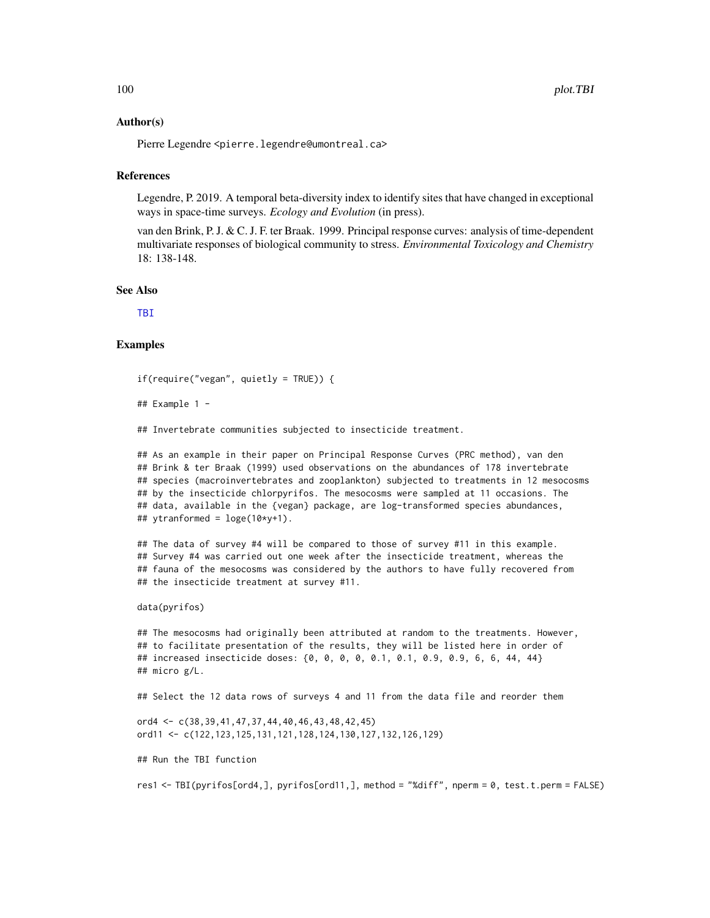### Author(s)

Pierre Legendre <pierre.legendre@umontreal.ca>

### References

Legendre, P. 2019. A temporal beta-diversity index to identify sites that have changed in exceptional ways in space-time surveys. *Ecology and Evolution* (in press).

van den Brink, P. J. & C. J. F. ter Braak. 1999. Principal response curves: analysis of time-dependent multivariate responses of biological community to stress. *Environmental Toxicology and Chemistry* 18: 138-148.

### See Also

TBI

### Examples

```
if(require("vegan", quietly = TRUE)) {

## Example 1 -

## Invertebrate communities subjected to insecticide treatment.

## As an example in their paper on Principal Response Curves (PRC method), van den
## Brink & ter Braak (1999) used observations on the abundances of 178 invertebrate
## species (macroinvertebrates and zooplankton) subjected to treatments in 12 mesocosms
## by the insecticide chlorpyrifos. The mesocosms were sampled at 11 occasions. The
## data, available in the {vegan} package, are log-transformed species abundances,
## ytranformed = loge(10*y+1).

## The data of survey #4 will be compared to those of survey #11 in this example.
## Survey #4 was carried out one week after the insecticide treatment, whereas the
## fauna of the mesocosms was considered by the authors to have fully recovered from
## the insecticide treatment at survey #11.

data(pyrifos)

## The mesocosms had originally been attributed at random to the treatments. However,
## to facilitate presentation of the results, they will be listed here in order of
## increased insecticide doses: {0, 0, 0, 0, 0.1, 0.1, 0.9, 0.9, 6, 6, 44, 44}
## micro g/L.

## Select the 12 data rows of surveys 4 and 11 from the data file and reorder them

ord4 <- c(38,39,41,47,37,44,40,46,43,48,42,45)
ord11 <- c(122,123,125,131,121,128,124,130,127,132,126,129)

## Run the TBI function

res1 <- TBI(pyrifos[ord4,], pyrifos[ord11,], method = "%diff", nperm = 0, test.t.perm = FALSE)
```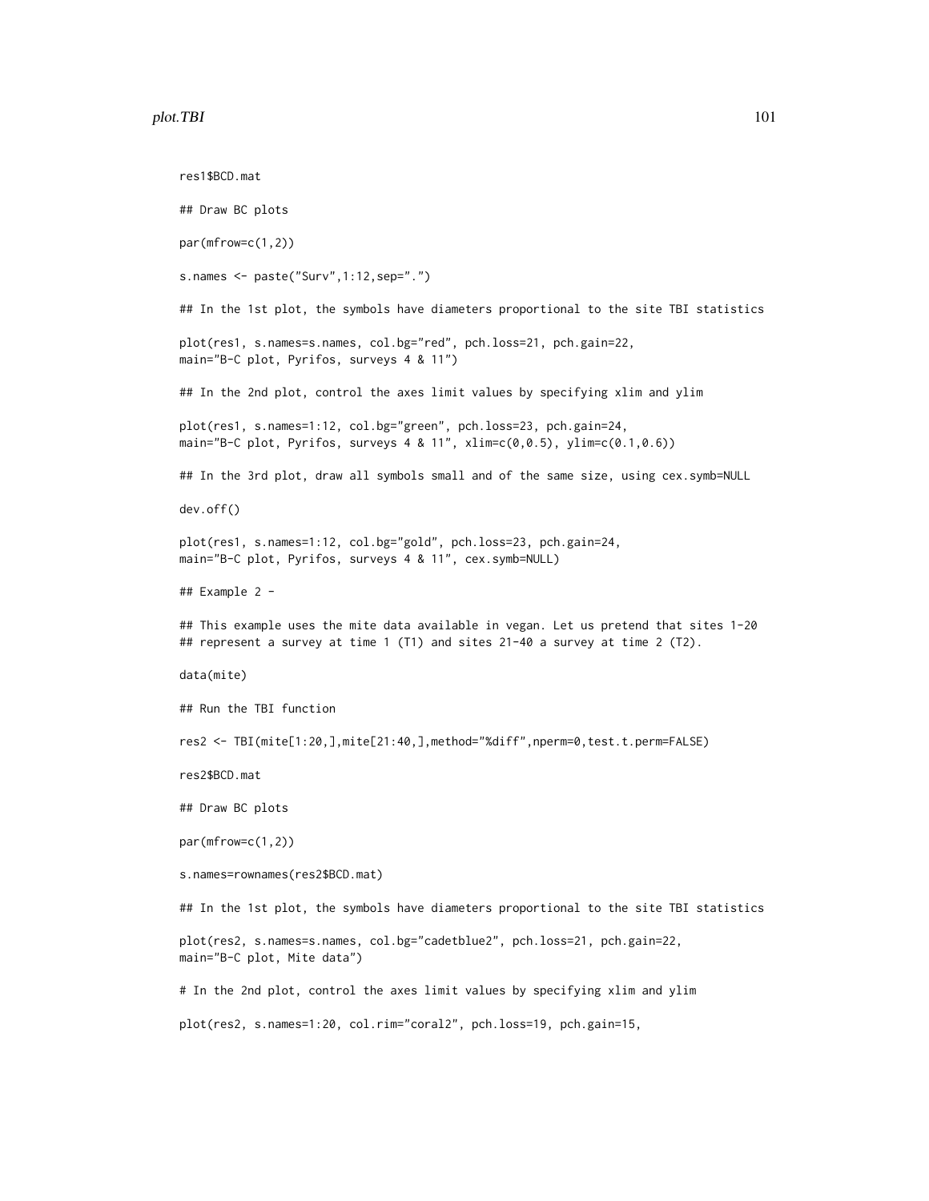```
res1$BCD.mat

## Draw BC plots

par(mfrow=c(1,2))

s.names <- paste("Surv",1:12,sep=".")

## In the 1st plot, the symbols have diameters proportional to the site TBI statistics

plot(res1, s.names=s.names, col.bg="red", pch.loss=21, pch.gain=22,
main="B-C plot, Pyrifos, surveys 4 & 11")

## In the 2nd plot, control the axes limit values by specifying xlim and ylim

plot(res1, s.names=1:12, col.bg="green", pch.loss=23, pch.gain=24,
main="B-C plot, Pyrifos, surveys 4 & 11", xlim=c(0,0.5), ylim=c(0.1,0.6))

## In the 3rd plot, draw all symbols small and of the same size, using cex.symb=NULL

dev.off()

plot(res1, s.names=1:12, col.bg="gold", pch.loss=23, pch.gain=24,
main="B-C plot, Pyrifos, surveys 4 & 11", cex.symb=NULL)

## Example 2 -

## This example uses the mite data available in vegan. Let us pretend that sites 1-20
## represent a survey at time 1 (T1) and sites 21-40 a survey at time 2 (T2).

data(mite)

## Run the TBI function

res2 <- TBI(mite[1:20,],mite[21:40,],method="%diff",nperm=0,test.t.perm=FALSE)

res2$BCD.mat

## Draw BC plots

par(mfrow=c(1,2))

s.names=rownames(res2$BCD.mat)

## In the 1st plot, the symbols have diameters proportional to the site TBI statistics

plot(res2, s.names=s.names, col.bg="cadetblue2", pch.loss=21, pch.gain=22,
main="B-C plot, Mite data")

# In the 2nd plot, control the axes limit values by specifying xlim and ylim

plot(res2, s.names=1:20, col.rim="coral2", pch.loss=19, pch.gain=15,
```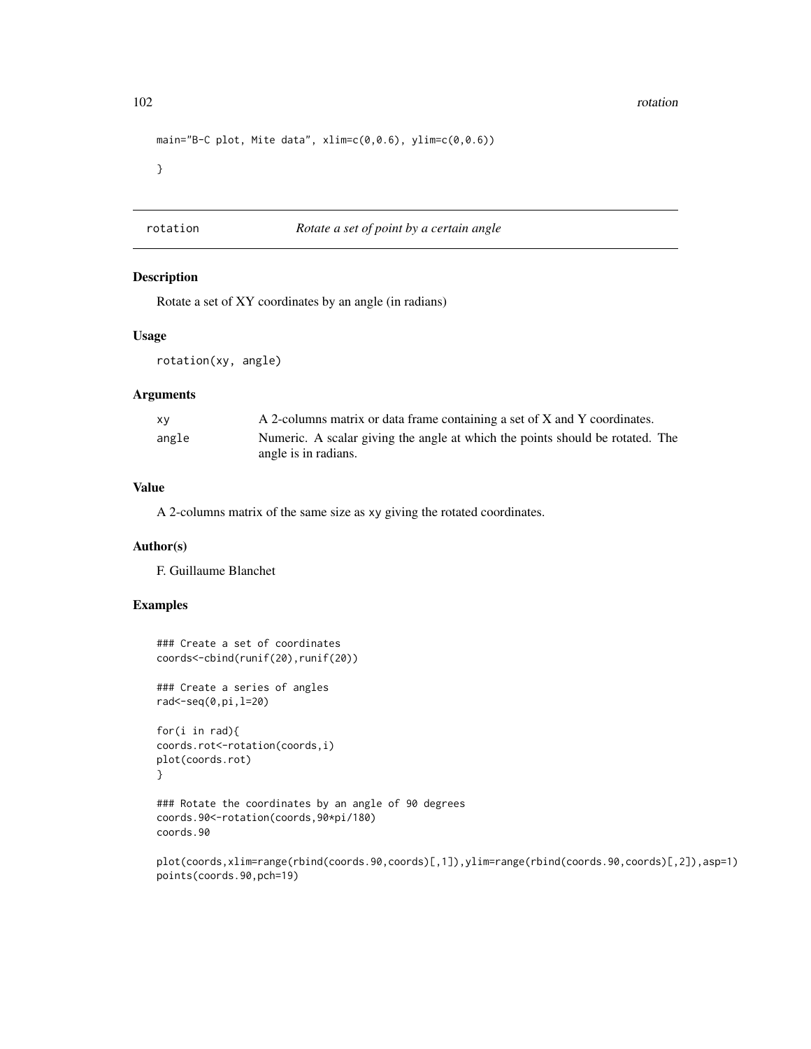```
main="B-C plot, Mite data", xlim=c(0,0.6), ylim=c(0,0.6))

}
```

## rotation — *Rotate a set of point by a certain angle*

### Description

Rotate a set of XY coordinates by an angle (in radians)

### Usage

```
rotation(xy, angle)
```

### Arguments

| | |
|---|---|
| `xy` | A 2-columns matrix or data frame containing a set of X and Y coordinates. |
| `angle` | Numeric. A scalar giving the angle at which the points should be rotated. The angle is in radians. |

### Value

A 2-columns matrix of the same size as `xy` giving the rotated coordinates.

### Author(s)

F. Guillaume Blanchet

### Examples

```
### Create a set of coordinates
coords<-cbind(runif(20),runif(20))

### Create a series of angles
rad<-seq(0,pi,l=20)

for(i in rad){
coords.rot<-rotation(coords,i)
plot(coords.rot)
}

### Rotate the coordinates by an angle of 90 degrees
coords.90<-rotation(coords,90*pi/180)
coords.90

plot(coords,xlim=range(rbind(coords.90,coords)[,1]),ylim=range(rbind(coords.90,coords)[,2]),asp=1)
points(coords.90,pch=19)
```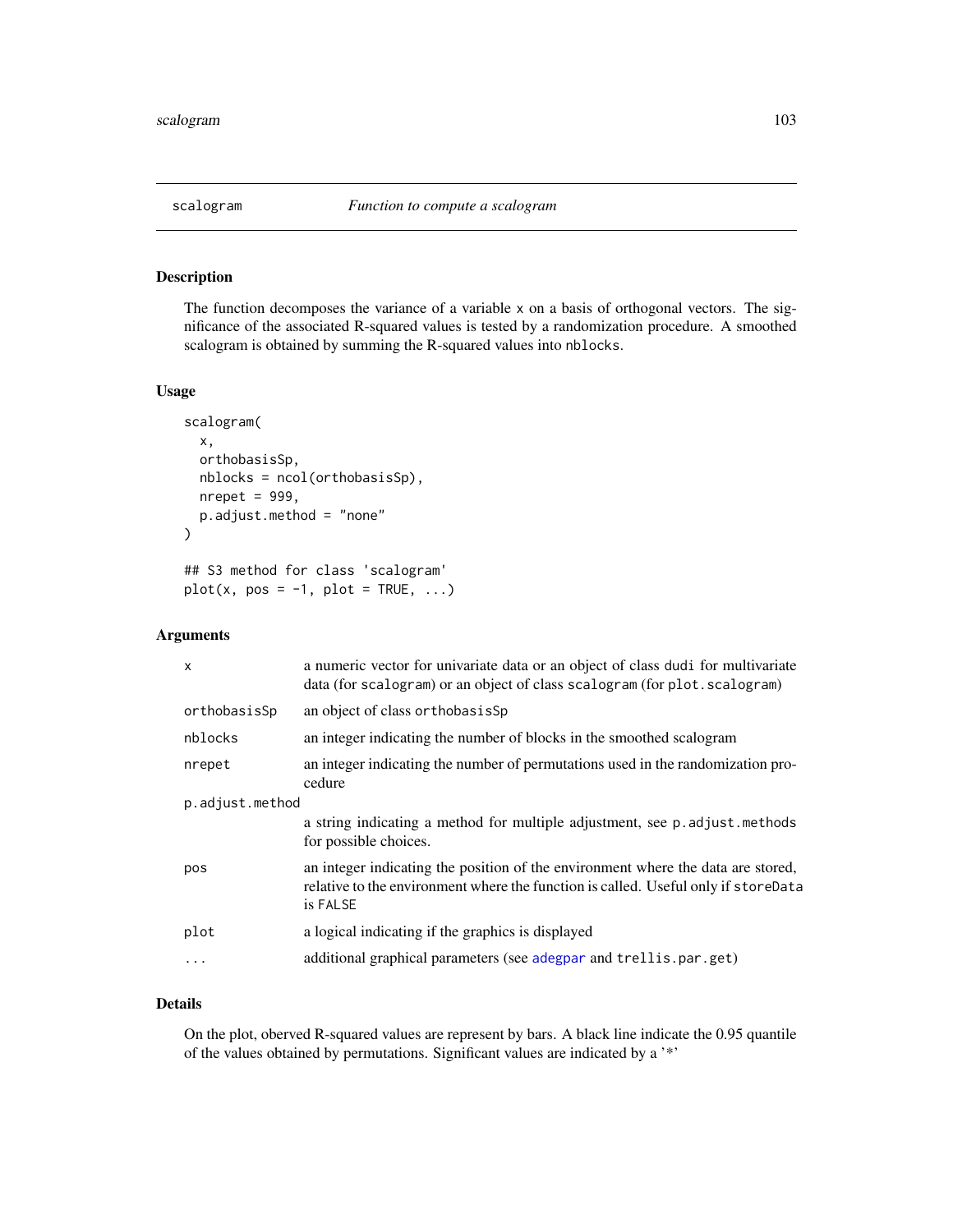# scalogram *Function to compute a scalogram*

## Description

The function decomposes the variance of a variable x on a basis of orthogonal vectors. The significance of the associated R-squared values is tested by a randomization procedure. A smoothed scalogram is obtained by summing the R-squared values into nblocks.

## Usage

```
scalogram(
  x,
  orthobasisSp,
  nblocks = ncol(orthobasisSp),
  nrepet = 999,
  p.adjust.method = "none"
)

## S3 method for class 'scalogram'
plot(x, pos = -1, plot = TRUE, ...)
```

## Arguments

| | |
|---|---|
| x | a numeric vector for univariate data or an object of class dudi for multivariate data (for scalogram) or an object of class scalogram (for plot.scalogram) |
| orthobasisSp | an object of class orthobasisSp |
| nblocks | an integer indicating the number of blocks in the smoothed scalogram |
| nrepet | an integer indicating the number of permutations used in the randomization procedure |
| p.adjust.method | a string indicating a method for multiple adjustment, see p.adjust.methods for possible choices. |
| pos | an integer indicating the position of the environment where the data are stored, relative to the environment where the function is called. Useful only if storeData is FALSE |
| plot | a logical indicating if the graphics is displayed |
| ... | additional graphical parameters (see adegpar and trellis.par.get) |

## Details

On the plot, oberved R-squared values are represent by bars. A black line indicate the 0.95 quantile of the values obtained by permutations. Significant values are indicated by a '*'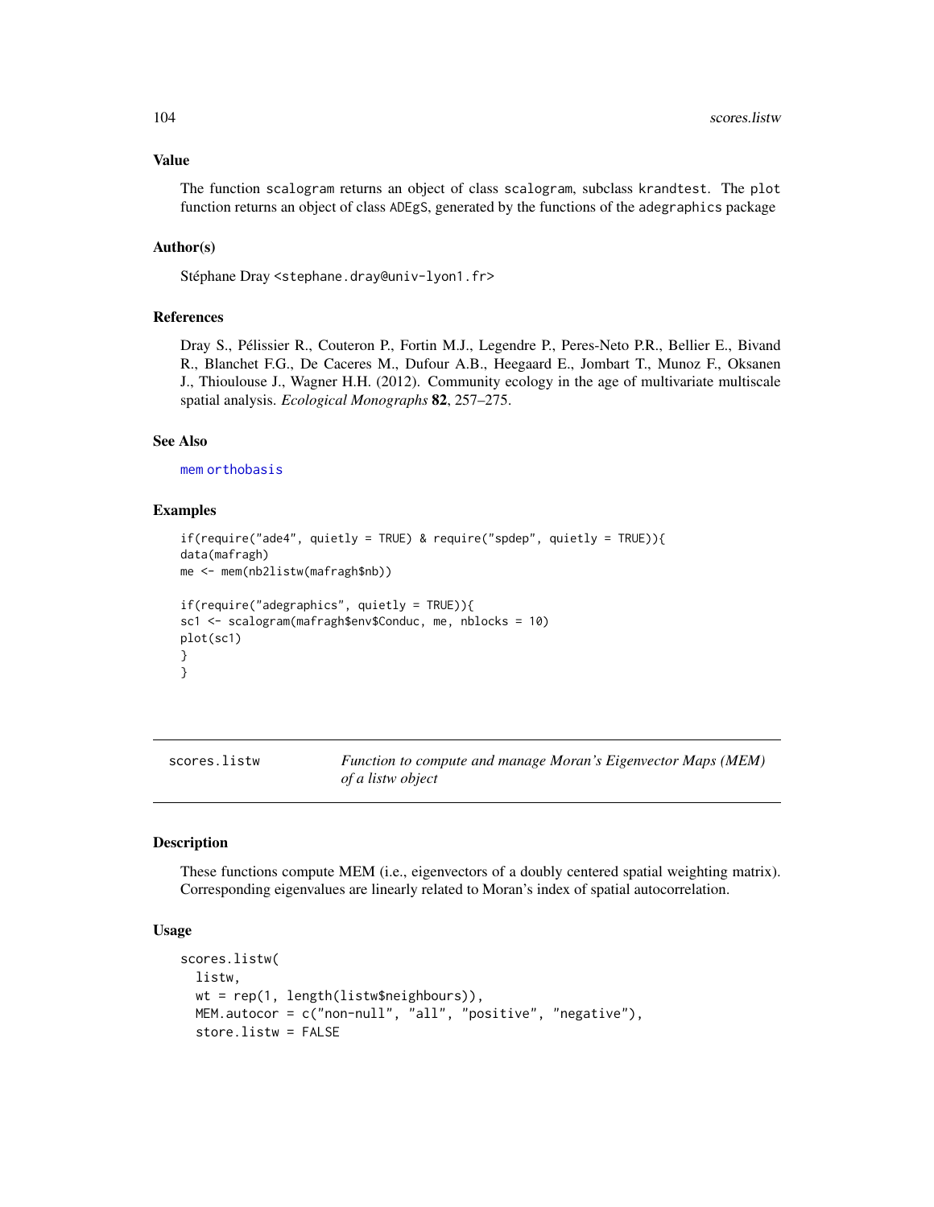## Value

The function scalogram returns an object of class scalogram, subclass krandtest. The plot function returns an object of class ADEgS, generated by the functions of the adegraphics package

## Author(s)

Stéphane Dray <stephane.dray@univ-lyon1.fr>

## References

Dray S., Pélissier R., Couteron P., Fortin M.J., Legendre P., Peres-Neto P.R., Bellier E., Bivand R., Blanchet F.G., De Caceres M., Dufour A.B., Heegaard E., Jombart T., Munoz F., Oksanen J., Thioulouse J., Wagner H.H. (2012). Community ecology in the age of multivariate multiscale spatial analysis. *Ecological Monographs* **82**, 257–275.

## See Also

mem orthobasis

## Examples

```
if(require("ade4", quietly = TRUE) & require("spdep", quietly = TRUE)){
data(mafragh)
me <- mem(nb2listw(mafragh$nb))

if(require("adegraphics", quietly = TRUE)){
sc1 <- scalogram(mafragh$env$Conduc, me, nblocks = 10)
plot(sc1)
}
}
```

---

# scores.listw — *Function to compute and manage Moran's Eigenvector Maps (MEM) of a listw object*

## Description

These functions compute MEM (i.e., eigenvectors of a doubly centered spatial weighting matrix). Corresponding eigenvalues are linearly related to Moran's index of spatial autocorrelation.

## Usage

```
scores.listw(
  listw,
  wt = rep(1, length(listw$neighbours)),
  MEM.autocor = c("non-null", "all", "positive", "negative"),
  store.listw = FALSE
```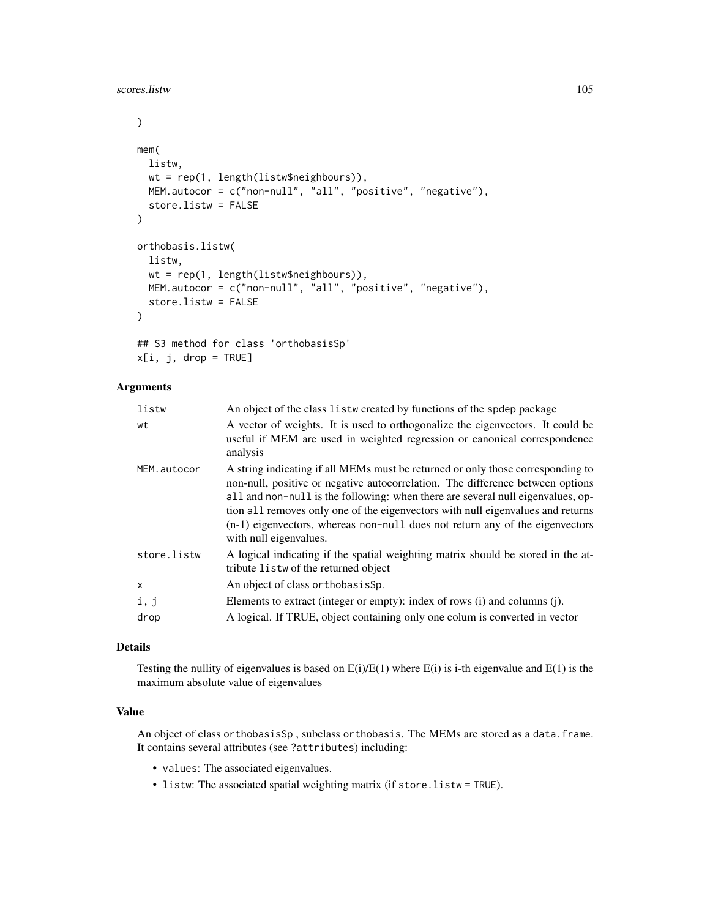```
)

mem(
  listw,
  wt = rep(1, length(listw$neighbours)),
  MEM.autocor = c("non-null", "all", "positive", "negative"),
  store.listw = FALSE
)

orthobasis.listw(
  listw,
  wt = rep(1, length(listw$neighbours)),
  MEM.autocor = c("non-null", "all", "positive", "negative"),
  store.listw = FALSE
)

## S3 method for class 'orthobasisSp'
x[i, j, drop = TRUE]
```

## Arguments

| | |
|---|---|
| `listw` | An object of the class `listw` created by functions of the `spdep` package |
| `wt` | A vector of weights. It is used to orthogonalize the eigenvectors. It could be useful if MEM are used in weighted regression or canonical correspondence analysis |
| `MEM.autocor` | A string indicating if all MEMs must be returned or only those corresponding to non-null, positive or negative autocorrelation. The difference between options `all` and `non-null` is the following: when there are several null eigenvalues, option `all` removes only one of the eigenvectors with null eigenvalues and returns (n-1) eigenvectors, whereas `non-null` does not return any of the eigenvectors with null eigenvalues. |
| `store.listw` | A logical indicating if the spatial weighting matrix should be stored in the attribute `listw` of the returned object |
| `x` | An object of class `orthobasisSp`. |
| `i, j` | Elements to extract (integer or empty): index of rows (i) and columns (j). |
| `drop` | A logical. If TRUE, object containing only one colum is converted in vector |

## Details

Testing the nullity of eigenvalues is based on $E(i)/E(1)$ where $E(i)$ is i-th eigenvalue and $E(1)$ is the maximum absolute value of eigenvalues

## Value

An object of class `orthobasisSp` , subclass `orthobasis`. The MEMs are stored as a `data.frame`. It contains several attributes (see `?attributes`) including:

- `values`: The associated eigenvalues.
- `listw`: The associated spatial weighting matrix (if `store.listw = TRUE`).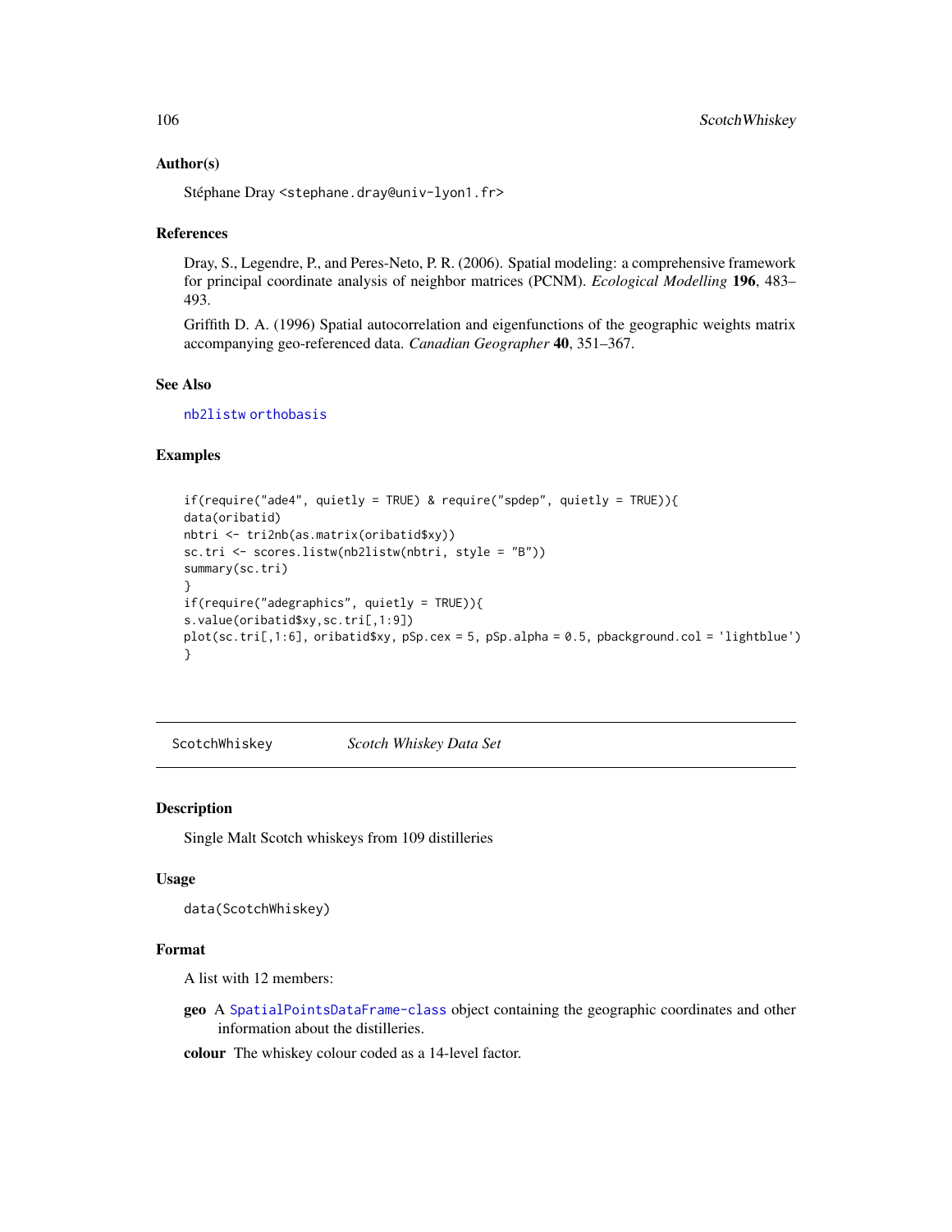### Author(s)

Stéphane Dray <stephane.dray@univ-lyon1.fr>

### References

Dray, S., Legendre, P., and Peres-Neto, P. R. (2006). Spatial modeling: a comprehensive framework for principal coordinate analysis of neighbor matrices (PCNM). *Ecological Modelling* **196**, 483–493.

Griffith D. A. (1996) Spatial autocorrelation and eigenfunctions of the geographic weights matrix accompanying geo-referenced data. *Canadian Geographer* **40**, 351–367.

### See Also

nb2listw orthobasis

### Examples

```
if(require("ade4", quietly = TRUE) & require("spdep", quietly = TRUE)){
data(oribatid)
nbtri <- tri2nb(as.matrix(oribatid$xy))
sc.tri <- scores.listw(nb2listw(nbtri, style = "B"))
summary(sc.tri)
}
if(require("adegraphics", quietly = TRUE)){
s.value(oribatid$xy,sc.tri[,1:9])
plot(sc.tri[,1:6], oribatid$xy, pSp.cex = 5, pSp.alpha = 0.5, pbackground.col = 'lightblue')
}
```

---

## ScotchWhiskey &nbsp;&nbsp;&nbsp;&nbsp; *Scotch Whiskey Data Set*

### Description

Single Malt Scotch whiskeys from 109 distilleries

### Usage

```
data(ScotchWhiskey)
```

### Format

A list with 12 members:

**geo** A SpatialPointsDataFrame-class object containing the geographic coordinates and other information about the distilleries.

**colour** The whiskey colour coded as a 14-level factor.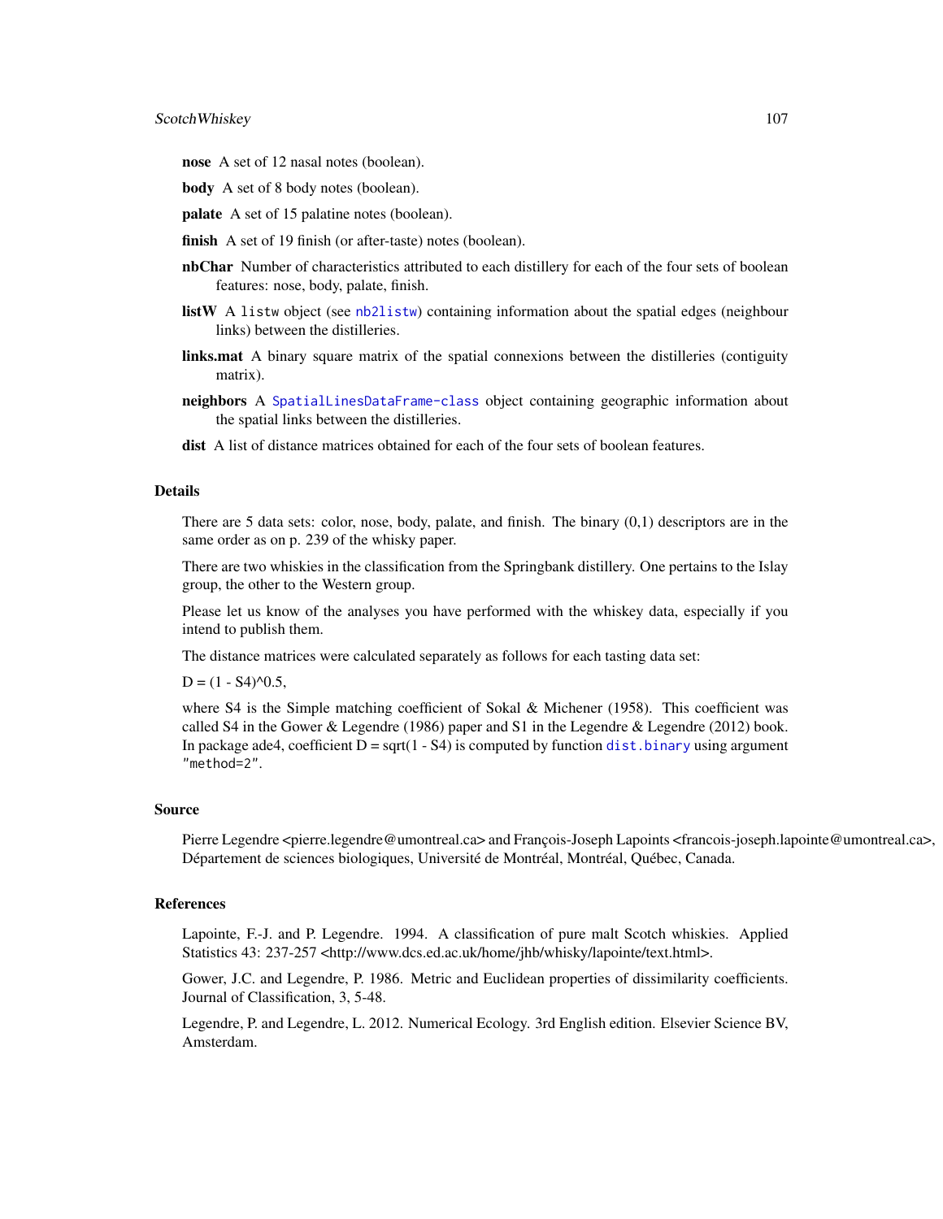**nose** A set of 12 nasal notes (boolean).

**body** A set of 8 body notes (boolean).

**palate** A set of 15 palatine notes (boolean).

**finish** A set of 19 finish (or after-taste) notes (boolean).

**nbChar** Number of characteristics attributed to each distillery for each of the four sets of boolean features: nose, body, palate, finish.

**listW** A `listw` object (see `nb2listw`) containing information about the spatial edges (neighbour links) between the distilleries.

**links.mat** A binary square matrix of the spatial connexions between the distilleries (contiguity matrix).

**neighbors** A `SpatialLinesDataFrame-class` object containing geographic information about the spatial links between the distilleries.

**dist** A list of distance matrices obtained for each of the four sets of boolean features.

## Details

There are 5 data sets: color, nose, body, palate, and finish. The binary (0,1) descriptors are in the same order as on p. 239 of the whisky paper.

There are two whiskies in the classification from the Springbank distillery. One pertains to the Islay group, the other to the Western group.

Please let us know of the analyses you have performed with the whiskey data, especially if you intend to publish them.

The distance matrices were calculated separately as follows for each tasting data set:

D = (1 - S4)^0.5,

where S4 is the Simple matching coefficient of Sokal & Michener (1958). This coefficient was called S4 in the Gower & Legendre (1986) paper and S1 in the Legendre & Legendre (2012) book. In package ade4, coefficient D = sqrt(1 - S4) is computed by function `dist.binary` using argument `"method=2"`.

## Source

Pierre Legendre <pierre.legendre@umontreal.ca> and François-Joseph Lapoints <francois-joseph.lapointe@umontreal.ca>, Département de sciences biologiques, Université de Montréal, Montréal, Québec, Canada.

## References

Lapointe, F.-J. and P. Legendre. 1994. A classification of pure malt Scotch whiskies. Applied Statistics 43: 237-257 <http://www.dcs.ed.ac.uk/home/jhb/whisky/lapointe/text.html>.

Gower, J.C. and Legendre, P. 1986. Metric and Euclidean properties of dissimilarity coefficients. Journal of Classification, 3, 5-48.

Legendre, P. and Legendre, L. 2012. Numerical Ecology. 3rd English edition. Elsevier Science BV, Amsterdam.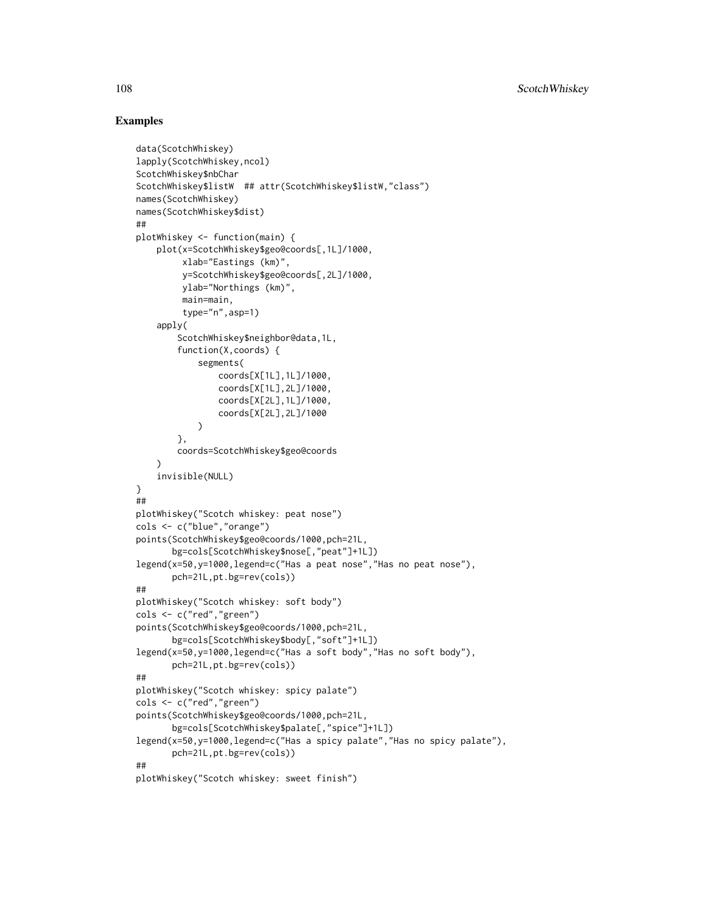## Examples

```
data(ScotchWhiskey)
lapply(ScotchWhiskey,ncol)
ScotchWhiskey$nbChar
ScotchWhiskey$listW  ## attr(ScotchWhiskey$listW,"class")
names(ScotchWhiskey)
names(ScotchWhiskey$dist)
##
plotWhiskey <- function(main) {
    plot(x=ScotchWhiskey$geo@coords[,1L]/1000,
         xlab="Eastings (km)",
         y=ScotchWhiskey$geo@coords[,2L]/1000,
         ylab="Northings (km)",
         main=main,
         type="n",asp=1)
    apply(
        ScotchWhiskey$neighbor@data,1L,
        function(X,coords) {
            segments(
                coords[X[1L],1L]/1000,
                coords[X[1L],2L]/1000,
                coords[X[2L],1L]/1000,
                coords[X[2L],2L]/1000
            )
        },
        coords=ScotchWhiskey$geo@coords
    )
    invisible(NULL)
}
##
plotWhiskey("Scotch whiskey: peat nose")
cols <- c("blue","orange")
points(ScotchWhiskey$geo@coords/1000,pch=21L,
       bg=cols[ScotchWhiskey$nose[,"peat"]+1L])
legend(x=50,y=1000,legend=c("Has a peat nose","Has no peat nose"),
       pch=21L,pt.bg=rev(cols))
##
plotWhiskey("Scotch whiskey: soft body")
cols <- c("red","green")
points(ScotchWhiskey$geo@coords/1000,pch=21L,
       bg=cols[ScotchWhiskey$body[,"soft"]+1L])
legend(x=50,y=1000,legend=c("Has a soft body","Has no soft body"),
       pch=21L,pt.bg=rev(cols))
##
plotWhiskey("Scotch whiskey: spicy palate")
cols <- c("red","green")
points(ScotchWhiskey$geo@coords/1000,pch=21L,
       bg=cols[ScotchWhiskey$palate[,"spice"]+1L])
legend(x=50,y=1000,legend=c("Has a spicy palate","Has no spicy palate"),
       pch=21L,pt.bg=rev(cols))
##
plotWhiskey("Scotch whiskey: sweet finish")
```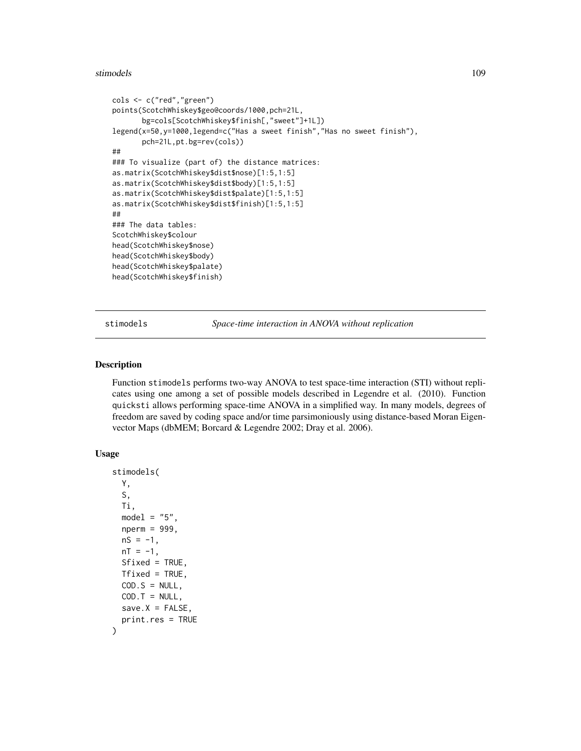```
cols <- c("red","green")
points(ScotchWhiskey$geo@coords/1000,pch=21L,
       bg=cols[ScotchWhiskey$finish[,"sweet"]+1L])
legend(x=50,y=1000,legend=c("Has a sweet finish","Has no sweet finish"),
       pch=21L,pt.bg=rev(cols))
##
### To visualize (part of) the distance matrices:
as.matrix(ScotchWhiskey$dist$nose)[1:5,1:5]
as.matrix(ScotchWhiskey$dist$body)[1:5,1:5]
as.matrix(ScotchWhiskey$dist$palate)[1:5,1:5]
as.matrix(ScotchWhiskey$dist$finish)[1:5,1:5]
##
### The data tables:
ScotchWhiskey$colour
head(ScotchWhiskey$nose)
head(ScotchWhiskey$body)
head(ScotchWhiskey$palate)
head(ScotchWhiskey$finish)
```

---

## stimodels — *Space-time interaction in ANOVA without replication*

### Description

Function `stimodels` performs two-way ANOVA to test space-time interaction (STI) without replicates using one among a set of possible models described in Legendre et al. (2010). Function `quicksti` allows performing space-time ANOVA in a simplified way. In many models, degrees of freedom are saved by coding space and/or time parsimoniously using distance-based Moran Eigenvector Maps (dbMEM; Borcard & Legendre 2002; Dray et al. 2006).

### Usage

```
stimodels(
  Y,
  S,
  Ti,
  model = "5",
  nperm = 999,
  nS = -1,
  nT = -1,
  Sfixed = TRUE,
  Tfixed = TRUE,
  COD.S = NULL,
  COD.T = NULL,
  save.X = FALSE,
  print.res = TRUE
)
```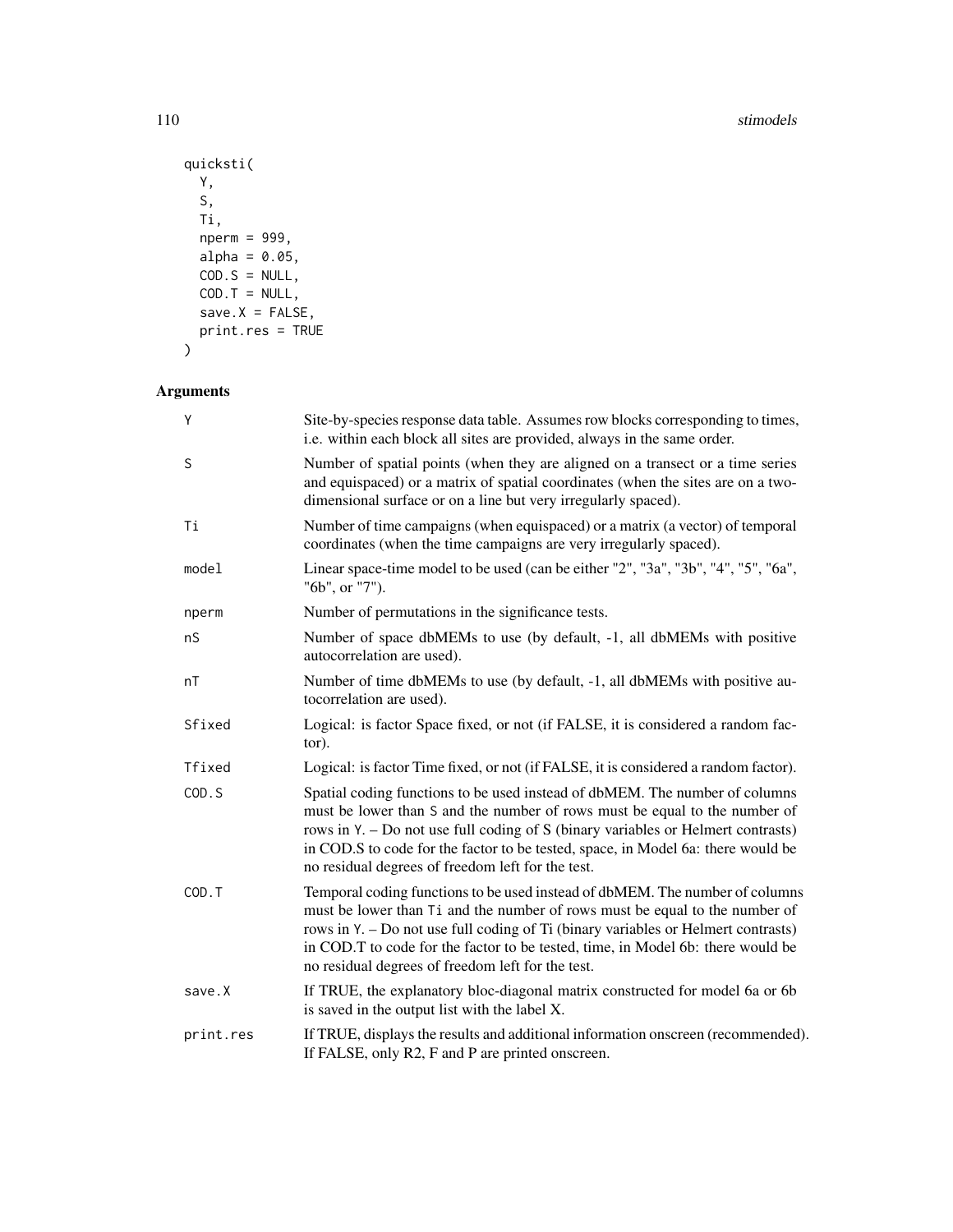```
quicksti(
  Y,
  S,
  Ti,
  nperm = 999,
  alpha = 0.05,
  COD.S = NULL,
  COD.T = NULL,
  save.X = FALSE,
  print.res = TRUE
)
```

## Arguments

| | |
|---|---|
| Y | Site-by-species response data table. Assumes row blocks corresponding to times, i.e. within each block all sites are provided, always in the same order. |
| S | Number of spatial points (when they are aligned on a transect or a time series and equispaced) or a matrix of spatial coordinates (when the sites are on a two-dimensional surface or on a line but very irregularly spaced). |
| Ti | Number of time campaigns (when equispaced) or a matrix (a vector) of temporal coordinates (when the time campaigns are very irregularly spaced). |
| model | Linear space-time model to be used (can be either "2", "3a", "3b", "4", "5", "6a", "6b", or "7"). |
| nperm | Number of permutations in the significance tests. |
| nS | Number of space dbMEMs to use (by default, -1, all dbMEMs with positive autocorrelation are used). |
| nT | Number of time dbMEMs to use (by default, -1, all dbMEMs with positive autocorrelation are used). |
| Sfixed | Logical: is factor Space fixed, or not (if FALSE, it is considered a random factor). |
| Tfixed | Logical: is factor Time fixed, or not (if FALSE, it is considered a random factor). |
| COD.S | Spatial coding functions to be used instead of dbMEM. The number of columns must be lower than S and the number of rows must be equal to the number of rows in Y. – Do not use full coding of S (binary variables or Helmert contrasts) in COD.S to code for the factor to be tested, space, in Model 6a: there would be no residual degrees of freedom left for the test. |
| COD.T | Temporal coding functions to be used instead of dbMEM. The number of columns must be lower than Ti and the number of rows must be equal to the number of rows in Y. – Do not use full coding of Ti (binary variables or Helmert contrasts) in COD.T to code for the factor to be tested, time, in Model 6b: there would be no residual degrees of freedom left for the test. |
| save.X | If TRUE, the explanatory bloc-diagonal matrix constructed for model 6a or 6b is saved in the output list with the label X. |
| print.res | If TRUE, displays the results and additional information onscreen (recommended). If FALSE, only R2, F and P are printed onscreen. |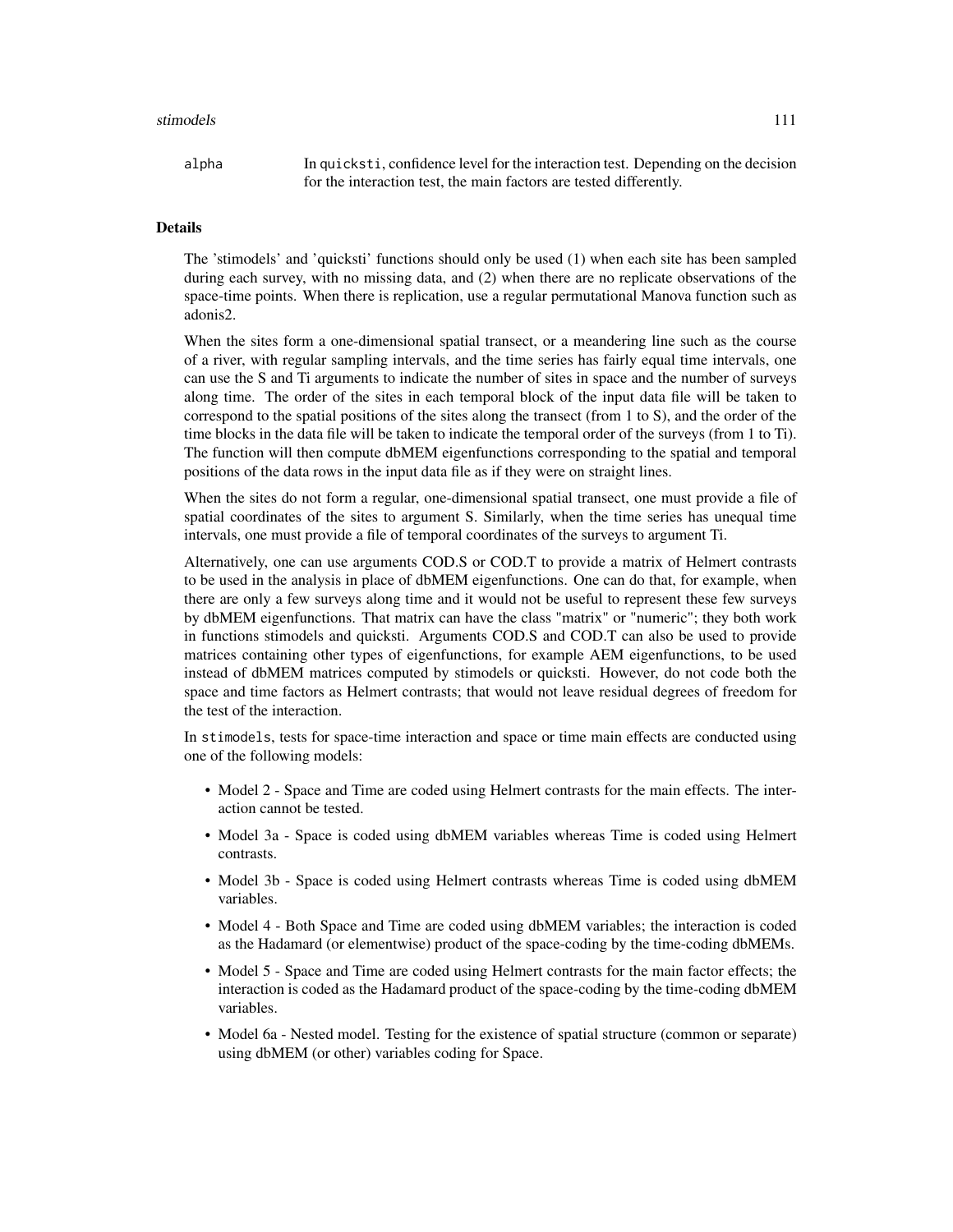alpha In quicksti, confidence level for the interaction test. Depending on the decision for the interaction test, the main factors are tested differently.

## Details

The 'stimodels' and 'quicksti' functions should only be used (1) when each site has been sampled during each survey, with no missing data, and (2) when there are no replicate observations of the space-time points. When there is replication, use a regular permutational Manova function such as adonis2.

When the sites form a one-dimensional spatial transect, or a meandering line such as the course of a river, with regular sampling intervals, and the time series has fairly equal time intervals, one can use the S and Ti arguments to indicate the number of sites in space and the number of surveys along time. The order of the sites in each temporal block of the input data file will be taken to correspond to the spatial positions of the sites along the transect (from 1 to S), and the order of the time blocks in the data file will be taken to indicate the temporal order of the surveys (from 1 to Ti). The function will then compute dbMEM eigenfunctions corresponding to the spatial and temporal positions of the data rows in the input data file as if they were on straight lines.

When the sites do not form a regular, one-dimensional spatial transect, one must provide a file of spatial coordinates of the sites to argument S. Similarly, when the time series has unequal time intervals, one must provide a file of temporal coordinates of the surveys to argument Ti.

Alternatively, one can use arguments COD.S or COD.T to provide a matrix of Helmert contrasts to be used in the analysis in place of dbMEM eigenfunctions. One can do that, for example, when there are only a few surveys along time and it would not be useful to represent these few surveys by dbMEM eigenfunctions. That matrix can have the class "matrix" or "numeric"; they both work in functions stimodels and quicksti. Arguments COD.S and COD.T can also be used to provide matrices containing other types of eigenfunctions, for example AEM eigenfunctions, to be used instead of dbMEM matrices computed by stimodels or quicksti. However, do not code both the space and time factors as Helmert contrasts; that would not leave residual degrees of freedom for the test of the interaction.

In stimodels, tests for space-time interaction and space or time main effects are conducted using one of the following models:

- Model 2 - Space and Time are coded using Helmert contrasts for the main effects. The interaction cannot be tested.
- Model 3a - Space is coded using dbMEM variables whereas Time is coded using Helmert contrasts.
- Model 3b - Space is coded using Helmert contrasts whereas Time is coded using dbMEM variables.
- Model 4 - Both Space and Time are coded using dbMEM variables; the interaction is coded as the Hadamard (or elementwise) product of the space-coding by the time-coding dbMEMs.
- Model 5 - Space and Time are coded using Helmert contrasts for the main factor effects; the interaction is coded as the Hadamard product of the space-coding by the time-coding dbMEM variables.
- Model 6a - Nested model. Testing for the existence of spatial structure (common or separate) using dbMEM (or other) variables coding for Space.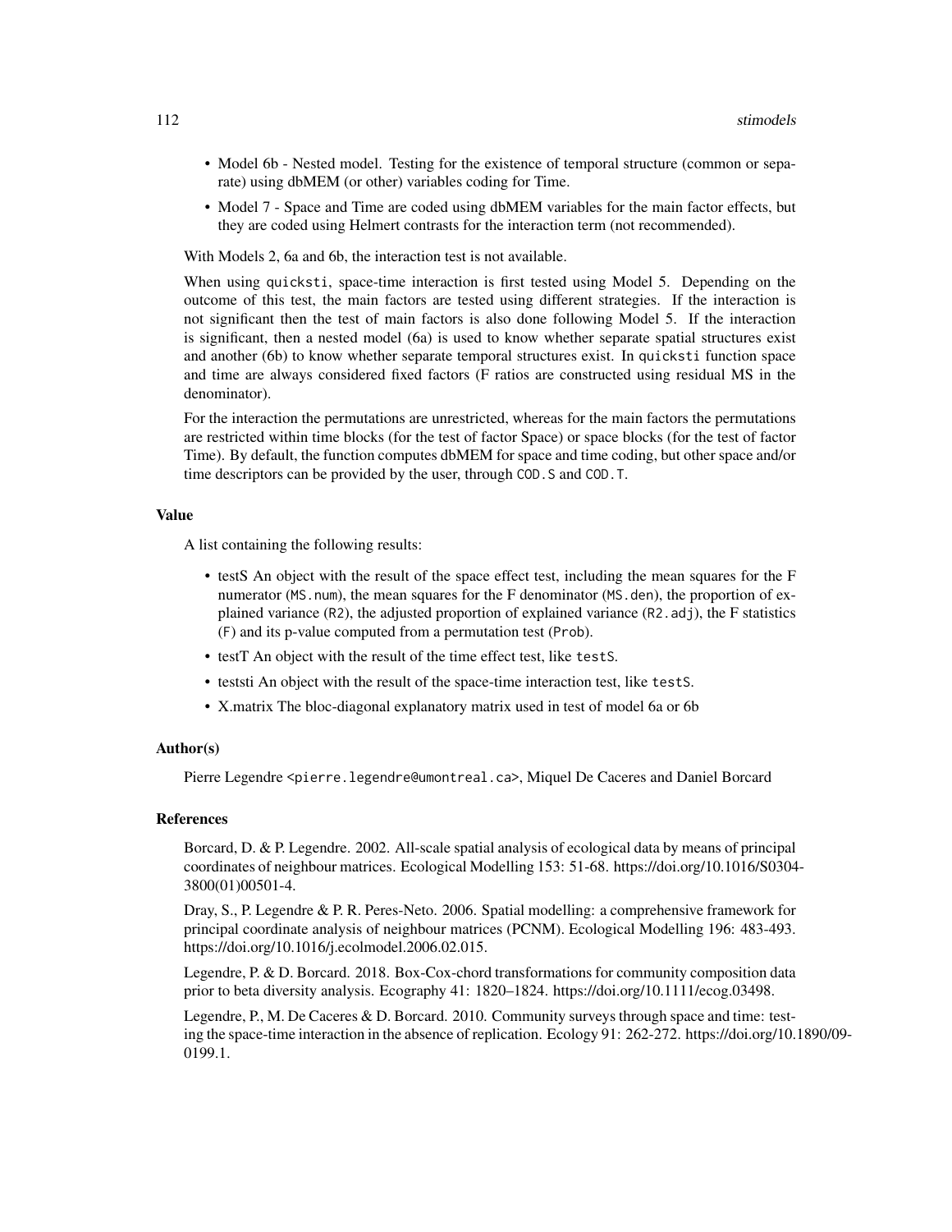- Model 6b - Nested model. Testing for the existence of temporal structure (common or separate) using dbMEM (or other) variables coding for Time.
- Model 7 - Space and Time are coded using dbMEM variables for the main factor effects, but they are coded using Helmert contrasts for the interaction term (not recommended).

With Models 2, 6a and 6b, the interaction test is not available.

When using `quicksti`, space-time interaction is first tested using Model 5. Depending on the outcome of this test, the main factors are tested using different strategies. If the interaction is not significant then the test of main factors is also done following Model 5. If the interaction is significant, then a nested model (6a) is used to know whether separate spatial structures exist and another (6b) to know whether separate temporal structures exist. In `quicksti` function space and time are always considered fixed factors (F ratios are constructed using residual MS in the denominator).

For the interaction the permutations are unrestricted, whereas for the main factors the permutations are restricted within time blocks (for the test of factor Space) or space blocks (for the test of factor Time). By default, the function computes dbMEM for space and time coding, but other space and/or time descriptors can be provided by the user, through `COD.S` and `COD.T`.

### Value

A list containing the following results:

- testS An object with the result of the space effect test, including the mean squares for the F numerator (`MS.num`), the mean squares for the F denominator (`MS.den`), the proportion of explained variance (`R2`), the adjusted proportion of explained variance (`R2.adj`), the F statistics (`F`) and its p-value computed from a permutation test (`Prob`).
- testT An object with the result of the time effect test, like `testS`.
- teststi An object with the result of the space-time interaction test, like `testS`.
- X.matrix The bloc-diagonal explanatory matrix used in test of model 6a or 6b

### Author(s)

Pierre Legendre <pierre.legendre@umontreal.ca>, Miquel De Caceres and Daniel Borcard

### References

Borcard, D. & P. Legendre. 2002. All-scale spatial analysis of ecological data by means of principal coordinates of neighbour matrices. Ecological Modelling 153: 51-68. https://doi.org/10.1016/S0304-3800(01)00501-4.

Dray, S., P. Legendre & P. R. Peres-Neto. 2006. Spatial modelling: a comprehensive framework for principal coordinate analysis of neighbour matrices (PCNM). Ecological Modelling 196: 483-493. https://doi.org/10.1016/j.ecolmodel.2006.02.015.

Legendre, P. & D. Borcard. 2018. Box-Cox-chord transformations for community composition data prior to beta diversity analysis. Ecography 41: 1820–1824. https://doi.org/10.1111/ecog.03498.

Legendre, P., M. De Caceres & D. Borcard. 2010. Community surveys through space and time: testing the space-time interaction in the absence of replication. Ecology 91: 262-272. https://doi.org/10.1890/09-0199.1.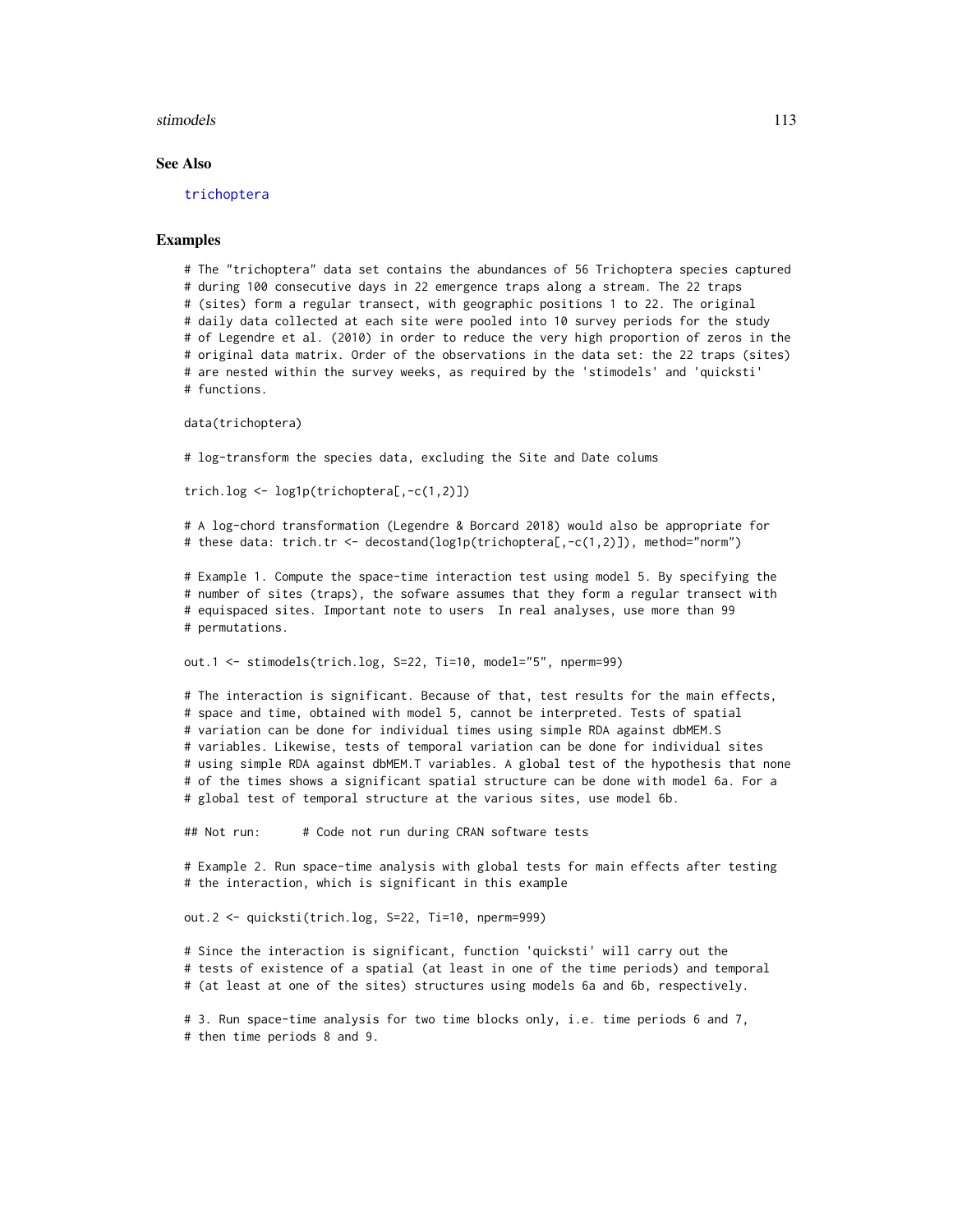## See Also

trichoptera

## Examples

```
# The "trichoptera" data set contains the abundances of 56 Trichoptera species captured
# during 100 consecutive days in 22 emergence traps along a stream. The 22 traps
# (sites) form a regular transect, with geographic positions 1 to 22. The original
# daily data collected at each site were pooled into 10 survey periods for the study
# of Legendre et al. (2010) in order to reduce the very high proportion of zeros in the
# original data matrix. Order of the observations in the data set: the 22 traps (sites)
# are nested within the survey weeks, as required by the 'stimodels' and 'quicksti'
# functions.

data(trichoptera)

# log-transform the species data, excluding the Site and Date colums

trich.log <- log1p(trichoptera[,-c(1,2)])

# A log-chord transformation (Legendre & Borcard 2018) would also be appropriate for
# these data: trich.tr <- decostand(log1p(trichoptera[,-c(1,2)]), method="norm")

# Example 1. Compute the space-time interaction test using model 5. By specifying the
# number of sites (traps), the sofware assumes that they form a regular transect with
# equispaced sites. Important note to users  In real analyses, use more than 99
# permutations.

out.1 <- stimodels(trich.log, S=22, Ti=10, model="5", nperm=99)

# The interaction is significant. Because of that, test results for the main effects,
# space and time, obtained with model 5, cannot be interpreted. Tests of spatial
# variation can be done for individual times using simple RDA against dbMEM.S
# variables. Likewise, tests of temporal variation can be done for individual sites
# using simple RDA against dbMEM.T variables. A global test of the hypothesis that none
# of the times shows a significant spatial structure can be done with model 6a. For a
# global test of temporal structure at the various sites, use model 6b.

## Not run:      # Code not run during CRAN software tests

# Example 2. Run space-time analysis with global tests for main effects after testing
# the interaction, which is significant in this example

out.2 <- quicksti(trich.log, S=22, Ti=10, nperm=999)

# Since the interaction is significant, function 'quicksti' will carry out the
# tests of existence of a spatial (at least in one of the time periods) and temporal
# (at least at one of the sites) structures using models 6a and 6b, respectively.

# 3. Run space-time analysis for two time blocks only, i.e. time periods 6 and 7,
# then time periods 8 and 9.
```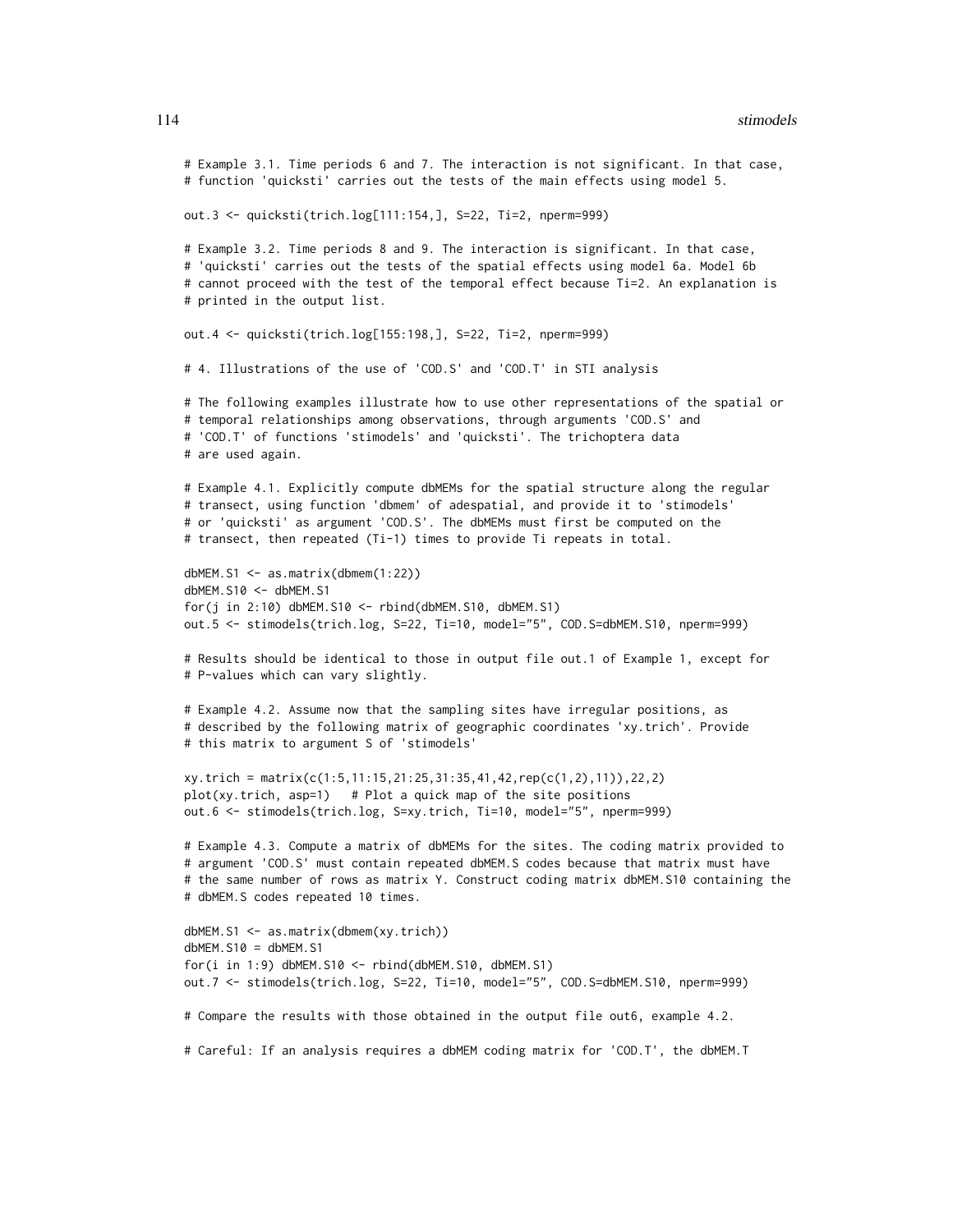```
# Example 3.1. Time periods 6 and 7. The interaction is not significant. In that case,
# function 'quicksti' carries out the tests of the main effects using model 5.

out.3 <- quicksti(trich.log[111:154,], S=22, Ti=2, nperm=999)

# Example 3.2. Time periods 8 and 9. The interaction is significant. In that case,
# 'quicksti' carries out the tests of the spatial effects using model 6a. Model 6b
# cannot proceed with the test of the temporal effect because Ti=2. An explanation is
# printed in the output list.

out.4 <- quicksti(trich.log[155:198,], S=22, Ti=2, nperm=999)

# 4. Illustrations of the use of 'COD.S' and 'COD.T' in STI analysis

# The following examples illustrate how to use other representations of the spatial or
# temporal relationships among observations, through arguments 'COD.S' and
# 'COD.T' of functions 'stimodels' and 'quicksti'. The trichoptera data
# are used again.

# Example 4.1. Explicitly compute dbMEMs for the spatial structure along the regular
# transect, using function 'dbmem' of adespatial, and provide it to 'stimodels'
# or 'quicksti' as argument 'COD.S'. The dbMEMs must first be computed on the
# transect, then repeated (Ti-1) times to provide Ti repeats in total.

dbMEM.S1 <- as.matrix(dbmem(1:22))
dbMEM.S10 <- dbMEM.S1
for(j in 2:10) dbMEM.S10 <- rbind(dbMEM.S10, dbMEM.S1)
out.5 <- stimodels(trich.log, S=22, Ti=10, model="5", COD.S=dbMEM.S10, nperm=999)

# Results should be identical to those in output file out.1 of Example 1, except for
# P-values which can vary slightly.

# Example 4.2. Assume now that the sampling sites have irregular positions, as
# described by the following matrix of geographic coordinates 'xy.trich'. Provide
# this matrix to argument S of 'stimodels'

xy.trich = matrix(c(1:5,11:15,21:25,31:35,41,42,rep(c(1,2),11)),22,2)
plot(xy.trich, asp=1)   # Plot a quick map of the site positions
out.6 <- stimodels(trich.log, S=xy.trich, Ti=10, model="5", nperm=999)

# Example 4.3. Compute a matrix of dbMEMs for the sites. The coding matrix provided to
# argument 'COD.S' must contain repeated dbMEM.S codes because that matrix must have
# the same number of rows as matrix Y. Construct coding matrix dbMEM.S10 containing the
# dbMEM.S codes repeated 10 times.

dbMEM.S1 <- as.matrix(dbmem(xy.trich))
dbMEM.S10 = dbMEM.S1
for(i in 1:9) dbMEM.S10 <- rbind(dbMEM.S10, dbMEM.S1)
out.7 <- stimodels(trich.log, S=22, Ti=10, model="5", COD.S=dbMEM.S10, nperm=999)

# Compare the results with those obtained in the output file out6, example 4.2.

# Careful: If an analysis requires a dbMEM coding matrix for 'COD.T', the dbMEM.T
```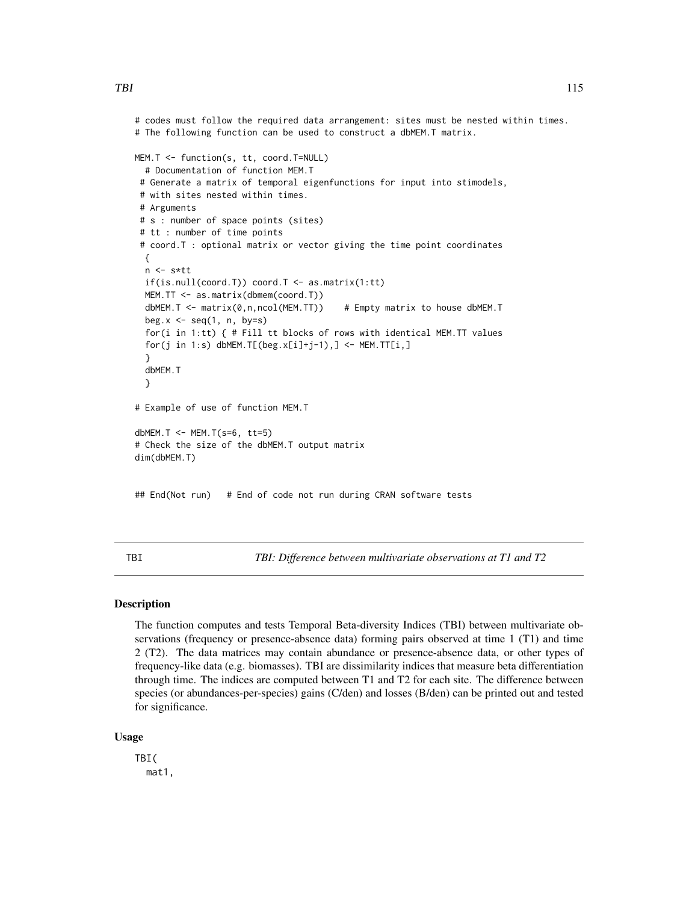```
# codes must follow the required data arrangement: sites must be nested within times.
# The following function can be used to construct a dbMEM.T matrix.

MEM.T <- function(s, tt, coord.T=NULL)
  # Documentation of function MEM.T
 # Generate a matrix of temporal eigenfunctions for input into stimodels,
 # with sites nested within times.
 # Arguments
 # s : number of space points (sites)
 # tt : number of time points
 # coord.T : optional matrix or vector giving the time point coordinates
  {
  n <- s*tt
  if(is.null(coord.T)) coord.T <- as.matrix(1:tt)
  MEM.TT <- as.matrix(dbmem(coord.T))
  dbMEM.T <- matrix(0,n,ncol(MEM.TT))    # Empty matrix to house dbMEM.T
  beg.x <- seq(1, n, by=s)
  for(i in 1:tt) { # Fill tt blocks of rows with identical MEM.TT values
  for(j in 1:s) dbMEM.T[(beg.x[i]+j-1),] <- MEM.TT[i,]
  }
  dbMEM.T
  }

# Example of use of function MEM.T

dbMEM.T <- MEM.T(s=6, tt=5)
# Check the size of the dbMEM.T output matrix
dim(dbMEM.T)


## End(Not run)   # End of code not run during CRAN software tests
```

---

TBI *TBI: Difference between multivariate observations at T1 and T2*

---

## Description

The function computes and tests Temporal Beta-diversity Indices (TBI) between multivariate observations (frequency or presence-absence data) forming pairs observed at time 1 (T1) and time 2 (T2). The data matrices may contain abundance or presence-absence data, or other types of frequency-like data (e.g. biomasses). TBI are dissimilarity indices that measure beta differentiation through time. The indices are computed between T1 and T2 for each site. The difference between species (or abundances-per-species) gains (C/den) and losses (B/den) can be printed out and tested for significance.

## Usage

```
TBI(
  mat1,
```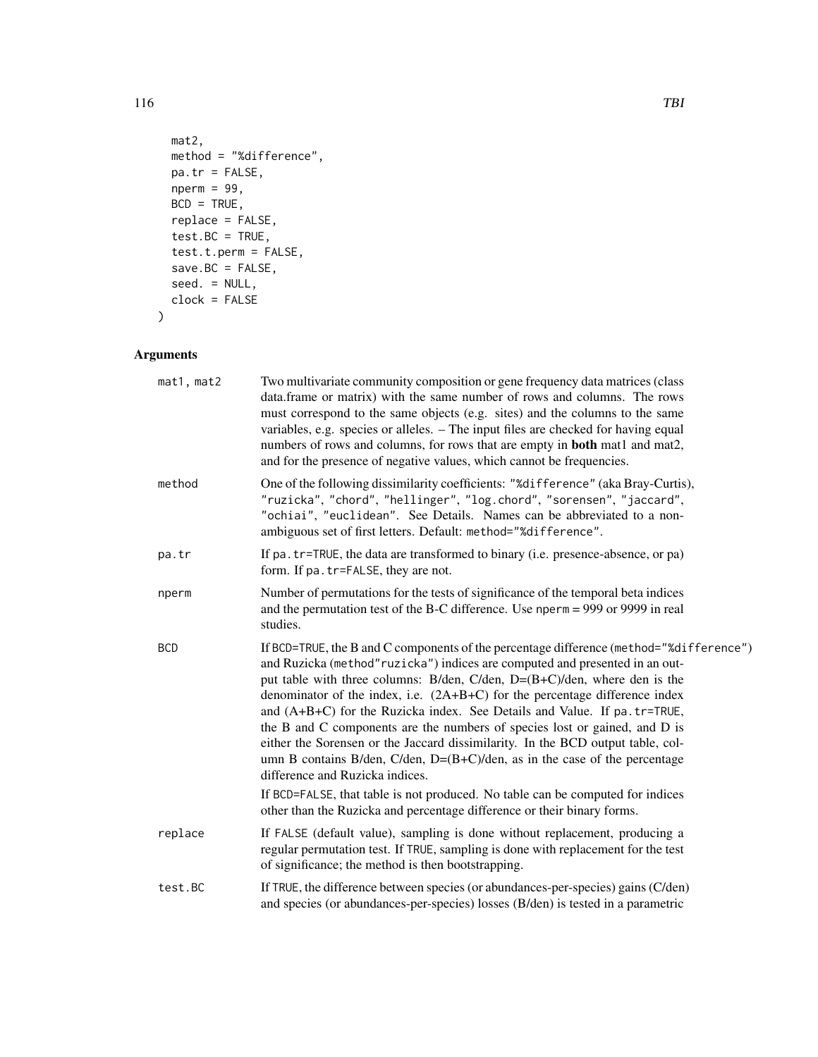```
  mat2,
  method = "%difference",
  pa.tr = FALSE,
  nperm = 99,
  BCD = TRUE,
  replace = FALSE,
  test.BC = TRUE,
  test.t.perm = FALSE,
  save.BC = FALSE,
  seed. = NULL,
  clock = FALSE
)
```

## Arguments

| | |
|---|---|
| `mat1, mat2` | Two multivariate community composition or gene frequency data matrices (class data.frame or matrix) with the same number of rows and columns. The rows must correspond to the same objects (e.g. sites) and the columns to the same variables, e.g. species or alleles. – The input files are checked for having equal numbers of rows and columns, for rows that are empty in **both** mat1 and mat2, and for the presence of negative values, which cannot be frequencies. |
| `method` | One of the following dissimilarity coefficients: `"%difference"` (aka Bray-Curtis), `"ruzicka"`, `"chord"`, `"hellinger"`, `"log.chord"`, `"sorensen"`, `"jaccard"`, `"ochiai"`, `"euclidean"`. See Details. Names can be abbreviated to a non-ambiguous set of first letters. Default: `method="%difference"`. |
| `pa.tr` | If `pa.tr=TRUE`, the data are transformed to binary (i.e. presence-absence, or pa) form. If `pa.tr=FALSE`, they are not. |
| `nperm` | Number of permutations for the tests of significance of the temporal beta indices and the permutation test of the B-C difference. Use `nperm` = 999 or 9999 in real studies. |
| `BCD` | If `BCD=TRUE`, the B and C components of the percentage difference (`method="%difference"`) and Ruzicka (`method"ruzicka"`) indices are computed and presented in an output table with three columns: B/den, C/den, D=(B+C)/den, where den is the denominator of the index, i.e. (2A+B+C) for the percentage difference index and (A+B+C) for the Ruzicka index. See Details and Value. If `pa.tr=TRUE`, the B and C components are the numbers of species lost or gained, and D is either the Sorensen or the Jaccard dissimilarity. In the BCD output table, column B contains B/den, C/den, D=(B+C)/den, as in the case of the percentage difference and Ruzicka indices. <br><br> If `BCD=FALSE`, that table is not produced. No table can be computed for indices other than the Ruzicka and percentage difference or their binary forms. |
| `replace` | If `FALSE` (default value), sampling is done without replacement, producing a regular permutation test. If `TRUE`, sampling is done with replacement for the test of significance; the method is then bootstrapping. |
| `test.BC` | If `TRUE`, the difference between species (or abundances-per-species) gains (C/den) and species (or abundances-per-species) losses (B/den) is tested in a parametric |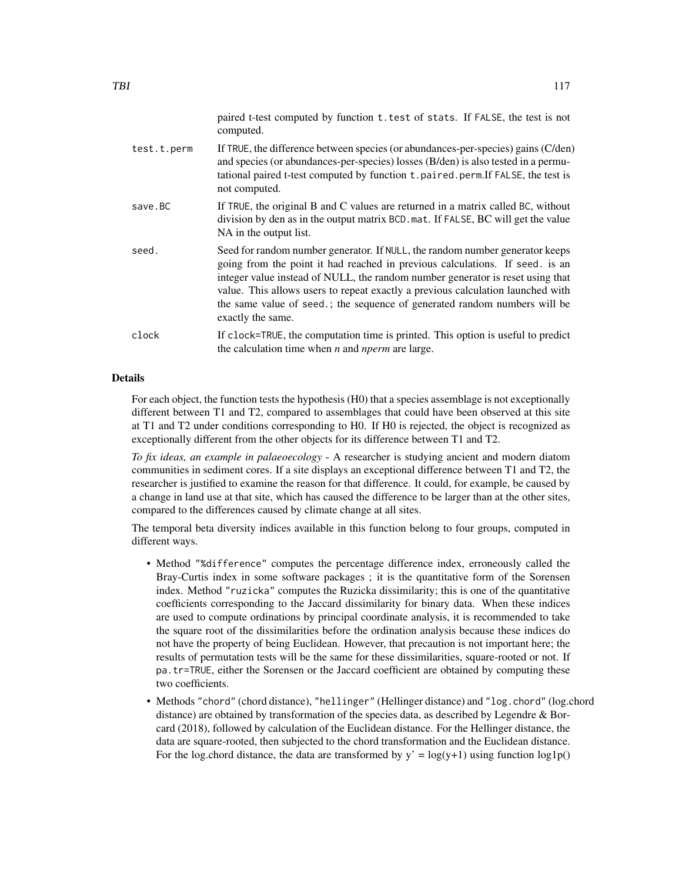paired t-test computed by function `t.test` of `stats`. If `FALSE`, the test is not computed.

test.t.perm
: If `TRUE`, the difference between species (or abundances-per-species) gains (C/den) and species (or abundances-per-species) losses (B/den) is also tested in a permutational paired t-test computed by function `t.paired.perm`.If `FALSE`, the test is not computed.

save.BC
: If `TRUE`, the original B and C values are returned in a matrix called `BC`, without division by den as in the output matrix `BCD.mat`. If `FALSE`, BC will get the value NA in the output list.

seed.
: Seed for random number generator. If `NULL`, the random number generator keeps going from the point it had reached in previous calculations. If `seed.` is an integer value instead of NULL, the random number generator is reset using that value. This allows users to repeat exactly a previous calculation launched with the same value of `seed.`; the sequence of generated random numbers will be exactly the same.

clock
: If `clock=TRUE`, the computation time is printed. This option is useful to predict the calculation time when *n* and *nperm* are large.

## Details

For each object, the function tests the hypothesis (H0) that a species assemblage is not exceptionally different between T1 and T2, compared to assemblages that could have been observed at this site at T1 and T2 under conditions corresponding to H0. If H0 is rejected, the object is recognized as exceptionally different from the other objects for its difference between T1 and T2.

*To fix ideas, an example in palaeoecology* - A researcher is studying ancient and modern diatom communities in sediment cores. If a site displays an exceptional difference between T1 and T2, the researcher is justified to examine the reason for that difference. It could, for example, be caused by a change in land use at that site, which has caused the difference to be larger than at the other sites, compared to the differences caused by climate change at all sites.

The temporal beta diversity indices available in this function belong to four groups, computed in different ways.

- Method `"%difference"` computes the percentage difference index, erroneously called the Bray-Curtis index in some software packages ; it is the quantitative form of the Sorensen index. Method `"ruzicka"` computes the Ruzicka dissimilarity; this is one of the quantitative coefficients corresponding to the Jaccard dissimilarity for binary data. When these indices are used to compute ordinations by principal coordinate analysis, it is recommended to take the square root of the dissimilarities before the ordination analysis because these indices do not have the property of being Euclidean. However, that precaution is not important here; the results of permutation tests will be the same for these dissimilarities, square-rooted or not. If `pa.tr=TRUE`, either the Sorensen or the Jaccard coefficient are obtained by computing these two coefficients.
- Methods `"chord"` (chord distance), `"hellinger"` (Hellinger distance) and `"log.chord"` (log.chord distance) are obtained by transformation of the species data, as described by Legendre & Borcard (2018), followed by calculation of the Euclidean distance. For the Hellinger distance, the data are square-rooted, then subjected to the chord transformation and the Euclidean distance. For the log.chord distance, the data are transformed by y' = log(y+1) using function log1p()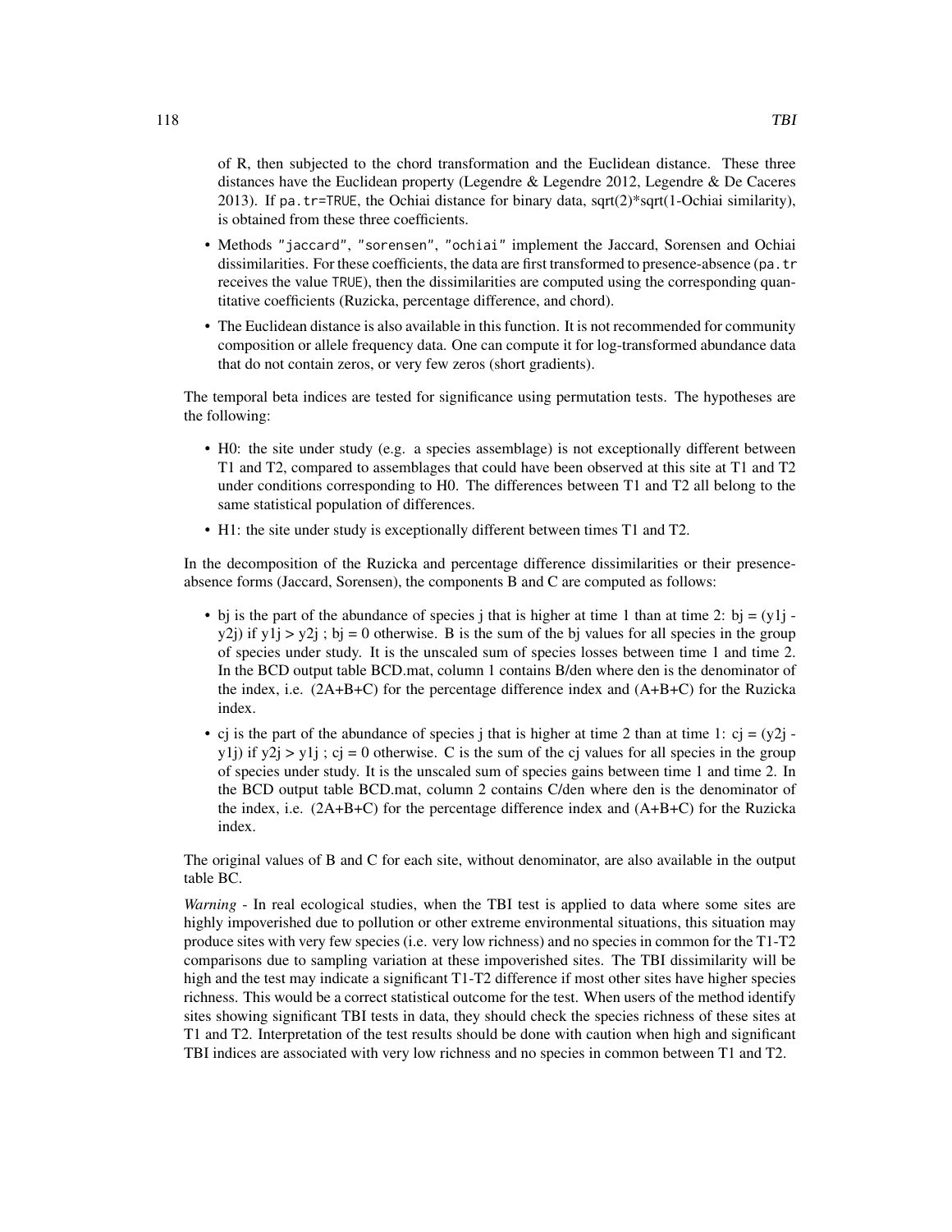of R, then subjected to the chord transformation and the Euclidean distance. These three distances have the Euclidean property (Legendre & Legendre 2012, Legendre & De Caceres 2013). If `pa.tr=TRUE`, the Ochiai distance for binary data, sqrt(2)*sqrt(1-Ochiai similarity), is obtained from these three coefficients.

- Methods `"jaccard"`, `"sorensen"`, `"ochiai"` implement the Jaccard, Sorensen and Ochiai dissimilarities. For these coefficients, the data are first transformed to presence-absence (`pa.tr` receives the value `TRUE`), then the dissimilarities are computed using the corresponding quantitative coefficients (Ruzicka, percentage difference, and chord).
- The Euclidean distance is also available in this function. It is not recommended for community composition or allele frequency data. One can compute it for log-transformed abundance data that do not contain zeros, or very few zeros (short gradients).

The temporal beta indices are tested for significance using permutation tests. The hypotheses are the following:

- H0: the site under study (e.g. a species assemblage) is not exceptionally different between T1 and T2, compared to assemblages that could have been observed at this site at T1 and T2 under conditions corresponding to H0. The differences between T1 and T2 all belong to the same statistical population of differences.
- H1: the site under study is exceptionally different between times T1 and T2.

In the decomposition of the Ruzicka and percentage difference dissimilarities or their presence-absence forms (Jaccard, Sorensen), the components B and C are computed as follows:

- bj is the part of the abundance of species j that is higher at time 1 than at time 2: bj = (y1j - y2j) if y1j > y2j ; bj = 0 otherwise. B is the sum of the bj values for all species in the group of species under study. It is the unscaled sum of species losses between time 1 and time 2. In the BCD output table BCD.mat, column 1 contains B/den where den is the denominator of the index, i.e. (2A+B+C) for the percentage difference index and (A+B+C) for the Ruzicka index.
- cj is the part of the abundance of species j that is higher at time 2 than at time 1: cj = (y2j - y1j) if y2j > y1j ; cj = 0 otherwise. C is the sum of the cj values for all species in the group of species under study. It is the unscaled sum of species gains between time 1 and time 2. In the BCD output table BCD.mat, column 2 contains C/den where den is the denominator of the index, i.e. (2A+B+C) for the percentage difference index and (A+B+C) for the Ruzicka index.

The original values of B and C for each site, without denominator, are also available in the output table BC.

*Warning* - In real ecological studies, when the TBI test is applied to data where some sites are highly impoverished due to pollution or other extreme environmental situations, this situation may produce sites with very few species (i.e. very low richness) and no species in common for the T1-T2 comparisons due to sampling variation at these impoverished sites. The TBI dissimilarity will be high and the test may indicate a significant T1-T2 difference if most other sites have higher species richness. This would be a correct statistical outcome for the test. When users of the method identify sites showing significant TBI tests in data, they should check the species richness of these sites at T1 and T2. Interpretation of the test results should be done with caution when high and significant TBI indices are associated with very low richness and no species in common between T1 and T2.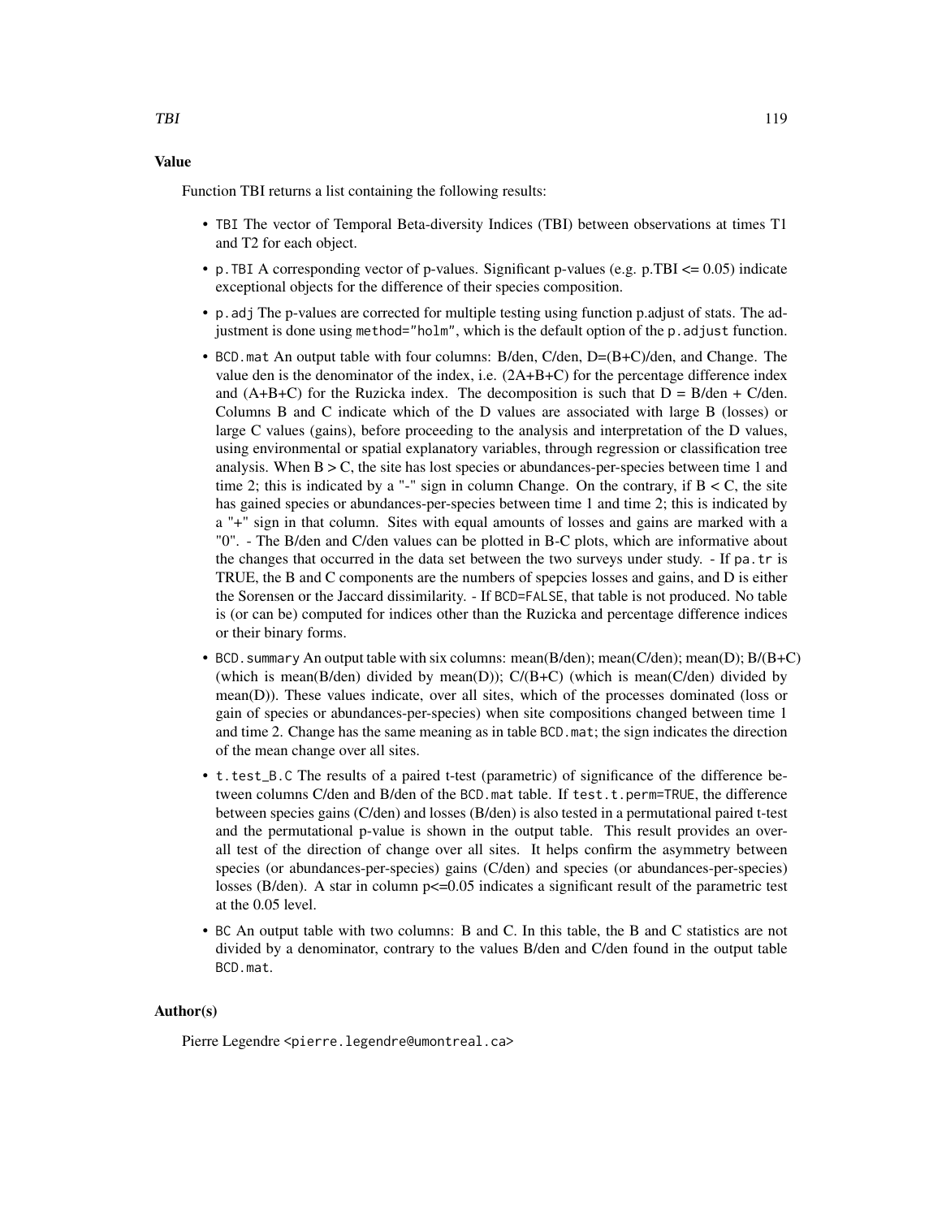## Value

Function TBI returns a list containing the following results:

- `TBI` The vector of Temporal Beta-diversity Indices (TBI) between observations at times T1 and T2 for each object.
- `p.TBI` A corresponding vector of p-values. Significant p-values (e.g. p.TBI <= 0.05) indicate exceptional objects for the difference of their species composition.
- `p.adj` The p-values are corrected for multiple testing using function p.adjust of stats. The adjustment is done using `method="holm"`, which is the default option of the `p.adjust` function.
- `BCD.mat` An output table with four columns: B/den, C/den, D=(B+C)/den, and Change. The value den is the denominator of the index, i.e. (2A+B+C) for the percentage difference index and (A+B+C) for the Ruzicka index. The decomposition is such that D = B/den + C/den. Columns B and C indicate which of the D values are associated with large B (losses) or large C values (gains), before proceeding to the analysis and interpretation of the D values, using environmental or spatial explanatory variables, through regression or classification tree analysis. When B > C, the site has lost species or abundances-per-species between time 1 and time 2; this is indicated by a "-" sign in column Change. On the contrary, if B < C, the site has gained species or abundances-per-species between time 1 and time 2; this is indicated by a "+" sign in that column. Sites with equal amounts of losses and gains are marked with a "0". - The B/den and C/den values can be plotted in B-C plots, which are informative about the changes that occurred in the data set between the two surveys under study. - If `pa.tr` is TRUE, the B and C components are the numbers of spepcies losses and gains, and D is either the Sorensen or the Jaccard dissimilarity. - If `BCD=FALSE`, that table is not produced. No table is (or can be) computed for indices other than the Ruzicka and percentage difference indices or their binary forms.
- `BCD.summary` An output table with six columns: mean(B/den); mean(C/den); mean(D); B/(B+C) (which is mean(B/den) divided by mean(D)); C/(B+C) (which is mean(C/den) divided by mean(D)). These values indicate, over all sites, which of the processes dominated (loss or gain of species or abundances-per-species) when site compositions changed between time 1 and time 2. Change has the same meaning as in table `BCD.mat`; the sign indicates the direction of the mean change over all sites.
- `t.test_B.C` The results of a paired t-test (parametric) of significance of the difference between columns C/den and B/den of the `BCD.mat` table. If `test.t.perm=TRUE`, the difference between species gains (C/den) and losses (B/den) is also tested in a permutational paired t-test and the permutational p-value is shown in the output table. This result provides an overall test of the direction of change over all sites. It helps confirm the asymmetry between species (or abundances-per-species) gains (C/den) and species (or abundances-per-species) losses (B/den). A star in column p<=0.05 indicates a significant result of the parametric test at the 0.05 level.
- `BC` An output table with two columns: B and C. In this table, the B and C statistics are not divided by a denominator, contrary to the values B/den and C/den found in the output table `BCD.mat`.

## Author(s)

Pierre Legendre <pierre.legendre@umontreal.ca>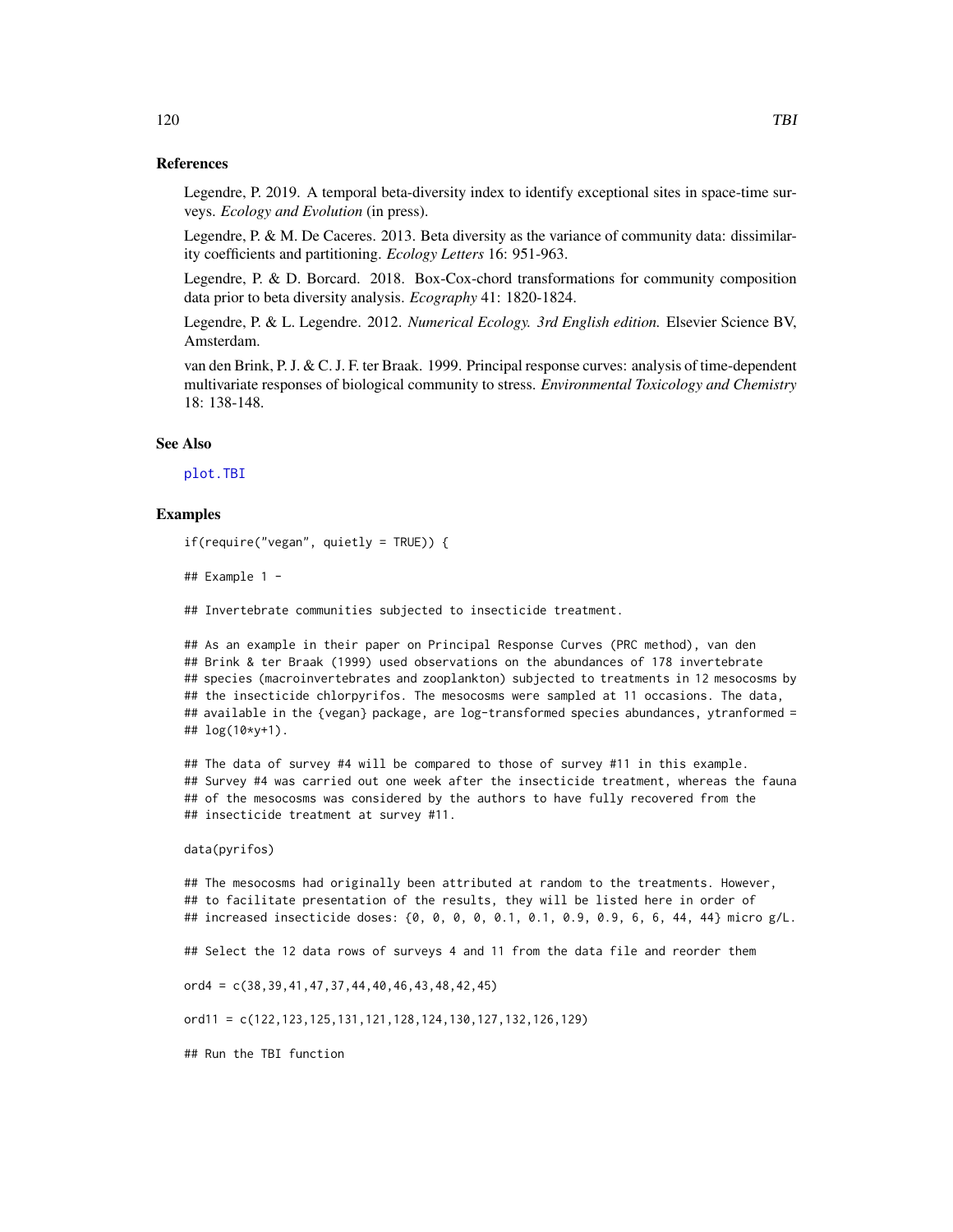## References

Legendre, P. 2019. A temporal beta-diversity index to identify exceptional sites in space-time surveys. *Ecology and Evolution* (in press).

Legendre, P. & M. De Caceres. 2013. Beta diversity as the variance of community data: dissimilarity coefficients and partitioning. *Ecology Letters* 16: 951-963.

Legendre, P. & D. Borcard. 2018. Box-Cox-chord transformations for community composition data prior to beta diversity analysis. *Ecography* 41: 1820-1824.

Legendre, P. & L. Legendre. 2012. *Numerical Ecology. 3rd English edition.* Elsevier Science BV, Amsterdam.

van den Brink, P. J. & C. J. F. ter Braak. 1999. Principal response curves: analysis of time-dependent multivariate responses of biological community to stress. *Environmental Toxicology and Chemistry* 18: 138-148.

## See Also

plot.TBI

## Examples

```
if(require("vegan", quietly = TRUE)) {

## Example 1 -

## Invertebrate communities subjected to insecticide treatment.

## As an example in their paper on Principal Response Curves (PRC method), van den
## Brink & ter Braak (1999) used observations on the abundances of 178 invertebrate
## species (macroinvertebrates and zooplankton) subjected to treatments in 12 mesocosms by
## the insecticide chlorpyrifos. The mesocosms were sampled at 11 occasions. The data,
## available in the {vegan} package, are log-transformed species abundances, ytranformed =
## log(10*y+1).

## The data of survey #4 will be compared to those of survey #11 in this example.
## Survey #4 was carried out one week after the insecticide treatment, whereas the fauna
## of the mesocosms was considered by the authors to have fully recovered from the
## insecticide treatment at survey #11.

data(pyrifos)

## The mesocosms had originally been attributed at random to the treatments. However,
## to facilitate presentation of the results, they will be listed here in order of
## increased insecticide doses: {0, 0, 0, 0, 0.1, 0.1, 0.9, 0.9, 6, 6, 44, 44} micro g/L.

## Select the 12 data rows of surveys 4 and 11 from the data file and reorder them

ord4 = c(38,39,41,47,37,44,40,46,43,48,42,45)

ord11 = c(122,123,125,131,121,128,124,130,127,132,126,129)

## Run the TBI function
```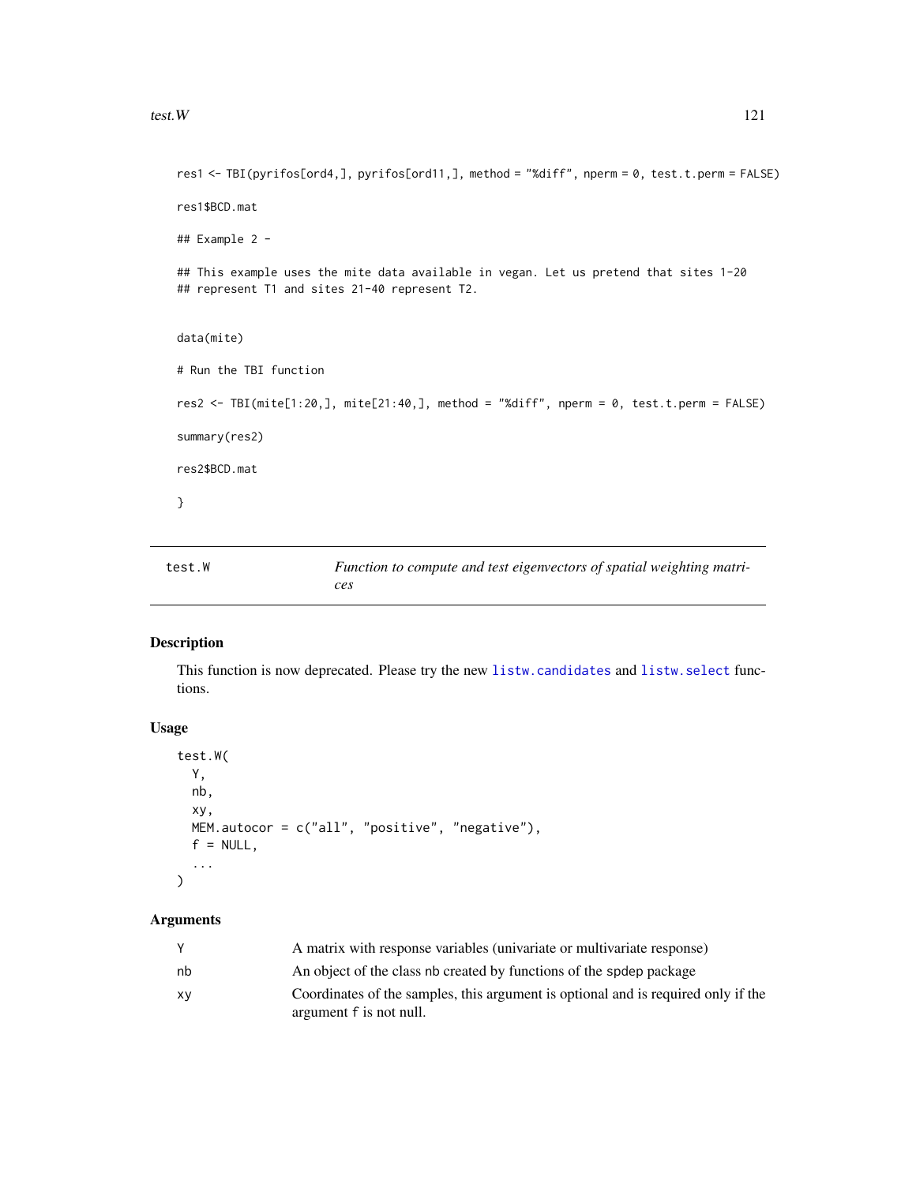```
res1 <- TBI(pyrifos[ord4,], pyrifos[ord11,], method = "%diff", nperm = 0, test.t.perm = FALSE)

res1$BCD.mat

## Example 2 -

## This example uses the mite data available in vegan. Let us pretend that sites 1-20
## represent T1 and sites 21-40 represent T2.


data(mite)

# Run the TBI function

res2 <- TBI(mite[1:20,], mite[21:40,], method = "%diff", nperm = 0, test.t.perm = FALSE)

summary(res2)

res2$BCD.mat

}
```

## test.W — *Function to compute and test eigenvectors of spatial weighting matrices*

### Description

This function is now deprecated. Please try the new listw.candidates and listw.select functions.

### Usage

```
test.W(
  Y,
  nb,
  xy,
  MEM.autocor = c("all", "positive", "negative"),
  f = NULL,
  ...
)
```

### Arguments

| | |
|---|---|
| Y | A matrix with response variables (univariate or multivariate response) |
| nb | An object of the class nb created by functions of the spdep package |
| xy | Coordinates of the samples, this argument is optional and is required only if the argument f is not null. |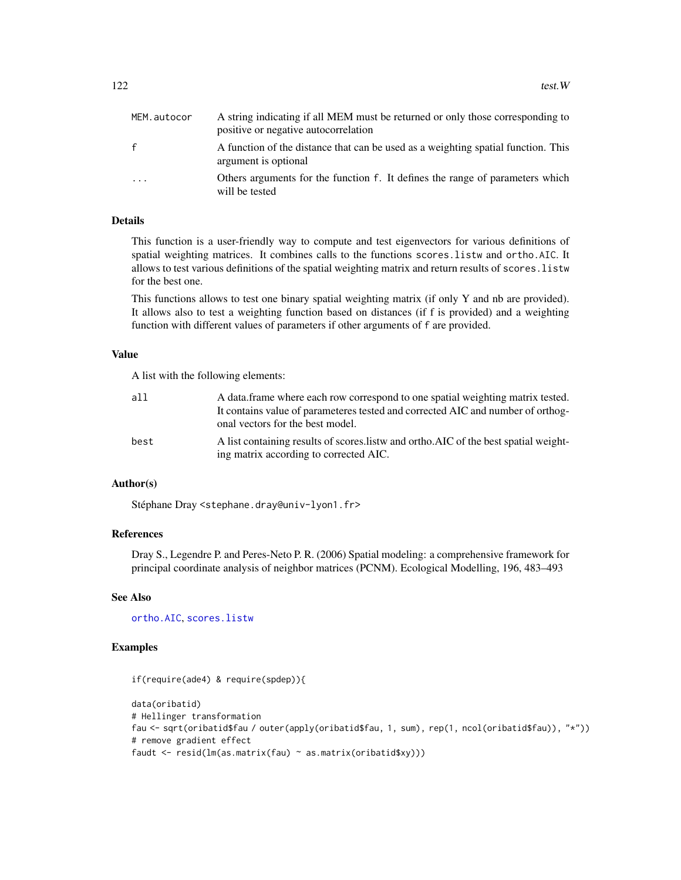| | |
|---|---|
| MEM.autocor | A string indicating if all MEM must be returned or only those corresponding to positive or negative autocorrelation |
| f | A function of the distance that can be used as a weighting spatial function. This argument is optional |
| ... | Others arguments for the function f. It defines the range of parameters which will be tested |

## Details

This function is a user-friendly way to compute and test eigenvectors for various definitions of spatial weighting matrices. It combines calls to the functions `scores.listw` and `ortho.AIC`. It allows to test various definitions of the spatial weighting matrix and return results of `scores.listw` for the best one.

This functions allows to test one binary spatial weighting matrix (if only Y and nb are provided). It allows also to test a weighting function based on distances (if f is provided) and a weighting function with different values of parameters if other arguments of f are provided.

## Value

A list with the following elements:

| | |
|---|---|
| all | A data.frame where each row correspond to one spatial weighting matrix tested. It contains value of parameteres tested and corrected AIC and number of orthogonal vectors for the best model. |
| best | A list containing results of scores.listw and ortho.AIC of the best spatial weighting matrix according to corrected AIC. |

## Author(s)

Stéphane Dray <stephane.dray@univ-lyon1.fr>

## References

Dray S., Legendre P. and Peres-Neto P. R. (2006) Spatial modeling: a comprehensive framework for principal coordinate analysis of neighbor matrices (PCNM). Ecological Modelling, 196, 483–493

## See Also

`ortho.AIC`, `scores.listw`

## Examples

```
if(require(ade4) & require(spdep)){

data(oribatid)
# Hellinger transformation
fau <- sqrt(oribatid$fau / outer(apply(oribatid$fau, 1, sum), rep(1, ncol(oribatid$fau)), "*"))
# remove gradient effect
faudt <- resid(lm(as.matrix(fau) ~ as.matrix(oribatid$xy)))
```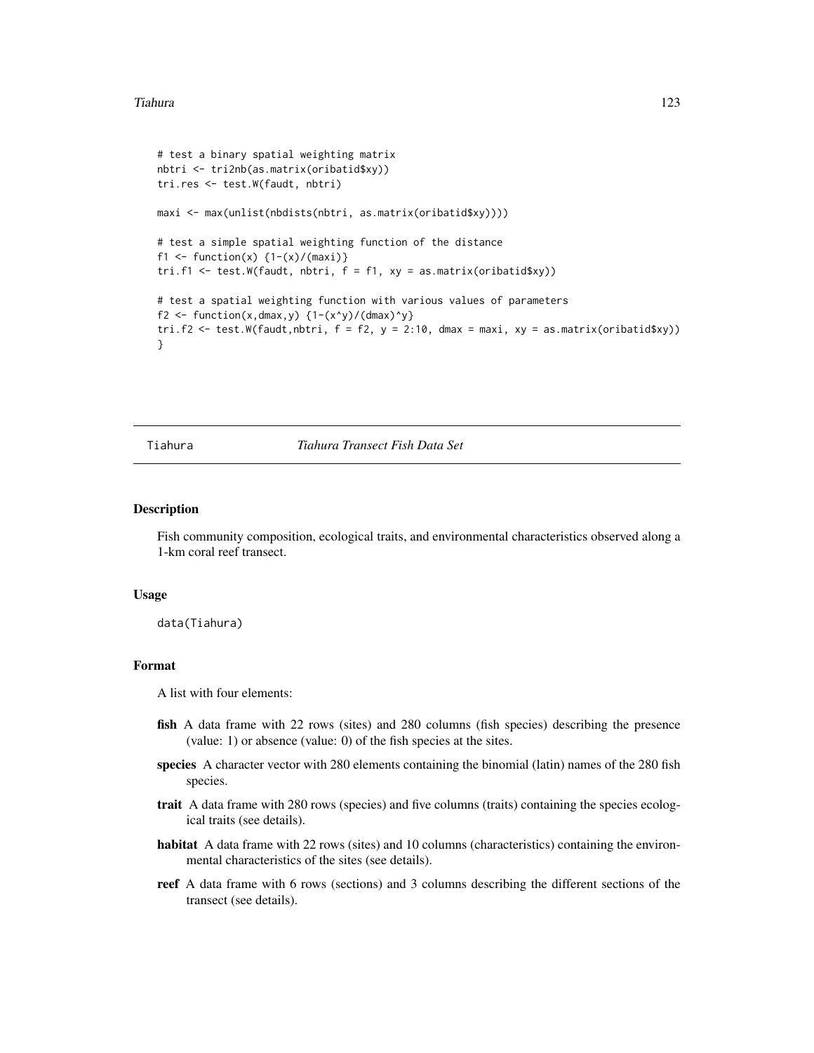```
# test a binary spatial weighting matrix
nbtri <- tri2nb(as.matrix(oribatid$xy))
tri.res <- test.W(faudt, nbtri)

maxi <- max(unlist(nbdists(nbtri, as.matrix(oribatid$xy))))

# test a simple spatial weighting function of the distance
f1 <- function(x) {1-(x)/(maxi)}
tri.f1 <- test.W(faudt, nbtri, f = f1, xy = as.matrix(oribatid$xy))

# test a spatial weighting function with various values of parameters
f2 <- function(x,dmax,y) {1-(x^y)/(dmax)^y}
tri.f2 <- test.W(faudt,nbtri, f = f2, y = 2:10, dmax = maxi, xy = as.matrix(oribatid$xy))
}
```

---

## Tiahura — *Tiahura Transect Fish Data Set*

---

### Description

Fish community composition, ecological traits, and environmental characteristics observed along a 1-km coral reef transect.

### Usage

```
data(Tiahura)
```

### Format

A list with four elements:

- **fish** A data frame with 22 rows (sites) and 280 columns (fish species) describing the presence (value: 1) or absence (value: 0) of the fish species at the sites.
- **species** A character vector with 280 elements containing the binomial (latin) names of the 280 fish species.
- **trait** A data frame with 280 rows (species) and five columns (traits) containing the species ecological traits (see details).
- **habitat** A data frame with 22 rows (sites) and 10 columns (characteristics) containing the environmental characteristics of the sites (see details).
- **reef** A data frame with 6 rows (sections) and 3 columns describing the different sections of the transect (see details).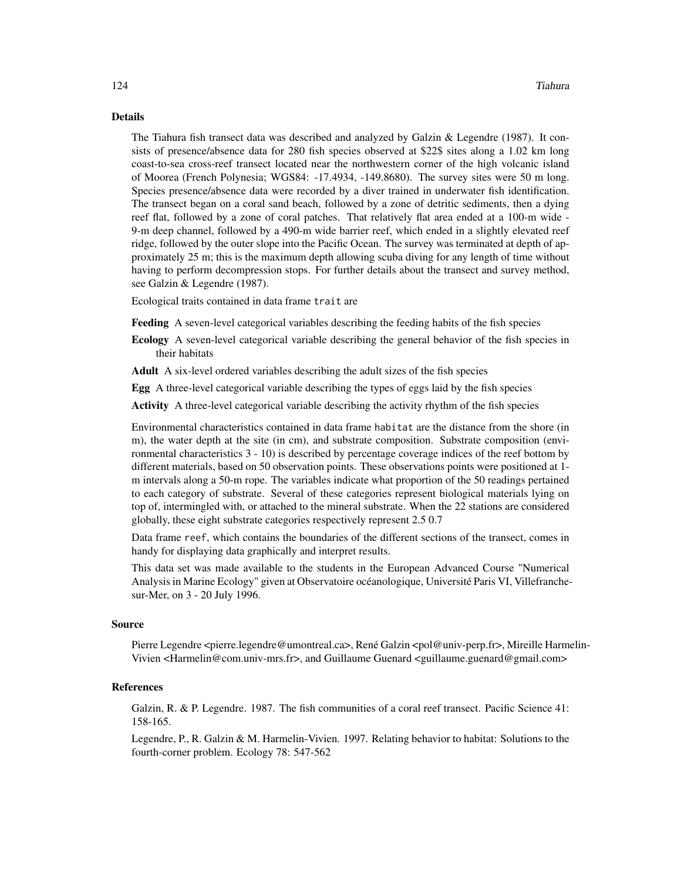## Details

The Tiahura fish transect data was described and analyzed by Galzin & Legendre (1987). It consists of presence/absence data for 280 fish species observed at $22$ sites along a 1.02 km long coast-to-sea cross-reef transect located near the northwestern corner of the high volcanic island of Moorea (French Polynesia; WGS84: -17.4934, -149.8680). The survey sites were 50 m long. Species presence/absence data were recorded by a diver trained in underwater fish identification. The transect began on a coral sand beach, followed by a zone of detritic sediments, then a dying reef flat, followed by a zone of coral patches. That relatively flat area ended at a 100-m wide - 9-m deep channel, followed by a 490-m wide barrier reef, which ended in a slightly elevated reef ridge, followed by the outer slope into the Pacific Ocean. The survey was terminated at depth of approximately 25 m; this is the maximum depth allowing scuba diving for any length of time without having to perform decompression stops. For further details about the transect and survey method, see Galzin & Legendre (1987).

Ecological traits contained in data frame `trait` are

**Feeding** A seven-level categorical variables describing the feeding habits of the fish species

**Ecology** A seven-level categorical variable describing the general behavior of the fish species in their habitats

**Adult** A six-level ordered variables describing the adult sizes of the fish species

**Egg** A three-level categorical variable describing the types of eggs laid by the fish species

**Activity** A three-level categorical variable describing the activity rhythm of the fish species

Environmental characteristics contained in data frame `habitat` are the distance from the shore (in m), the water depth at the site (in cm), and substrate composition. Substrate composition (environmental characteristics 3 - 10) is described by percentage coverage indices of the reef bottom by different materials, based on 50 observation points. These observations points were positioned at 1-m intervals along a 50-m rope. The variables indicate what proportion of the 50 readings pertained to each category of substrate. Several of these categories represent biological materials lying on top of, intermingled with, or attached to the mineral substrate. When the 22 stations are considered globally, these eight substrate categories respectively represent 2.5 0.7

Data frame `reef`, which contains the boundaries of the different sections of the transect, comes in handy for displaying data graphically and interpret results.

This data set was made available to the students in the European Advanced Course "Numerical Analysis in Marine Ecology" given at Observatoire océanologique, Université Paris VI, Villefranche-sur-Mer, on 3 - 20 July 1996.

## Source

Pierre Legendre <pierre.legendre@umontreal.ca>, René Galzin <pol@univ-perp.fr>, Mireille Harmelin-Vivien <Harmelin@com.univ-mrs.fr>, and Guillaume Guenard <guillaume.guenard@gmail.com>

## References

Galzin, R. & P. Legendre. 1987. The fish communities of a coral reef transect. Pacific Science 41: 158-165.

Legendre, P., R. Galzin & M. Harmelin-Vivien. 1997. Relating behavior to habitat: Solutions to the fourth-corner problem. Ecology 78: 547-562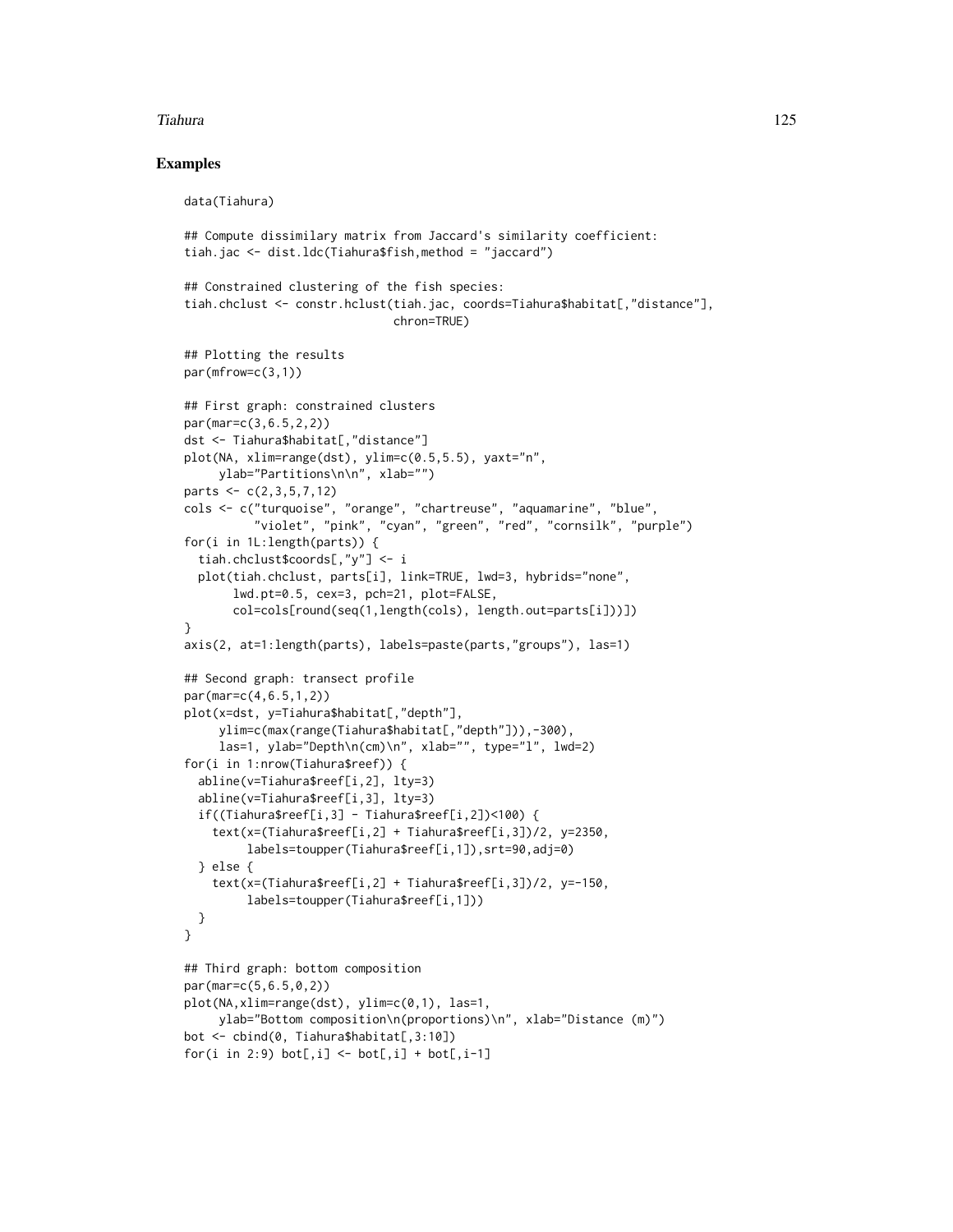## Examples

```
data(Tiahura)

## Compute dissimilary matrix from Jaccard's similarity coefficient:
tiah.jac <- dist.ldc(Tiahura$fish,method = "jaccard")

## Constrained clustering of the fish species:
tiah.chclust <- constr.hclust(tiah.jac, coords=Tiahura$habitat[,"distance"],
                              chron=TRUE)

## Plotting the results
par(mfrow=c(3,1))

## First graph: constrained clusters
par(mar=c(3,6.5,2,2))
dst <- Tiahura$habitat[,"distance"]
plot(NA, xlim=range(dst), ylim=c(0.5,5.5), yaxt="n",
     ylab="Partitions\n\n", xlab="")
parts <- c(2,3,5,7,12)
cols <- c("turquoise", "orange", "chartreuse", "aquamarine", "blue",
          "violet", "pink", "cyan", "green", "red", "cornsilk", "purple")
for(i in 1L:length(parts)) {
  tiah.chclust$coords[,"y"] <- i
  plot(tiah.chclust, parts[i], link=TRUE, lwd=3, hybrids="none",
       lwd.pt=0.5, cex=3, pch=21, plot=FALSE,
       col=cols[round(seq(1,length(cols), length.out=parts[i]))])
}
axis(2, at=1:length(parts), labels=paste(parts,"groups"), las=1)

## Second graph: transect profile
par(mar=c(4,6.5,1,2))
plot(x=dst, y=Tiahura$habitat[,"depth"],
     ylim=c(max(range(Tiahura$habitat[,"depth"])),-300),
     las=1, ylab="Depth\n(cm)\n", xlab="", type="l", lwd=2)
for(i in 1:nrow(Tiahura$reef)) {
  abline(v=Tiahura$reef[i,2], lty=3)
  abline(v=Tiahura$reef[i,3], lty=3)
  if((Tiahura$reef[i,3] - Tiahura$reef[i,2])<100) {
    text(x=(Tiahura$reef[i,2] + Tiahura$reef[i,3])/2, y=2350,
         labels=toupper(Tiahura$reef[i,1]),srt=90,adj=0)
  } else {
    text(x=(Tiahura$reef[i,2] + Tiahura$reef[i,3])/2, y=-150,
         labels=toupper(Tiahura$reef[i,1]))
  }
}

## Third graph: bottom composition
par(mar=c(5,6.5,0,2))
plot(NA,xlim=range(dst), ylim=c(0,1), las=1,
     ylab="Bottom composition\n(proportions)\n", xlab="Distance (m)")
bot <- cbind(0, Tiahura$habitat[,3:10])
for(i in 2:9) bot[,i] <- bot[,i] + bot[,i-1]
```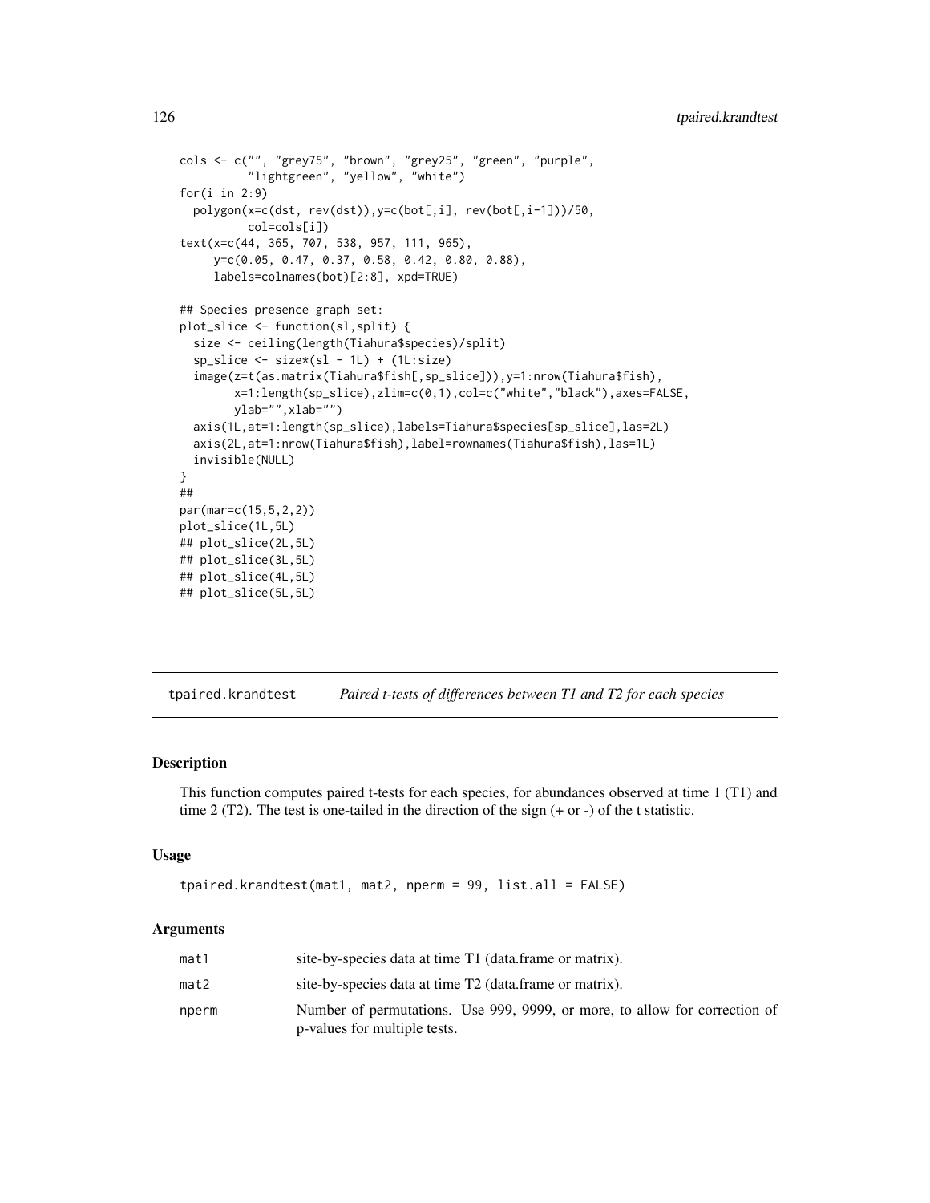```
cols <- c("", "grey75", "brown", "grey25", "green", "purple",
          "lightgreen", "yellow", "white")
for(i in 2:9)
  polygon(x=c(dst, rev(dst)),y=c(bot[,i], rev(bot[,i-1]))/50,
          col=cols[i])
text(x=c(44, 365, 707, 538, 957, 111, 965),
     y=c(0.05, 0.47, 0.37, 0.58, 0.42, 0.80, 0.88),
     labels=colnames(bot)[2:8], xpd=TRUE)

## Species presence graph set:
plot_slice <- function(sl,split) {
  size <- ceiling(length(Tiahura$species)/split)
  sp_slice <- size*(sl - 1L) + (1L:size)
  image(z=t(as.matrix(Tiahura$fish[,sp_slice])),y=1:nrow(Tiahura$fish),
        x=1:length(sp_slice),zlim=c(0,1),col=c("white","black"),axes=FALSE,
        ylab="",xlab="")
  axis(1L,at=1:length(sp_slice),labels=Tiahura$species[sp_slice],las=2L)
  axis(2L,at=1:nrow(Tiahura$fish),label=rownames(Tiahura$fish),las=1L)
  invisible(NULL)
}
##
par(mar=c(15,5,2,2))
plot_slice(1L,5L)
## plot_slice(2L,5L)
## plot_slice(3L,5L)
## plot_slice(4L,5L)
## plot_slice(5L,5L)
```

## tpaired.krandtest — *Paired t-tests of differences between T1 and T2 for each species*

### Description

This function computes paired t-tests for each species, for abundances observed at time 1 (T1) and time 2 (T2). The test is one-tailed in the direction of the sign (+ or -) of the t statistic.

### Usage

```
tpaired.krandtest(mat1, mat2, nperm = 99, list.all = FALSE)
```

### Arguments

| | |
|---|---|
| mat1 | site-by-species data at time T1 (data.frame or matrix). |
| mat2 | site-by-species data at time T2 (data.frame or matrix). |
| nperm | Number of permutations. Use 999, 9999, or more, to allow for correction of p-values for multiple tests. |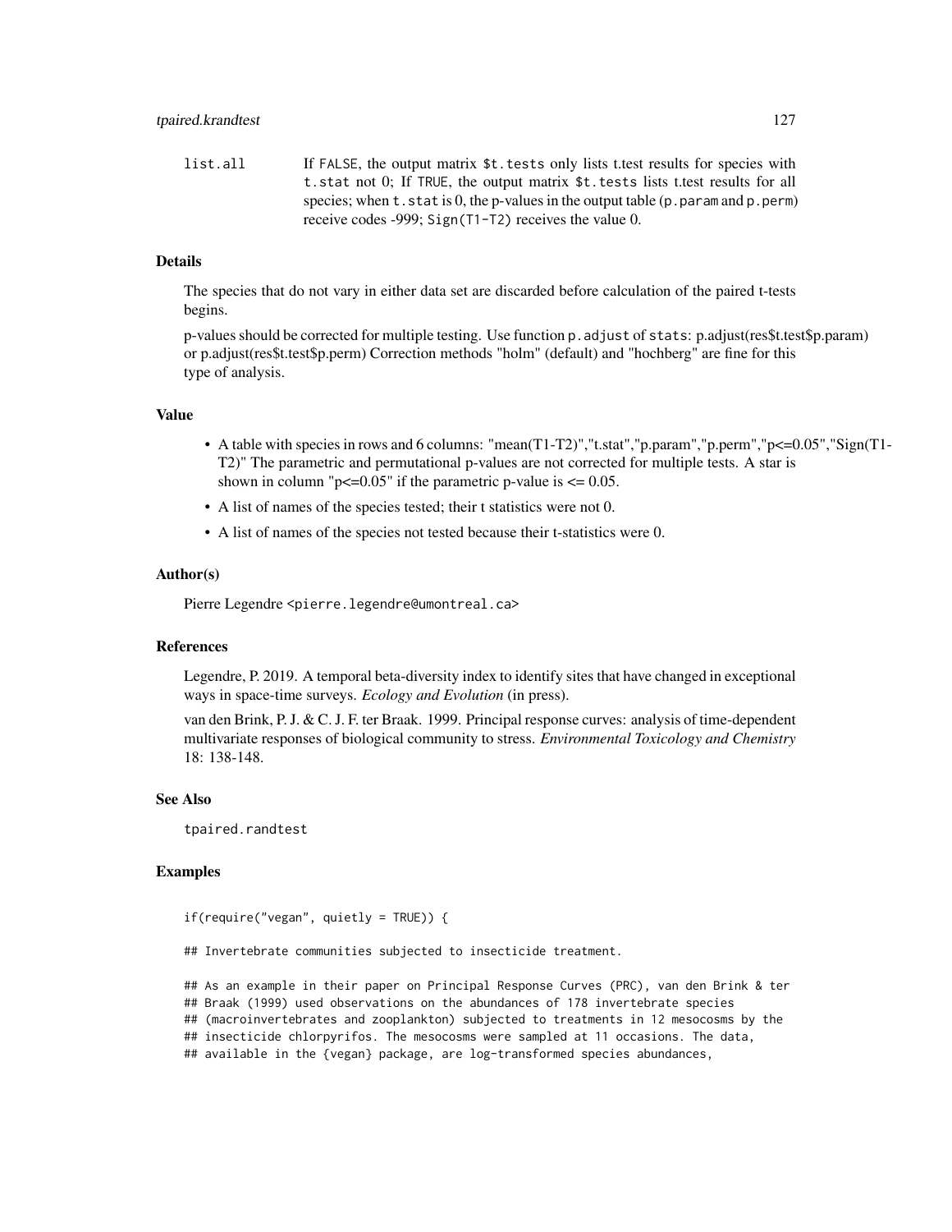list.all If FALSE, the output matrix $t.tests only lists t.test results for species with t.stat not 0; If TRUE, the output matrix $t.tests lists t.test results for all species; when t.stat is 0, the p-values in the output table (p.param and p.perm) receive codes -999; Sign(T1-T2) receives the value 0.

## Details

The species that do not vary in either data set are discarded before calculation of the paired t-tests begins.

p-values should be corrected for multiple testing. Use function p.adjust of stats: p.adjust(res$t.test$p.param) or p.adjust(res$t.test$p.perm) Correction methods "holm" (default) and "hochberg" are fine for this type of analysis.

## Value

- A table with species in rows and 6 columns: "mean(T1-T2)","t.stat","p.param","p.perm","p<=0.05","Sign(T1-T2)" The parametric and permutational p-values are not corrected for multiple tests. A star is shown in column "p<=0.05" if the parametric p-value is <= 0.05.
- A list of names of the species tested; their t statistics were not 0.
- A list of names of the species not tested because their t-statistics were 0.

## Author(s)

Pierre Legendre <pierre.legendre@umontreal.ca>

## References

Legendre, P. 2019. A temporal beta-diversity index to identify sites that have changed in exceptional ways in space-time surveys. *Ecology and Evolution* (in press).

van den Brink, P. J. & C. J. F. ter Braak. 1999. Principal response curves: analysis of time-dependent multivariate responses of biological community to stress. *Environmental Toxicology and Chemistry* 18: 138-148.

## See Also

tpaired.randtest

## Examples

```
if(require("vegan", quietly = TRUE)) {

## Invertebrate communities subjected to insecticide treatment.

## As an example in their paper on Principal Response Curves (PRC), van den Brink & ter
## Braak (1999) used observations on the abundances of 178 invertebrate species
## (macroinvertebrates and zooplankton) subjected to treatments in 12 mesocosms by the
## insecticide chlorpyrifos. The mesocosms were sampled at 11 occasions. The data,
## available in the {vegan} package, are log-transformed species abundances,
```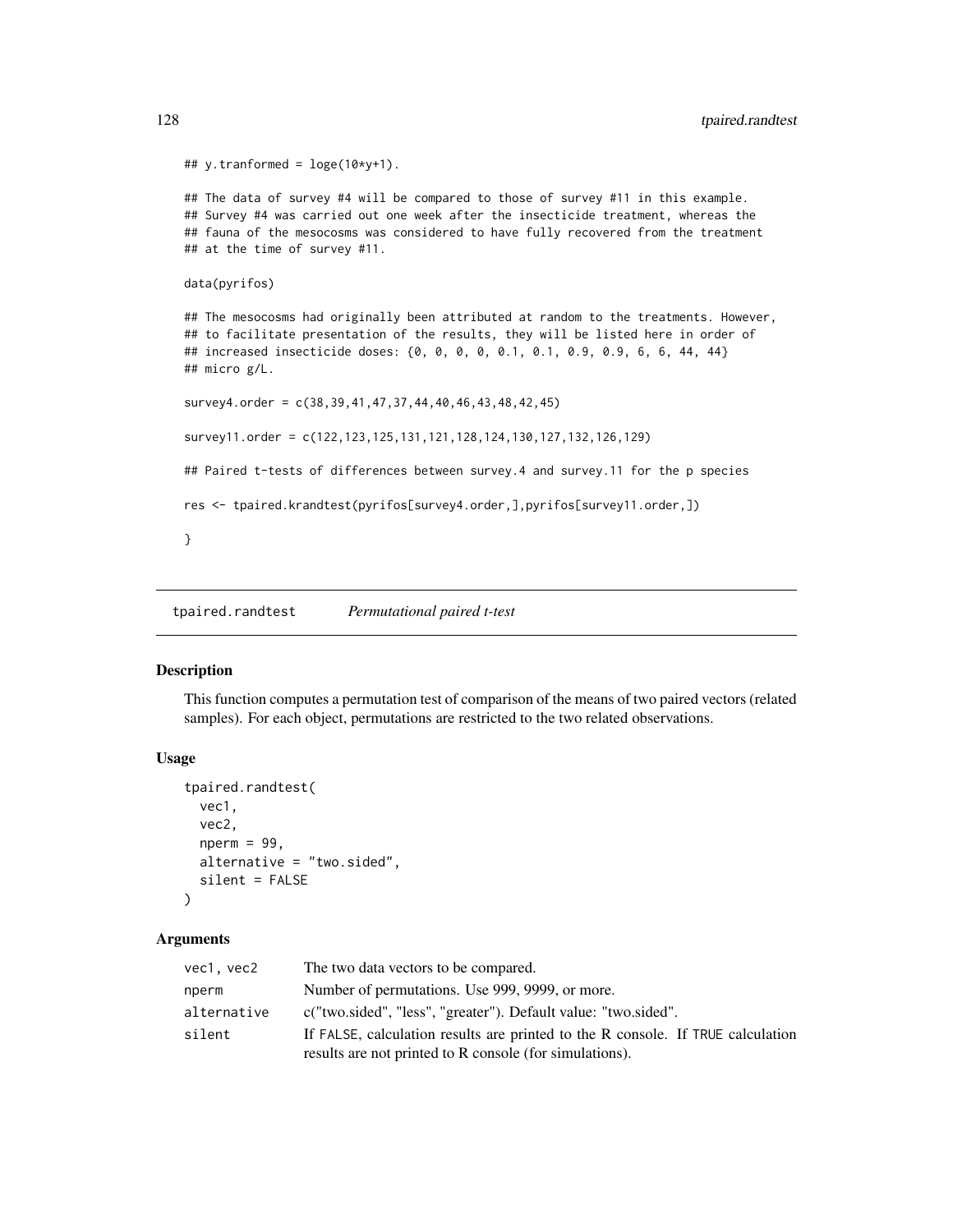```
## y.tranformed = loge(10*y+1).

## The data of survey #4 will be compared to those of survey #11 in this example.
## Survey #4 was carried out one week after the insecticide treatment, whereas the
## fauna of the mesocosms was considered to have fully recovered from the treatment
## at the time of survey #11.

data(pyrifos)

## The mesocosms had originally been attributed at random to the treatments. However,
## to facilitate presentation of the results, they will be listed here in order of
## increased insecticide doses: {0, 0, 0, 0, 0.1, 0.1, 0.9, 0.9, 6, 6, 44, 44}
## micro g/L.

survey4.order = c(38,39,41,47,37,44,40,46,43,48,42,45)

survey11.order = c(122,123,125,131,121,128,124,130,127,132,126,129)

## Paired t-tests of differences between survey.4 and survey.11 for the p species

res <- tpaired.krandtest(pyrifos[survey4.order,],pyrifos[survey11.order,])

}
```

---

tpaired.randtest *Permutational paired t-test*

---

### Description

This function computes a permutation test of comparison of the means of two paired vectors (related samples). For each object, permutations are restricted to the two related observations.

### Usage

```
tpaired.randtest(
  vec1,
  vec2,
  nperm = 99,
  alternative = "two.sided",
  silent = FALSE
)
```

### Arguments

| | |
|---|---|
| vec1, vec2 | The two data vectors to be compared. |
| nperm | Number of permutations. Use 999, 9999, or more. |
| alternative | c("two.sided", "less", "greater"). Default value: "two.sided". |
| silent | If FALSE, calculation results are printed to the R console. If TRUE calculation results are not printed to R console (for simulations). |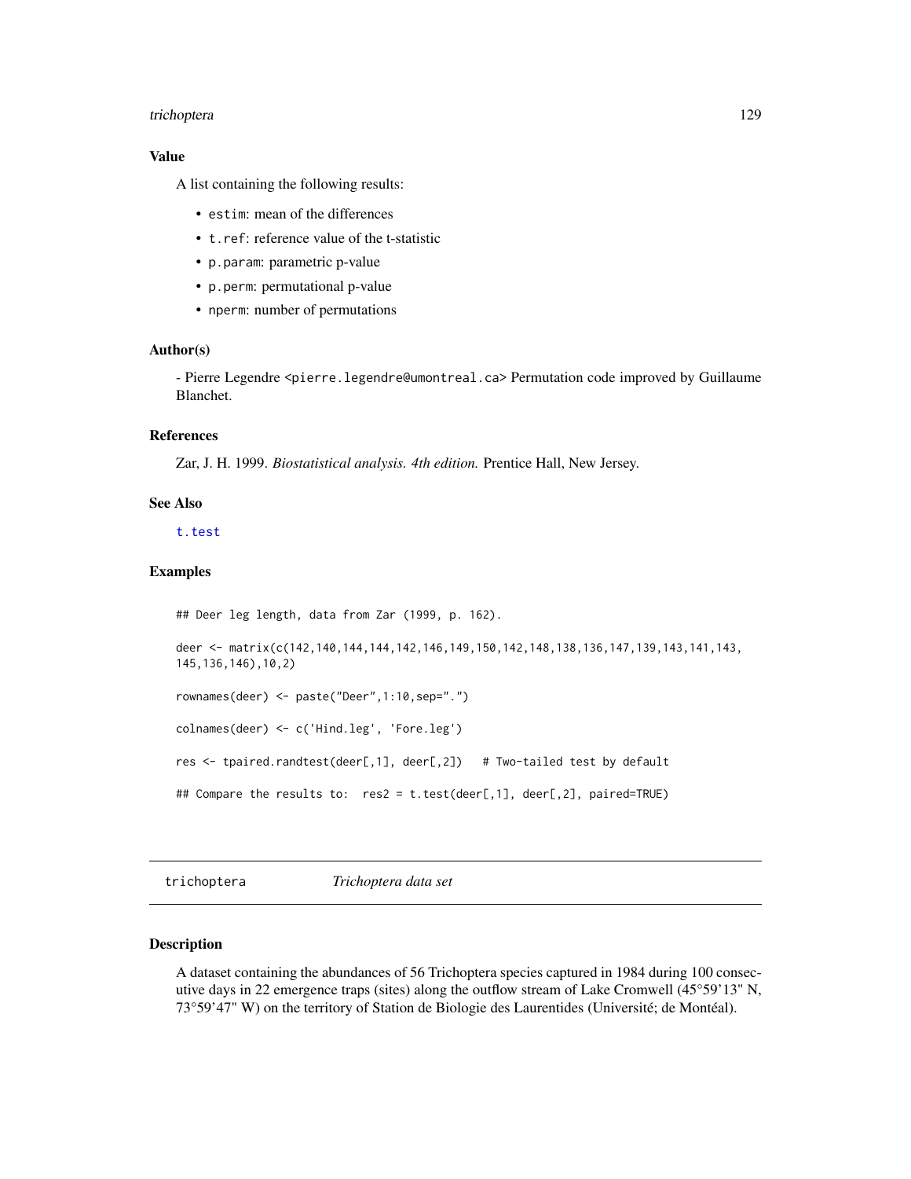### Value

A list containing the following results:

- `estim`: mean of the differences
- `t.ref`: reference value of the t-statistic
- `p.param`: parametric p-value
- `p.perm`: permutational p-value
- `nperm`: number of permutations

### Author(s)

- Pierre Legendre <pierre.legendre@umontreal.ca> Permutation code improved by Guillaume Blanchet.

### References

Zar, J. H. 1999. *Biostatistical analysis. 4th edition.* Prentice Hall, New Jersey.

### See Also

`t.test`

### Examples

```
## Deer leg length, data from Zar (1999, p. 162).

deer <- matrix(c(142,140,144,144,142,146,149,150,142,148,138,136,147,139,143,141,143,
145,136,146),10,2)

rownames(deer) <- paste("Deer",1:10,sep=".")

colnames(deer) <- c('Hind.leg', 'Fore.leg')

res <- tpaired.randtest(deer[,1], deer[,2])   # Two-tailed test by default

## Compare the results to:  res2 = t.test(deer[,1], deer[,2], paired=TRUE)
```

---

## `trichoptera` *Trichoptera data set*

### Description

A dataset containing the abundances of 56 Trichoptera species captured in 1984 during 100 consecutive days in 22 emergence traps (sites) along the outflow stream of Lake Cromwell (45°59'13" N, 73°59'47" W) on the territory of Station de Biologie des Laurentides (Université; de Montéal).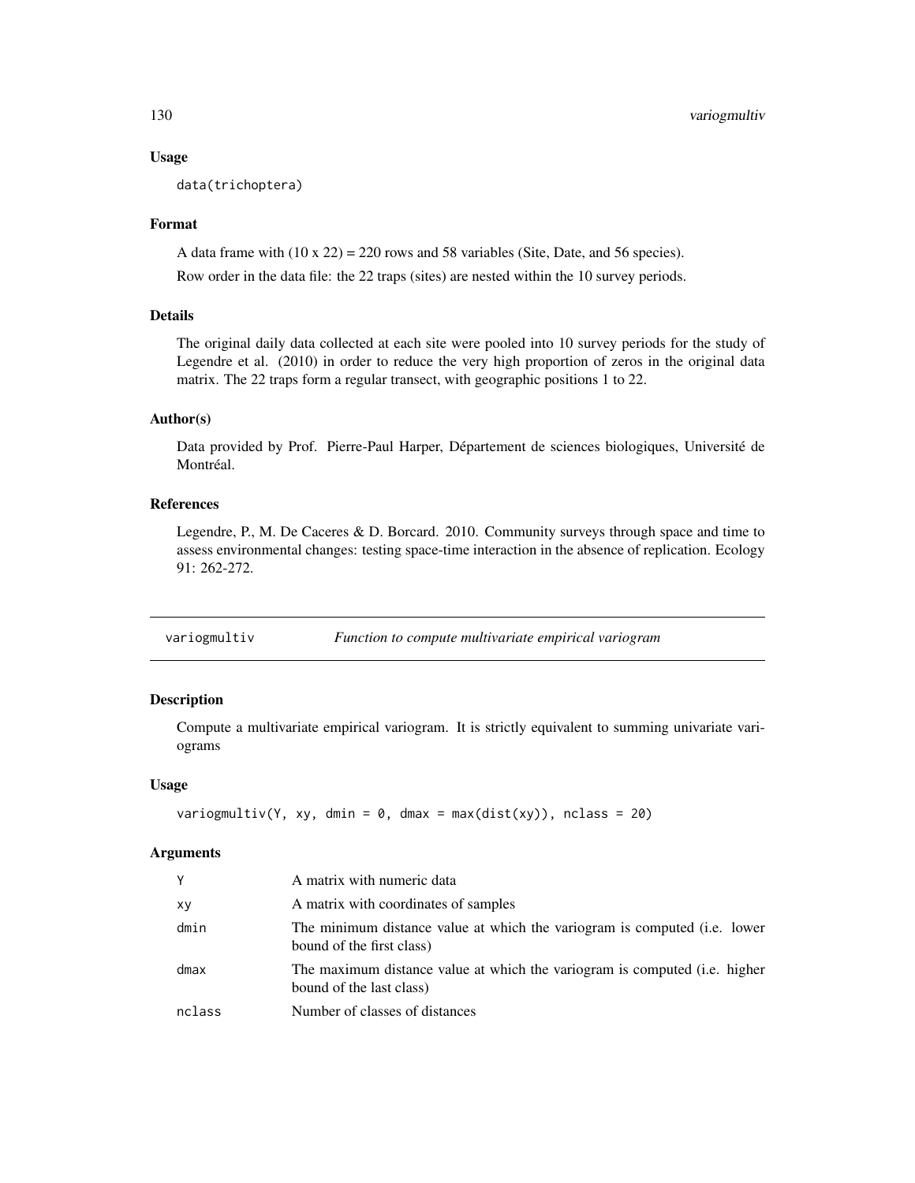### Usage

```
data(trichoptera)
```

### Format

A data frame with (10 x 22) = 220 rows and 58 variables (Site, Date, and 56 species).

Row order in the data file: the 22 traps (sites) are nested within the 10 survey periods.

### Details

The original daily data collected at each site were pooled into 10 survey periods for the study of Legendre et al. (2010) in order to reduce the very high proportion of zeros in the original data matrix. The 22 traps form a regular transect, with geographic positions 1 to 22.

### Author(s)

Data provided by Prof. Pierre-Paul Harper, Département de sciences biologiques, Université de Montréal.

### References

Legendre, P., M. De Caceres & D. Borcard. 2010. Community surveys through space and time to assess environmental changes: testing space-time interaction in the absence of replication. Ecology 91: 262-272.

---

## variogmultiv — *Function to compute multivariate empirical variogram*

### Description

Compute a multivariate empirical variogram. It is strictly equivalent to summing univariate variograms

### Usage

```
variogmultiv(Y, xy, dmin = 0, dmax = max(dist(xy)), nclass = 20)
```

### Arguments

| | |
|---|---|
| `Y` | A matrix with numeric data |
| `xy` | A matrix with coordinates of samples |
| `dmin` | The minimum distance value at which the variogram is computed (i.e. lower bound of the first class) |
| `dmax` | The maximum distance value at which the variogram is computed (i.e. higher bound of the last class) |
| `nclass` | Number of classes of distances |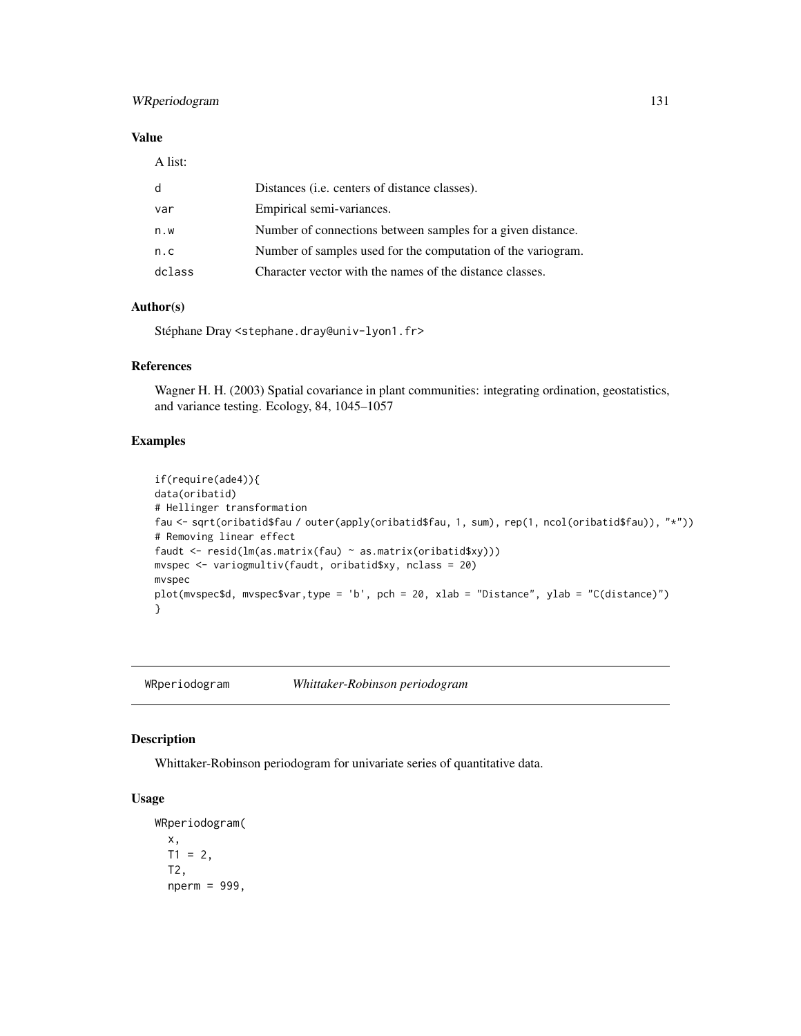### Value

A list:

| | |
|---|---|
| d | Distances (i.e. centers of distance classes). |
| var | Empirical semi-variances. |
| n.w | Number of connections between samples for a given distance. |
| n.c | Number of samples used for the computation of the variogram. |
| dclass | Character vector with the names of the distance classes. |

### Author(s)

Stéphane Dray <stephane.dray@univ-lyon1.fr>

### References

Wagner H. H. (2003) Spatial covariance in plant communities: integrating ordination, geostatistics, and variance testing. Ecology, 84, 1045–1057

### Examples

```
if(require(ade4)){
data(oribatid)
# Hellinger transformation
fau <- sqrt(oribatid$fau / outer(apply(oribatid$fau, 1, sum), rep(1, ncol(oribatid$fau)), "*"))
# Removing linear effect
faudt <- resid(lm(as.matrix(fau) ~ as.matrix(oribatid$xy)))
mvspec <- variogmultiv(faudt, oribatid$xy, nclass = 20)
mvspec
plot(mvspec$d, mvspec$var,type = 'b', pch = 20, xlab = "Distance", ylab = "C(distance)")
}
```

---

## WRperiodogram *Whittaker-Robinson periodogram*

### Description

Whittaker-Robinson periodogram for univariate series of quantitative data.

### Usage

```
WRperiodogram(
  x,
  T1 = 2,
  T2,
  nperm = 999,
```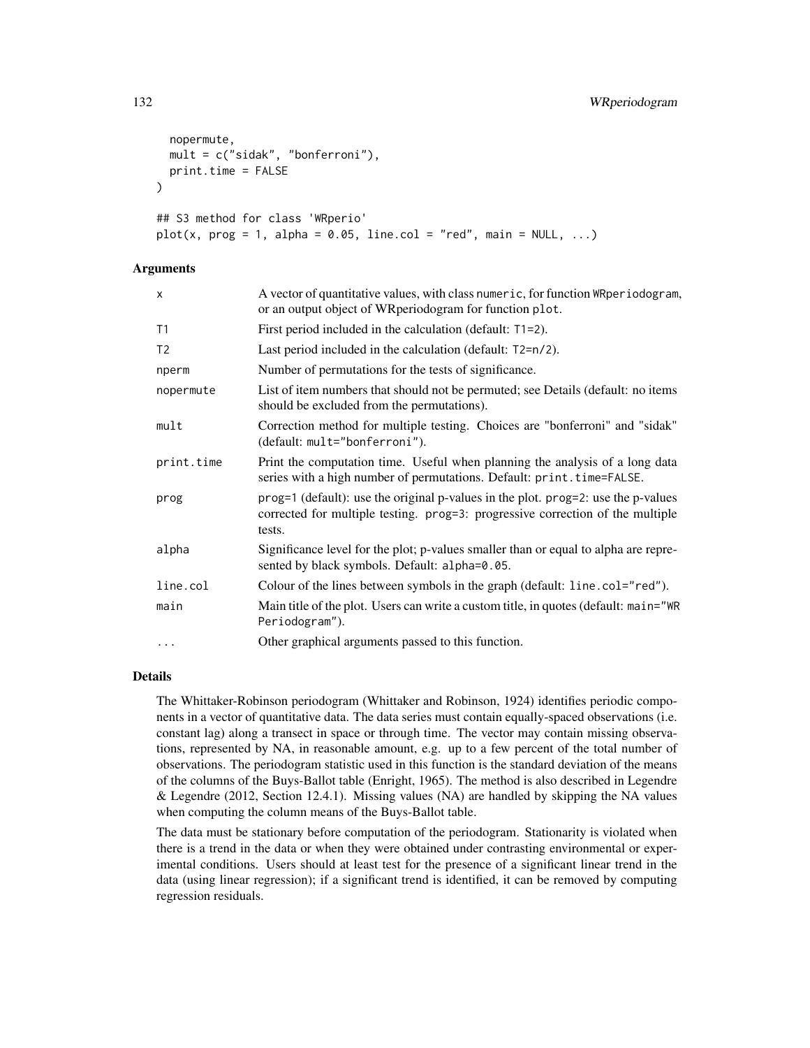```
  nopermute,
  mult = c("sidak", "bonferroni"),
  print.time = FALSE
)

## S3 method for class 'WRperio'
plot(x, prog = 1, alpha = 0.05, line.col = "red", main = NULL, ...)
```

## Arguments

| | |
|---|---|
| x | A vector of quantitative values, with class numeric, for function WRperiodogram, or an output object of WRperiodogram for function plot. |
| T1 | First period included in the calculation (default: T1=2). |
| T2 | Last period included in the calculation (default: T2=n/2). |
| nperm | Number of permutations for the tests of significance. |
| nopermute | List of item numbers that should not be permuted; see Details (default: no items should be excluded from the permutations). |
| mult | Correction method for multiple testing. Choices are "bonferroni" and "sidak" (default: mult="bonferroni"). |
| print.time | Print the computation time. Useful when planning the analysis of a long data series with a high number of permutations. Default: print.time=FALSE. |
| prog | prog=1 (default): use the original p-values in the plot. prog=2: use the p-values corrected for multiple testing. prog=3: progressive correction of the multiple tests. |
| alpha | Significance level for the plot; p-values smaller than or equal to alpha are represented by black symbols. Default: alpha=0.05. |
| line.col | Colour of the lines between symbols in the graph (default: line.col="red"). |
| main | Main title of the plot. Users can write a custom title, in quotes (default: main="WR Periodogram"). |
| ... | Other graphical arguments passed to this function. |

## Details

The Whittaker-Robinson periodogram (Whittaker and Robinson, 1924) identifies periodic components in a vector of quantitative data. The data series must contain equally-spaced observations (i.e. constant lag) along a transect in space or through time. The vector may contain missing observations, represented by NA, in reasonable amount, e.g. up to a few percent of the total number of observations. The periodogram statistic used in this function is the standard deviation of the means of the columns of the Buys-Ballot table (Enright, 1965). The method is also described in Legendre & Legendre (2012, Section 12.4.1). Missing values (NA) are handled by skipping the NA values when computing the column means of the Buys-Ballot table.

The data must be stationary before computation of the periodogram. Stationarity is violated when there is a trend in the data or when they were obtained under contrasting environmental or experimental conditions. Users should at least test for the presence of a significant linear trend in the data (using linear regression); if a significant trend is identified, it can be removed by computing regression residuals.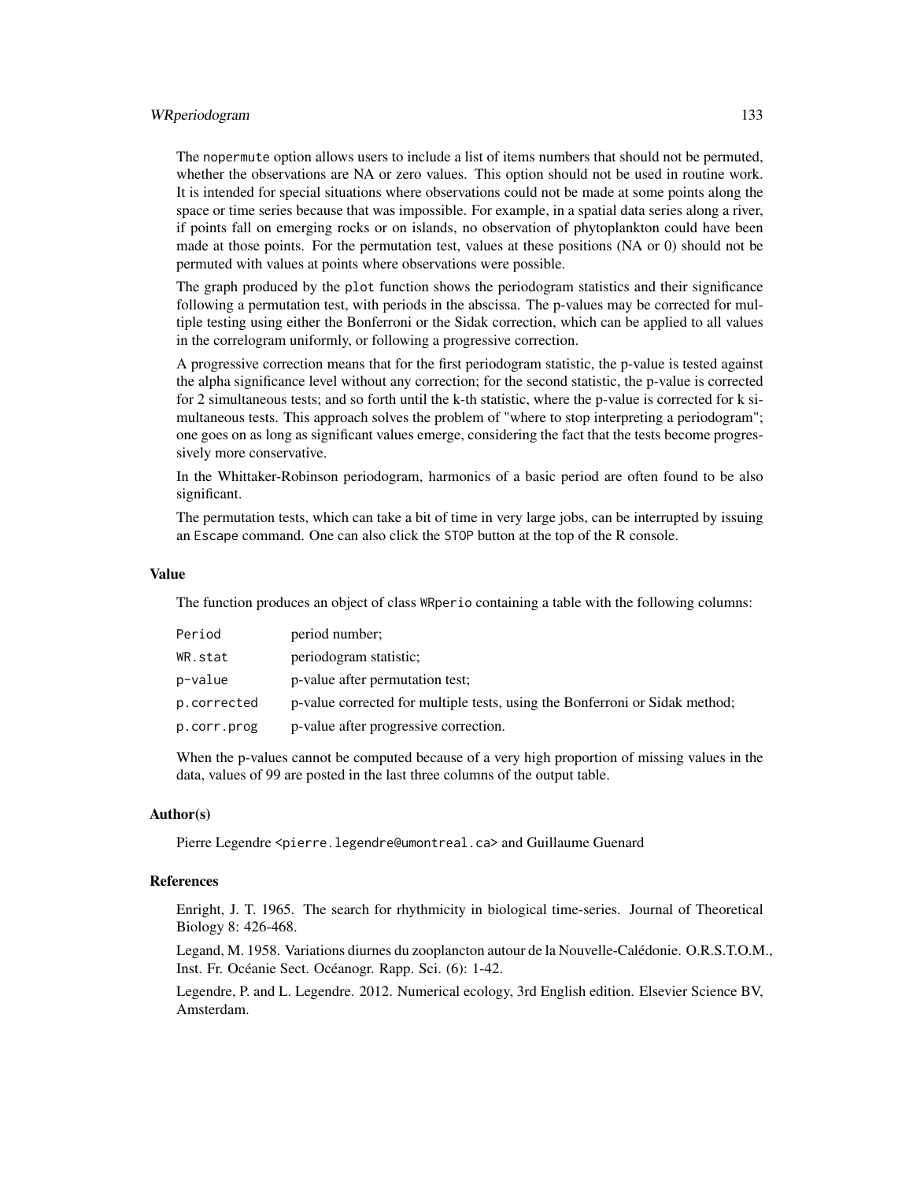The `nopermute` option allows users to include a list of items numbers that should not be permuted, whether the observations are NA or zero values. This option should not be used in routine work. It is intended for special situations where observations could not be made at some points along the space or time series because that was impossible. For example, in a spatial data series along a river, if points fall on emerging rocks or on islands, no observation of phytoplankton could have been made at those points. For the permutation test, values at these positions (NA or 0) should not be permuted with values at points where observations were possible.

The graph produced by the `plot` function shows the periodogram statistics and their significance following a permutation test, with periods in the abscissa. The p-values may be corrected for multiple testing using either the Bonferroni or the Sidak correction, which can be applied to all values in the correlogram uniformly, or following a progressive correction.

A progressive correction means that for the first periodogram statistic, the p-value is tested against the alpha significance level without any correction; for the second statistic, the p-value is corrected for 2 simultaneous tests; and so forth until the k-th statistic, where the p-value is corrected for k simultaneous tests. This approach solves the problem of "where to stop interpreting a periodogram"; one goes on as long as significant values emerge, considering the fact that the tests become progressively more conservative.

In the Whittaker-Robinson periodogram, harmonics of a basic period are often found to be also significant.

The permutation tests, which can take a bit of time in very large jobs, can be interrupted by issuing an `Escape` command. One can also click the `STOP` button at the top of the R console.

### Value

The function produces an object of class `WRperio` containing a table with the following columns:

| | |
|---|---|
| `Period` | period number; |
| `WR.stat` | periodogram statistic; |
| `p-value` | p-value after permutation test; |
| `p.corrected` | p-value corrected for multiple tests, using the Bonferroni or Sidak method; |
| `p.corr.prog` | p-value after progressive correction. |

When the p-values cannot be computed because of a very high proportion of missing values in the data, values of 99 are posted in the last three columns of the output table.

### Author(s)

Pierre Legendre <pierre.legendre@umontreal.ca> and Guillaume Guenard

### References

Enright, J. T. 1965. The search for rhythmicity in biological time-series. Journal of Theoretical Biology 8: 426-468.

Legand, M. 1958. Variations diurnes du zooplancton autour de la Nouvelle-Calédonie. O.R.S.T.O.M., Inst. Fr. Océanie Sect. Océanogr. Rapp. Sci. (6): 1-42.

Legendre, P. and L. Legendre. 2012. Numerical ecology, 3rd English edition. Elsevier Science BV, Amsterdam.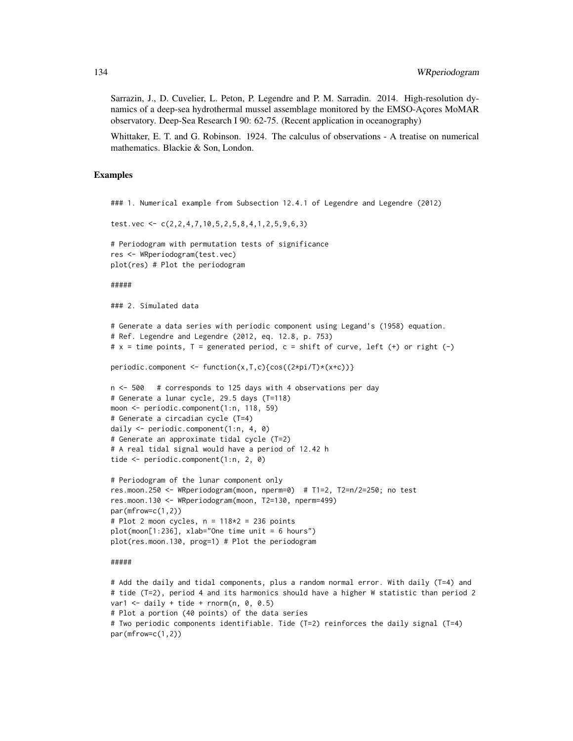Sarrazin, J., D. Cuvelier, L. Peton, P. Legendre and P. M. Sarradin. 2014. High-resolution dynamics of a deep-sea hydrothermal mussel assemblage monitored by the EMSO-Açores MoMAR observatory. Deep-Sea Research I 90: 62-75. (Recent application in oceanography)

Whittaker, E. T. and G. Robinson. 1924. The calculus of observations - A treatise on numerical mathematics. Blackie & Son, London.

## Examples

```
### 1. Numerical example from Subsection 12.4.1 of Legendre and Legendre (2012)

test.vec <- c(2,2,4,7,10,5,2,5,8,4,1,2,5,9,6,3)

# Periodogram with permutation tests of significance
res <- WRperiodogram(test.vec)
plot(res) # Plot the periodogram

#####

### 2. Simulated data

# Generate a data series with periodic component using Legand's (1958) equation.
# Ref. Legendre and Legendre (2012, eq. 12.8, p. 753)
# x = time points, T = generated period, c = shift of curve, left (+) or right (-)

periodic.component <- function(x,T,c){cos((2*pi/T)*(x+c))}

n <- 500   # corresponds to 125 days with 4 observations per day
# Generate a lunar cycle, 29.5 days (T=118)
moon <- periodic.component(1:n, 118, 59)
# Generate a circadian cycle (T=4)
daily <- periodic.component(1:n, 4, 0)
# Generate an approximate tidal cycle (T=2)
# A real tidal signal would have a period of 12.42 h
tide <- periodic.component(1:n, 2, 0)

# Periodogram of the lunar component only
res.moon.250 <- WRperiodogram(moon, nperm=0)  # T1=2, T2=n/2=250; no test
res.moon.130 <- WRperiodogram(moon, T2=130, nperm=499)
par(mfrow=c(1,2))
# Plot 2 moon cycles, n = 118*2 = 236 points
plot(moon[1:236], xlab="One time unit = 6 hours")
plot(res.moon.130, prog=1) # Plot the periodogram

#####

# Add the daily and tidal components, plus a random normal error. With daily (T=4) and
# tide (T=2), period 4 and its harmonics should have a higher W statistic than period 2
var1 <- daily + tide + rnorm(n, 0, 0.5)
# Plot a portion (40 points) of the data series
# Two periodic components identifiable. Tide (T=2) reinforces the daily signal (T=4)
par(mfrow=c(1,2))
```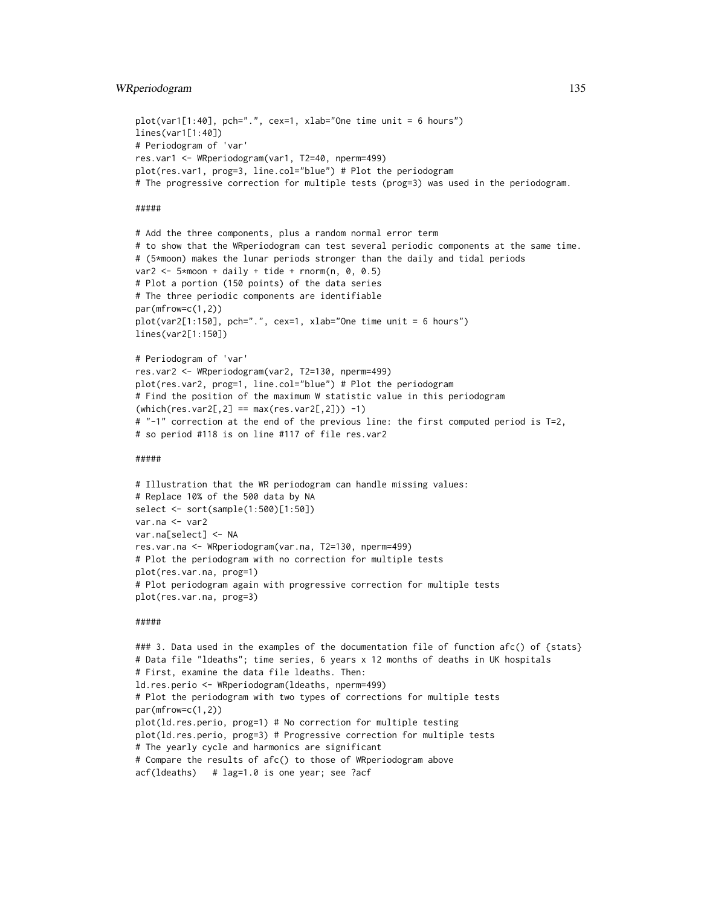```
plot(var1[1:40], pch=".", cex=1, xlab="One time unit = 6 hours")
lines(var1[1:40])
# Periodogram of 'var'
res.var1 <- WRperiodogram(var1, T2=40, nperm=499)
plot(res.var1, prog=3, line.col="blue") # Plot the periodogram
# The progressive correction for multiple tests (prog=3) was used in the periodogram.

#####

# Add the three components, plus a random normal error term
# to show that the WRperiodogram can test several periodic components at the same time.
# (5*moon) makes the lunar periods stronger than the daily and tidal periods
var2 <- 5*moon + daily + tide + rnorm(n, 0, 0.5)
# Plot a portion (150 points) of the data series
# The three periodic components are identifiable
par(mfrow=c(1,2))
plot(var2[1:150], pch=".", cex=1, xlab="One time unit = 6 hours")
lines(var2[1:150])

# Periodogram of 'var'
res.var2 <- WRperiodogram(var2, T2=130, nperm=499)
plot(res.var2, prog=1, line.col="blue") # Plot the periodogram
# Find the position of the maximum W statistic value in this periodogram
(which(res.var2[,2] == max(res.var2[,2])) -1)
# "-1" correction at the end of the previous line: the first computed period is T=2,
# so period #118 is on line #117 of file res.var2

#####

# Illustration that the WR periodogram can handle missing values:
# Replace 10% of the 500 data by NA
select <- sort(sample(1:500)[1:50])
var.na <- var2
var.na[select] <- NA
res.var.na <- WRperiodogram(var.na, T2=130, nperm=499)
# Plot the periodogram with no correction for multiple tests
plot(res.var.na, prog=1)
# Plot periodogram again with progressive correction for multiple tests
plot(res.var.na, prog=3)

#####

### 3. Data used in the examples of the documentation file of function afc() of {stats}
# Data file "ldeaths"; time series, 6 years x 12 months of deaths in UK hospitals
# First, examine the data file ldeaths. Then:
ld.res.perio <- WRperiodogram(ldeaths, nperm=499)
# Plot the periodogram with two types of corrections for multiple tests
par(mfrow=c(1,2))
plot(ld.res.perio, prog=1) # No correction for multiple testing
plot(ld.res.perio, prog=3) # Progressive correction for multiple tests
# The yearly cycle and harmonics are significant
# Compare the results of afc() to those of WRperiodogram above
acf(ldeaths)   # lag=1.0 is one year; see ?acf
```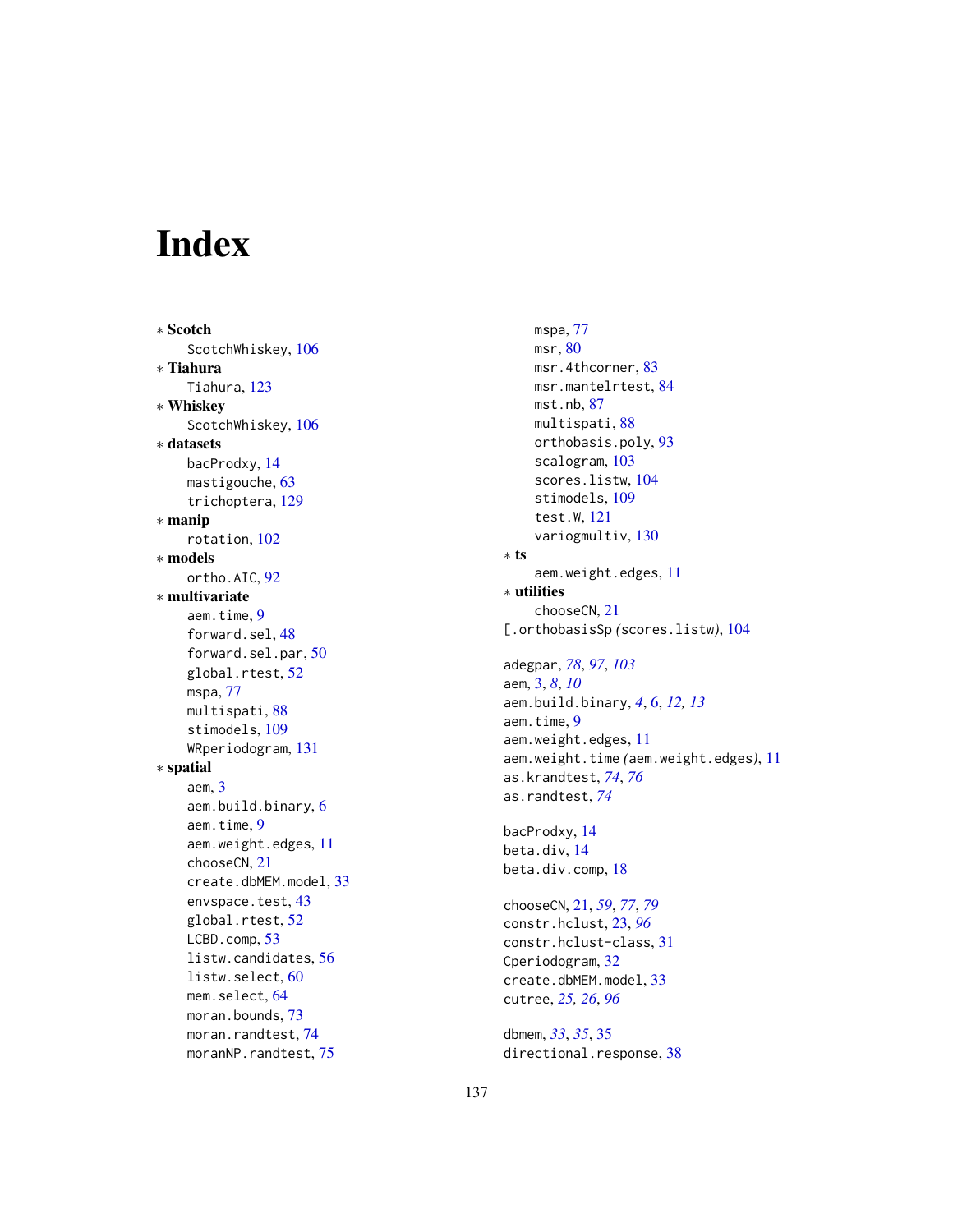# Index

∗ **Scotch**
  ScotchWhiskey, 106
∗ **Tiahura**
  Tiahura, 123
∗ **Whiskey**
  ScotchWhiskey, 106
∗ **datasets**
  bacProdxy, 14
  mastigouche, 63
  trichoptera, 129
∗ **manip**
  rotation, 102
∗ **models**
  ortho.AIC, 92
∗ **multivariate**
  aem.time, 9
  forward.sel, 48
  forward.sel.par, 50
  global.rtest, 52
  mspa, 77
  multispati, 88
  stimodels, 109
  WRperiodogram, 131
∗ **spatial**
  aem, 3
  aem.build.binary, 6
  aem.time, 9
  aem.weight.edges, 11
  chooseCN, 21
  create.dbMEM.model, 33
  envspace.test, 43
  global.rtest, 52
  LCBD.comp, 53
  listw.candidates, 56
  listw.select, 60
  mem.select, 64
  moran.bounds, 73
  moran.randtest, 74
  moranNP.randtest, 75
  mspa, 77
  msr, 80
  msr.4thcorner, 83
  msr.mantelrtest, 84
  mst.nb, 87
  multispati, 88
  orthobasis.poly, 93
  scalogram, 103
  scores.listw, 104
  stimodels, 109
  test.W, 121
  variogmultiv, 130
∗ **ts**
  aem.weight.edges, 11
∗ **utilities**
  chooseCN, 21
[.orthobasisSp *(scores.listw)*, 104

adegpar, *78*, *97*, *103*
aem, 3, *8*, *10*
aem.build.binary, *4*, 6, *12*, *13*
aem.time, 9
aem.weight.edges, 11
aem.weight.time *(aem.weight.edges)*, 11
as.krandtest, *74*, *76*
as.randtest, *74*

bacProdxy, 14
beta.div, 14
beta.div.comp, 18

chooseCN, 21, *59*, *77*, *79*
constr.hclust, 23, *96*
constr.hclust-class, 31
Cperiodogram, 32
create.dbMEM.model, 33
cutree, *25*, *26*, *96*

dbmem, *33*, *35*, 35
directional.response, 38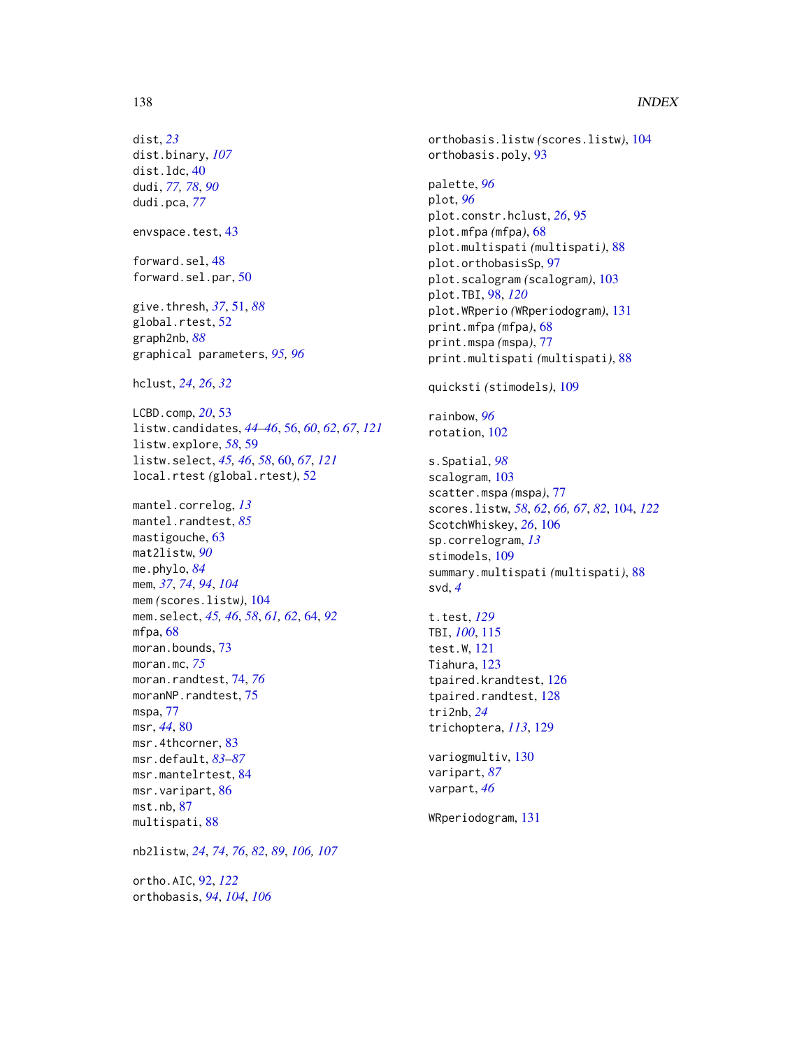dist, *23*
dist.binary, *107*
dist.ldc, 40
dudi, *77, 78*, *90*
dudi.pca, *77*

envspace.test, 43

forward.sel, 48
forward.sel.par, 50

give.thresh, *37*, 51, *88*
global.rtest, 52
graph2nb, *88*
graphical parameters, *95, 96*

hclust, *24*, *26*, *32*

LCBD.comp, *20*, 53
listw.candidates, *44–46*, 56, *60*, *62*, *67*, *121*
listw.explore, *58*, 59
listw.select, *45, 46*, *58*, 60, *67*, *121*
local.rtest *(*global.rtest*)*, 52

mantel.correlog, *13*
mantel.randtest, *85*
mastigouche, 63
mat2listw, *90*
me.phylo, *84*
mem, *37*, *74*, *94*, *104*
mem *(*scores.listw*)*, 104
mem.select, *45, 46*, *58*, *61, 62*, 64, *92*
mfpa, 68
moran.bounds, 73
moran.mc, *75*
moran.randtest, 74, *76*
moranNP.randtest, 75
mspa, 77
msr, *44*, 80
msr.4thcorner, 83
msr.default, *83–87*
msr.mantelrtest, 84
msr.varipart, 86
mst.nb, 87
multispati, 88

nb2listw, *24*, *74*, *76*, *82*, *89*, *106, 107*

ortho.AIC, 92, *122*
orthobasis, *94*, *104*, *106*
orthobasis.listw *(*scores.listw*)*, 104
orthobasis.poly, 93

palette, *96*
plot, *96*
plot.constr.hclust, *26*, 95
plot.mfpa *(*mfpa*)*, 68
plot.multispati *(*multispati*)*, 88
plot.orthobasisSp, 97
plot.scalogram *(*scalogram*)*, 103
plot.TBI, 98, *120*
plot.WRperio *(*WRperiodogram*)*, 131
print.mfpa *(*mfpa*)*, 68
print.mspa *(*mspa*)*, 77
print.multispati *(*multispati*)*, 88

quicksti *(*stimodels*)*, 109

rainbow, *96*
rotation, 102

s.Spatial, *98*
scalogram, 103
scatter.mspa *(*mspa*)*, 77
scores.listw, *58*, *62*, *66, 67*, *82*, 104, *122*
ScotchWhiskey, *26*, 106
sp.correlogram, *13*
stimodels, 109
summary.multispati *(*multispati*)*, 88
svd, *4*

t.test, *129*
TBI, *100*, 115
test.W, 121
Tiahura, 123
tpaired.krandtest, 126
tpaired.randtest, 128
tri2nb, *24*
trichoptera, *113*, 129

variogmultiv, 130
varipart, *87*
varpart, *46*

WRperiodogram, 131